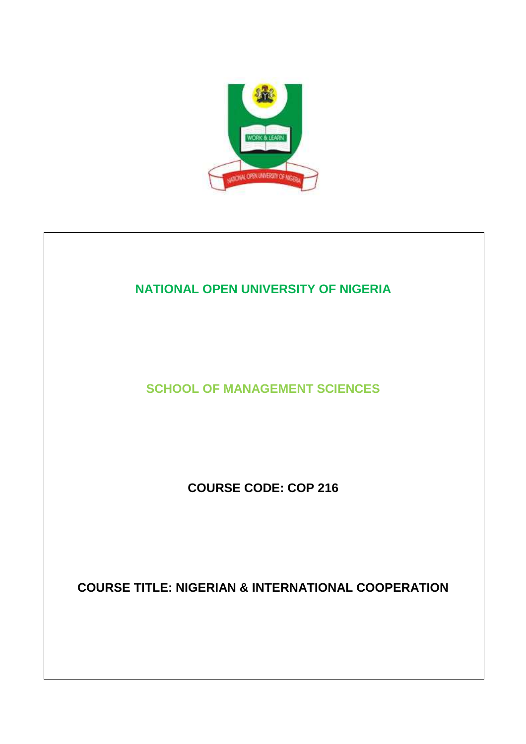# NATIONAL OPEN UNIVERSITY OF NIGERIA

## SCHOOL OF MANAGEMENT SCIENCES

**COURSE CODE: COP 216**

**COURSE TITLE: NIGERIAN & INTERNATIONAL COOPERATION**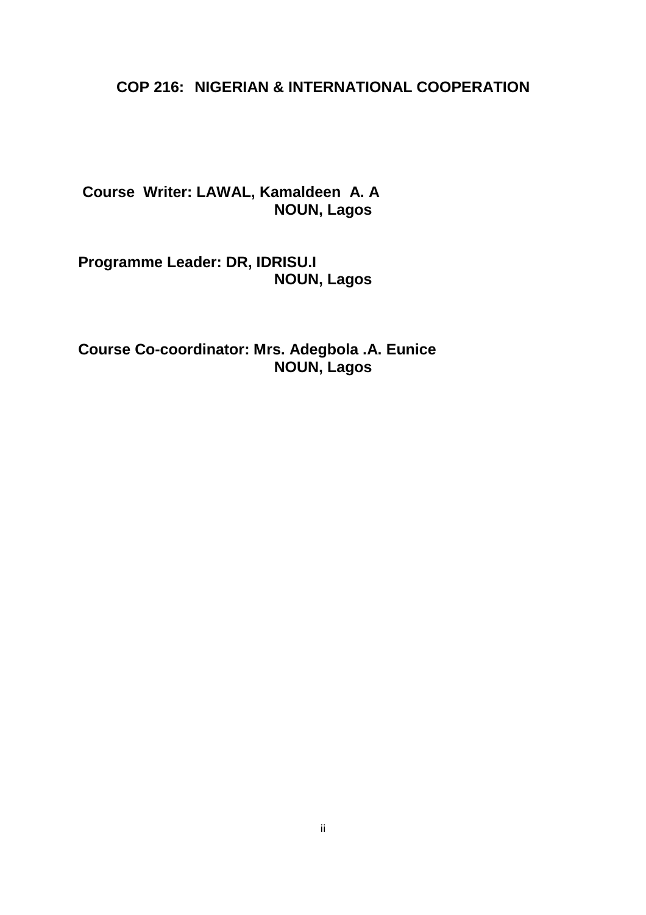**COP 216: NIGERIAN & INTERNATIONAL COOPERATION**

**Course Writer: LAWAL, Kamaldeen A. A**
**NOUN, Lagos**

**Programme Leader: DR, IDRISU.I**
**NOUN, Lagos**

**Course Co-coordinator: Mrs. Adegbola .A. Eunice**
**NOUN, Lagos**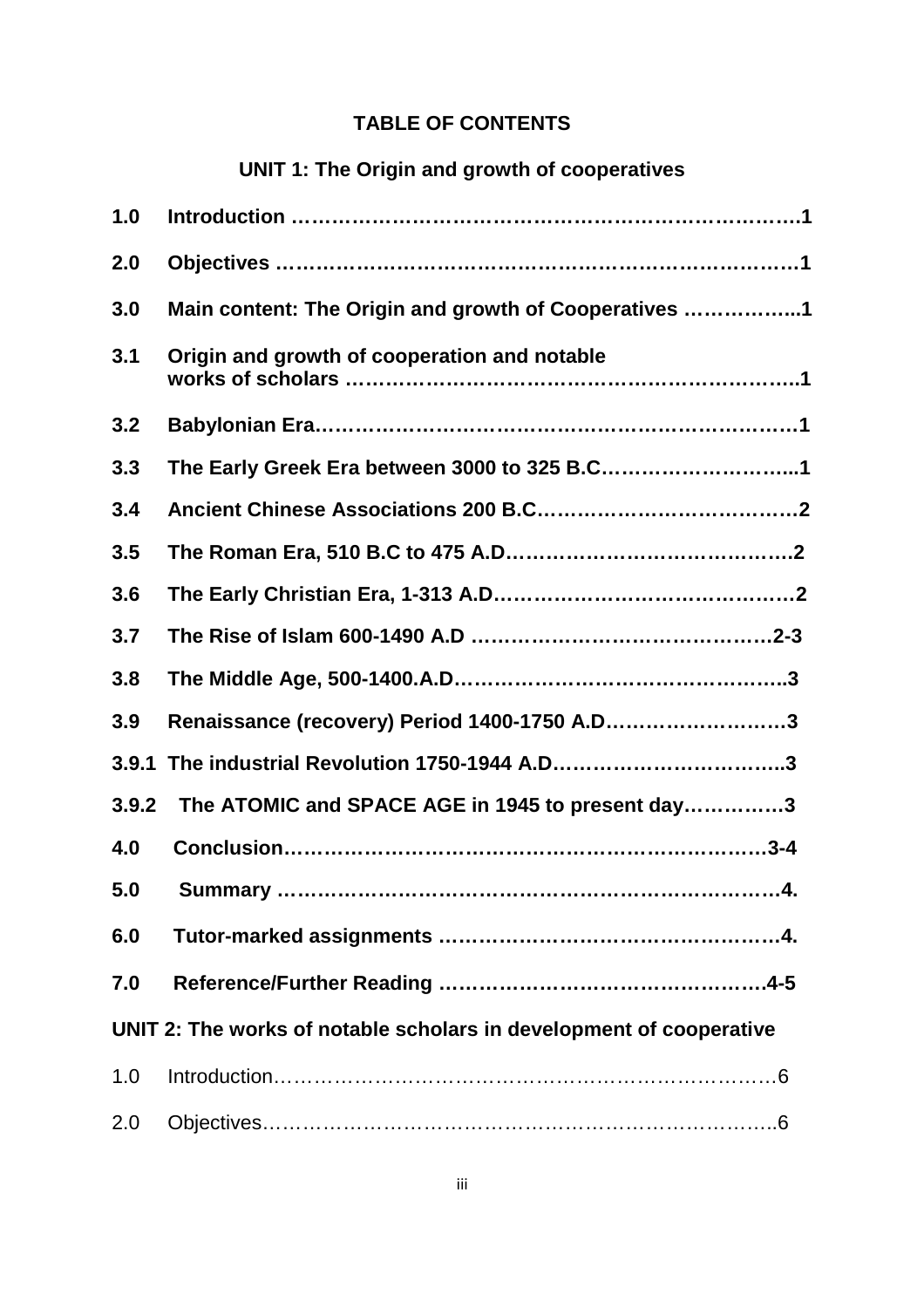**TABLE OF CONTENTS**

**UNIT 1: The Origin and growth of cooperatives**

**1.0 Introduction ……………………………………………………………….1**

**2.0 Objectives ……………………………………………………………….1**

**3.0 Main content: The Origin and growth of Cooperatives ……………..1**

**3.1 Origin and growth of cooperation and notable works of scholars ……………………………………………………….1**

**3.2 Babylonian Era……………………………………………………………1**

**3.3 The Early Greek Era between 3000 to 325 B.C………………………...1**

**3.4 Ancient Chinese Associations 200 B.C…………………………………2**

**3.5 The Roman Era, 510 B.C to 475 A.D…………………………………….2**

**3.6 The Early Christian Era, 1-313 A.D……………………………………2**

**3.7 The Rise of Islam 600-1490 A.D ……………………………………2-3**

**3.8 The Middle Age, 500-1400.A.D…………………………………………..3**

**3.9 Renaissance (recovery) Period 1400-1750 A.D………………………3**

**3.9.1 The industrial Revolution 1750-1944 A.D……………………………..3**

**3.9.2 The ATOMIC and SPACE AGE in 1945 to present day……………3**

**4.0 Conclusion…………………………………………………………….3-4**

**5.0 Summary ……………………………………………………………….4.**

**6.0 Tutor-marked assignments ………………………………………….4.**

**7.0 Reference/Further Reading …………………………………………4-5**

**UNIT 2: The works of notable scholars in development of cooperative**

1.0 Introduction………………………………………………………………6

2.0 Objectives…………………………………………………………………..6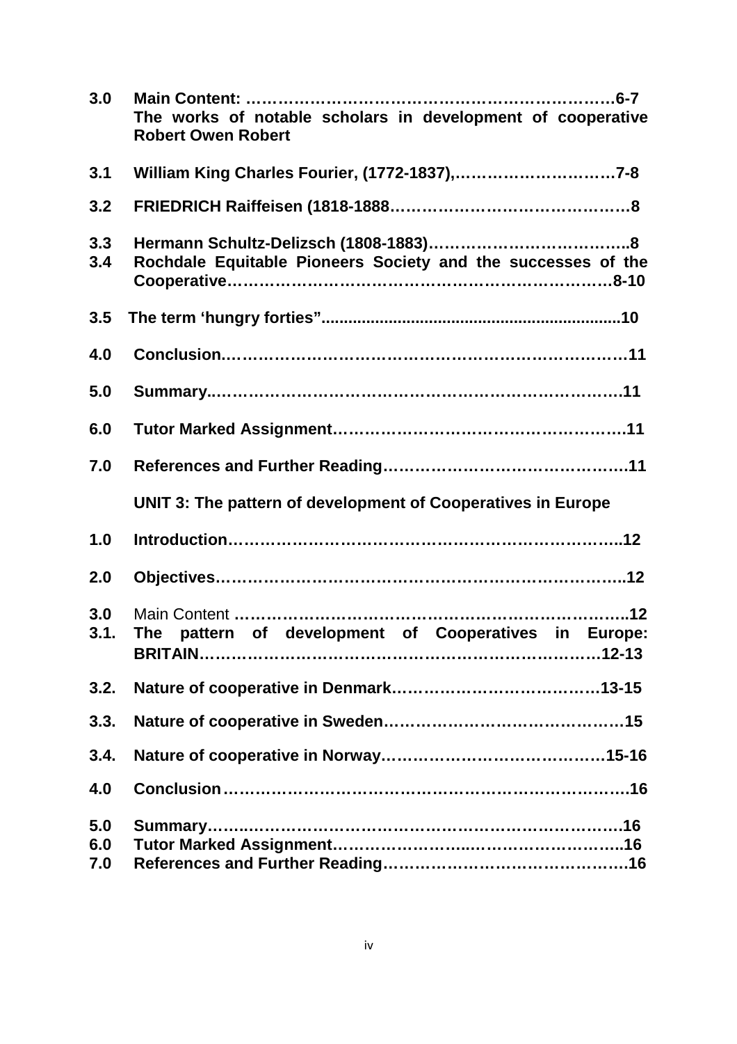**3.0 Main Content: ……………………………………………………………6-7**
**The works of notable scholars in development of cooperative Robert Owen Robert**

**3.1 William King Charles Fourier, (1772-1837),…………………………7-8**

**3.2 FRIEDRICH Raiffeisen (1818-1888……………………………………8**

**3.3 Hermann Schultz-Delizsch (1808-1883)……………………………..8**

**3.4 Rochdale Equitable Pioneers Society and the successes of the Cooperative……………………………………………………………8-10**

**3.5 The term 'hungry forties".................................................................10**

**4.0 Conclusion.………………………………………………………………11**

**5.0 Summary...……………………………………………………………11**

**6.0 Tutor Marked Assignment……………………………………………..11**

**7.0 References and Further Reading……………………………………11**

**UNIT 3: The pattern of development of Cooperatives in Europe**

**1.0 Introduction…………………………………………………………..12**

**2.0 Objectives……………………………………………………………..12**

**3.0** Main Content **…………………………………………………………..12**

**3.1. The pattern of development of Cooperatives in Europe: BRITAIN……………………………………………………………12-13**

**3.2. Nature of cooperative in Denmark…………………………………13-15**

**3.3. Nature of cooperative in Sweden……………………………………15**

**3.4. Nature of cooperative in Norway…………………………………15-16**

**4.0 Conclusion……………………………………………………………..16**

**5.0 Summary……………………………………………………………16**

**6.0 Tutor Marked Assignment……………………..……………………..16**

**7.0 References and Further Reading……………………………………..16**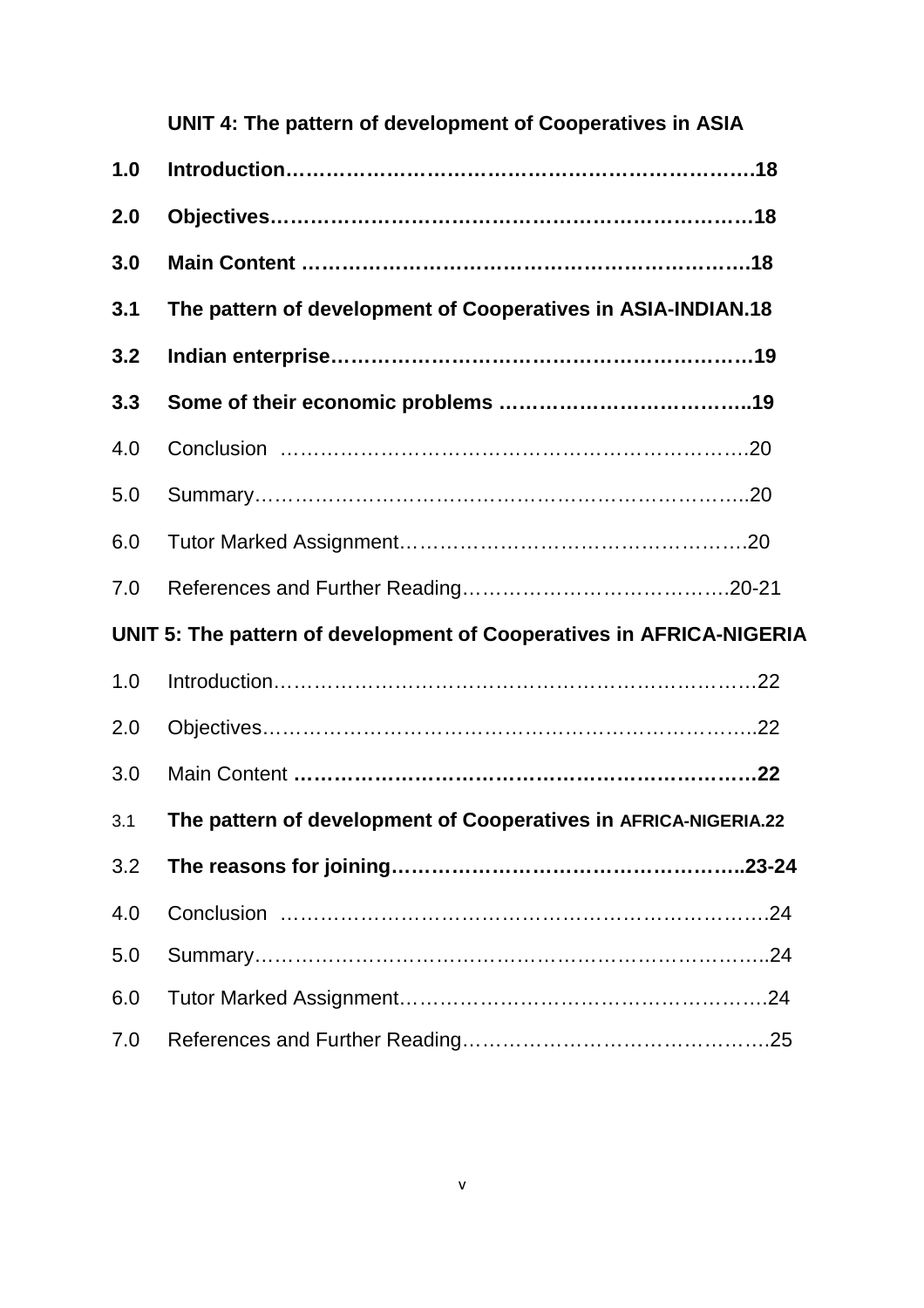**UNIT 4: The pattern of development of Cooperatives in ASIA**

**1.0 Introduction……………………………………………………………18**

**2.0 Objectives……………………………………………………………18**

**3.0 Main Content ………………………………………………………18**

**3.1 The pattern of development of Cooperatives in ASIA-INDIAN.18**

**3.2 Indian enterprise………………………………………………………19**

**3.3 Some of their economic problems ………………………………..19**

4.0 Conclusion …………………………………………………………….20

5.0 Summary……………………………………………………………….20

6.0 Tutor Marked Assignment…………………………………………….20

7.0 References and Further Reading…………………………………..20-21

**UNIT 5: The pattern of development of Cooperatives in AFRICA-NIGERIA**

1.0 Introduction…………………………………………………………….22

2.0 Objectives……………………………………………………………..22

3.0 Main Content **………………………………………………………22**

3.1 **The pattern of development of Cooperatives in AFRICA-NIGERIA.22**

3.2 **The reasons for joining…………………………………………..23-24**

4.0 Conclusion …………………………………………………………….24

5.0 Summary……………………………………………………………….24

6.0 Tutor Marked Assignment…………………………………………….24

7.0 References and Further Reading……………………………………25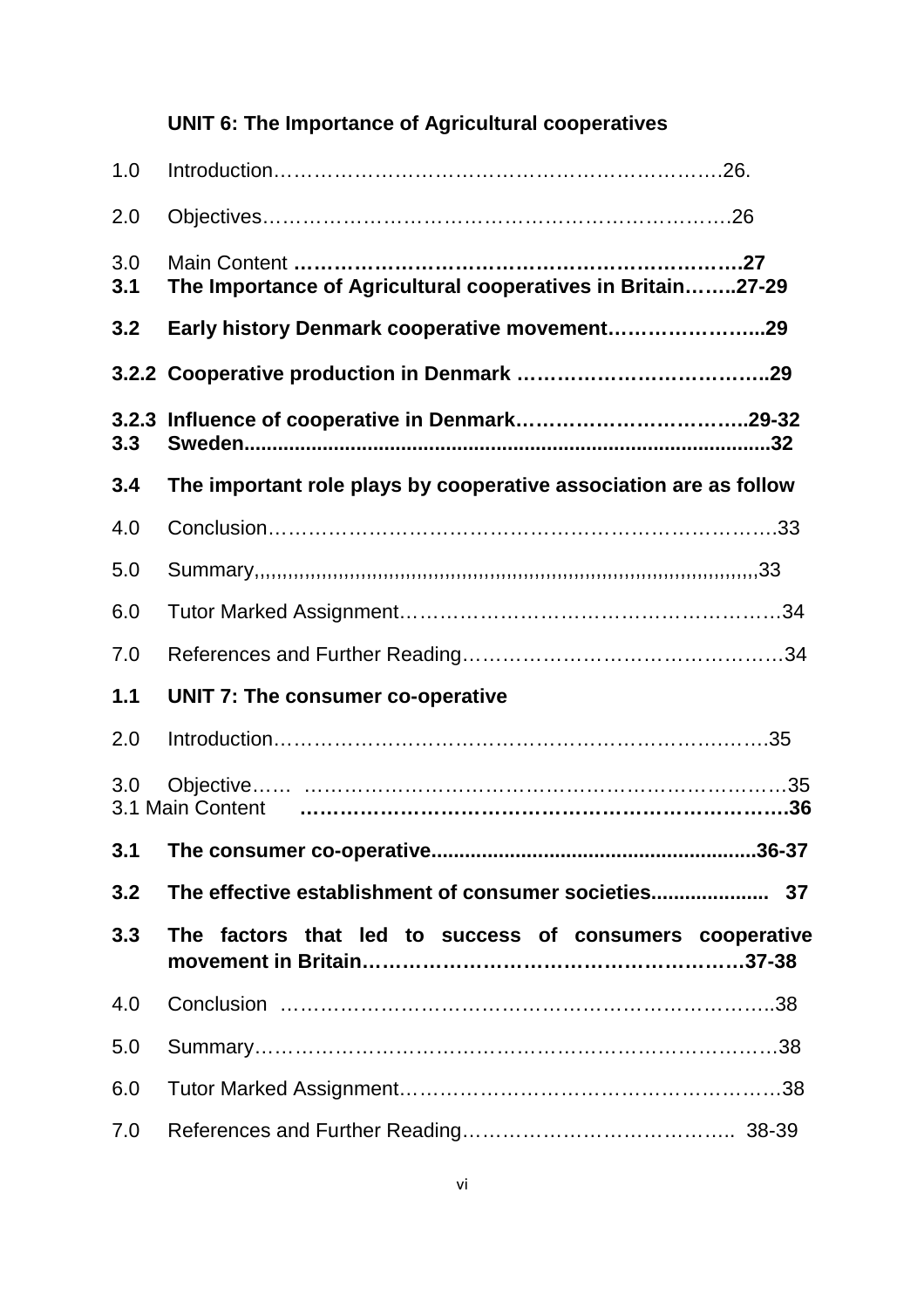**UNIT 6: The Importance of Agricultural cooperatives**

1.0 Introduction………………………………………………………….26.

2.0 Objectives………………………………………………………….26

3.0 Main Content **……………………………………………………….27**

**3.1 The Importance of Agricultural cooperatives in Britain……..27-29**

**3.2 Early history Denmark cooperative movement…………………...29**

**3.2.2 Cooperative production in Denmark ……………………………..29**

**3.2.3 Influence of cooperative in Denmark……………………………..29-32**

**3.3 Sweden............................................................................................32**

**3.4 The important role plays by cooperative association are as follow**

4.0 Conclusion……………………………………………………………….33

5.0 Summary,,,,,,,,,,,,,,,,,,,,,,,,,,,,,,,,,,,,,,,,,,,,,,,,,,,,,,,,,,,,,,,,,,,,,,,,,,,,,,,,,,,,33

6.0 Tutor Marked Assignment……………………………………………….34

7.0 References and Further Reading……………………………………….34

**1.1 UNIT 7: The consumer co-operative**

2.0 Introduction…………………………………………………………….35

3.0 Objective…… ……………………………………………………………35

3.1 Main Content **……………………………………………………………36**

**3.1 The consumer co-operative.........................................................36-37**

**3.2 The effective establishment of consumer societies.................... 37**

**3.3 The factors that led to success of consumers cooperative movement in Britain………………………………………………37-38**

4.0 Conclusion ……………………………………………………………..38

5.0 Summary…………………………………………………………………38

6.0 Tutor Marked Assignment……………………………………………….38

7.0 References and Further Reading…………………………………….. 38-39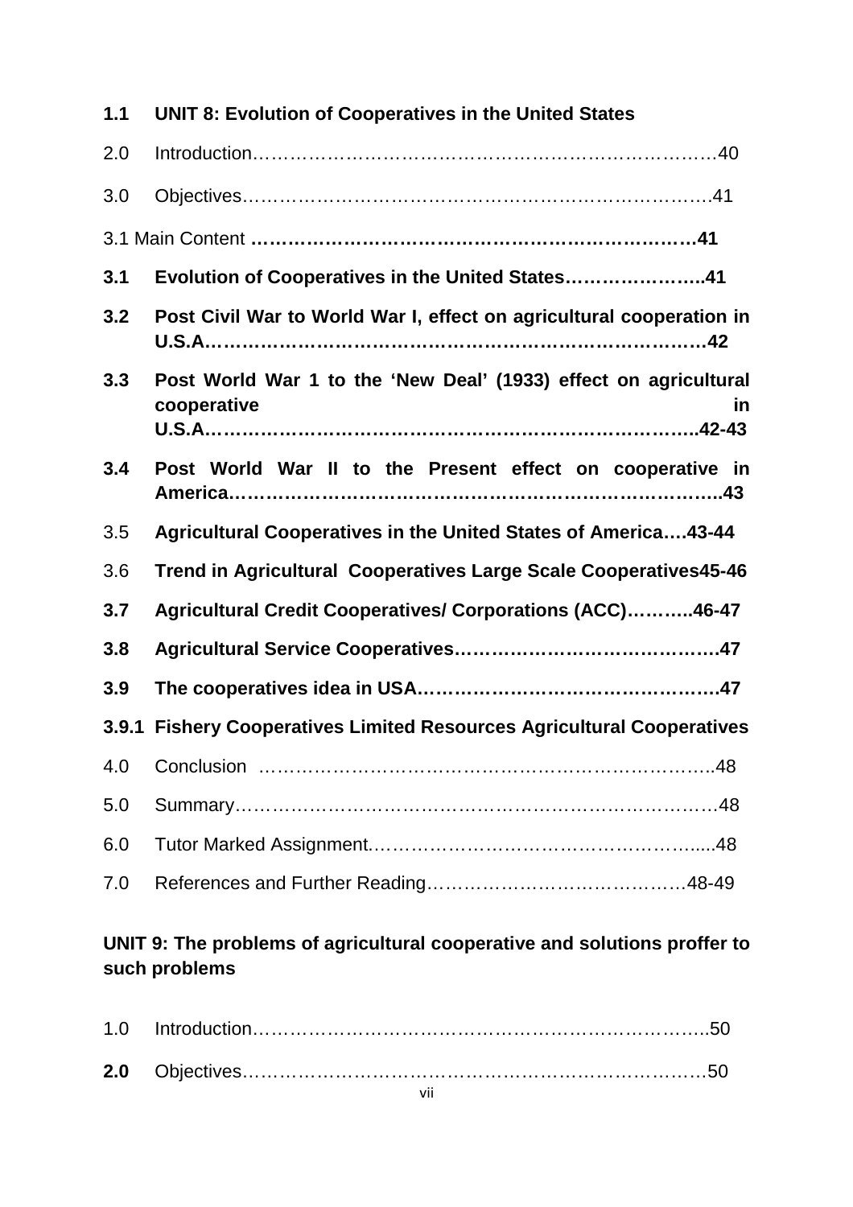**1.1 UNIT 8: Evolution of Cooperatives in the United States**

2.0 Introduction……………………………………………………………………40

3.0 Objectives………………………………………………………………….41

3.1 Main Content **……………………………………………………………41**

**3.1 Evolution of Cooperatives in the United States…………………..41**

**3.2 Post Civil War to World War I, effect on agricultural cooperation in U.S.A…………………………………………………………………42**

**3.3 Post World War 1 to the 'New Deal' (1933) effect on agricultural cooperative in U.S.A…………………………………………………………………..42-43**

**3.4 Post World War II to the Present effect on cooperative in America………………………………………………………………..43**

3.5 **Agricultural Cooperatives in the United States of America….43-44**

3.6 **Trend in Agricultural Cooperatives Large Scale Cooperatives45-46**

**3.7 Agricultural Credit Cooperatives/ Corporations (ACC)………..46-47**

**3.8 Agricultural Service Cooperatives………………………………….47**

**3.9 The cooperatives idea in USA……………………………………….47**

**3.9.1 Fishery Cooperatives Limited Resources Agricultural Cooperatives**

4.0 Conclusion …………………………………………………………………..48

5.0 Summary……………………………………………………………………48

6.0 Tutor Marked Assignment……………………………………………......48

7.0 References and Further Reading…………………………………48-49

**UNIT 9: The problems of agricultural cooperative and solutions proffer to such problems**

1.0 Introduction…………………………………………………………………..50

**2.0** Objectives…………………………………………………………………50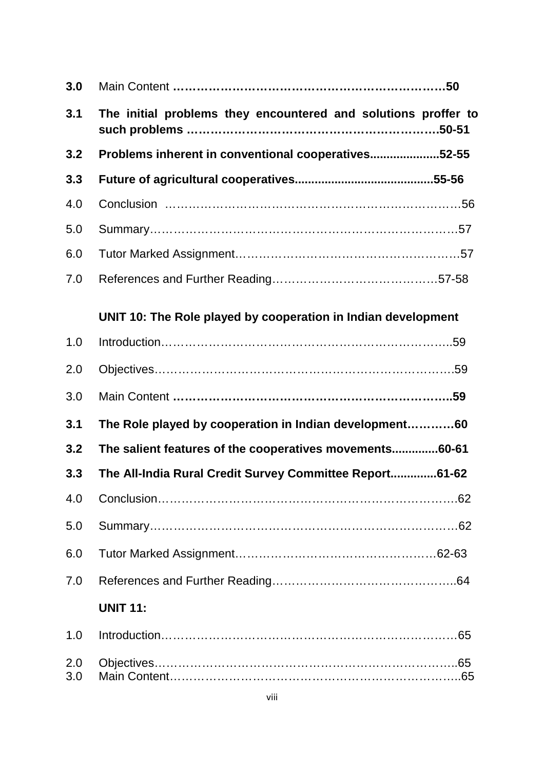**3.0** Main Content **……………………………………………………………50**

**3.1** **The initial problems they encountered and solutions proffer to such problems ……………………………………………………50-51**

**3.2** **Problems inherent in conventional cooperatives.....................52-55**

**3.3** **Future of agricultural cooperatives.........................................55-56**

4.0 Conclusion ……………………………………………………………………56

5.0 Summary……………………………………………………………………57

6.0 Tutor Marked Assignment………………………………………………57

7.0 References and Further Reading……………………………………57-58

**UNIT 10: The Role played by cooperation in Indian development**

1.0 Introduction……………………………………………………………………..59

2.0 Objectives…………………………………………………………………….59

3.0 Main Content **…………………………………………………………..59**

**3.1** **The Role played by cooperation in Indian development…………60**

**3.2** **The salient features of the cooperatives movements..............60-61**

**3.3** **The All-India Rural Credit Survey Committee Report..............61-62**

4.0 Conclusion…………………………………………………………………….62

5.0 Summary……………………………………………………………………..62

6.0 Tutor Marked Assignment…………………………………………62-63

7.0 References and Further Reading………………………………………..64

**UNIT 11:**

1.0 Introduction……………………………………………………………………65

2.0 Objectives……………………………………………………………………..65

3.0 Main Content…………………………………………………………………..65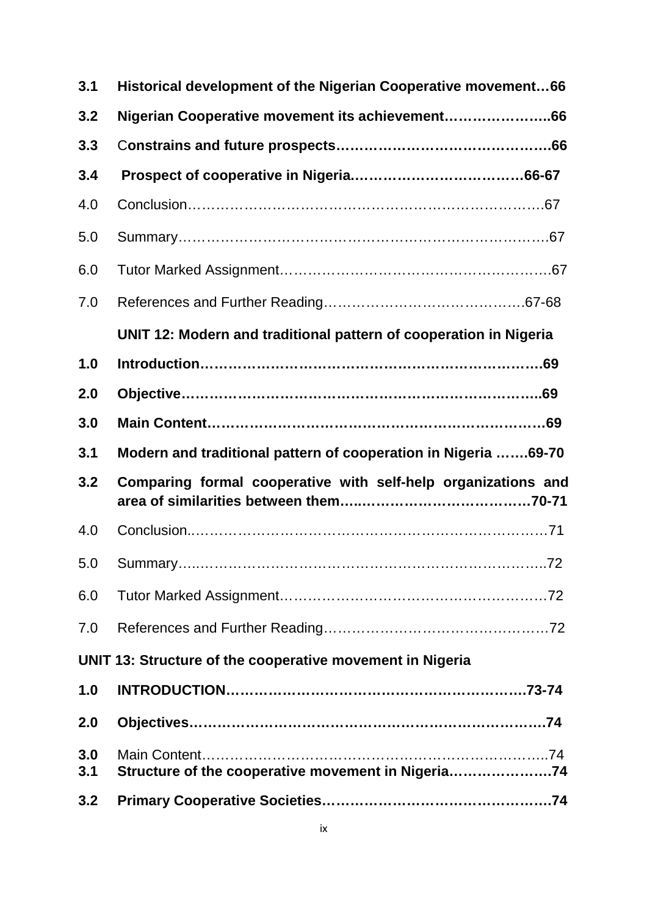| | |
|---|---|
| **3.1** | **Historical development of the Nigerian Cooperative movement…66** |
| **3.2** | **Nigerian Cooperative movement its achievement…………………..66** |
| **3.3** | C**onstrains and future prospects……………………………………..66** |
| **3.4** | **Prospect of cooperative in Nigeria.…………………………….66-67** |
| 4.0 | Conclusion…………………………………………………………………..67 |
| 5.0 | Summary……………………………………………………………………..67 |
| 6.0 | Tutor Marked Assignment…………………………………………………..67 |
| 7.0 | References and Further Reading……………………………………67-68 |

**UNIT 12: Modern and traditional pattern of cooperation in Nigeria**

| | |
|---|---|
| **1.0** | **Introduction……………………………………………………………….69** |
| **2.0** | **Objective…………………………………………………………………..69** |
| **3.0** | **Main Content……………………………………………………………69** |
| **3.1** | **Modern and traditional pattern of cooperation in Nigeria …….69-70** |
| **3.2** | **Comparing formal cooperative with self-help organizations and area of similarities between them…..………………………………70-71** |
| 4.0 | Conclusion.……………………………………………………………………71 |
| 5.0 | Summary…..……………………………………………………………………72 |
| 6.0 | Tutor Marked Assignment……………………………………………………72 |
| 7.0 | References and Further Reading………………………………………………72 |

**UNIT 13: Structure of the cooperative movement in Nigeria**

| | |
|---|---|
| **1.0** | **INTRODUCTION……………………………………………………….73-74** |
| **2.0** | **Objectives……………………………………………………………………74** |
| **3.0** | Main Content………………………………………………………………..74 |
| **3.1** | **Structure of the cooperative movement in Nigeria…………………74** |
| **3.2** | **Primary Cooperative Societies……………………………………….74** |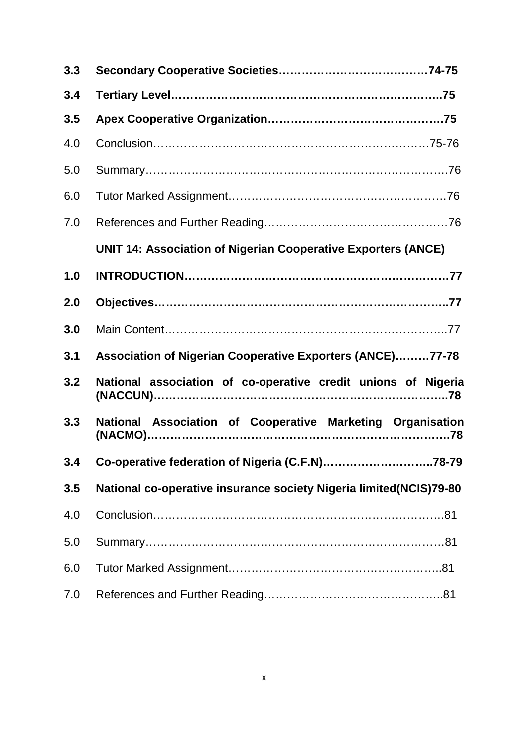**3.3 Secondary Cooperative Societies……………………………….74-75**

**3.4 Tertiary Level………………………………………………………..75**

**3.5 Apex Cooperative Organization…………………………………….75**

4.0 Conclusion………………………………………………………….75-76

5.0 Summary…………………………………………………………………76

6.0 Tutor Marked Assignment………………………………………………76

7.0 References and Further Reading………………………………………76

**UNIT 14: Association of Nigerian Cooperative Exporters (ANCE)**

**1.0 INTRODUCTION…………………………………………………………77**

**2.0 Objectives……………………………………………………………….77**

**3.0** Main Content………………………………………………………………..77

**3.1 Association of Nigerian Cooperative Exporters (ANCE)………77-78**

**3.2 National association of co-operative credit unions of Nigeria (NACCUN)……………………………………………………………….78**

**3.3 National Association of Cooperative Marketing Organisation (NACMO)………………………………………………………………….78**

**3.4 Co-operative federation of Nigeria (C.F.N)………………………..78-79**

**3.5 National co-operative insurance society Nigeria limited(NCIS)79-80**

4.0 Conclusion……………………………………………………………….81

5.0 Summary…………………………………………………………………81

6.0 Tutor Marked Assignment……………………………………………..81

7.0 References and Further Reading……………………………………..81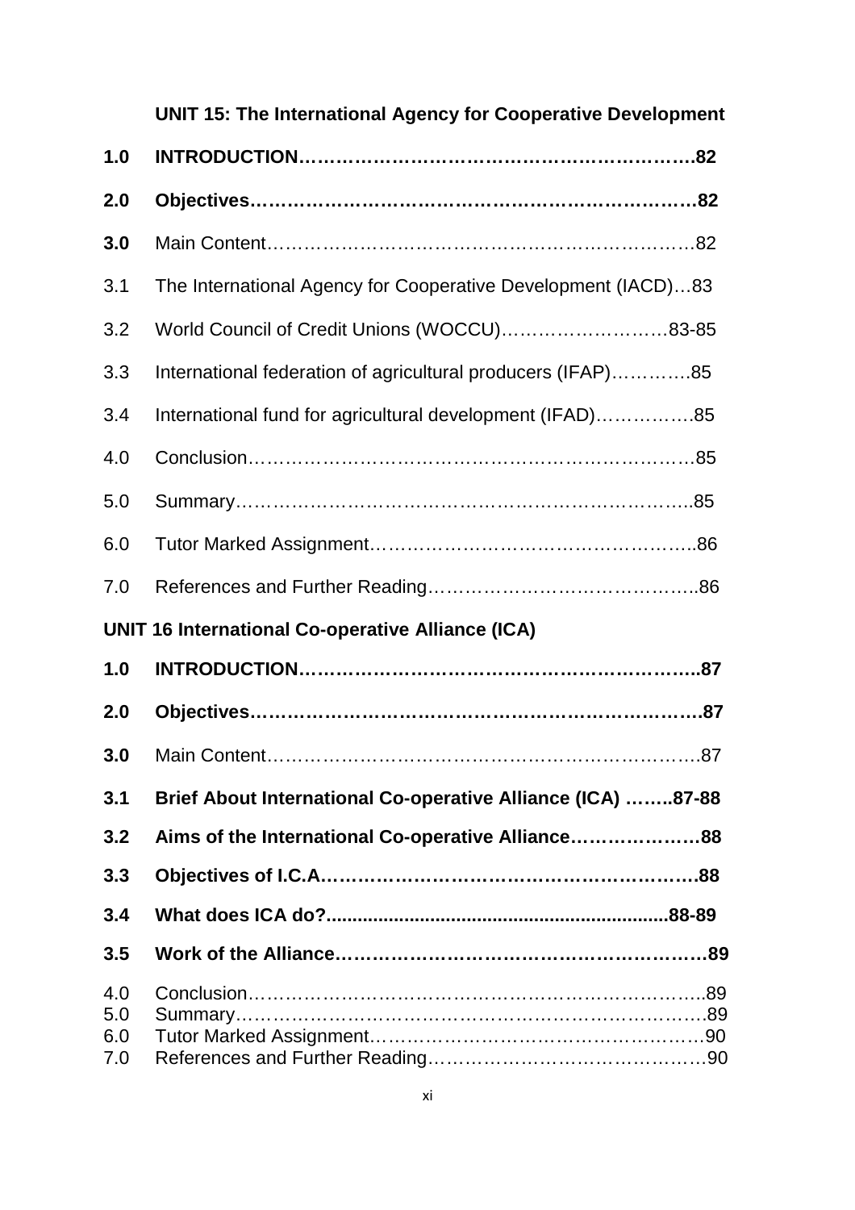**UNIT 15: The International Agency for Cooperative Development**

**1.0 INTRODUCTION……………………………………………………….82**

**2.0 Objectives…………………………………………………………….82**

**3.0** Main Content………………………………………………………….82

3.1 The International Agency for Cooperative Development (IACD)…83

3.2 World Council of Credit Unions (WOCCU)………………………83-85

3.3 International federation of agricultural producers (IFAP)………….85

3.4 International fund for agricultural development (IFAD)…………….85

4.0 Conclusion…………………………………………………………….85

5.0 Summary……………………………………………………………..85

6.0 Tutor Marked Assignment…………………………………………...86

7.0 References and Further Reading…………………………………..86

**UNIT 16 International Co-operative Alliance (ICA)**

**1.0 INTRODUCTION……………………………………………………..87**

**2.0 Objectives…………………………………………………………….87**

**3.0** Main Content…………………………………………………………….87

**3.1 Brief About International Co-operative Alliance (ICA) ……..87-88**

**3.2 Aims of the International Co-operative Alliance…………………88**

**3.3 Objectives of I.C.A…………………………………………………….88**

**3.4 What does ICA do?.................................................................88-89**

**3.5 Work of the Alliance……………………………………………………89**

4.0 Conclusion……………………………………………………………..89

5.0 Summary…………………………………………………………………89

6.0 Tutor Marked Assignment…………………………………………….90

7.0 References and Further Reading……………………………………90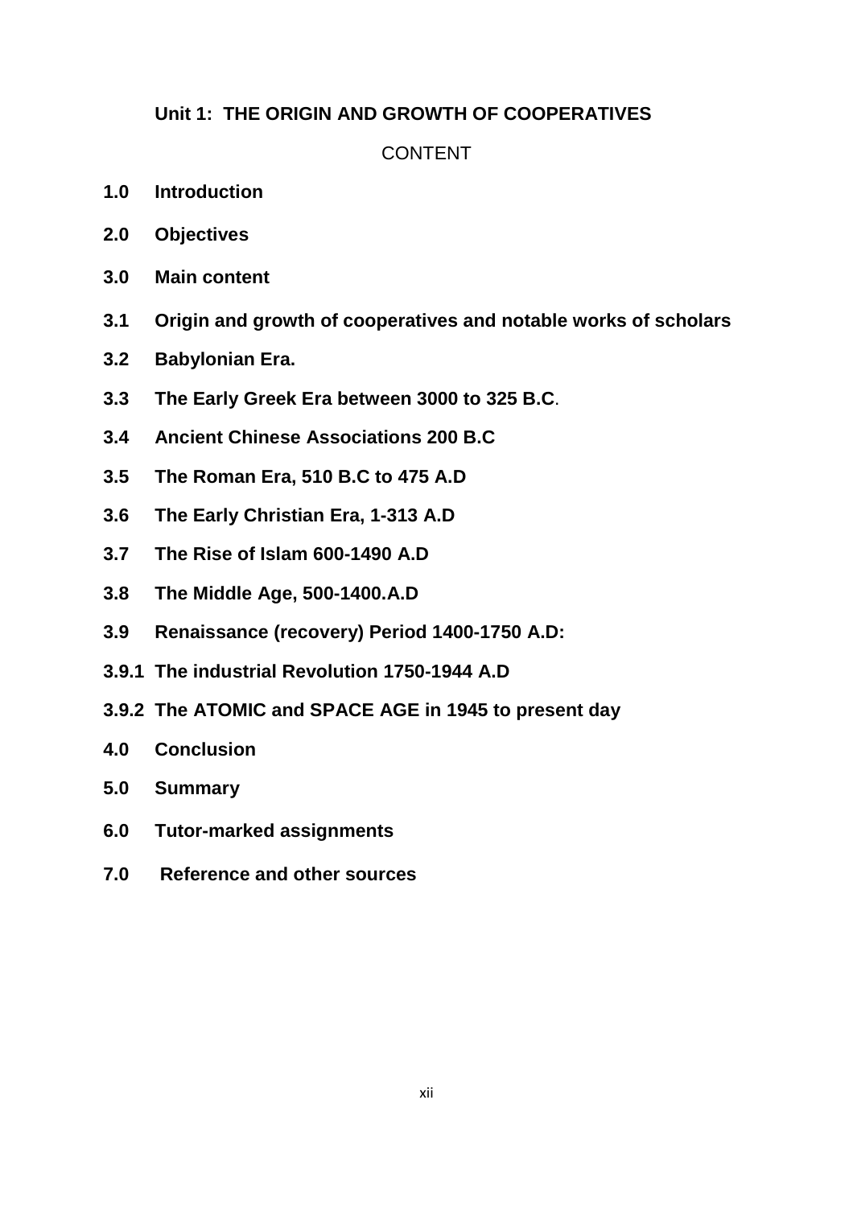## Unit 1: THE ORIGIN AND GROWTH OF COOPERATIVES

CONTENT

**1.0 Introduction**

**2.0 Objectives**

**3.0 Main content**

**3.1 Origin and growth of cooperatives and notable works of scholars**

**3.2 Babylonian Era.**

**3.3 The Early Greek Era between 3000 to 325 B.C**.

**3.4 Ancient Chinese Associations 200 B.C**

**3.5 The Roman Era, 510 B.C to 475 A.D**

**3.6 The Early Christian Era, 1-313 A.D**

**3.7 The Rise of Islam 600-1490 A.D**

**3.8 The Middle Age, 500-1400.A.D**

**3.9 Renaissance (recovery) Period 1400-1750 A.D:**

**3.9.1 The industrial Revolution 1750-1944 A.D**

**3.9.2 The ATOMIC and SPACE AGE in 1945 to present day**

**4.0 Conclusion**

**5.0 Summary**

**6.0 Tutor-marked assignments**

**7.0 Reference and other sources**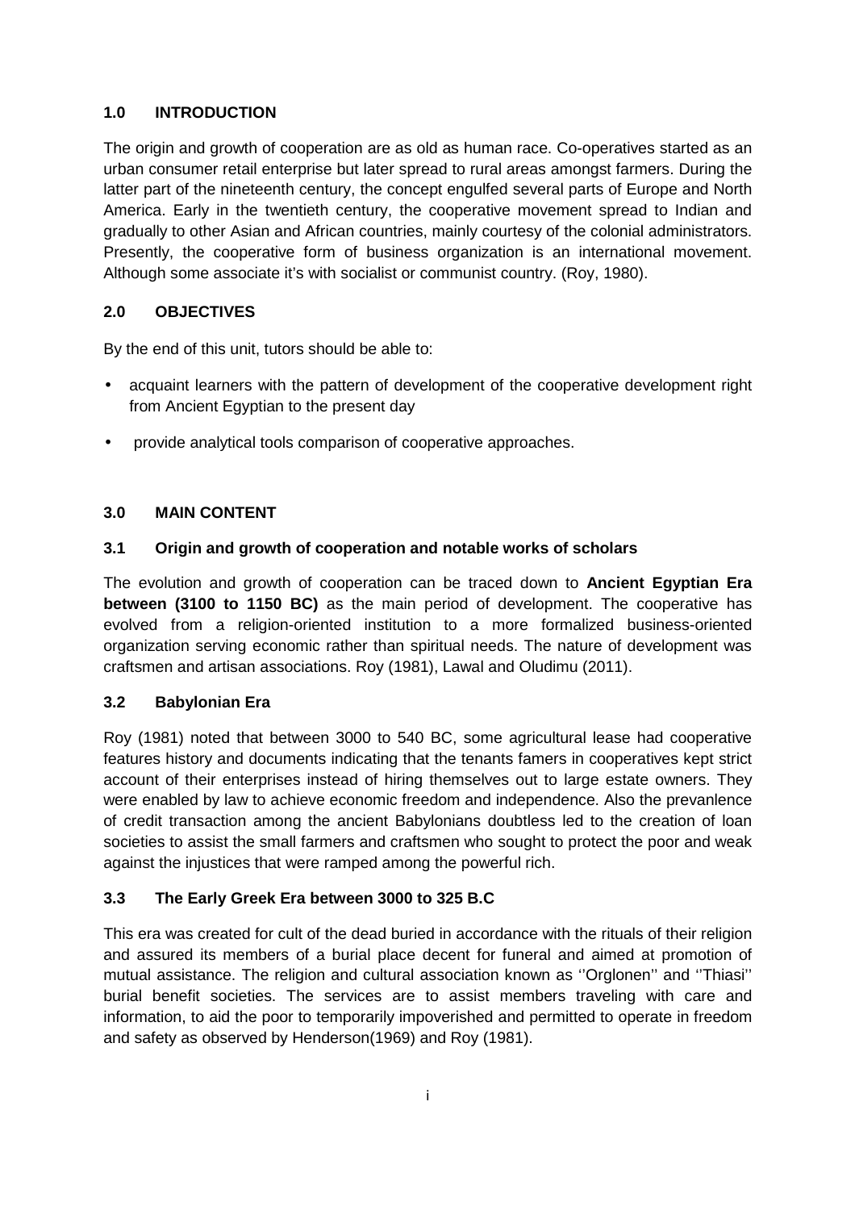## 1.0 INTRODUCTION

The origin and growth of cooperation are as old as human race. Co-operatives started as an urban consumer retail enterprise but later spread to rural areas amongst farmers. During the latter part of the nineteenth century, the concept engulfed several parts of Europe and North America. Early in the twentieth century, the cooperative movement spread to Indian and gradually to other Asian and African countries, mainly courtesy of the colonial administrators. Presently, the cooperative form of business organization is an international movement. Although some associate it's with socialist or communist country. (Roy, 1980).

## 2.0 OBJECTIVES

By the end of this unit, tutors should be able to:

- acquaint learners with the pattern of development of the cooperative development right from Ancient Egyptian to the present day
- provide analytical tools comparison of cooperative approaches.

## 3.0 MAIN CONTENT

### 3.1 Origin and growth of cooperation and notable works of scholars

The evolution and growth of cooperation can be traced down to **Ancient Egyptian Era between (3100 to 1150 BC)** as the main period of development. The cooperative has evolved from a religion-oriented institution to a more formalized business-oriented organization serving economic rather than spiritual needs. The nature of development was craftsmen and artisan associations. Roy (1981), Lawal and Oludimu (2011).

### 3.2 Babylonian Era

Roy (1981) noted that between 3000 to 540 BC, some agricultural lease had cooperative features history and documents indicating that the tenants famers in cooperatives kept strict account of their enterprises instead of hiring themselves out to large estate owners. They were enabled by law to achieve economic freedom and independence. Also the prevanlence of credit transaction among the ancient Babylonians doubtless led to the creation of loan societies to assist the small farmers and craftsmen who sought to protect the poor and weak against the injustices that were ramped among the powerful rich.

### 3.3 The Early Greek Era between 3000 to 325 B.C

This era was created for cult of the dead buried in accordance with the rituals of their religion and assured its members of a burial place decent for funeral and aimed at promotion of mutual assistance. The religion and cultural association known as ''Orglonen'' and ''Thiasi'' burial benefit societies. The services are to assist members traveling with care and information, to aid the poor to temporarily impoverished and permitted to operate in freedom and safety as observed by Henderson(1969) and Roy (1981).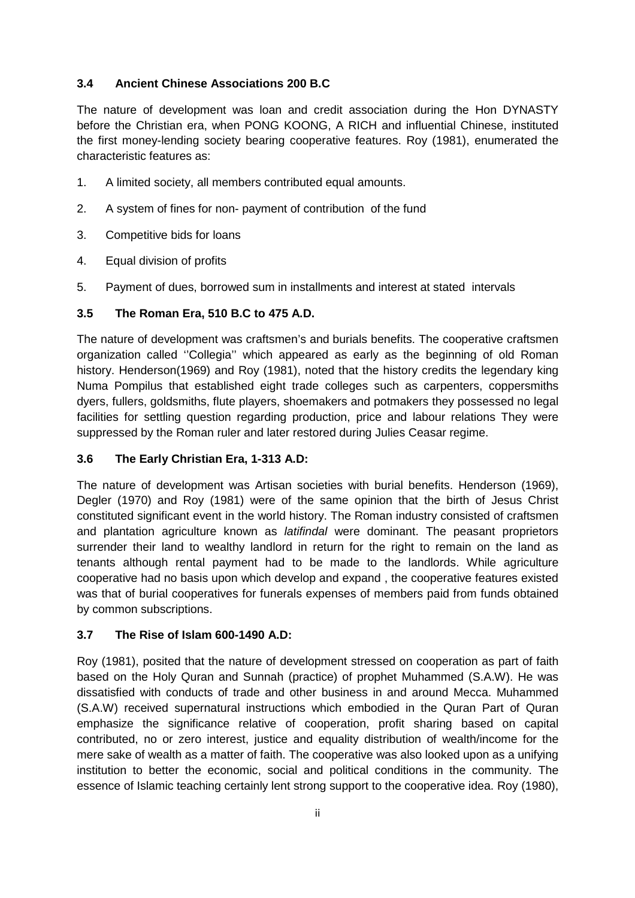### 3.4 Ancient Chinese Associations 200 B.C

The nature of development was loan and credit association during the Hon DYNASTY before the Christian era, when PONG KOONG, A RICH and influential Chinese, instituted the first money-lending society bearing cooperative features. Roy (1981), enumerated the characteristic features as:

1. A limited society, all members contributed equal amounts.
2. A system of fines for non- payment of contribution of the fund
3. Competitive bids for loans
4. Equal division of profits
5. Payment of dues, borrowed sum in installments and interest at stated intervals

### 3.5 The Roman Era, 510 B.C to 475 A.D.

The nature of development was craftsmen's and burials benefits. The cooperative craftsmen organization called ''Collegia'' which appeared as early as the beginning of old Roman history. Henderson(1969) and Roy (1981), noted that the history credits the legendary king Numa Pompilus that established eight trade colleges such as carpenters, coppersmiths dyers, fullers, goldsmiths, flute players, shoemakers and potmakers they possessed no legal facilities for settling question regarding production, price and labour relations They were suppressed by the Roman ruler and later restored during Julies Ceasar regime.

### 3.6 The Early Christian Era, 1-313 A.D:

The nature of development was Artisan societies with burial benefits. Henderson (1969), Degler (1970) and Roy (1981) were of the same opinion that the birth of Jesus Christ constituted significant event in the world history. The Roman industry consisted of craftsmen and plantation agriculture known as *latifindal* were dominant. The peasant proprietors surrender their land to wealthy landlord in return for the right to remain on the land as tenants although rental payment had to be made to the landlords. While agriculture cooperative had no basis upon which develop and expand , the cooperative features existed was that of burial cooperatives for funerals expenses of members paid from funds obtained by common subscriptions.

### 3.7 The Rise of Islam 600-1490 A.D:

Roy (1981), posited that the nature of development stressed on cooperation as part of faith based on the Holy Quran and Sunnah (practice) of prophet Muhammed (S.A.W). He was dissatisfied with conducts of trade and other business in and around Mecca. Muhammed (S.A.W) received supernatural instructions which embodied in the Quran Part of Quran emphasize the significance relative of cooperation, profit sharing based on capital contributed, no or zero interest, justice and equality distribution of wealth/income for the mere sake of wealth as a matter of faith. The cooperative was also looked upon as a unifying institution to better the economic, social and political conditions in the community. The essence of Islamic teaching certainly lent strong support to the cooperative idea. Roy (1980),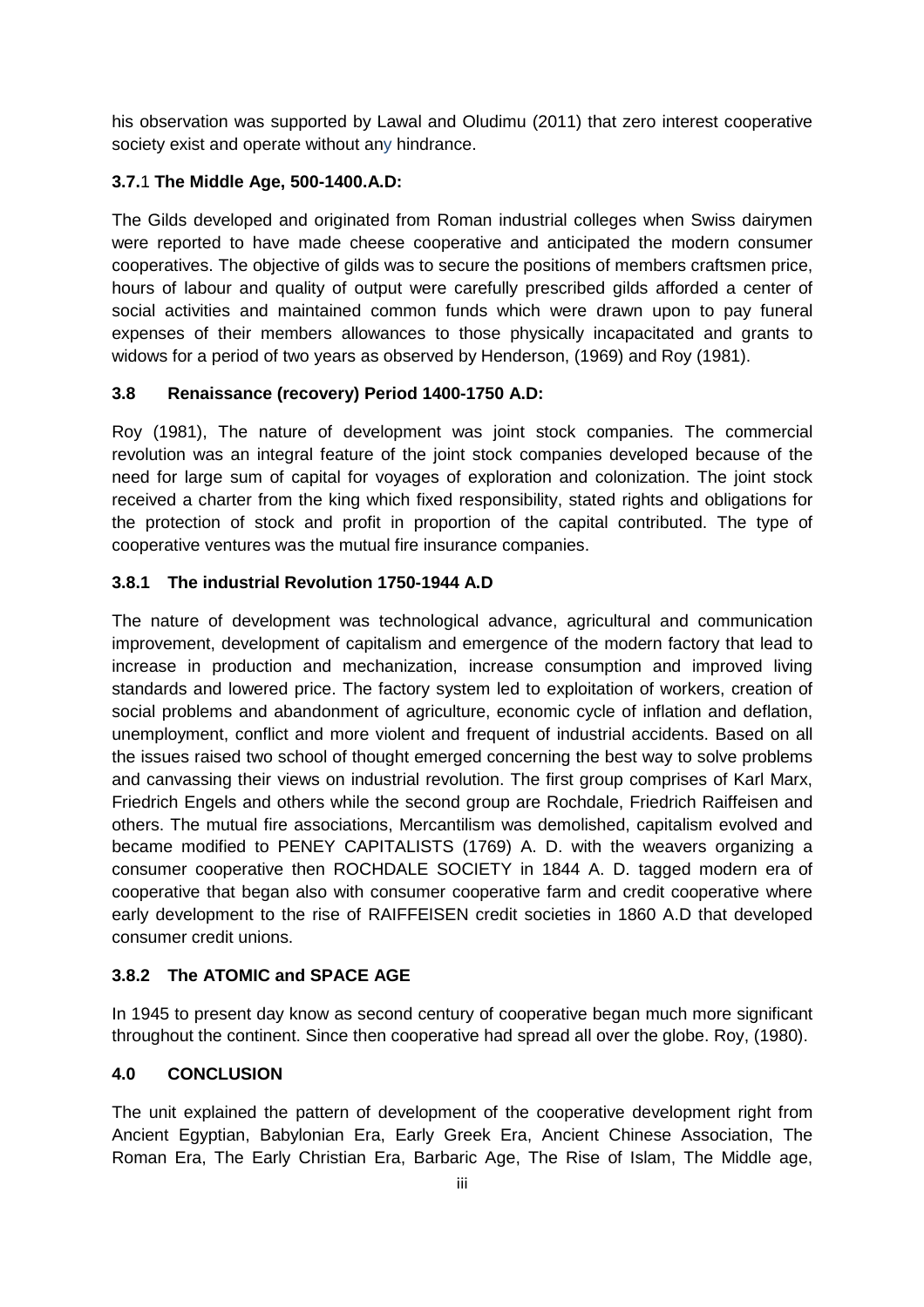his observation was supported by Lawal and Oludimu (2011) that zero interest cooperative society exist and operate without any hindrance.

### 3.7.1 The Middle Age, 500-1400.A.D:

The Gilds developed and originated from Roman industrial colleges when Swiss dairymen were reported to have made cheese cooperative and anticipated the modern consumer cooperatives. The objective of gilds was to secure the positions of members craftsmen price, hours of labour and quality of output were carefully prescribed gilds afforded a center of social activities and maintained common funds which were drawn upon to pay funeral expenses of their members allowances to those physically incapacitated and grants to widows for a period of two years as observed by Henderson, (1969) and Roy (1981).

### 3.8 Renaissance (recovery) Period 1400-1750 A.D:

Roy (1981), The nature of development was joint stock companies. The commercial revolution was an integral feature of the joint stock companies developed because of the need for large sum of capital for voyages of exploration and colonization. The joint stock received a charter from the king which fixed responsibility, stated rights and obligations for the protection of stock and profit in proportion of the capital contributed. The type of cooperative ventures was the mutual fire insurance companies.

### 3.8.1 The industrial Revolution 1750-1944 A.D

The nature of development was technological advance, agricultural and communication improvement, development of capitalism and emergence of the modern factory that lead to increase in production and mechanization, increase consumption and improved living standards and lowered price. The factory system led to exploitation of workers, creation of social problems and abandonment of agriculture, economic cycle of inflation and deflation, unemployment, conflict and more violent and frequent of industrial accidents. Based on all the issues raised two school of thought emerged concerning the best way to solve problems and canvassing their views on industrial revolution. The first group comprises of Karl Marx, Friedrich Engels and others while the second group are Rochdale, Friedrich Raiffeisen and others. The mutual fire associations, Mercantilism was demolished, capitalism evolved and became modified to PENEY CAPITALISTS (1769) A. D. with the weavers organizing a consumer cooperative then ROCHDALE SOCIETY in 1844 A. D. tagged modern era of cooperative that began also with consumer cooperative farm and credit cooperative where early development to the rise of RAIFFEISEN credit societies in 1860 A.D that developed consumer credit unions.

### 3.8.2 The ATOMIC and SPACE AGE

In 1945 to present day know as second century of cooperative began much more significant throughout the continent. Since then cooperative had spread all over the globe. Roy, (1980).

## 4.0 CONCLUSION

The unit explained the pattern of development of the cooperative development right from Ancient Egyptian, Babylonian Era, Early Greek Era, Ancient Chinese Association, The Roman Era, The Early Christian Era, Barbaric Age, The Rise of Islam, The Middle age,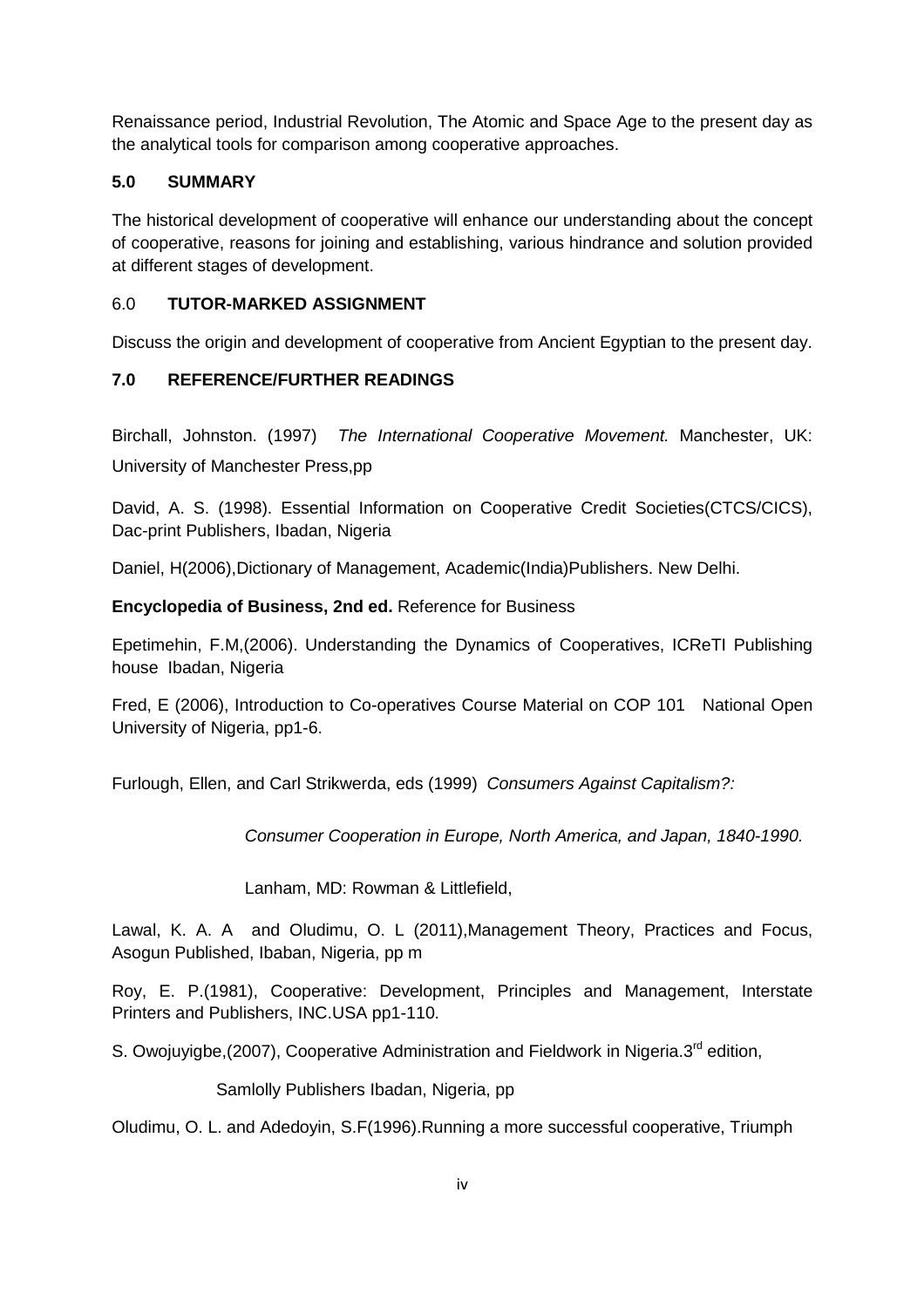Renaissance period, Industrial Revolution, The Atomic and Space Age to the present day as the analytical tools for comparison among cooperative approaches.

## 5.0 SUMMARY

The historical development of cooperative will enhance our understanding about the concept of cooperative, reasons for joining and establishing, various hindrance and solution provided at different stages of development.

## 6.0 TUTOR-MARKED ASSIGNMENT

Discuss the origin and development of cooperative from Ancient Egyptian to the present day.

## 7.0 REFERENCE/FURTHER READINGS

Birchall, Johnston. (1997) *The International Cooperative Movement.* Manchester, UK: University of Manchester Press,pp

David, A. S. (1998). Essential Information on Cooperative Credit Societies(CTCS/CICS), Dac-print Publishers, Ibadan, Nigeria

Daniel, H(2006),Dictionary of Management, Academic(India)Publishers. New Delhi.

**Encyclopedia of Business, 2nd ed.** Reference for Business

Epetimehin, F.M,(2006). Understanding the Dynamics of Cooperatives, ICReTI Publishing house Ibadan, Nigeria

Fred, E (2006), Introduction to Co-operatives Course Material on COP 101 National Open University of Nigeria, pp1-6.

Furlough, Ellen, and Carl Strikwerda, eds (1999) *Consumers Against Capitalism?: Consumer Cooperation in Europe, North America, and Japan, 1840-1990.* Lanham, MD: Rowman & Littlefield,

Lawal, K. A. A and Oludimu, O. L (2011),Management Theory, Practices and Focus, Asogun Published, Ibaban, Nigeria, pp m

Roy, E. P.(1981), Cooperative: Development, Principles and Management, Interstate Printers and Publishers, INC.USA pp1-110.

S. Owojuyigbe,(2007), Cooperative Administration and Fieldwork in Nigeria.3rd edition, Samlolly Publishers Ibadan, Nigeria, pp

Oludimu, O. L. and Adedoyin, S.F(1996).Running a more successful cooperative, Triumph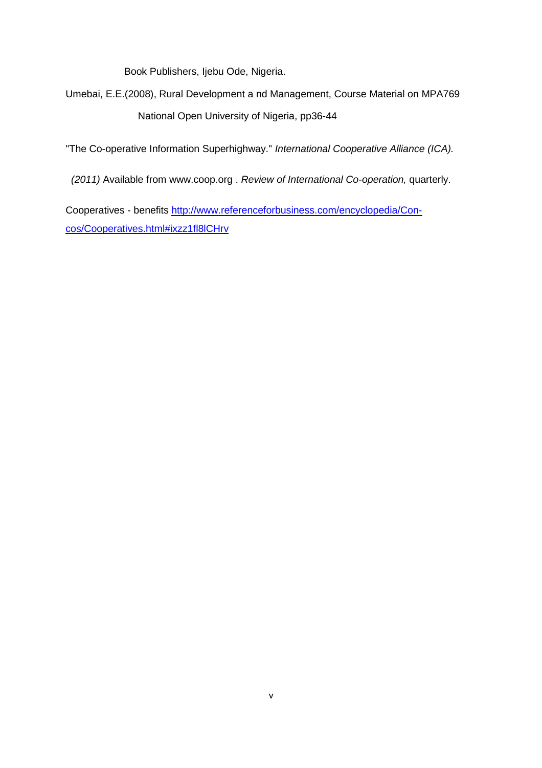Book Publishers, Ijebu Ode, Nigeria.

Umebai, E.E.(2008), Rural Development a nd Management, Course Material on MPA769 National Open University of Nigeria, pp36-44

"The Co-operative Information Superhighway." *International Cooperative Alliance (ICA).*

*(2011)* Available from www.coop.org . *Review of International Co-operation,* quarterly.

Cooperatives - benefits http://www.referenceforbusiness.com/encyclopedia/Con-cos/Cooperatives.html#ixzz1fl8lCHrv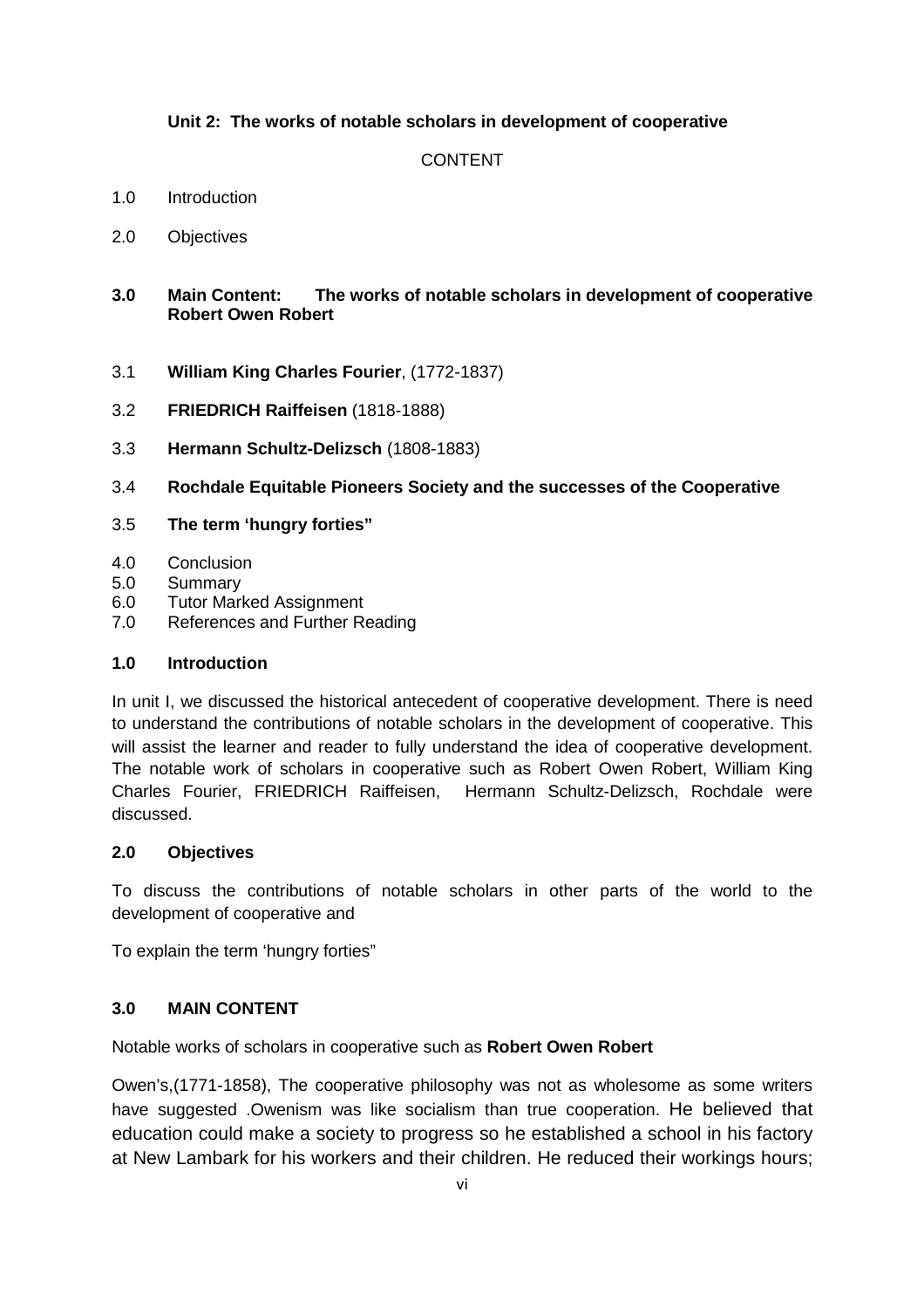**Unit 2: The works of notable scholars in development of cooperative**

CONTENT

1.0 Introduction

2.0 Objectives

**3.0 Main Content: The works of notable scholars in development of cooperative Robert Owen Robert**

3.1 **William King Charles Fourier**, (1772-1837)

3.2 **FRIEDRICH Raiffeisen** (1818-1888)

3.3 **Hermann Schultz-Delizsch** (1808-1883)

3.4 **Rochdale Equitable Pioneers Society and the successes of the Cooperative**

3.5 **The term 'hungry forties"**

4.0 Conclusion
5.0 Summary
6.0 Tutor Marked Assignment
7.0 References and Further Reading

**1.0 Introduction**

In unit I, we discussed the historical antecedent of cooperative development. There is need to understand the contributions of notable scholars in the development of cooperative. This will assist the learner and reader to fully understand the idea of cooperative development. The notable work of scholars in cooperative such as Robert Owen Robert, William King Charles Fourier, FRIEDRICH Raiffeisen, Hermann Schultz-Delizsch, Rochdale were discussed.

**2.0 Objectives**

To discuss the contributions of notable scholars in other parts of the world to the development of cooperative and

To explain the term 'hungry forties"

**3.0 MAIN CONTENT**

Notable works of scholars in cooperative such as **Robert Owen Robert**

Owen's,(1771-1858), The cooperative philosophy was not as wholesome as some writers have suggested .Owenism was like socialism than true cooperation. He believed that education could make a society to progress so he established a school in his factory at New Lambark for his workers and their children. He reduced their workings hours;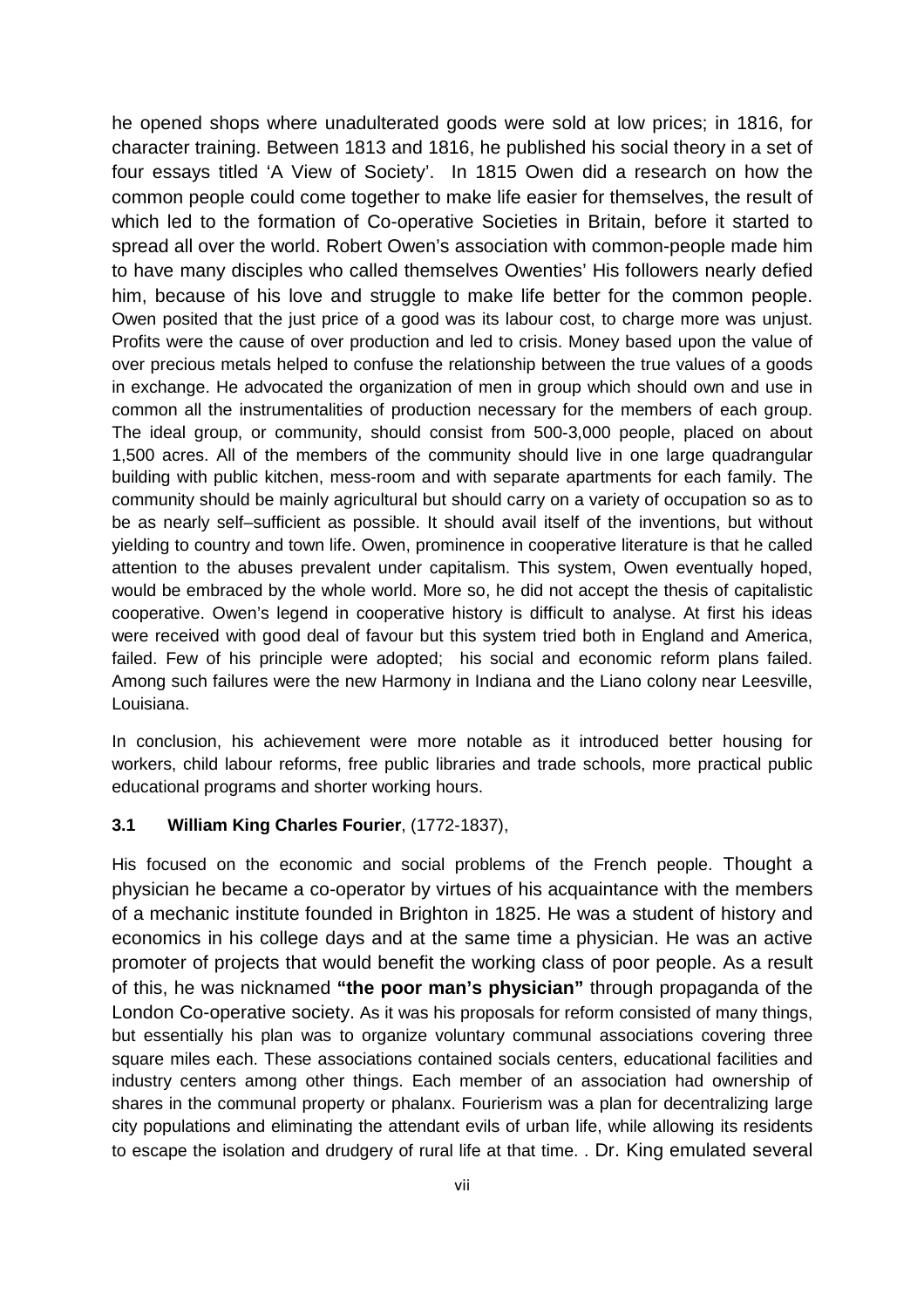he opened shops where unadulterated goods were sold at low prices; in 1816, for character training. Between 1813 and 1816, he published his social theory in a set of four essays titled 'A View of Society'. In 1815 Owen did a research on how the common people could come together to make life easier for themselves, the result of which led to the formation of Co-operative Societies in Britain, before it started to spread all over the world. Robert Owen's association with common-people made him to have many disciples who called themselves Owenties' His followers nearly defied him, because of his love and struggle to make life better for the common people. Owen posited that the just price of a good was its labour cost, to charge more was unjust. Profits were the cause of over production and led to crisis. Money based upon the value of over precious metals helped to confuse the relationship between the true values of a goods in exchange. He advocated the organization of men in group which should own and use in common all the instrumentalities of production necessary for the members of each group. The ideal group, or community, should consist from 500-3,000 people, placed on about 1,500 acres. All of the members of the community should live in one large quadrangular building with public kitchen, mess-room and with separate apartments for each family. The community should be mainly agricultural but should carry on a variety of occupation so as to be as nearly self–sufficient as possible. It should avail itself of the inventions, but without yielding to country and town life. Owen, prominence in cooperative literature is that he called attention to the abuses prevalent under capitalism. This system, Owen eventually hoped, would be embraced by the whole world. More so, he did not accept the thesis of capitalistic cooperative. Owen's legend in cooperative history is difficult to analyse. At first his ideas were received with good deal of favour but this system tried both in England and America, failed. Few of his principle were adopted; his social and economic reform plans failed. Among such failures were the new Harmony in Indiana and the Liano colony near Leesville, Louisiana.

In conclusion, his achievement were more notable as it introduced better housing for workers, child labour reforms, free public libraries and trade schools, more practical public educational programs and shorter working hours.

### 3.1 William King Charles Fourier, (1772-1837),

His focused on the economic and social problems of the French people. Thought a physician he became a co-operator by virtues of his acquaintance with the members of a mechanic institute founded in Brighton in 1825. He was a student of history and economics in his college days and at the same time a physician. He was an active promoter of projects that would benefit the working class of poor people. As a result of this, he was nicknamed **"the poor man's physician"** through propaganda of the London Co-operative society. As it was his proposals for reform consisted of many things, but essentially his plan was to organize voluntary communal associations covering three square miles each. These associations contained socials centers, educational facilities and industry centers among other things. Each member of an association had ownership of shares in the communal property or phalanx. Fourierism was a plan for decentralizing large city populations and eliminating the attendant evils of urban life, while allowing its residents to escape the isolation and drudgery of rural life at that time. . Dr. King emulated several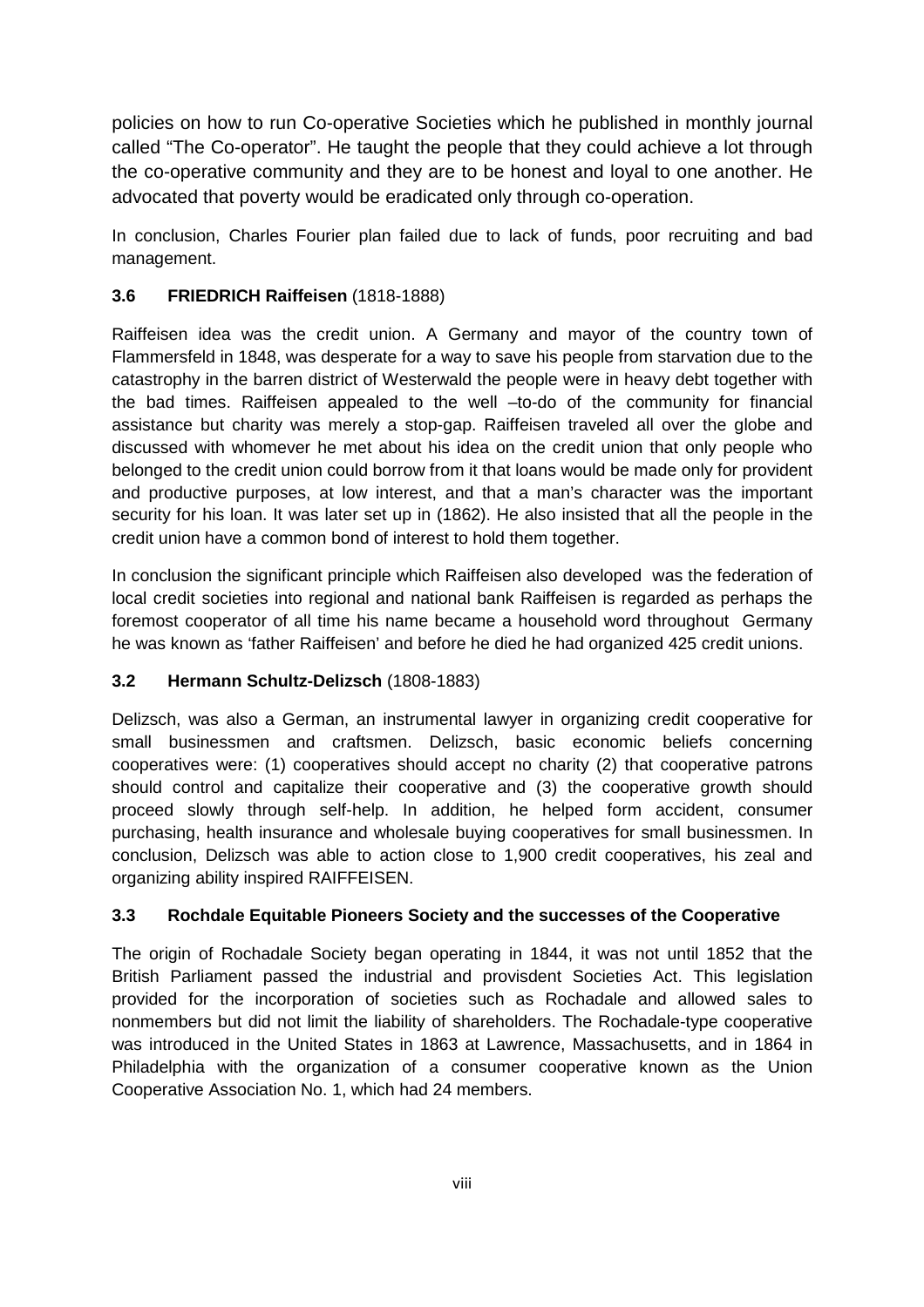policies on how to run Co-operative Societies which he published in monthly journal called "The Co-operator". He taught the people that they could achieve a lot through the co-operative community and they are to be honest and loyal to one another. He advocated that poverty would be eradicated only through co-operation.

In conclusion, Charles Fourier plan failed due to lack of funds, poor recruiting and bad management.

### 3.6 FRIEDRICH Raiffeisen (1818-1888)

Raiffeisen idea was the credit union. A Germany and mayor of the country town of Flammersfeld in 1848, was desperate for a way to save his people from starvation due to the catastrophy in the barren district of Westerwald the people were in heavy debt together with the bad times. Raiffeisen appealed to the well –to-do of the community for financial assistance but charity was merely a stop-gap. Raiffeisen traveled all over the globe and discussed with whomever he met about his idea on the credit union that only people who belonged to the credit union could borrow from it that loans would be made only for provident and productive purposes, at low interest, and that a man's character was the important security for his loan. It was later set up in (1862). He also insisted that all the people in the credit union have a common bond of interest to hold them together.

In conclusion the significant principle which Raiffeisen also developed was the federation of local credit societies into regional and national bank Raiffeisen is regarded as perhaps the foremost cooperator of all time his name became a household word throughout Germany he was known as 'father Raiffeisen' and before he died he had organized 425 credit unions.

### 3.2 Hermann Schultz-Delizsch (1808-1883)

Delizsch, was also a German, an instrumental lawyer in organizing credit cooperative for small businessmen and craftsmen. Delizsch, basic economic beliefs concerning cooperatives were: (1) cooperatives should accept no charity (2) that cooperative patrons should control and capitalize their cooperative and (3) the cooperative growth should proceed slowly through self-help. In addition, he helped form accident, consumer purchasing, health insurance and wholesale buying cooperatives for small businessmen. In conclusion, Delizsch was able to action close to 1,900 credit cooperatives, his zeal and organizing ability inspired RAIFFEISEN.

### 3.3 Rochdale Equitable Pioneers Society and the successes of the Cooperative

The origin of Rochadale Society began operating in 1844, it was not until 1852 that the British Parliament passed the industrial and provisdent Societies Act. This legislation provided for the incorporation of societies such as Rochadale and allowed sales to nonmembers but did not limit the liability of shareholders. The Rochadale-type cooperative was introduced in the United States in 1863 at Lawrence, Massachusetts, and in 1864 in Philadelphia with the organization of a consumer cooperative known as the Union Cooperative Association No. 1, which had 24 members.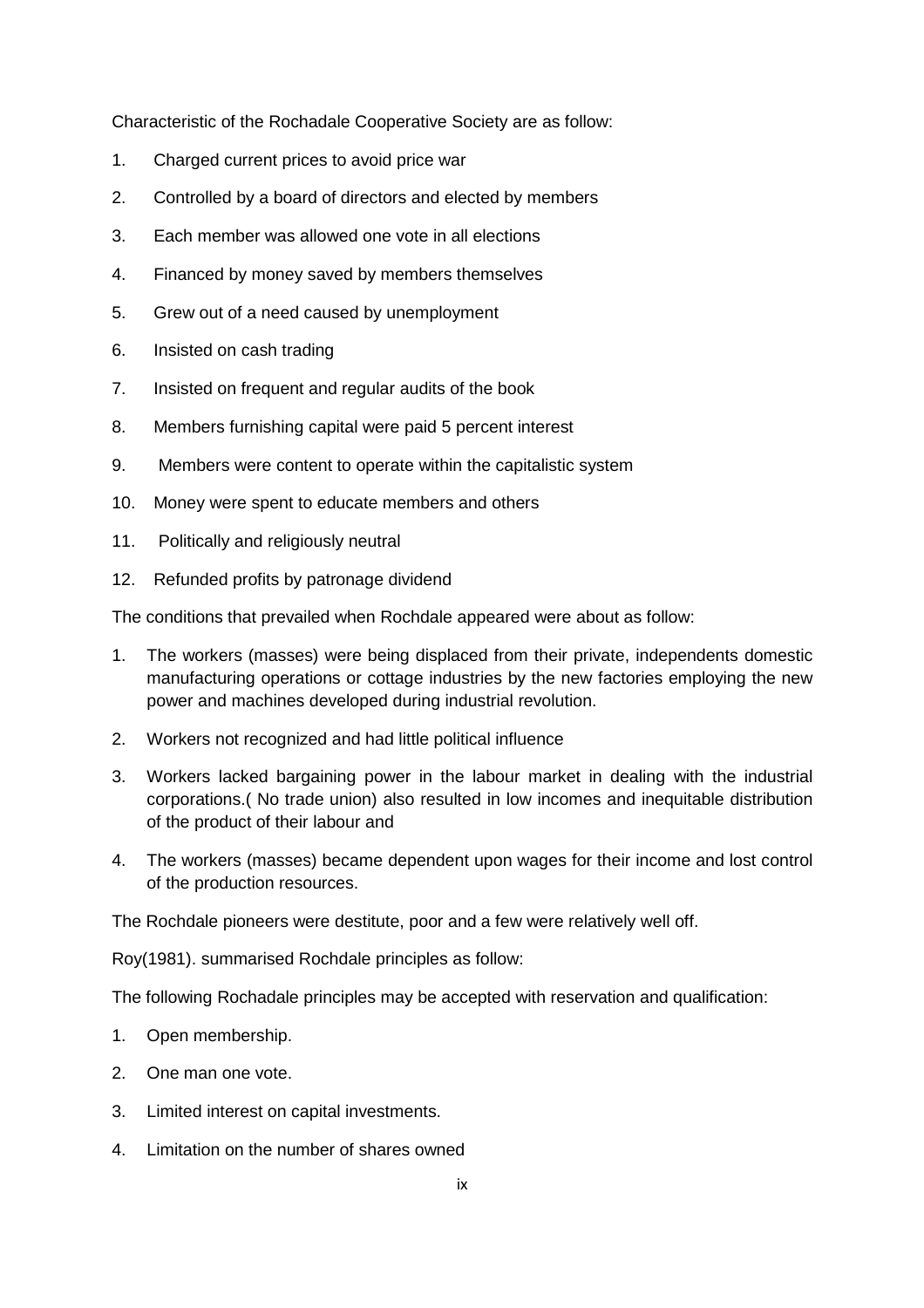Characteristic of the Rochadale Cooperative Society are as follow:

1. Charged current prices to avoid price war
2. Controlled by a board of directors and elected by members
3. Each member was allowed one vote in all elections
4. Financed by money saved by members themselves
5. Grew out of a need caused by unemployment
6. Insisted on cash trading
7. Insisted on frequent and regular audits of the book
8. Members furnishing capital were paid 5 percent interest
9. Members were content to operate within the capitalistic system
10. Money were spent to educate members and others
11. Politically and religiously neutral
12. Refunded profits by patronage dividend

The conditions that prevailed when Rochdale appeared were about as follow:

1. The workers (masses) were being displaced from their private, independents domestic manufacturing operations or cottage industries by the new factories employing the new power and machines developed during industrial revolution.
2. Workers not recognized and had little political influence
3. Workers lacked bargaining power in the labour market in dealing with the industrial corporations.( No trade union) also resulted in low incomes and inequitable distribution of the product of their labour and
4. The workers (masses) became dependent upon wages for their income and lost control of the production resources.

The Rochdale pioneers were destitute, poor and a few were relatively well off.

Roy(1981). summarised Rochdale principles as follow:

The following Rochadale principles may be accepted with reservation and qualification:

1. Open membership.
2. One man one vote.
3. Limited interest on capital investments.
4. Limitation on the number of shares owned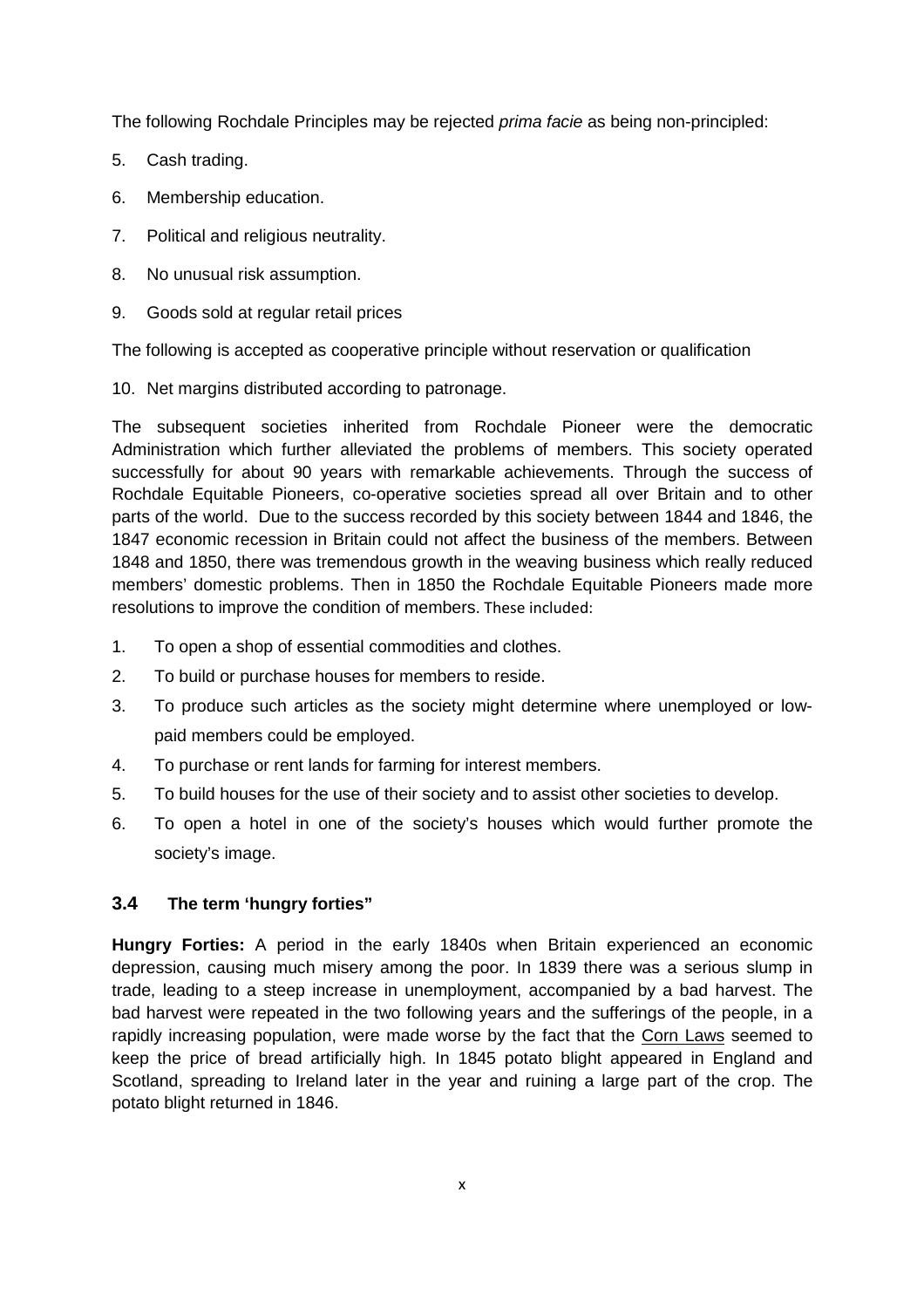The following Rochdale Principles may be rejected *prima facie* as being non-principled:

5. Cash trading.
6. Membership education.
7. Political and religious neutrality.
8. No unusual risk assumption.
9. Goods sold at regular retail prices

The following is accepted as cooperative principle without reservation or qualification

10. Net margins distributed according to patronage.

The subsequent societies inherited from Rochdale Pioneer were the democratic Administration which further alleviated the problems of members. This society operated successfully for about 90 years with remarkable achievements. Through the success of Rochdale Equitable Pioneers, co-operative societies spread all over Britain and to other parts of the world. Due to the success recorded by this society between 1844 and 1846, the 1847 economic recession in Britain could not affect the business of the members. Between 1848 and 1850, there was tremendous growth in the weaving business which really reduced members' domestic problems. Then in 1850 the Rochdale Equitable Pioneers made more resolutions to improve the condition of members. These included:

1. To open a shop of essential commodities and clothes.
2. To build or purchase houses for members to reside.
3. To produce such articles as the society might determine where unemployed or low-paid members could be employed.
4. To purchase or rent lands for farming for interest members.
5. To build houses for the use of their society and to assist other societies to develop.
6. To open a hotel in one of the society's houses which would further promote the society's image.

### 3.4 The term 'hungry forties"

**Hungry Forties:** A period in the early 1840s when Britain experienced an economic depression, causing much misery among the poor. In 1839 there was a serious slump in trade, leading to a steep increase in unemployment, accompanied by a bad harvest. The bad harvest were repeated in the two following years and the sufferings of the people, in a rapidly increasing population, were made worse by the fact that the Corn Laws seemed to keep the price of bread artificially high. In 1845 potato blight appeared in England and Scotland, spreading to Ireland later in the year and ruining a large part of the crop. The potato blight returned in 1846.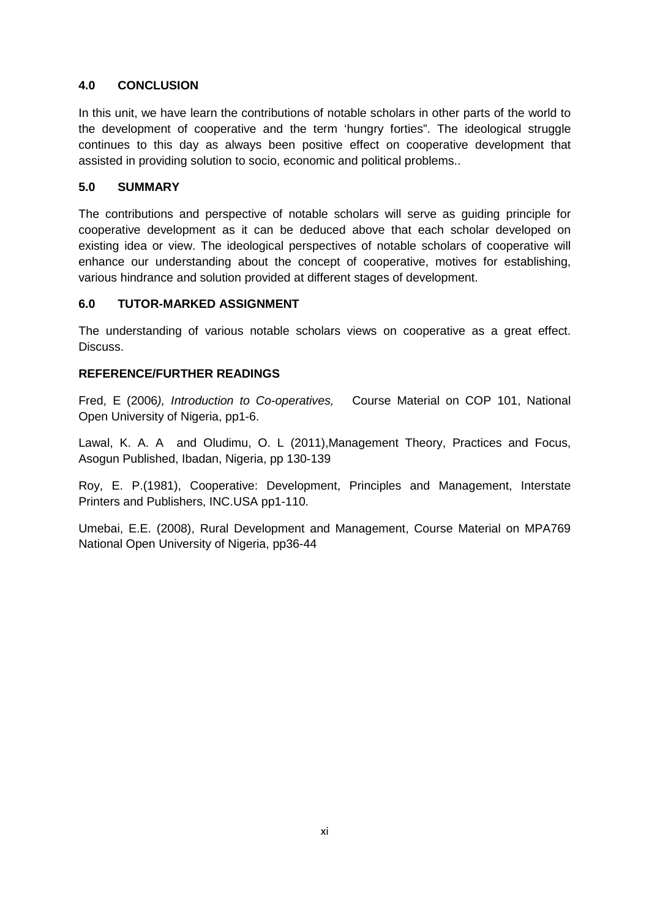## 4.0 CONCLUSION

In this unit, we have learn the contributions of notable scholars in other parts of the world to the development of cooperative and the term 'hungry forties". The ideological struggle continues to this day as always been positive effect on cooperative development that assisted in providing solution to socio, economic and political problems..

## 5.0 SUMMARY

The contributions and perspective of notable scholars will serve as guiding principle for cooperative development as it can be deduced above that each scholar developed on existing idea or view. The ideological perspectives of notable scholars of cooperative will enhance our understanding about the concept of cooperative, motives for establishing, various hindrance and solution provided at different stages of development.

## 6.0 TUTOR-MARKED ASSIGNMENT

The understanding of various notable scholars views on cooperative as a great effect. Discuss.

## REFERENCE/FURTHER READINGS

Fred, E (2006*), Introduction to Co-operatives,* Course Material on COP 101, National Open University of Nigeria, pp1-6.

Lawal, K. A. A and Oludimu, O. L (2011),Management Theory, Practices and Focus, Asogun Published, Ibadan, Nigeria, pp 130-139

Roy, E. P.(1981), Cooperative: Development, Principles and Management, Interstate Printers and Publishers, INC.USA pp1-110.

Umebai, E.E. (2008), Rural Development and Management, Course Material on MPA769 National Open University of Nigeria, pp36-44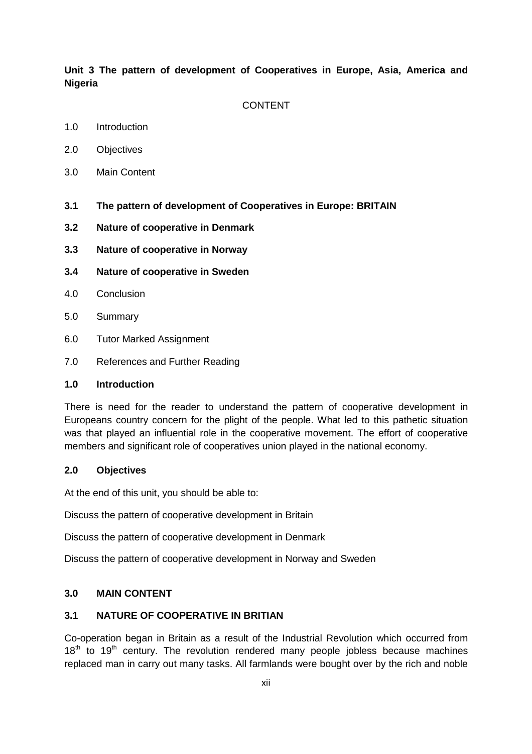**Unit 3 The pattern of development of Cooperatives in Europe, Asia, America and Nigeria**

CONTENT

1.0 Introduction

2.0 Objectives

3.0 Main Content

**3.1 The pattern of development of Cooperatives in Europe: BRITAIN**

**3.2 Nature of cooperative in Denmark**

**3.3 Nature of cooperative in Norway**

**3.4 Nature of cooperative in Sweden**

4.0 Conclusion

5.0 Summary

6.0 Tutor Marked Assignment

7.0 References and Further Reading

## 1.0 Introduction

There is need for the reader to understand the pattern of cooperative development in Europeans country concern for the plight of the people. What led to this pathetic situation was that played an influential role in the cooperative movement. The effort of cooperative members and significant role of cooperatives union played in the national economy.

## 2.0 Objectives

At the end of this unit, you should be able to:

Discuss the pattern of cooperative development in Britain

Discuss the pattern of cooperative development in Denmark

Discuss the pattern of cooperative development in Norway and Sweden

## 3.0 MAIN CONTENT

### 3.1 NATURE OF COOPERATIVE IN BRITIAN

Co-operation began in Britain as a result of the Industrial Revolution which occurred from 18th to 19th century. The revolution rendered many people jobless because machines replaced man in carry out many tasks. All farmlands were bought over by the rich and noble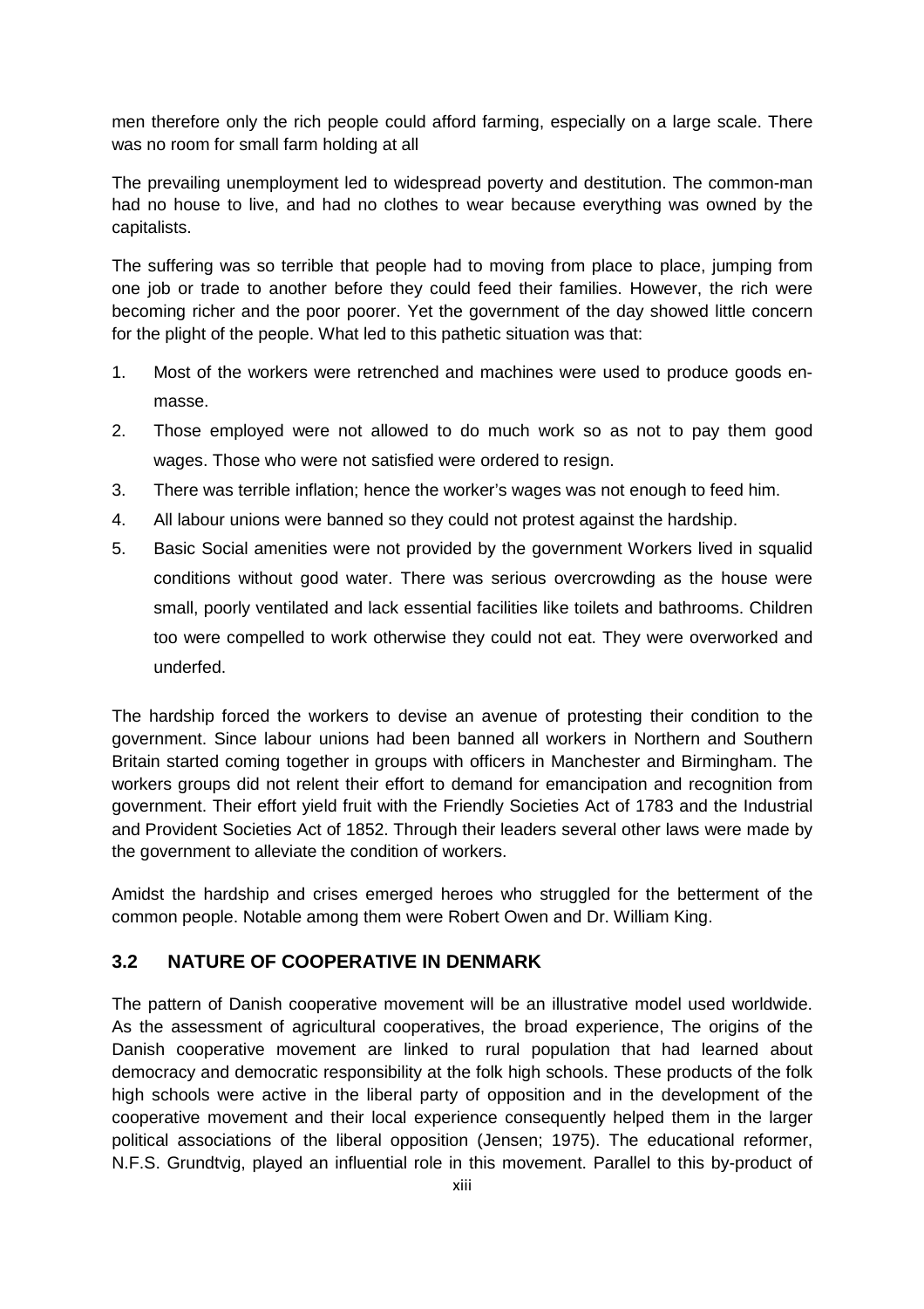men therefore only the rich people could afford farming, especially on a large scale. There was no room for small farm holding at all

The prevailing unemployment led to widespread poverty and destitution. The common-man had no house to live, and had no clothes to wear because everything was owned by the capitalists.

The suffering was so terrible that people had to moving from place to place, jumping from one job or trade to another before they could feed their families. However, the rich were becoming richer and the poor poorer. Yet the government of the day showed little concern for the plight of the people. What led to this pathetic situation was that:

1. Most of the workers were retrenched and machines were used to produce goods en-masse.
2. Those employed were not allowed to do much work so as not to pay them good wages. Those who were not satisfied were ordered to resign.
3. There was terrible inflation; hence the worker's wages was not enough to feed him.
4. All labour unions were banned so they could not protest against the hardship.
5. Basic Social amenities were not provided by the government Workers lived in squalid conditions without good water. There was serious overcrowding as the house were small, poorly ventilated and lack essential facilities like toilets and bathrooms. Children too were compelled to work otherwise they could not eat. They were overworked and underfed.

The hardship forced the workers to devise an avenue of protesting their condition to the government. Since labour unions had been banned all workers in Northern and Southern Britain started coming together in groups with officers in Manchester and Birmingham. The workers groups did not relent their effort to demand for emancipation and recognition from government. Their effort yield fruit with the Friendly Societies Act of 1783 and the Industrial and Provident Societies Act of 1852. Through their leaders several other laws were made by the government to alleviate the condition of workers.

Amidst the hardship and crises emerged heroes who struggled for the betterment of the common people. Notable among them were Robert Owen and Dr. William King.

## 3.2 NATURE OF COOPERATIVE IN DENMARK

The pattern of Danish cooperative movement will be an illustrative model used worldwide. As the assessment of agricultural cooperatives, the broad experience, The origins of the Danish cooperative movement are linked to rural population that had learned about democracy and democratic responsibility at the folk high schools. These products of the folk high schools were active in the liberal party of opposition and in the development of the cooperative movement and their local experience consequently helped them in the larger political associations of the liberal opposition (Jensen; 1975). The educational reformer, N.F.S. Grundtvig, played an influential role in this movement. Parallel to this by-product of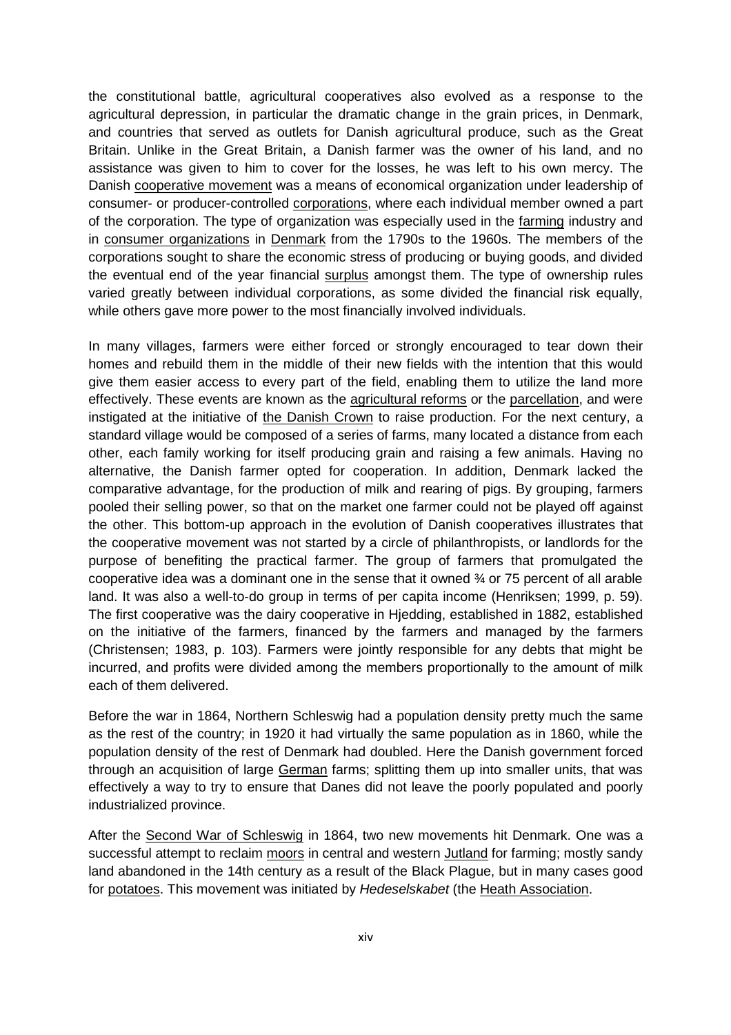the constitutional battle, agricultural cooperatives also evolved as a response to the agricultural depression, in particular the dramatic change in the grain prices, in Denmark, and countries that served as outlets for Danish agricultural produce, such as the Great Britain. Unlike in the Great Britain, a Danish farmer was the owner of his land, and no assistance was given to him to cover for the losses, he was left to his own mercy. The Danish cooperative movement was a means of economical organization under leadership of consumer- or producer-controlled corporations, where each individual member owned a part of the corporation. The type of organization was especially used in the farming industry and in consumer organizations in Denmark from the 1790s to the 1960s. The members of the corporations sought to share the economic stress of producing or buying goods, and divided the eventual end of the year financial surplus amongst them. The type of ownership rules varied greatly between individual corporations, as some divided the financial risk equally, while others gave more power to the most financially involved individuals.

In many villages, farmers were either forced or strongly encouraged to tear down their homes and rebuild them in the middle of their new fields with the intention that this would give them easier access to every part of the field, enabling them to utilize the land more effectively. These events are known as the agricultural reforms or the parcellation, and were instigated at the initiative of the Danish Crown to raise production. For the next century, a standard village would be composed of a series of farms, many located a distance from each other, each family working for itself producing grain and raising a few animals. Having no alternative, the Danish farmer opted for cooperation. In addition, Denmark lacked the comparative advantage, for the production of milk and rearing of pigs. By grouping, farmers pooled their selling power, so that on the market one farmer could not be played off against the other. This bottom-up approach in the evolution of Danish cooperatives illustrates that the cooperative movement was not started by a circle of philanthropists, or landlords for the purpose of benefiting the practical farmer. The group of farmers that promulgated the cooperative idea was a dominant one in the sense that it owned ¾ or 75 percent of all arable land. It was also a well-to-do group in terms of per capita income (Henriksen; 1999, p. 59). The first cooperative was the dairy cooperative in Hjedding, established in 1882, established on the initiative of the farmers, financed by the farmers and managed by the farmers (Christensen; 1983, p. 103). Farmers were jointly responsible for any debts that might be incurred, and profits were divided among the members proportionally to the amount of milk each of them delivered.

Before the war in 1864, Northern Schleswig had a population density pretty much the same as the rest of the country; in 1920 it had virtually the same population as in 1860, while the population density of the rest of Denmark had doubled. Here the Danish government forced through an acquisition of large German farms; splitting them up into smaller units, that was effectively a way to try to ensure that Danes did not leave the poorly populated and poorly industrialized province.

After the Second War of Schleswig in 1864, two new movements hit Denmark. One was a successful attempt to reclaim moors in central and western Jutland for farming; mostly sandy land abandoned in the 14th century as a result of the Black Plague, but in many cases good for potatoes. This movement was initiated by *Hedeselskabet* (the Heath Association.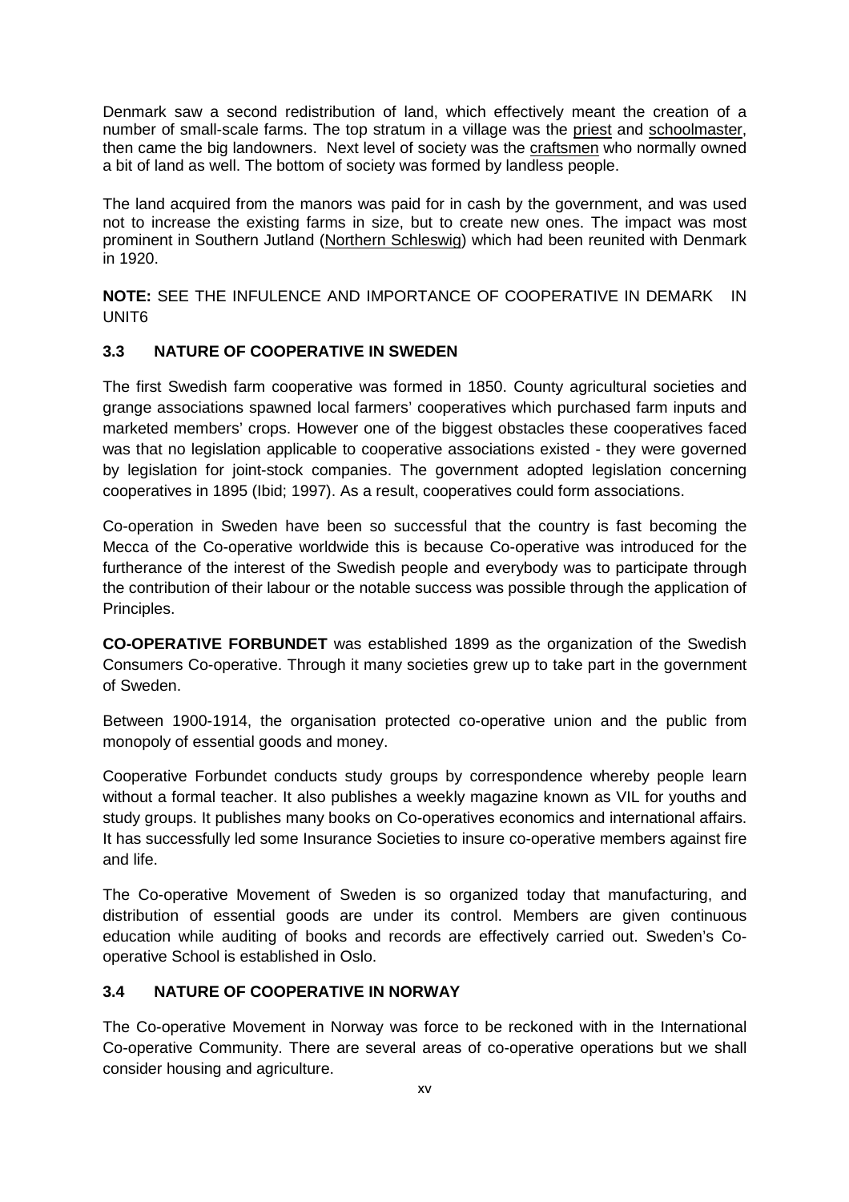Denmark saw a second redistribution of land, which effectively meant the creation of a number of small-scale farms. The top stratum in a village was the priest and schoolmaster, then came the big landowners. Next level of society was the craftsmen who normally owned a bit of land as well. The bottom of society was formed by landless people.

The land acquired from the manors was paid for in cash by the government, and was used not to increase the existing farms in size, but to create new ones. The impact was most prominent in Southern Jutland (Northern Schleswig) which had been reunited with Denmark in 1920.

**NOTE:** SEE THE INFULENCE AND IMPORTANCE OF COOPERATIVE IN DEMARK IN UNIT6

### 3.3 NATURE OF COOPERATIVE IN SWEDEN

The first Swedish farm cooperative was formed in 1850. County agricultural societies and grange associations spawned local farmers' cooperatives which purchased farm inputs and marketed members' crops. However one of the biggest obstacles these cooperatives faced was that no legislation applicable to cooperative associations existed - they were governed by legislation for joint-stock companies. The government adopted legislation concerning cooperatives in 1895 (Ibid; 1997). As a result, cooperatives could form associations.

Co-operation in Sweden have been so successful that the country is fast becoming the Mecca of the Co-operative worldwide this is because Co-operative was introduced for the furtherance of the interest of the Swedish people and everybody was to participate through the contribution of their labour or the notable success was possible through the application of Principles.

**CO-OPERATIVE FORBUNDET** was established 1899 as the organization of the Swedish Consumers Co-operative. Through it many societies grew up to take part in the government of Sweden.

Between 1900-1914, the organisation protected co-operative union and the public from monopoly of essential goods and money.

Cooperative Forbundet conducts study groups by correspondence whereby people learn without a formal teacher. It also publishes a weekly magazine known as VIL for youths and study groups. It publishes many books on Co-operatives economics and international affairs. It has successfully led some Insurance Societies to insure co-operative members against fire and life.

The Co-operative Movement of Sweden is so organized today that manufacturing, and distribution of essential goods are under its control. Members are given continuous education while auditing of books and records are effectively carried out. Sweden's Co-operative School is established in Oslo.

### 3.4 NATURE OF COOPERATIVE IN NORWAY

The Co-operative Movement in Norway was force to be reckoned with in the International Co-operative Community. There are several areas of co-operative operations but we shall consider housing and agriculture.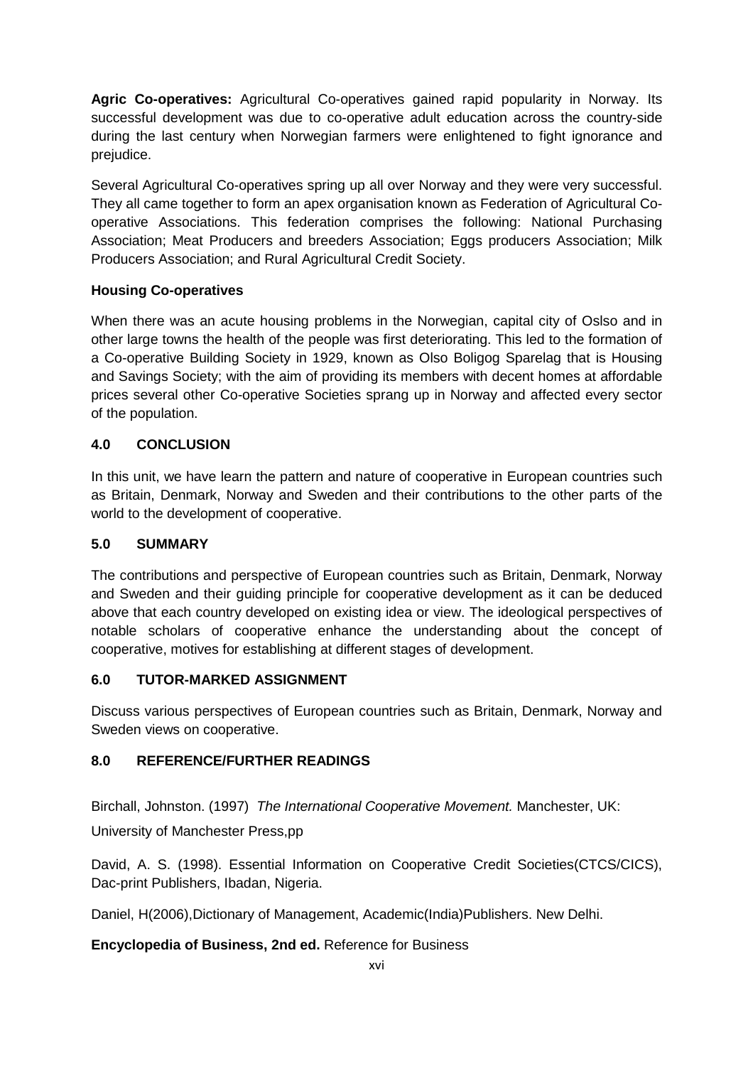**Agric Co-operatives:** Agricultural Co-operatives gained rapid popularity in Norway. Its successful development was due to co-operative adult education across the country-side during the last century when Norwegian farmers were enlightened to fight ignorance and prejudice.

Several Agricultural Co-operatives spring up all over Norway and they were very successful. They all came together to form an apex organisation known as Federation of Agricultural Co-operative Associations. This federation comprises the following: National Purchasing Association; Meat Producers and breeders Association; Eggs producers Association; Milk Producers Association; and Rural Agricultural Credit Society.

**Housing Co-operatives**

When there was an acute housing problems in the Norwegian, capital city of Oslso and in other large towns the health of the people was first deteriorating. This led to the formation of a Co-operative Building Society in 1929, known as Olso Boligog Sparelag that is Housing and Savings Society; with the aim of providing its members with decent homes at affordable prices several other Co-operative Societies sprang up in Norway and affected every sector of the population.

## 4.0 CONCLUSION

In this unit, we have learn the pattern and nature of cooperative in European countries such as Britain, Denmark, Norway and Sweden and their contributions to the other parts of the world to the development of cooperative.

## 5.0 SUMMARY

The contributions and perspective of European countries such as Britain, Denmark, Norway and Sweden and their guiding principle for cooperative development as it can be deduced above that each country developed on existing idea or view. The ideological perspectives of notable scholars of cooperative enhance the understanding about the concept of cooperative, motives for establishing at different stages of development.

## 6.0 TUTOR-MARKED ASSIGNMENT

Discuss various perspectives of European countries such as Britain, Denmark, Norway and Sweden views on cooperative.

## 8.0 REFERENCE/FURTHER READINGS

Birchall, Johnston. (1997) *The International Cooperative Movement.* Manchester, UK: University of Manchester Press,pp

David, A. S. (1998). Essential Information on Cooperative Credit Societies(CTCS/CICS), Dac-print Publishers, Ibadan, Nigeria.

Daniel, H(2006),Dictionary of Management, Academic(India)Publishers. New Delhi.

**Encyclopedia of Business, 2nd ed.** Reference for Business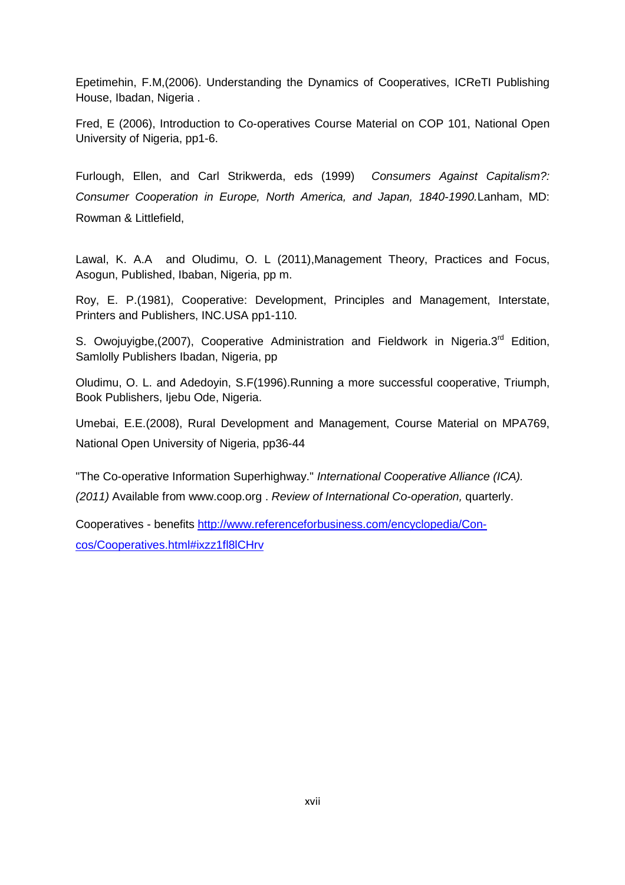Epetimehin, F.M,(2006). Understanding the Dynamics of Cooperatives, ICReTI Publishing House, Ibadan, Nigeria .

Fred, E (2006), Introduction to Co-operatives Course Material on COP 101, National Open University of Nigeria, pp1-6.

Furlough, Ellen, and Carl Strikwerda, eds (1999) *Consumers Against Capitalism?: Consumer Cooperation in Europe, North America, and Japan, 1840-1990.* Lanham, MD: Rowman & Littlefield,

Lawal, K. A.A and Oludimu, O. L (2011),Management Theory, Practices and Focus, Asogun, Published, Ibaban, Nigeria, pp m.

Roy, E. P.(1981), Cooperative: Development, Principles and Management, Interstate, Printers and Publishers, INC.USA pp1-110.

S. Owojuyigbe,(2007), Cooperative Administration and Fieldwork in Nigeria.3rd Edition, Samlolly Publishers Ibadan, Nigeria, pp

Oludimu, O. L. and Adedoyin, S.F(1996).Running a more successful cooperative, Triumph, Book Publishers, Ijebu Ode, Nigeria.

Umebai, E.E.(2008), Rural Development and Management, Course Material on MPA769, National Open University of Nigeria, pp36-44

"The Co-operative Information Superhighway." *International Cooperative Alliance (ICA). (2011)* Available from www.coop.org . *Review of International Co-operation,* quarterly.

Cooperatives - benefits http://www.referenceforbusiness.com/encyclopedia/Con-cos/Cooperatives.html#ixzz1fl8lCHrv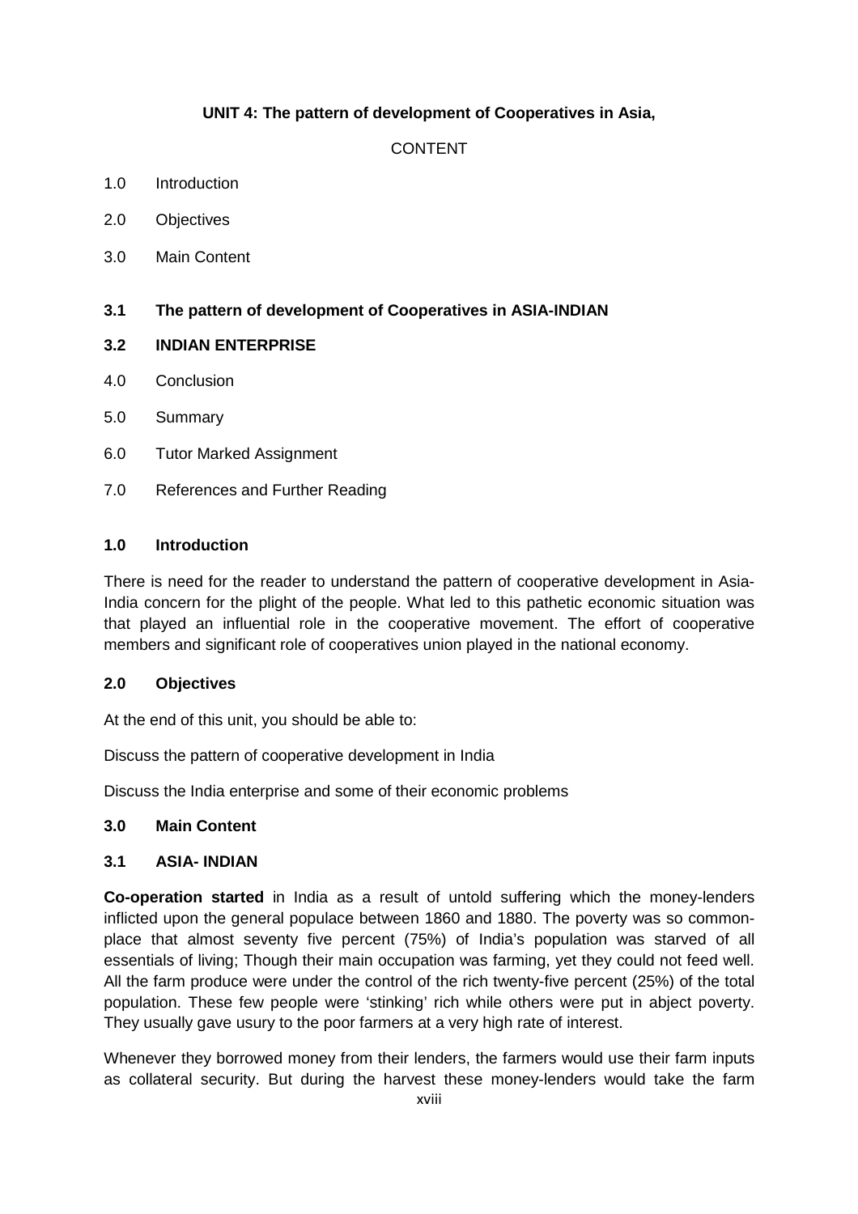**UNIT 4: The pattern of development of Cooperatives in Asia,**

CONTENT

1.0 Introduction

2.0 Objectives

3.0 Main Content

**3.1 The pattern of development of Cooperatives in ASIA-INDIAN**

**3.2 INDIAN ENTERPRISE**

4.0 Conclusion

5.0 Summary

6.0 Tutor Marked Assignment

7.0 References and Further Reading

## 1.0 Introduction

There is need for the reader to understand the pattern of cooperative development in Asia-India concern for the plight of the people. What led to this pathetic economic situation was that played an influential role in the cooperative movement. The effort of cooperative members and significant role of cooperatives union played in the national economy.

## 2.0 Objectives

At the end of this unit, you should be able to:

Discuss the pattern of cooperative development in India

Discuss the India enterprise and some of their economic problems

## 3.0 Main Content

### 3.1 ASIA- INDIAN

**Co-operation started** in India as a result of untold suffering which the money-lenders inflicted upon the general populace between 1860 and 1880. The poverty was so common-place that almost seventy five percent (75%) of India's population was starved of all essentials of living; Though their main occupation was farming, yet they could not feed well. All the farm produce were under the control of the rich twenty-five percent (25%) of the total population. These few people were 'stinking' rich while others were put in abject poverty. They usually gave usury to the poor farmers at a very high rate of interest.

Whenever they borrowed money from their lenders, the farmers would use their farm inputs as collateral security. But during the harvest these money-lenders would take the farm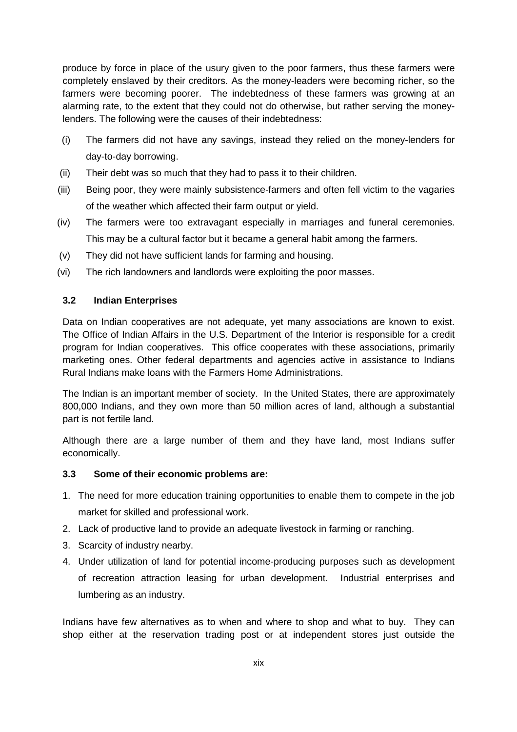produce by force in place of the usury given to the poor farmers, thus these farmers were completely enslaved by their creditors. As the money-leaders were becoming richer, so the farmers were becoming poorer. The indebtedness of these farmers was growing at an alarming rate, to the extent that they could not do otherwise, but rather serving the money-lenders. The following were the causes of their indebtedness:

(i) The farmers did not have any savings, instead they relied on the money-lenders for day-to-day borrowing.

(ii) Their debt was so much that they had to pass it to their children.

(iii) Being poor, they were mainly subsistence-farmers and often fell victim to the vagaries of the weather which affected their farm output or yield.

(iv) The farmers were too extravagant especially in marriages and funeral ceremonies. This may be a cultural factor but it became a general habit among the farmers.

(v) They did not have sufficient lands for farming and housing.

(vi) The rich landowners and landlords were exploiting the poor masses.

### 3.2 Indian Enterprises

Data on Indian cooperatives are not adequate, yet many associations are known to exist. The Office of Indian Affairs in the U.S. Department of the Interior is responsible for a credit program for Indian cooperatives. This office cooperates with these associations, primarily marketing ones. Other federal departments and agencies active in assistance to Indians Rural Indians make loans with the Farmers Home Administrations.

The Indian is an important member of society. In the United States, there are approximately 800,000 Indians, and they own more than 50 million acres of land, although a substantial part is not fertile land.

Although there are a large number of them and they have land, most Indians suffer economically.

### 3.3 Some of their economic problems are:

1. The need for more education training opportunities to enable them to compete in the job market for skilled and professional work.
2. Lack of productive land to provide an adequate livestock in farming or ranching.
3. Scarcity of industry nearby.
4. Under utilization of land for potential income-producing purposes such as development of recreation attraction leasing for urban development. Industrial enterprises and lumbering as an industry.

Indians have few alternatives as to when and where to shop and what to buy. They can shop either at the reservation trading post or at independent stores just outside the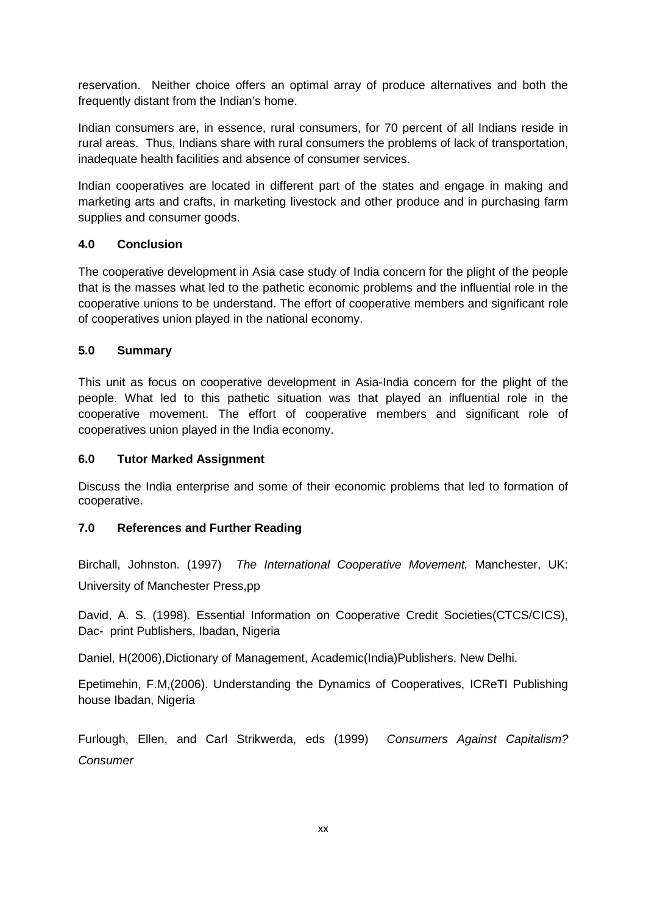reservation. Neither choice offers an optimal array of produce alternatives and both the frequently distant from the Indian's home.

Indian consumers are, in essence, rural consumers, for 70 percent of all Indians reside in rural areas. Thus, Indians share with rural consumers the problems of lack of transportation, inadequate health facilities and absence of consumer services.

Indian cooperatives are located in different part of the states and engage in making and marketing arts and crafts, in marketing livestock and other produce and in purchasing farm supplies and consumer goods.

## 4.0 Conclusion

The cooperative development in Asia case study of India concern for the plight of the people that is the masses what led to the pathetic economic problems and the influential role in the cooperative unions to be understand. The effort of cooperative members and significant role of cooperatives union played in the national economy.

## 5.0 Summary

This unit as focus on cooperative development in Asia-India concern for the plight of the people. What led to this pathetic situation was that played an influential role in the cooperative movement. The effort of cooperative members and significant role of cooperatives union played in the India economy.

## 6.0 Tutor Marked Assignment

Discuss the India enterprise and some of their economic problems that led to formation of cooperative.

## 7.0 References and Further Reading

Birchall, Johnston. (1997) *The International Cooperative Movement.* Manchester, UK: University of Manchester Press,pp

David, A. S. (1998). Essential Information on Cooperative Credit Societies(CTCS/CICS), Dac- print Publishers, Ibadan, Nigeria

Daniel, H(2006),Dictionary of Management, Academic(India)Publishers. New Delhi.

Epetimehin, F.M,(2006). Understanding the Dynamics of Cooperatives, ICReTI Publishing house Ibadan, Nigeria

Furlough, Ellen, and Carl Strikwerda, eds (1999) *Consumers Against Capitalism? Consumer*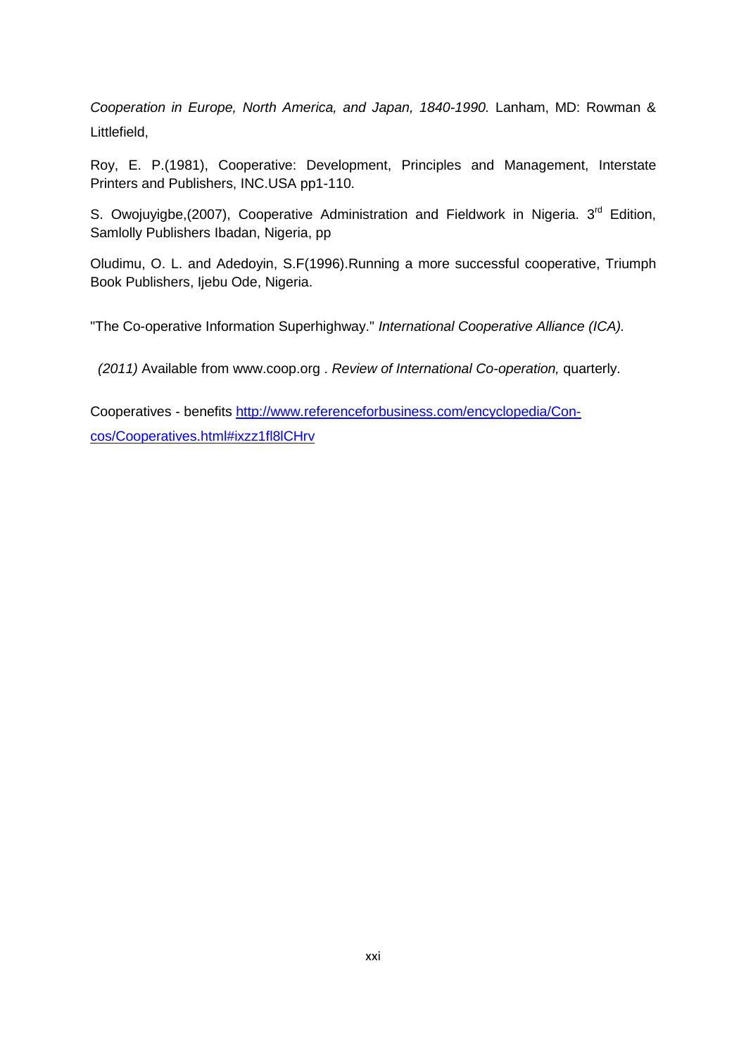*Cooperation in Europe, North America, and Japan, 1840-1990.* Lanham, MD: Rowman & Littlefield,

Roy, E. P.(1981), Cooperative: Development, Principles and Management, Interstate Printers and Publishers, INC.USA pp1-110.

S. Owojuyigbe,(2007), Cooperative Administration and Fieldwork in Nigeria. 3rd Edition, Samlolly Publishers Ibadan, Nigeria, pp

Oludimu, O. L. and Adedoyin, S.F(1996).Running a more successful cooperative, Triumph Book Publishers, Ijebu Ode, Nigeria.

"The Co-operative Information Superhighway." *International Cooperative Alliance (ICA).*

*(2011)* Available from www.coop.org . *Review of International Co-operation,* quarterly.

Cooperatives - benefits [http://www.referenceforbusiness.com/encyclopedia/Con-cos/Cooperatives.html#ixzz1fl8lCHrv](http://www.referenceforbusiness.com/encyclopedia/Con-cos/Cooperatives.html#ixzz1fl8lCHrv)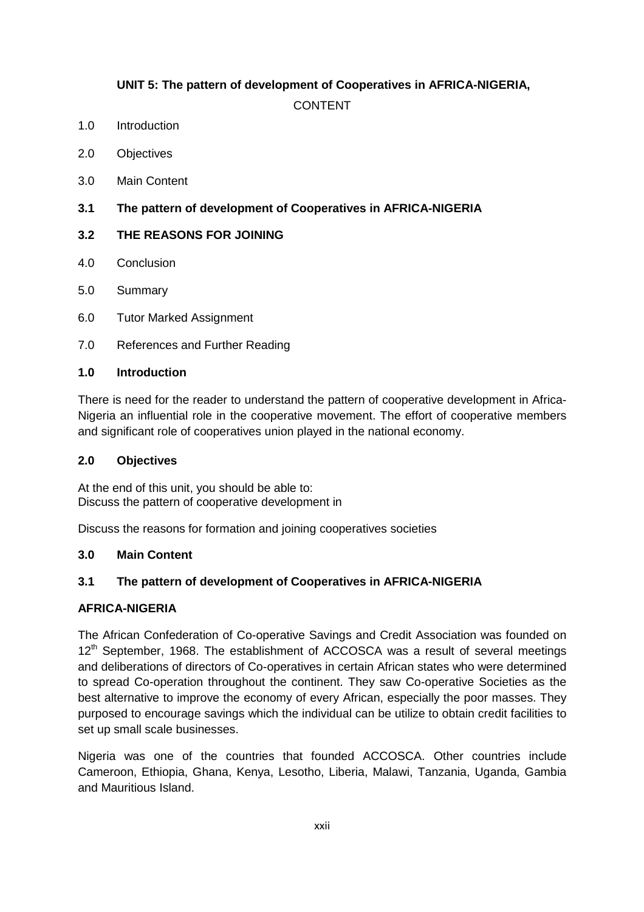## UNIT 5: The pattern of development of Cooperatives in AFRICA-NIGERIA,

CONTENT

1.0 Introduction

2.0 Objectives

3.0 Main Content

**3.1 The pattern of development of Cooperatives in AFRICA-NIGERIA**

**3.2 THE REASONS FOR JOINING**

4.0 Conclusion

5.0 Summary

6.0 Tutor Marked Assignment

7.0 References and Further Reading

### 1.0 Introduction

There is need for the reader to understand the pattern of cooperative development in Africa-Nigeria an influential role in the cooperative movement. The effort of cooperative members and significant role of cooperatives union played in the national economy.

### 2.0 Objectives

At the end of this unit, you should be able to:
Discuss the pattern of cooperative development in

Discuss the reasons for formation and joining cooperatives societies

### 3.0 Main Content

### 3.1 The pattern of development of Cooperatives in AFRICA-NIGERIA

**AFRICA-NIGERIA**

The African Confederation of Co-operative Savings and Credit Association was founded on 12th September, 1968. The establishment of ACCOSCA was a result of several meetings and deliberations of directors of Co-operatives in certain African states who were determined to spread Co-operation throughout the continent. They saw Co-operative Societies as the best alternative to improve the economy of every African, especially the poor masses. They purposed to encourage savings which the individual can be utilize to obtain credit facilities to set up small scale businesses.

Nigeria was one of the countries that founded ACCOSCA. Other countries include Cameroon, Ethiopia, Ghana, Kenya, Lesotho, Liberia, Malawi, Tanzania, Uganda, Gambia and Mauritious Island.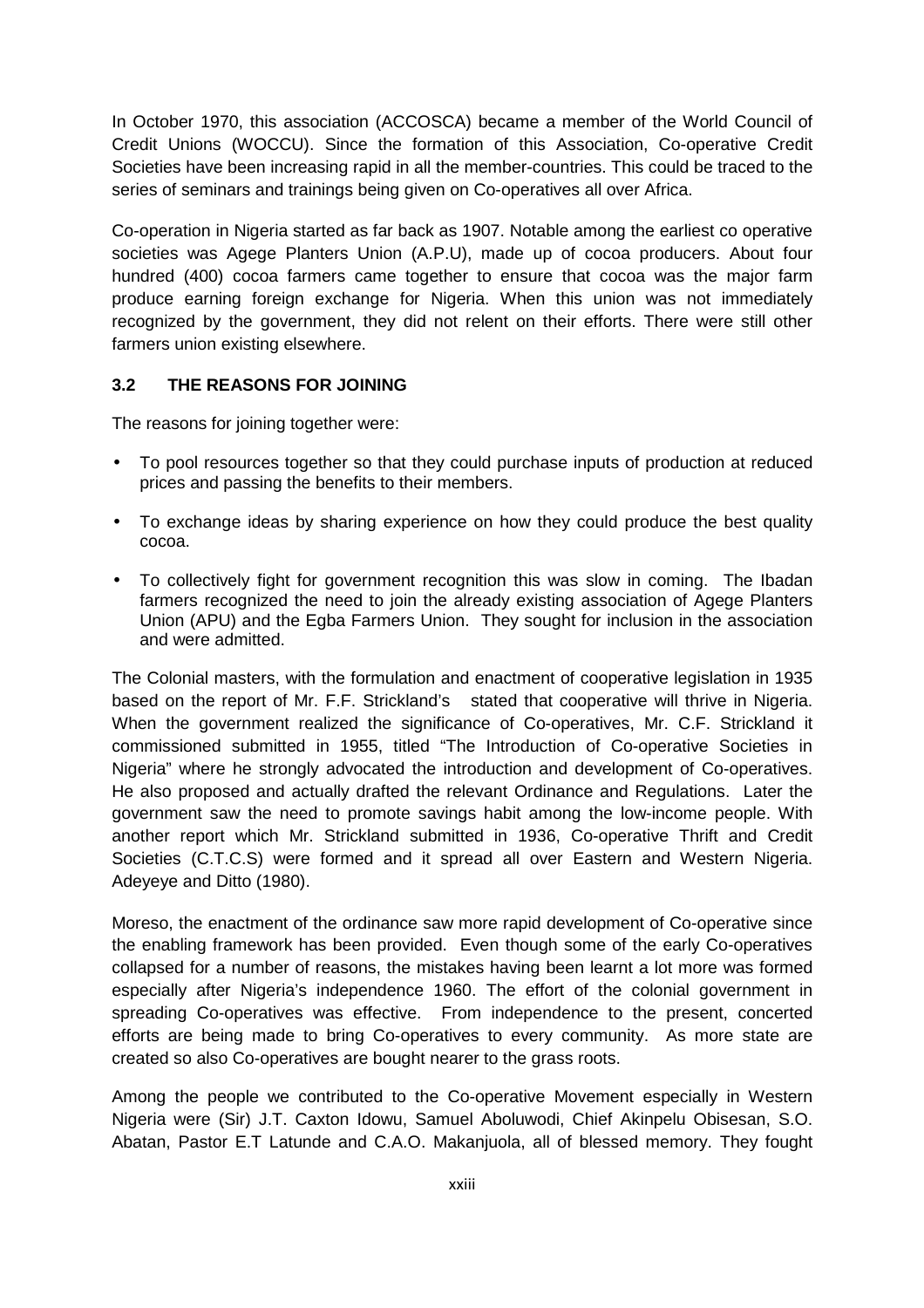In October 1970, this association (ACCOSCA) became a member of the World Council of Credit Unions (WOCCU). Since the formation of this Association, Co-operative Credit Societies have been increasing rapid in all the member-countries. This could be traced to the series of seminars and trainings being given on Co-operatives all over Africa.

Co-operation in Nigeria started as far back as 1907. Notable among the earliest co operative societies was Agege Planters Union (A.P.U), made up of cocoa producers. About four hundred (400) cocoa farmers came together to ensure that cocoa was the major farm produce earning foreign exchange for Nigeria. When this union was not immediately recognized by the government, they did not relent on their efforts. There were still other farmers union existing elsewhere.

### 3.2 THE REASONS FOR JOINING

The reasons for joining together were:

- To pool resources together so that they could purchase inputs of production at reduced prices and passing the benefits to their members.
- To exchange ideas by sharing experience on how they could produce the best quality cocoa.
- To collectively fight for government recognition this was slow in coming. The Ibadan farmers recognized the need to join the already existing association of Agege Planters Union (APU) and the Egba Farmers Union. They sought for inclusion in the association and were admitted.

The Colonial masters, with the formulation and enactment of cooperative legislation in 1935 based on the report of Mr. F.F. Strickland's stated that cooperative will thrive in Nigeria. When the government realized the significance of Co-operatives, Mr. C.F. Strickland it commissioned submitted in 1955, titled "The Introduction of Co-operative Societies in Nigeria" where he strongly advocated the introduction and development of Co-operatives. He also proposed and actually drafted the relevant Ordinance and Regulations. Later the government saw the need to promote savings habit among the low-income people. With another report which Mr. Strickland submitted in 1936, Co-operative Thrift and Credit Societies (C.T.C.S) were formed and it spread all over Eastern and Western Nigeria. Adeyeye and Ditto (1980).

Moreso, the enactment of the ordinance saw more rapid development of Co-operative since the enabling framework has been provided. Even though some of the early Co-operatives collapsed for a number of reasons, the mistakes having been learnt a lot more was formed especially after Nigeria's independence 1960. The effort of the colonial government in spreading Co-operatives was effective. From independence to the present, concerted efforts are being made to bring Co-operatives to every community. As more state are created so also Co-operatives are bought nearer to the grass roots.

Among the people we contributed to the Co-operative Movement especially in Western Nigeria were (Sir) J.T. Caxton Idowu, Samuel Aboluwodi, Chief Akinpelu Obisesan, S.O. Abatan, Pastor E.T Latunde and C.A.O. Makanjuola, all of blessed memory. They fought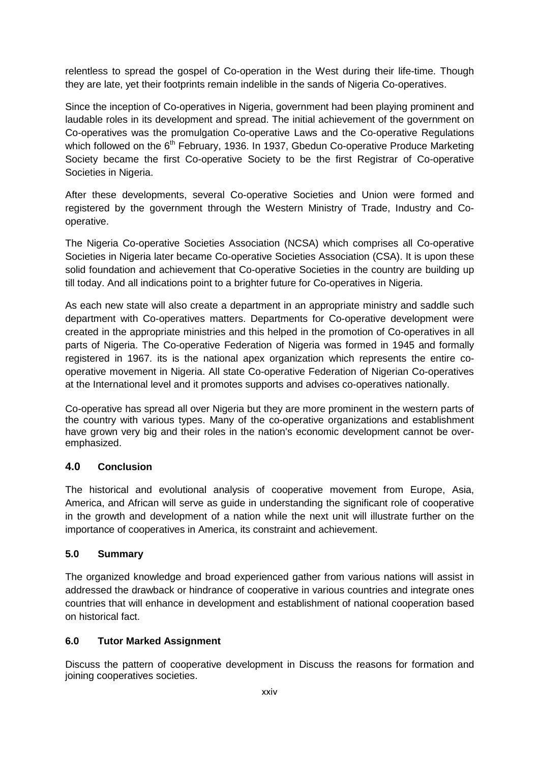relentless to spread the gospel of Co-operation in the West during their life-time. Though they are late, yet their footprints remain indelible in the sands of Nigeria Co-operatives.

Since the inception of Co-operatives in Nigeria, government had been playing prominent and laudable roles in its development and spread. The initial achievement of the government on Co-operatives was the promulgation Co-operative Laws and the Co-operative Regulations which followed on the 6th February, 1936. In 1937, Gbedun Co-operative Produce Marketing Society became the first Co-operative Society to be the first Registrar of Co-operative Societies in Nigeria.

After these developments, several Co-operative Societies and Union were formed and registered by the government through the Western Ministry of Trade, Industry and Co-operative.

The Nigeria Co-operative Societies Association (NCSA) which comprises all Co-operative Societies in Nigeria later became Co-operative Societies Association (CSA). It is upon these solid foundation and achievement that Co-operative Societies in the country are building up till today. And all indications point to a brighter future for Co-operatives in Nigeria.

As each new state will also create a department in an appropriate ministry and saddle such department with Co-operatives matters. Departments for Co-operative development were created in the appropriate ministries and this helped in the promotion of Co-operatives in all parts of Nigeria. The Co-operative Federation of Nigeria was formed in 1945 and formally registered in 1967. its is the national apex organization which represents the entire co-operative movement in Nigeria. All state Co-operative Federation of Nigerian Co-operatives at the International level and it promotes supports and advises co-operatives nationally.

Co-operative has spread all over Nigeria but they are more prominent in the western parts of the country with various types. Many of the co-operative organizations and establishment have grown very big and their roles in the nation's economic development cannot be over-emphasized.

## 4.0 Conclusion

The historical and evolutional analysis of cooperative movement from Europe, Asia, America, and African will serve as guide in understanding the significant role of cooperative in the growth and development of a nation while the next unit will illustrate further on the importance of cooperatives in America, its constraint and achievement.

## 5.0 Summary

The organized knowledge and broad experienced gather from various nations will assist in addressed the drawback or hindrance of cooperative in various countries and integrate ones countries that will enhance in development and establishment of national cooperation based on historical fact.

## 6.0 Tutor Marked Assignment

Discuss the pattern of cooperative development in Discuss the reasons for formation and joining cooperatives societies.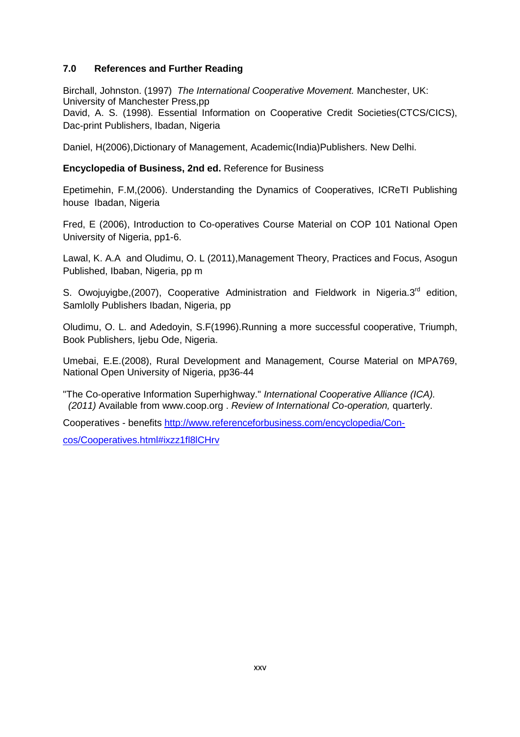## 7.0 References and Further Reading

Birchall, Johnston. (1997) *The International Cooperative Movement.* Manchester, UK: University of Manchester Press,pp

David, A. S. (1998). Essential Information on Cooperative Credit Societies(CTCS/CICS), Dac-print Publishers, Ibadan, Nigeria

Daniel, H(2006),Dictionary of Management, Academic(India)Publishers. New Delhi.

**Encyclopedia of Business, 2nd ed.** Reference for Business

Epetimehin, F.M,(2006). Understanding the Dynamics of Cooperatives, ICReTI Publishing house Ibadan, Nigeria

Fred, E (2006), Introduction to Co-operatives Course Material on COP 101 National Open University of Nigeria, pp1-6.

Lawal, K. A.A and Oludimu, O. L (2011),Management Theory, Practices and Focus, Asogun Published, Ibaban, Nigeria, pp m

S. Owojuyigbe,(2007), Cooperative Administration and Fieldwork in Nigeria.3rd edition, Samlolly Publishers Ibadan, Nigeria, pp

Oludimu, O. L. and Adedoyin, S.F(1996).Running a more successful cooperative, Triumph, Book Publishers, Ijebu Ode, Nigeria.

Umebai, E.E.(2008), Rural Development and Management, Course Material on MPA769, National Open University of Nigeria, pp36-44

"The Co-operative Information Superhighway." *International Cooperative Alliance (ICA). (2011)* Available from www.coop.org . *Review of International Co-operation,* quarterly.

Cooperatives - benefits http://www.referenceforbusiness.com/encyclopedia/Con-cos/Cooperatives.html#ixzz1fl8lCHrv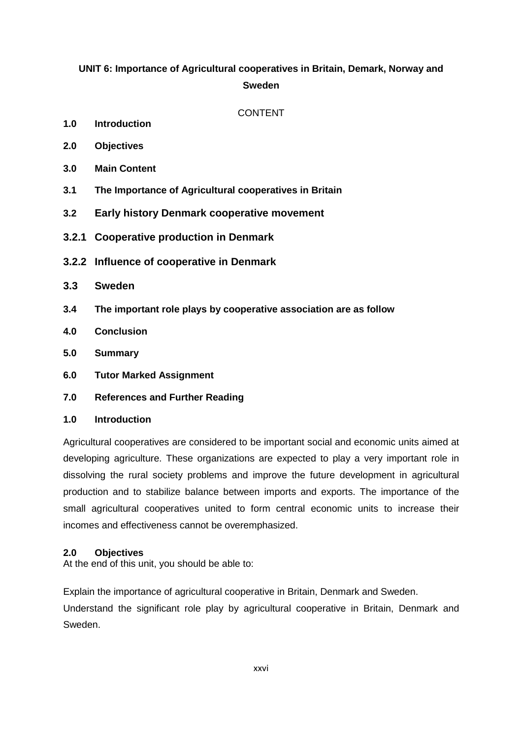**UNIT 6: Importance of Agricultural cooperatives in Britain, Demark, Norway and Sweden**

CONTENT

**1.0 Introduction**

**2.0 Objectives**

**3.0 Main Content**

**3.1 The Importance of Agricultural cooperatives in Britain**

**3.2 Early history Denmark cooperative movement**

**3.2.1 Cooperative production in Denmark**

**3.2.2 Influence of cooperative in Denmark**

**3.3 Sweden**

**3.4 The important role plays by cooperative association are as follow**

**4.0 Conclusion**

**5.0 Summary**

**6.0 Tutor Marked Assignment**

**7.0 References and Further Reading**

## 1.0 Introduction

Agricultural cooperatives are considered to be important social and economic units aimed at developing agriculture. These organizations are expected to play a very important role in dissolving the rural society problems and improve the future development in agricultural production and to stabilize balance between imports and exports. The importance of the small agricultural cooperatives united to form central economic units to increase their incomes and effectiveness cannot be overemphasized.

## 2.0 Objectives

At the end of this unit, you should be able to:

Explain the importance of agricultural cooperative in Britain, Denmark and Sweden.

Understand the significant role play by agricultural cooperative in Britain, Denmark and Sweden.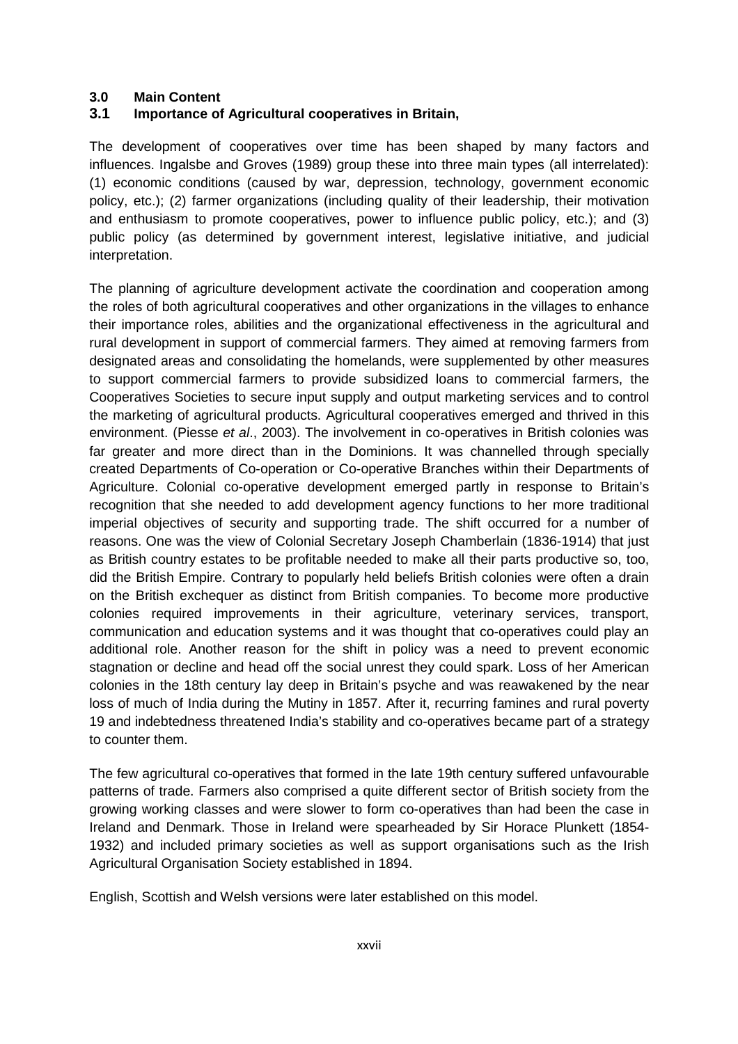## 3.0 Main Content

### 3.1 Importance of Agricultural cooperatives in Britain,

The development of cooperatives over time has been shaped by many factors and influences. Ingalsbe and Groves (1989) group these into three main types (all interrelated): (1) economic conditions (caused by war, depression, technology, government economic policy, etc.); (2) farmer organizations (including quality of their leadership, their motivation and enthusiasm to promote cooperatives, power to influence public policy, etc.); and (3) public policy (as determined by government interest, legislative initiative, and judicial interpretation.

The planning of agriculture development activate the coordination and cooperation among the roles of both agricultural cooperatives and other organizations in the villages to enhance their importance roles, abilities and the organizational effectiveness in the agricultural and rural development in support of commercial farmers. They aimed at removing farmers from designated areas and consolidating the homelands, were supplemented by other measures to support commercial farmers to provide subsidized loans to commercial farmers, the Cooperatives Societies to secure input supply and output marketing services and to control the marketing of agricultural products. Agricultural cooperatives emerged and thrived in this environment. (Piesse *et al*., 2003). The involvement in co-operatives in British colonies was far greater and more direct than in the Dominions. It was channelled through specially created Departments of Co-operation or Co-operative Branches within their Departments of Agriculture. Colonial co-operative development emerged partly in response to Britain's recognition that she needed to add development agency functions to her more traditional imperial objectives of security and supporting trade. The shift occurred for a number of reasons. One was the view of Colonial Secretary Joseph Chamberlain (1836-1914) that just as British country estates to be profitable needed to make all their parts productive so, too, did the British Empire. Contrary to popularly held beliefs British colonies were often a drain on the British exchequer as distinct from British companies. To become more productive colonies required improvements in their agriculture, veterinary services, transport, communication and education systems and it was thought that co-operatives could play an additional role. Another reason for the shift in policy was a need to prevent economic stagnation or decline and head off the social unrest they could spark. Loss of her American colonies in the 18th century lay deep in Britain's psyche and was reawakened by the near loss of much of India during the Mutiny in 1857. After it, recurring famines and rural poverty 19 and indebtedness threatened India's stability and co-operatives became part of a strategy to counter them.

The few agricultural co-operatives that formed in the late 19th century suffered unfavourable patterns of trade. Farmers also comprised a quite different sector of British society from the growing working classes and were slower to form co-operatives than had been the case in Ireland and Denmark. Those in Ireland were spearheaded by Sir Horace Plunkett (1854-1932) and included primary societies as well as support organisations such as the Irish Agricultural Organisation Society established in 1894.

English, Scottish and Welsh versions were later established on this model.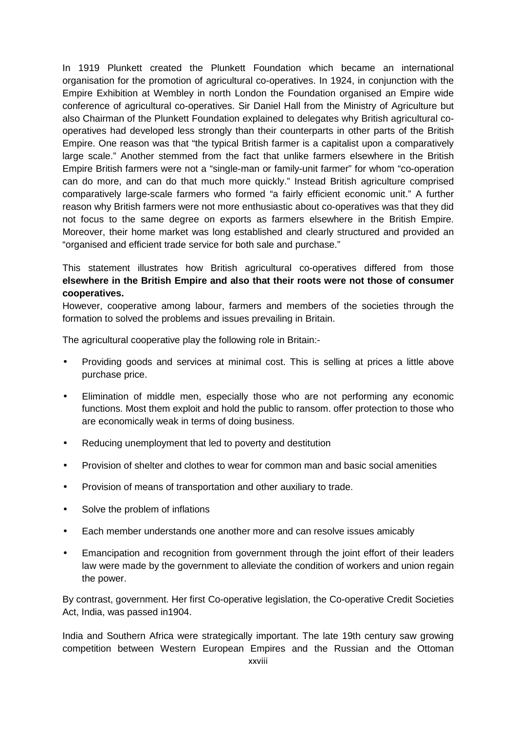In 1919 Plunkett created the Plunkett Foundation which became an international organisation for the promotion of agricultural co-operatives. In 1924, in conjunction with the Empire Exhibition at Wembley in north London the Foundation organised an Empire wide conference of agricultural co-operatives. Sir Daniel Hall from the Ministry of Agriculture but also Chairman of the Plunkett Foundation explained to delegates why British agricultural co-operatives had developed less strongly than their counterparts in other parts of the British Empire. One reason was that "the typical British farmer is a capitalist upon a comparatively large scale." Another stemmed from the fact that unlike farmers elsewhere in the British Empire British farmers were not a "single-man or family-unit farmer" for whom "co-operation can do more, and can do that much more quickly." Instead British agriculture comprised comparatively large-scale farmers who formed "a fairly efficient economic unit." A further reason why British farmers were not more enthusiastic about co-operatives was that they did not focus to the same degree on exports as farmers elsewhere in the British Empire. Moreover, their home market was long established and clearly structured and provided an "organised and efficient trade service for both sale and purchase."

This statement illustrates how British agricultural co-operatives differed from those **elsewhere in the British Empire and also that their roots were not those of consumer cooperatives.**

However, cooperative among labour, farmers and members of the societies through the formation to solved the problems and issues prevailing in Britain.

The agricultural cooperative play the following role in Britain:-

- Providing goods and services at minimal cost. This is selling at prices a little above purchase price.
- Elimination of middle men, especially those who are not performing any economic functions. Most them exploit and hold the public to ransom. offer protection to those who are economically weak in terms of doing business.
- Reducing unemployment that led to poverty and destitution
- Provision of shelter and clothes to wear for common man and basic social amenities
- Provision of means of transportation and other auxiliary to trade.
- Solve the problem of inflations
- Each member understands one another more and can resolve issues amicably
- Emancipation and recognition from government through the joint effort of their leaders law were made by the government to alleviate the condition of workers and union regain the power.

By contrast, government. Her first Co-operative legislation, the Co-operative Credit Societies Act, India, was passed in1904.

India and Southern Africa were strategically important. The late 19th century saw growing competition between Western European Empires and the Russian and the Ottoman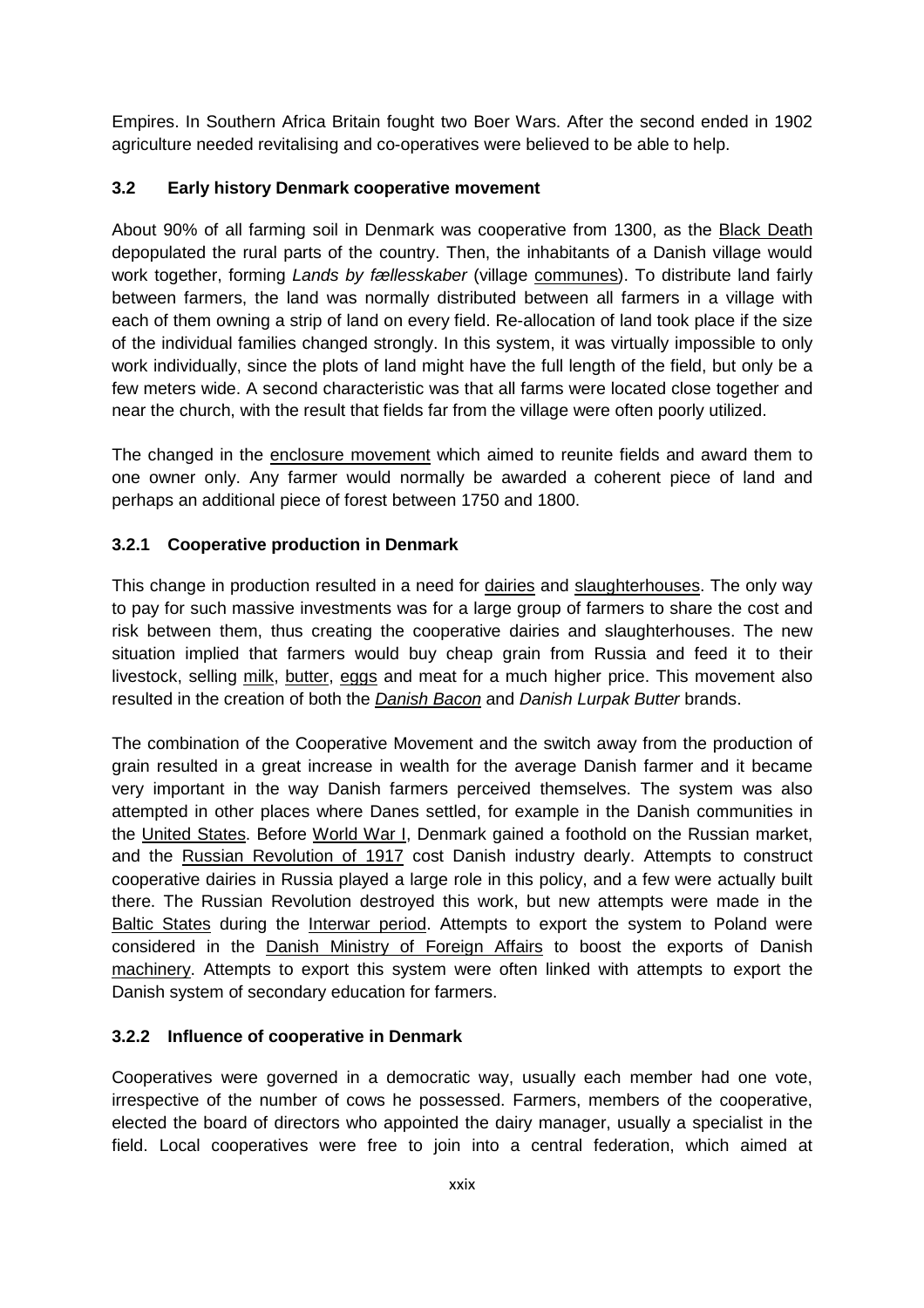Empires. In Southern Africa Britain fought two Boer Wars. After the second ended in 1902 agriculture needed revitalising and co-operatives were believed to be able to help.

### 3.2 Early history Denmark cooperative movement

About 90% of all farming soil in Denmark was cooperative from 1300, as the Black Death depopulated the rural parts of the country. Then, the inhabitants of a Danish village would work together, forming *Lands by fællesskaber* (village communes). To distribute land fairly between farmers, the land was normally distributed between all farmers in a village with each of them owning a strip of land on every field. Re-allocation of land took place if the size of the individual families changed strongly. In this system, it was virtually impossible to only work individually, since the plots of land might have the full length of the field, but only be a few meters wide. A second characteristic was that all farms were located close together and near the church, with the result that fields far from the village were often poorly utilized.

The changed in the enclosure movement which aimed to reunite fields and award them to one owner only. Any farmer would normally be awarded a coherent piece of land and perhaps an additional piece of forest between 1750 and 1800.

#### 3.2.1 Cooperative production in Denmark

This change in production resulted in a need for dairies and slaughterhouses. The only way to pay for such massive investments was for a large group of farmers to share the cost and risk between them, thus creating the cooperative dairies and slaughterhouses. The new situation implied that farmers would buy cheap grain from Russia and feed it to their livestock, selling milk, butter, eggs and meat for a much higher price. This movement also resulted in the creation of both the *Danish Bacon* and *Danish Lurpak Butter* brands.

The combination of the Cooperative Movement and the switch away from the production of grain resulted in a great increase in wealth for the average Danish farmer and it became very important in the way Danish farmers perceived themselves. The system was also attempted in other places where Danes settled, for example in the Danish communities in the United States. Before World War I, Denmark gained a foothold on the Russian market, and the Russian Revolution of 1917 cost Danish industry dearly. Attempts to construct cooperative dairies in Russia played a large role in this policy, and a few were actually built there. The Russian Revolution destroyed this work, but new attempts were made in the Baltic States during the Interwar period. Attempts to export the system to Poland were considered in the Danish Ministry of Foreign Affairs to boost the exports of Danish machinery. Attempts to export this system were often linked with attempts to export the Danish system of secondary education for farmers.

#### 3.2.2 Influence of cooperative in Denmark

Cooperatives were governed in a democratic way, usually each member had one vote, irrespective of the number of cows he possessed. Farmers, members of the cooperative, elected the board of directors who appointed the dairy manager, usually a specialist in the field. Local cooperatives were free to join into a central federation, which aimed at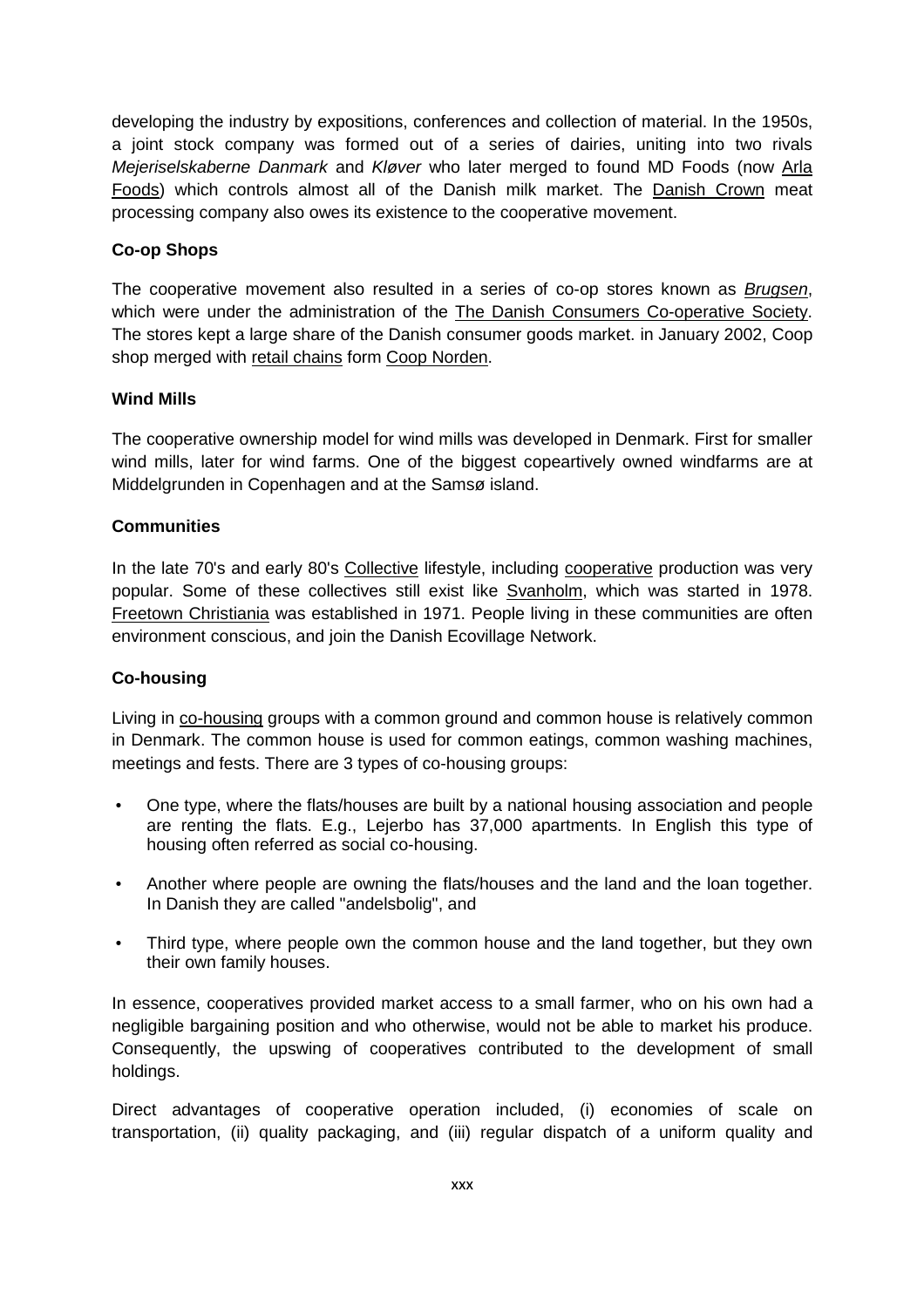developing the industry by expositions, conferences and collection of material. In the 1950s, a joint stock company was formed out of a series of dairies, uniting into two rivals *Mejeriselskaberne Danmark* and *Kløver* who later merged to found MD Foods (now Arla Foods) which controls almost all of the Danish milk market. The Danish Crown meat processing company also owes its existence to the cooperative movement.

**Co-op Shops**

The cooperative movement also resulted in a series of co-op stores known as *Brugsen*, which were under the administration of the The Danish Consumers Co-operative Society. The stores kept a large share of the Danish consumer goods market. in January 2002, Coop shop merged with retail chains form Coop Norden.

**Wind Mills**

The cooperative ownership model for wind mills was developed in Denmark. First for smaller wind mills, later for wind farms. One of the biggest copeartively owned windfarms are at Middelgrunden in Copenhagen and at the Samsø island.

**Communities**

In the late 70's and early 80's Collective lifestyle, including cooperative production was very popular. Some of these collectives still exist like Svanholm, which was started in 1978. Freetown Christiania was established in 1971. People living in these communities are often environment conscious, and join the Danish Ecovillage Network.

**Co-housing**

Living in co-housing groups with a common ground and common house is relatively common in Denmark. The common house is used for common eatings, common washing machines, meetings and fests. There are 3 types of co-housing groups:

- One type, where the flats/houses are built by a national housing association and people are renting the flats. E.g., Lejerbo has 37,000 apartments. In English this type of housing often referred as social co-housing.
- Another where people are owning the flats/houses and the land and the loan together. In Danish they are called "andelsbolig", and
- Third type, where people own the common house and the land together, but they own their own family houses.

In essence, cooperatives provided market access to a small farmer, who on his own had a negligible bargaining position and who otherwise, would not be able to market his produce. Consequently, the upswing of cooperatives contributed to the development of small holdings.

Direct advantages of cooperative operation included, (i) economies of scale on transportation, (ii) quality packaging, and (iii) regular dispatch of a uniform quality and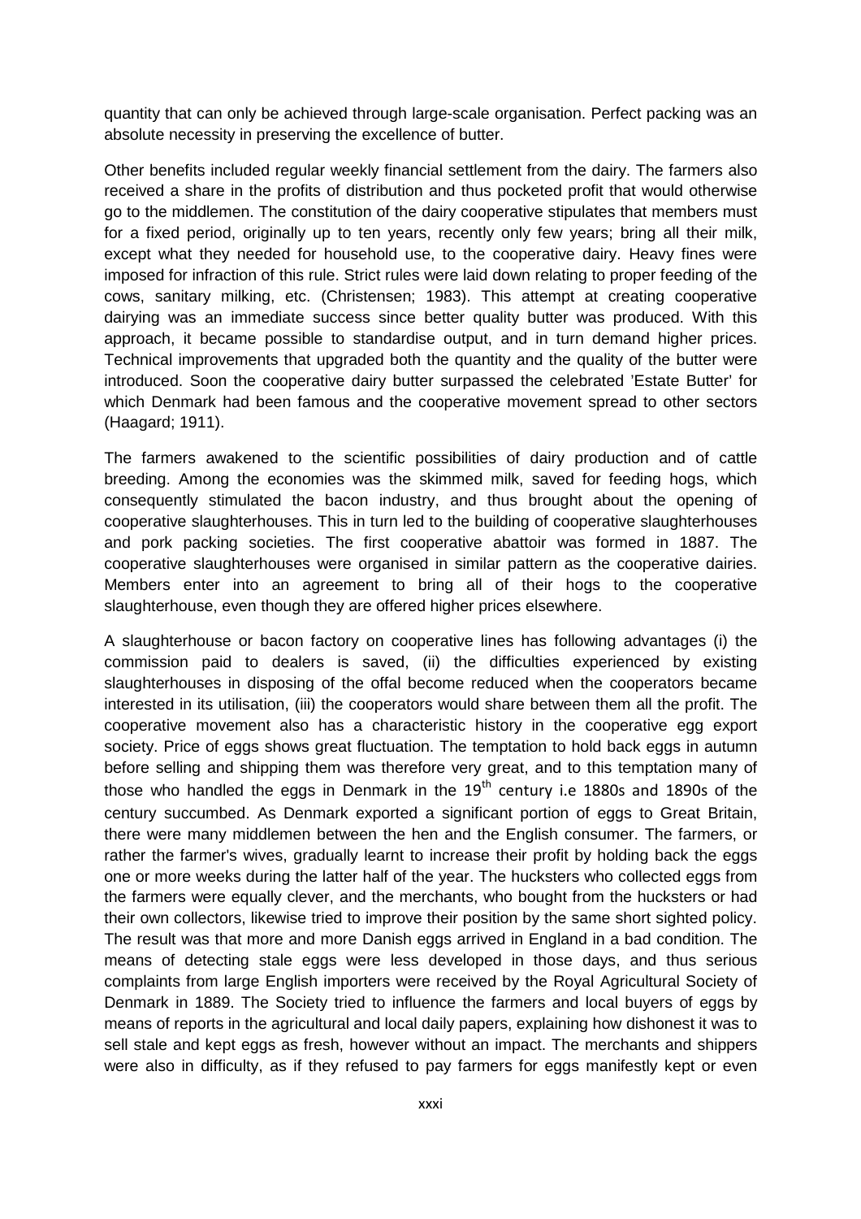quantity that can only be achieved through large-scale organisation. Perfect packing was an absolute necessity in preserving the excellence of butter.

Other benefits included regular weekly financial settlement from the dairy. The farmers also received a share in the profits of distribution and thus pocketed profit that would otherwise go to the middlemen. The constitution of the dairy cooperative stipulates that members must for a fixed period, originally up to ten years, recently only few years; bring all their milk, except what they needed for household use, to the cooperative dairy. Heavy fines were imposed for infraction of this rule. Strict rules were laid down relating to proper feeding of the cows, sanitary milking, etc. (Christensen; 1983). This attempt at creating cooperative dairying was an immediate success since better quality butter was produced. With this approach, it became possible to standardise output, and in turn demand higher prices. Technical improvements that upgraded both the quantity and the quality of the butter were introduced. Soon the cooperative dairy butter surpassed the celebrated 'Estate Butter' for which Denmark had been famous and the cooperative movement spread to other sectors (Haagard; 1911).

The farmers awakened to the scientific possibilities of dairy production and of cattle breeding. Among the economies was the skimmed milk, saved for feeding hogs, which consequently stimulated the bacon industry, and thus brought about the opening of cooperative slaughterhouses. This in turn led to the building of cooperative slaughterhouses and pork packing societies. The first cooperative abattoir was formed in 1887. The cooperative slaughterhouses were organised in similar pattern as the cooperative dairies. Members enter into an agreement to bring all of their hogs to the cooperative slaughterhouse, even though they are offered higher prices elsewhere.

A slaughterhouse or bacon factory on cooperative lines has following advantages (i) the commission paid to dealers is saved, (ii) the difficulties experienced by existing slaughterhouses in disposing of the offal become reduced when the cooperators became interested in its utilisation, (iii) the cooperators would share between them all the profit. The cooperative movement also has a characteristic history in the cooperative egg export society. Price of eggs shows great fluctuation. The temptation to hold back eggs in autumn before selling and shipping them was therefore very great, and to this temptation many of those who handled the eggs in Denmark in the 19th century i.e 1880s and 1890s of the century succumbed. As Denmark exported a significant portion of eggs to Great Britain, there were many middlemen between the hen and the English consumer. The farmers, or rather the farmer's wives, gradually learnt to increase their profit by holding back the eggs one or more weeks during the latter half of the year. The hucksters who collected eggs from the farmers were equally clever, and the merchants, who bought from the hucksters or had their own collectors, likewise tried to improve their position by the same short sighted policy. The result was that more and more Danish eggs arrived in England in a bad condition. The means of detecting stale eggs were less developed in those days, and thus serious complaints from large English importers were received by the Royal Agricultural Society of Denmark in 1889. The Society tried to influence the farmers and local buyers of eggs by means of reports in the agricultural and local daily papers, explaining how dishonest it was to sell stale and kept eggs as fresh, however without an impact. The merchants and shippers were also in difficulty, as if they refused to pay farmers for eggs manifestly kept or even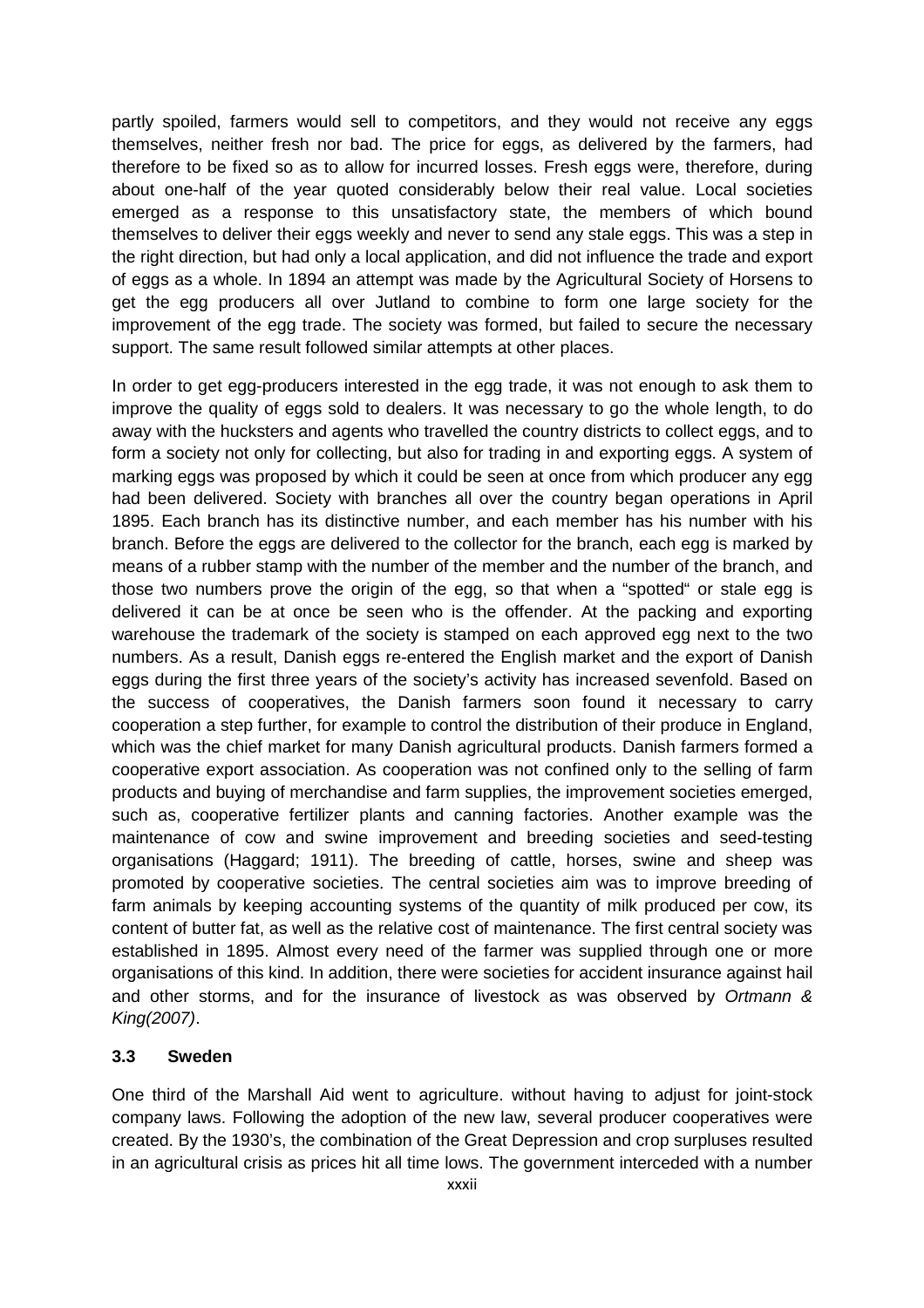partly spoiled, farmers would sell to competitors, and they would not receive any eggs themselves, neither fresh nor bad. The price for eggs, as delivered by the farmers, had therefore to be fixed so as to allow for incurred losses. Fresh eggs were, therefore, during about one-half of the year quoted considerably below their real value. Local societies emerged as a response to this unsatisfactory state, the members of which bound themselves to deliver their eggs weekly and never to send any stale eggs. This was a step in the right direction, but had only a local application, and did not influence the trade and export of eggs as a whole. In 1894 an attempt was made by the Agricultural Society of Horsens to get the egg producers all over Jutland to combine to form one large society for the improvement of the egg trade. The society was formed, but failed to secure the necessary support. The same result followed similar attempts at other places.

In order to get egg-producers interested in the egg trade, it was not enough to ask them to improve the quality of eggs sold to dealers. It was necessary to go the whole length, to do away with the hucksters and agents who travelled the country districts to collect eggs, and to form a society not only for collecting, but also for trading in and exporting eggs. A system of marking eggs was proposed by which it could be seen at once from which producer any egg had been delivered. Society with branches all over the country began operations in April 1895. Each branch has its distinctive number, and each member has his number with his branch. Before the eggs are delivered to the collector for the branch, each egg is marked by means of a rubber stamp with the number of the member and the number of the branch, and those two numbers prove the origin of the egg, so that when a "spotted" or stale egg is delivered it can be at once be seen who is the offender. At the packing and exporting warehouse the trademark of the society is stamped on each approved egg next to the two numbers. As a result, Danish eggs re-entered the English market and the export of Danish eggs during the first three years of the society's activity has increased sevenfold. Based on the success of cooperatives, the Danish farmers soon found it necessary to carry cooperation a step further, for example to control the distribution of their produce in England, which was the chief market for many Danish agricultural products. Danish farmers formed a cooperative export association. As cooperation was not confined only to the selling of farm products and buying of merchandise and farm supplies, the improvement societies emerged, such as, cooperative fertilizer plants and canning factories. Another example was the maintenance of cow and swine improvement and breeding societies and seed-testing organisations (Haggard; 1911). The breeding of cattle, horses, swine and sheep was promoted by cooperative societies. The central societies aim was to improve breeding of farm animals by keeping accounting systems of the quantity of milk produced per cow, its content of butter fat, as well as the relative cost of maintenance. The first central society was established in 1895. Almost every need of the farmer was supplied through one or more organisations of this kind. In addition, there were societies for accident insurance against hail and other storms, and for the insurance of livestock as was observed by *Ortmann & King(2007)*.

### 3.3 Sweden

One third of the Marshall Aid went to agriculture. without having to adjust for joint-stock company laws. Following the adoption of the new law, several producer cooperatives were created. By the 1930's, the combination of the Great Depression and crop surpluses resulted in an agricultural crisis as prices hit all time lows. The government interceded with a number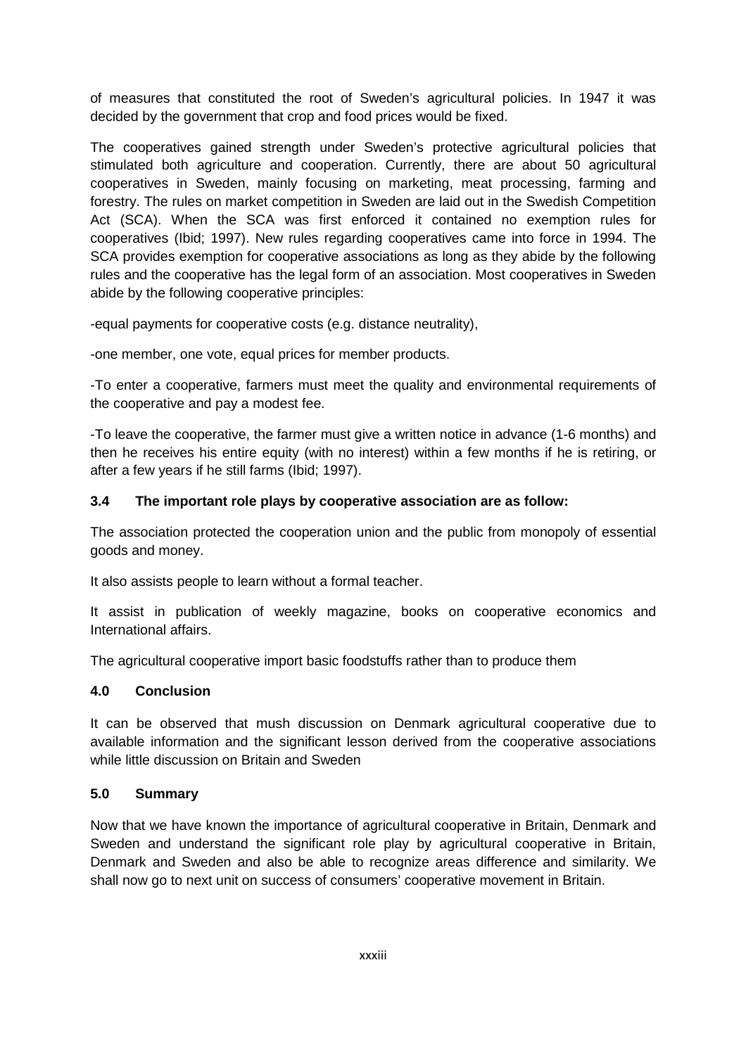of measures that constituted the root of Sweden's agricultural policies. In 1947 it was decided by the government that crop and food prices would be fixed.

The cooperatives gained strength under Sweden's protective agricultural policies that stimulated both agriculture and cooperation. Currently, there are about 50 agricultural cooperatives in Sweden, mainly focusing on marketing, meat processing, farming and forestry. The rules on market competition in Sweden are laid out in the Swedish Competition Act (SCA). When the SCA was first enforced it contained no exemption rules for cooperatives (Ibid; 1997). New rules regarding cooperatives came into force in 1994. The SCA provides exemption for cooperative associations as long as they abide by the following rules and the cooperative has the legal form of an association. Most cooperatives in Sweden abide by the following cooperative principles:

-equal payments for cooperative costs (e.g. distance neutrality),

-one member, one vote, equal prices for member products.

-To enter a cooperative, farmers must meet the quality and environmental requirements of the cooperative and pay a modest fee.

-To leave the cooperative, the farmer must give a written notice in advance (1-6 months) and then he receives his entire equity (with no interest) within a few months if he is retiring, or after a few years if he still farms (Ibid; 1997).

### 3.4 The important role plays by cooperative association are as follow:

The association protected the cooperation union and the public from monopoly of essential goods and money.

It also assists people to learn without a formal teacher.

It assist in publication of weekly magazine, books on cooperative economics and International affairs.

The agricultural cooperative import basic foodstuffs rather than to produce them

## 4.0 Conclusion

It can be observed that mush discussion on Denmark agricultural cooperative due to available information and the significant lesson derived from the cooperative associations while little discussion on Britain and Sweden

## 5.0 Summary

Now that we have known the importance of agricultural cooperative in Britain, Denmark and Sweden and understand the significant role play by agricultural cooperative in Britain, Denmark and Sweden and also be able to recognize areas difference and similarity. We shall now go to next unit on success of consumers' cooperative movement in Britain.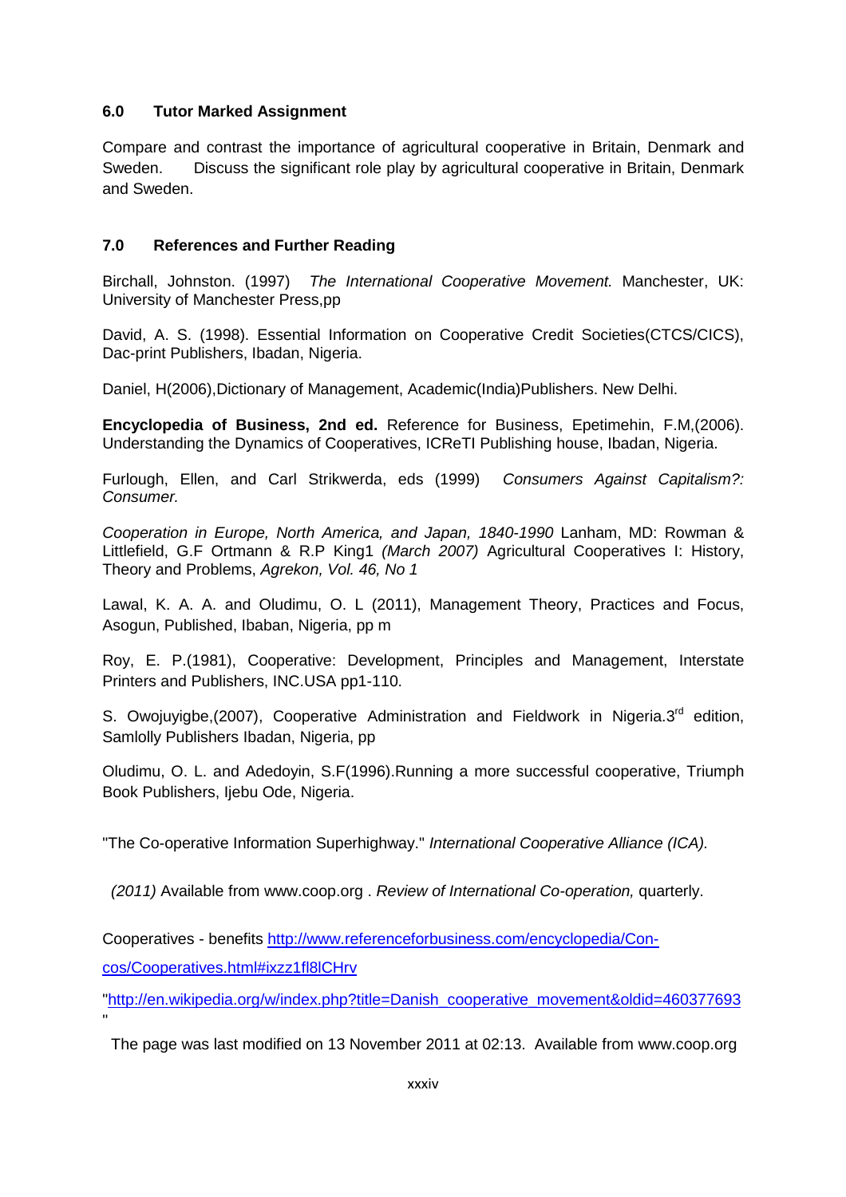### 6.0 Tutor Marked Assignment

Compare and contrast the importance of agricultural cooperative in Britain, Denmark and Sweden. Discuss the significant role play by agricultural cooperative in Britain, Denmark and Sweden.

### 7.0 References and Further Reading

Birchall, Johnston. (1997) *The International Cooperative Movement.* Manchester, UK: University of Manchester Press,pp

David, A. S. (1998). Essential Information on Cooperative Credit Societies(CTCS/CICS), Dac-print Publishers, Ibadan, Nigeria.

Daniel, H(2006),Dictionary of Management, Academic(India)Publishers. New Delhi.

**Encyclopedia of Business, 2nd ed.** Reference for Business, Epetimehin, F.M,(2006). Understanding the Dynamics of Cooperatives, ICReTI Publishing house, Ibadan, Nigeria.

Furlough, Ellen, and Carl Strikwerda, eds (1999) *Consumers Against Capitalism?: Consumer.*

*Cooperation in Europe, North America, and Japan, 1840-1990* Lanham, MD: Rowman & Littlefield, G.F Ortmann & R.P King1 *(March 2007)* Agricultural Cooperatives I: History, Theory and Problems, *Agrekon, Vol. 46, No 1*

Lawal, K. A. A. and Oludimu, O. L (2011), Management Theory, Practices and Focus, Asogun, Published, Ibaban, Nigeria, pp m

Roy, E. P.(1981), Cooperative: Development, Principles and Management, Interstate Printers and Publishers, INC.USA pp1-110.

S. Owojuyigbe,(2007), Cooperative Administration and Fieldwork in Nigeria.3rd edition, Samlolly Publishers Ibadan, Nigeria, pp

Oludimu, O. L. and Adedoyin, S.F(1996).Running a more successful cooperative, Triumph Book Publishers, Ijebu Ode, Nigeria.

"The Co-operative Information Superhighway." *International Cooperative Alliance (ICA).*

*(2011)* Available from www.coop.org . *Review of International Co-operation,* quarterly.

Cooperatives - benefits http://www.referenceforbusiness.com/encyclopedia/Con-cos/Cooperatives.html#ixzz1fl8lCHrv

"http://en.wikipedia.org/w/index.php?title=Danish_cooperative_movement&oldid=460377693"

The page was last modified on 13 November 2011 at 02:13. Available from www.coop.org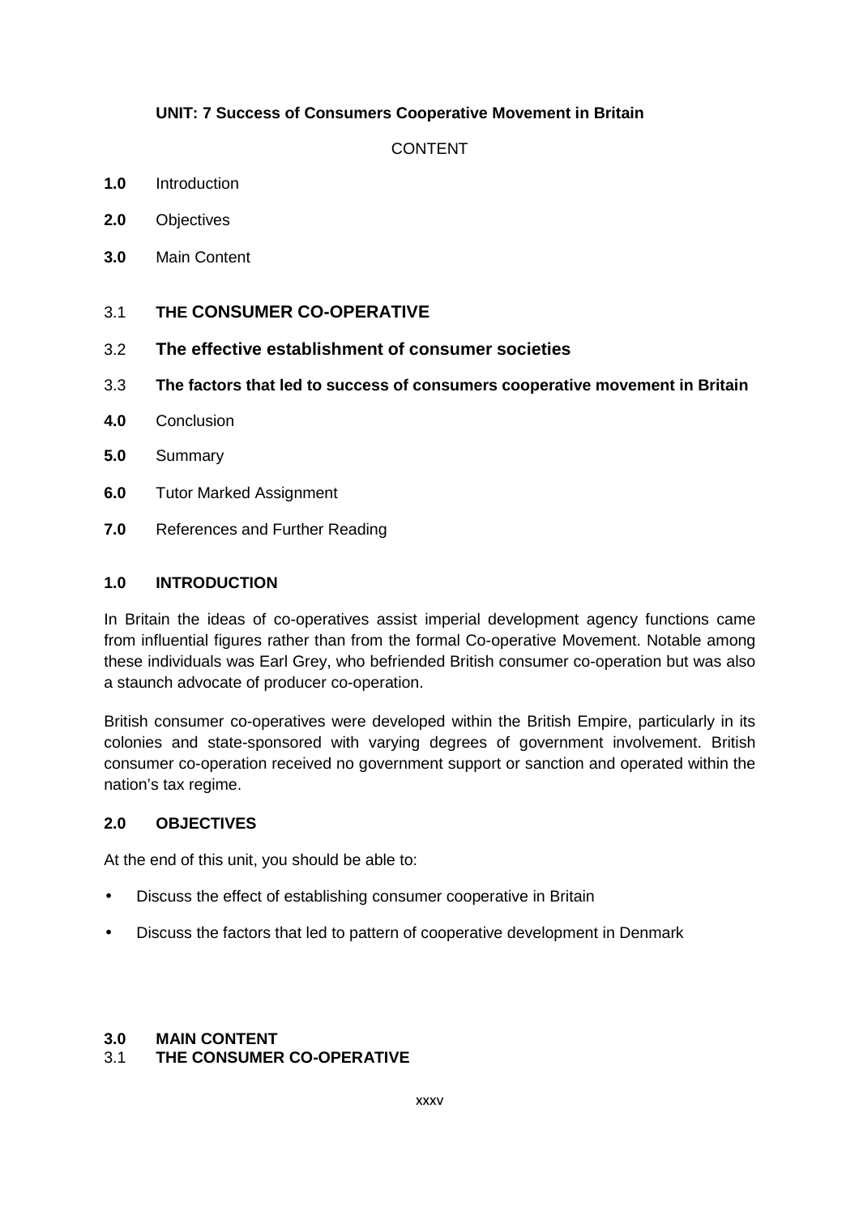## UNIT: 7 Success of Consumers Cooperative Movement in Britain

CONTENT

**1.0** Introduction

**2.0** Objectives

**3.0** Main Content

3.1 **THE CONSUMER CO-OPERATIVE**

3.2 **The effective establishment of consumer societies**

3.3 **The factors that led to success of consumers cooperative movement in Britain**

**4.0** Conclusion

**5.0** Summary

**6.0** Tutor Marked Assignment

**7.0** References and Further Reading

### 1.0 INTRODUCTION

In Britain the ideas of co-operatives assist imperial development agency functions came from influential figures rather than from the formal Co-operative Movement. Notable among these individuals was Earl Grey, who befriended British consumer co-operation but was also a staunch advocate of producer co-operation.

British consumer co-operatives were developed within the British Empire, particularly in its colonies and state-sponsored with varying degrees of government involvement. British consumer co-operation received no government support or sanction and operated within the nation's tax regime.

### 2.0 OBJECTIVES

At the end of this unit, you should be able to:

- Discuss the effect of establishing consumer cooperative in Britain
- Discuss the factors that led to pattern of cooperative development in Denmark

### 3.0 MAIN CONTENT

### 3.1 THE CONSUMER CO-OPERATIVE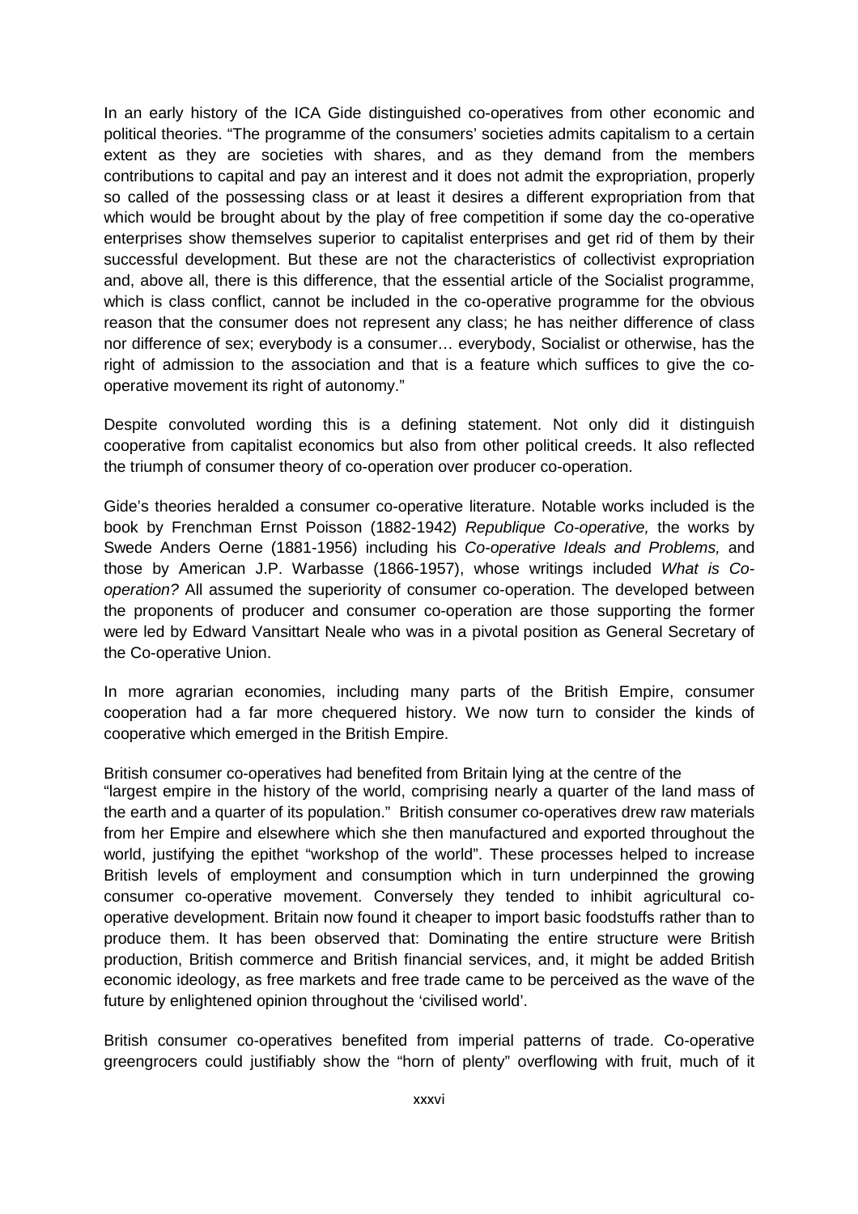In an early history of the ICA Gide distinguished co-operatives from other economic and political theories. "The programme of the consumers' societies admits capitalism to a certain extent as they are societies with shares, and as they demand from the members contributions to capital and pay an interest and it does not admit the expropriation, properly so called of the possessing class or at least it desires a different expropriation from that which would be brought about by the play of free competition if some day the co-operative enterprises show themselves superior to capitalist enterprises and get rid of them by their successful development. But these are not the characteristics of collectivist expropriation and, above all, there is this difference, that the essential article of the Socialist programme, which is class conflict, cannot be included in the co-operative programme for the obvious reason that the consumer does not represent any class; he has neither difference of class nor difference of sex; everybody is a consumer… everybody, Socialist or otherwise, has the right of admission to the association and that is a feature which suffices to give the co-operative movement its right of autonomy."

Despite convoluted wording this is a defining statement. Not only did it distinguish cooperative from capitalist economics but also from other political creeds. It also reflected the triumph of consumer theory of co-operation over producer co-operation.

Gide's theories heralded a consumer co-operative literature. Notable works included is the book by Frenchman Ernst Poisson (1882-1942) *Republique Co-operative,* the works by Swede Anders Oerne (1881-1956) including his *Co-operative Ideals and Problems,* and those by American J.P. Warbasse (1866-1957), whose writings included *What is Co-operation?* All assumed the superiority of consumer co-operation. The developed between the proponents of producer and consumer co-operation are those supporting the former were led by Edward Vansittart Neale who was in a pivotal position as General Secretary of the Co-operative Union.

In more agrarian economies, including many parts of the British Empire, consumer cooperation had a far more chequered history. We now turn to consider the kinds of cooperative which emerged in the British Empire.

British consumer co-operatives had benefited from Britain lying at the centre of the "largest empire in the history of the world, comprising nearly a quarter of the land mass of the earth and a quarter of its population." British consumer co-operatives drew raw materials from her Empire and elsewhere which she then manufactured and exported throughout the world, justifying the epithet "workshop of the world". These processes helped to increase British levels of employment and consumption which in turn underpinned the growing consumer co-operative movement. Conversely they tended to inhibit agricultural co-operative development. Britain now found it cheaper to import basic foodstuffs rather than to produce them. It has been observed that: Dominating the entire structure were British production, British commerce and British financial services, and, it might be added British economic ideology, as free markets and free trade came to be perceived as the wave of the future by enlightened opinion throughout the 'civilised world'.

British consumer co-operatives benefited from imperial patterns of trade. Co-operative greengrocers could justifiably show the "horn of plenty" overflowing with fruit, much of it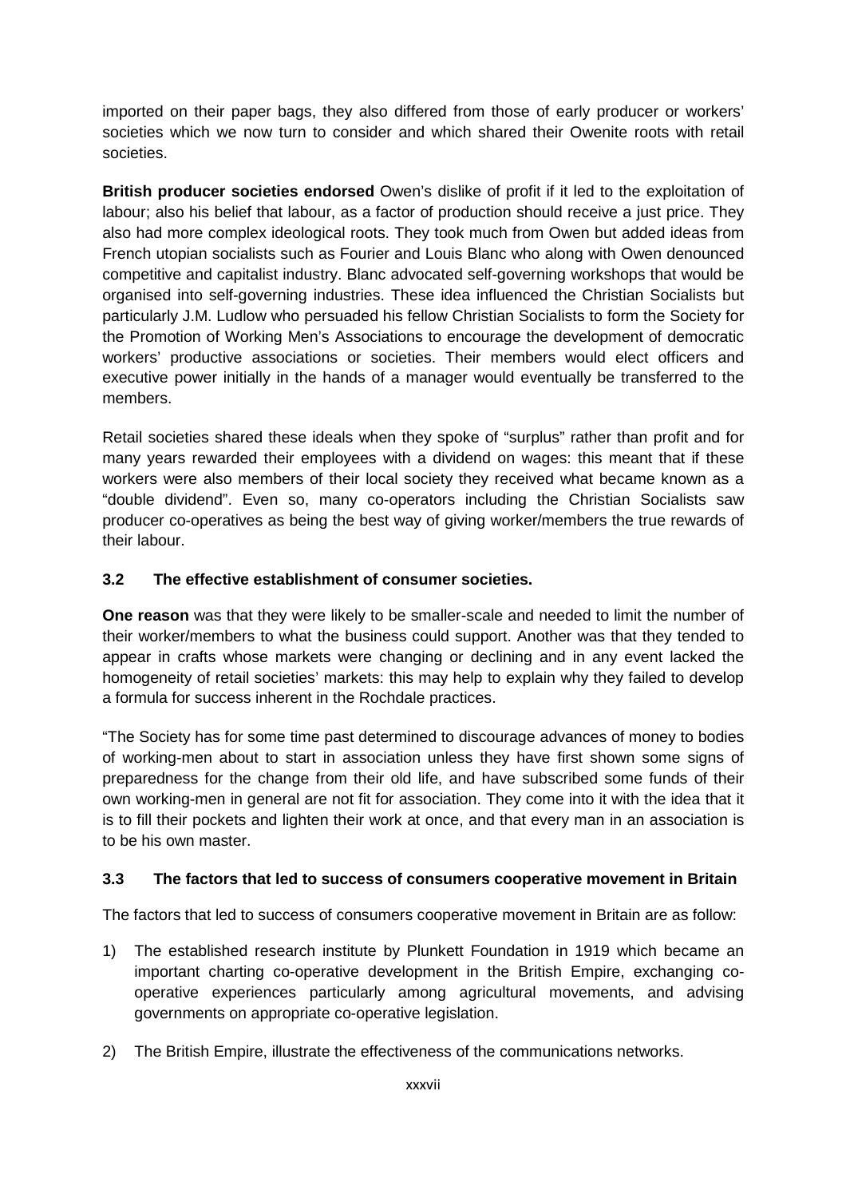imported on their paper bags, they also differed from those of early producer or workers' societies which we now turn to consider and which shared their Owenite roots with retail societies.

**British producer societies endorsed** Owen's dislike of profit if it led to the exploitation of labour; also his belief that labour, as a factor of production should receive a just price. They also had more complex ideological roots. They took much from Owen but added ideas from French utopian socialists such as Fourier and Louis Blanc who along with Owen denounced competitive and capitalist industry. Blanc advocated self-governing workshops that would be organised into self-governing industries. These idea influenced the Christian Socialists but particularly J.M. Ludlow who persuaded his fellow Christian Socialists to form the Society for the Promotion of Working Men's Associations to encourage the development of democratic workers' productive associations or societies. Their members would elect officers and executive power initially in the hands of a manager would eventually be transferred to the members.

Retail societies shared these ideals when they spoke of "surplus" rather than profit and for many years rewarded their employees with a dividend on wages: this meant that if these workers were also members of their local society they received what became known as a "double dividend". Even so, many co-operators including the Christian Socialists saw producer co-operatives as being the best way of giving worker/members the true rewards of their labour.

### 3.2 The effective establishment of consumer societies.

**One reason** was that they were likely to be smaller-scale and needed to limit the number of their worker/members to what the business could support. Another was that they tended to appear in crafts whose markets were changing or declining and in any event lacked the homogeneity of retail societies' markets: this may help to explain why they failed to develop a formula for success inherent in the Rochdale practices.

"The Society has for some time past determined to discourage advances of money to bodies of working-men about to start in association unless they have first shown some signs of preparedness for the change from their old life, and have subscribed some funds of their own working-men in general are not fit for association. They come into it with the idea that it is to fill their pockets and lighten their work at once, and that every man in an association is to be his own master.

### 3.3 The factors that led to success of consumers cooperative movement in Britain

The factors that led to success of consumers cooperative movement in Britain are as follow:

1) The established research institute by Plunkett Foundation in 1919 which became an important charting co-operative development in the British Empire, exchanging co-operative experiences particularly among agricultural movements, and advising governments on appropriate co-operative legislation.

2) The British Empire, illustrate the effectiveness of the communications networks.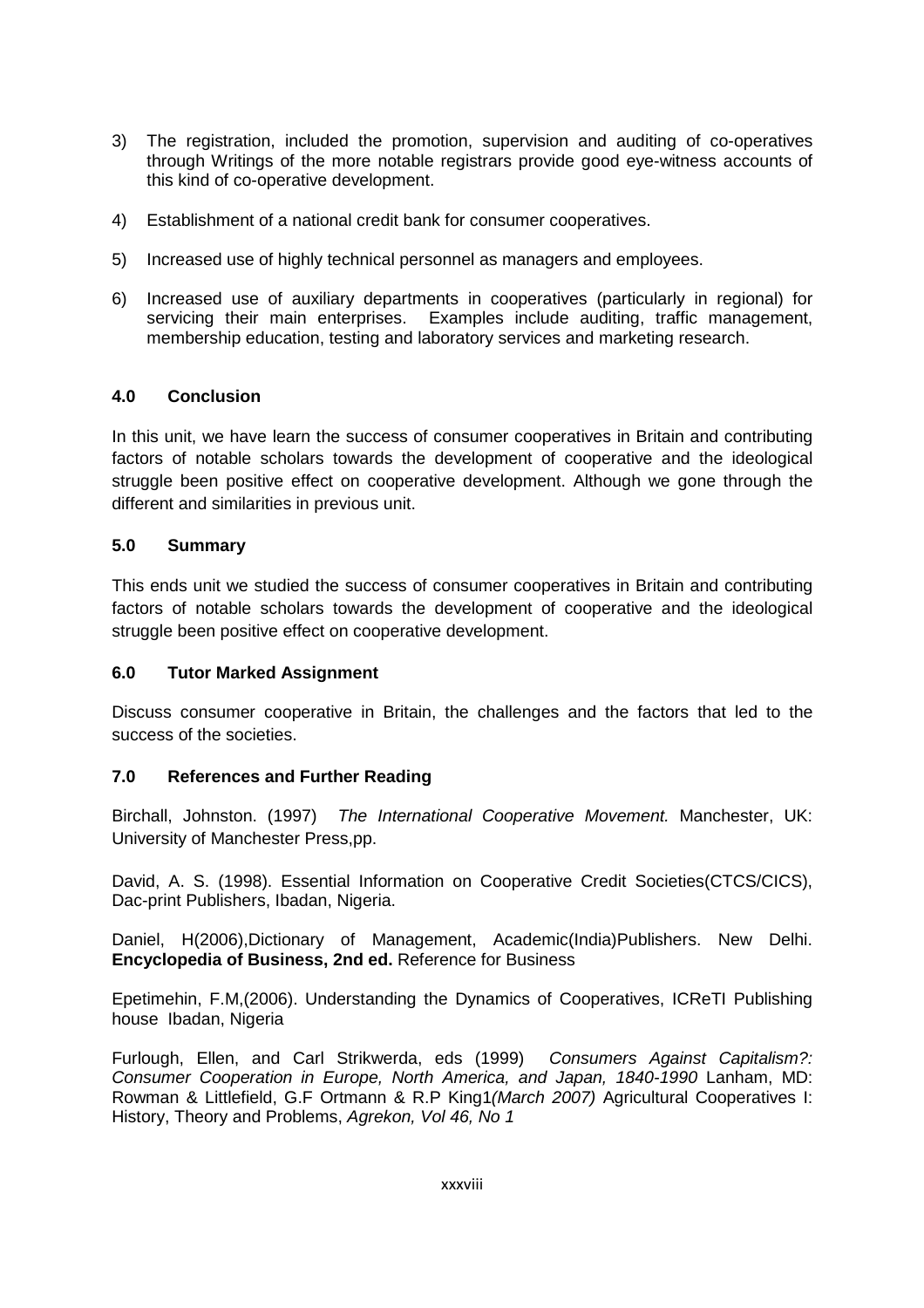3) The registration, included the promotion, supervision and auditing of co-operatives through Writings of the more notable registrars provide good eye-witness accounts of this kind of co-operative development.

4) Establishment of a national credit bank for consumer cooperatives.

5) Increased use of highly technical personnel as managers and employees.

6) Increased use of auxiliary departments in cooperatives (particularly in regional) for servicing their main enterprises. Examples include auditing, traffic management, membership education, testing and laboratory services and marketing research.

## 4.0 Conclusion

In this unit, we have learn the success of consumer cooperatives in Britain and contributing factors of notable scholars towards the development of cooperative and the ideological struggle been positive effect on cooperative development. Although we gone through the different and similarities in previous unit.

## 5.0 Summary

This ends unit we studied the success of consumer cooperatives in Britain and contributing factors of notable scholars towards the development of cooperative and the ideological struggle been positive effect on cooperative development.

## 6.0 Tutor Marked Assignment

Discuss consumer cooperative in Britain, the challenges and the factors that led to the success of the societies.

## 7.0 References and Further Reading

Birchall, Johnston. (1997) *The International Cooperative Movement.* Manchester, UK: University of Manchester Press,pp.

David, A. S. (1998). Essential Information on Cooperative Credit Societies(CTCS/CICS), Dac-print Publishers, Ibadan, Nigeria.

Daniel, H(2006),Dictionary of Management, Academic(India)Publishers. New Delhi. **Encyclopedia of Business, 2nd ed.** Reference for Business

Epetimehin, F.M,(2006). Understanding the Dynamics of Cooperatives, ICReTI Publishing house Ibadan, Nigeria

Furlough, Ellen, and Carl Strikwerda, eds (1999) *Consumers Against Capitalism?: Consumer Cooperation in Europe, North America, and Japan, 1840-1990* Lanham, MD: Rowman & Littlefield, G.F Ortmann & R.P King1*(March 2007)* Agricultural Cooperatives I: History, Theory and Problems, *Agrekon, Vol 46, No 1*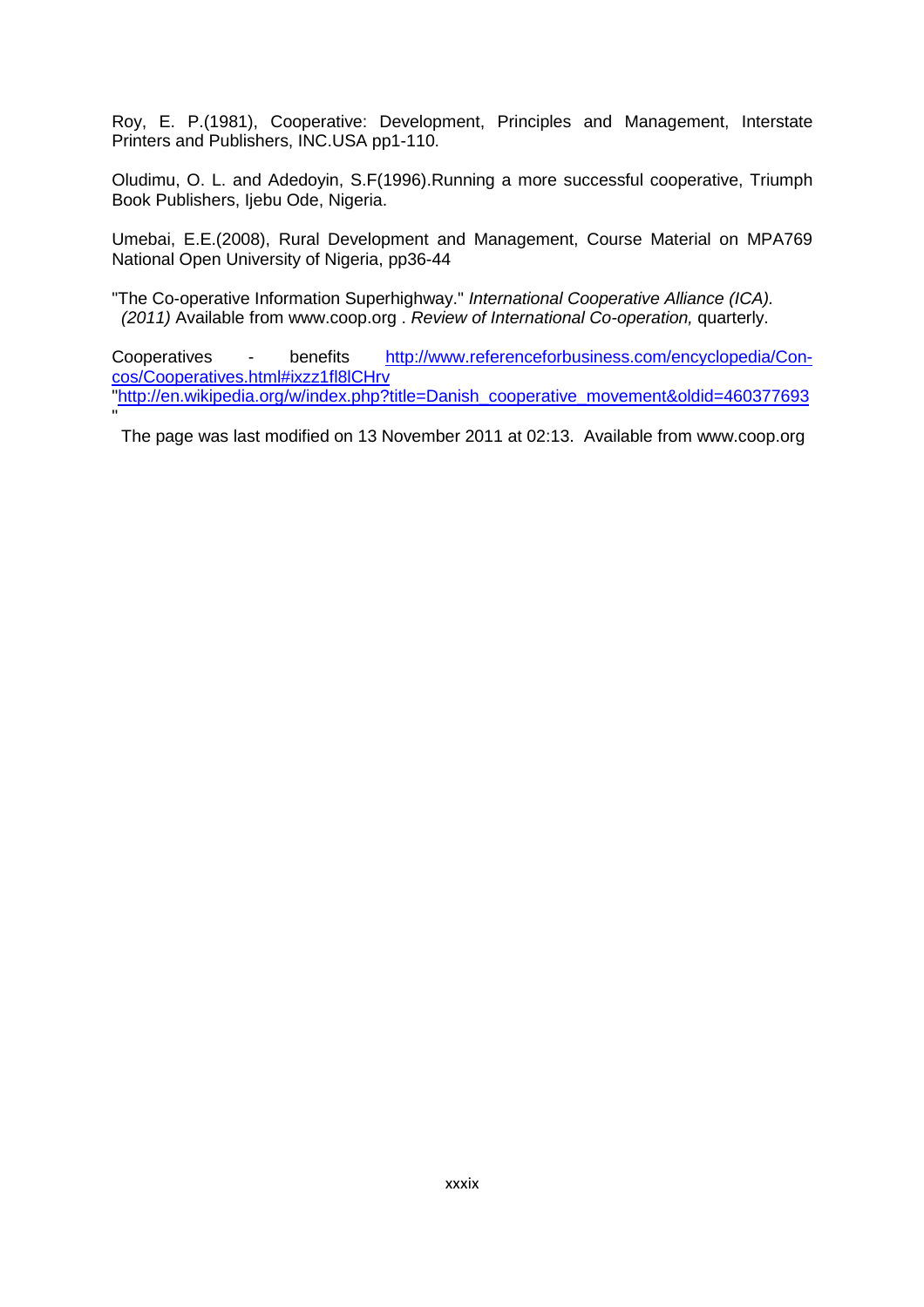Roy, E. P.(1981), Cooperative: Development, Principles and Management, Interstate Printers and Publishers, INC.USA pp1-110.

Oludimu, O. L. and Adedoyin, S.F(1996).Running a more successful cooperative, Triumph Book Publishers, Ijebu Ode, Nigeria.

Umebai, E.E.(2008), Rural Development and Management, Course Material on MPA769 National Open University of Nigeria, pp36-44

"The Co-operative Information Superhighway." *International Cooperative Alliance (ICA). (2011)* Available from www.coop.org . *Review of International Co-operation,* quarterly.

Cooperatives - benefits http://www.referenceforbusiness.com/encyclopedia/Con-cos/Cooperatives.html#ixzz1fl8lCHrv
"http://en.wikipedia.org/w/index.php?title=Danish_cooperative_movement&oldid=460377693"

The page was last modified on 13 November 2011 at 02:13. Available from www.coop.org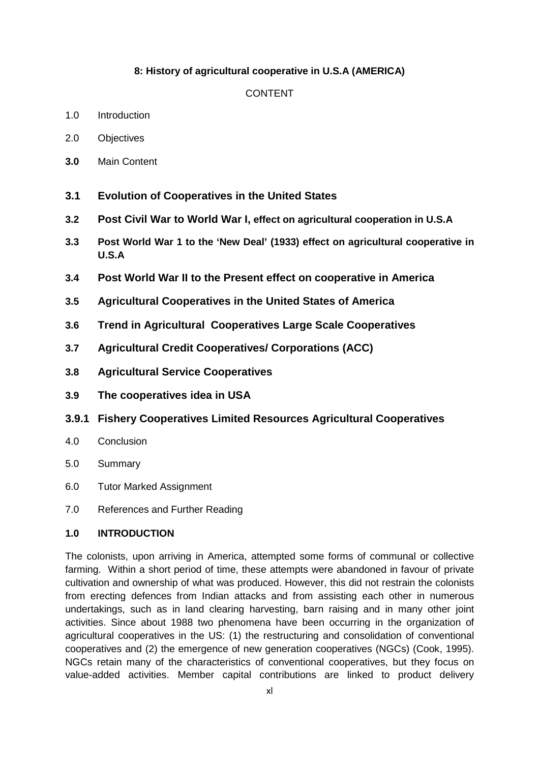**8: History of agricultural cooperative in U.S.A (AMERICA)**

CONTENT

1.0 Introduction

2.0 Objectives

**3.0** Main Content

**3.1 Evolution of Cooperatives in the United States**

**3.2 Post Civil War to World War I, effect on agricultural cooperation in U.S.A**

**3.3 Post World War 1 to the 'New Deal' (1933) effect on agricultural cooperative in U.S.A**

**3.4 Post World War II to the Present effect on cooperative in America**

**3.5 Agricultural Cooperatives in the United States of America**

**3.6 Trend in Agricultural Cooperatives Large Scale Cooperatives**

**3.7 Agricultural Credit Cooperatives/ Corporations (ACC)**

**3.8 Agricultural Service Cooperatives**

**3.9 The cooperatives idea in USA**

**3.9.1 Fishery Cooperatives Limited Resources Agricultural Cooperatives**

4.0 Conclusion

5.0 Summary

6.0 Tutor Marked Assignment

7.0 References and Further Reading

## 1.0 INTRODUCTION

The colonists, upon arriving in America, attempted some forms of communal or collective farming. Within a short period of time, these attempts were abandoned in favour of private cultivation and ownership of what was produced. However, this did not restrain the colonists from erecting defences from Indian attacks and from assisting each other in numerous undertakings, such as in land clearing harvesting, barn raising and in many other joint activities. Since about 1988 two phenomena have been occurring in the organization of agricultural cooperatives in the US: (1) the restructuring and consolidation of conventional cooperatives and (2) the emergence of new generation cooperatives (NGCs) (Cook, 1995). NGCs retain many of the characteristics of conventional cooperatives, but they focus on value-added activities. Member capital contributions are linked to product delivery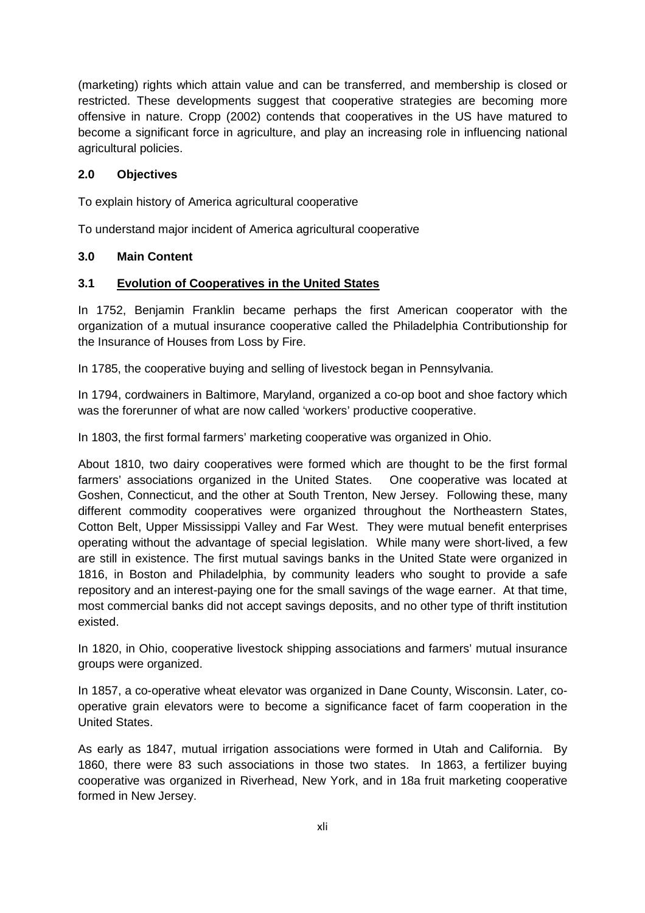(marketing) rights which attain value and can be transferred, and membership is closed or restricted. These developments suggest that cooperative strategies are becoming more offensive in nature. Cropp (2002) contends that cooperatives in the US have matured to become a significant force in agriculture, and play an increasing role in influencing national agricultural policies.

## 2.0 Objectives

To explain history of America agricultural cooperative

To understand major incident of America agricultural cooperative

## 3.0 Main Content

### 3.1 Evolution of Cooperatives in the United States

In 1752, Benjamin Franklin became perhaps the first American cooperator with the organization of a mutual insurance cooperative called the Philadelphia Contributionship for the Insurance of Houses from Loss by Fire.

In 1785, the cooperative buying and selling of livestock began in Pennsylvania.

In 1794, cordwainers in Baltimore, Maryland, organized a co-op boot and shoe factory which was the forerunner of what are now called 'workers' productive cooperative.

In 1803, the first formal farmers' marketing cooperative was organized in Ohio.

About 1810, two dairy cooperatives were formed which are thought to be the first formal farmers' associations organized in the United States. One cooperative was located at Goshen, Connecticut, and the other at South Trenton, New Jersey. Following these, many different commodity cooperatives were organized throughout the Northeastern States, Cotton Belt, Upper Mississippi Valley and Far West. They were mutual benefit enterprises operating without the advantage of special legislation. While many were short-lived, a few are still in existence. The first mutual savings banks in the United State were organized in 1816, in Boston and Philadelphia, by community leaders who sought to provide a safe repository and an interest-paying one for the small savings of the wage earner. At that time, most commercial banks did not accept savings deposits, and no other type of thrift institution existed.

In 1820, in Ohio, cooperative livestock shipping associations and farmers' mutual insurance groups were organized.

In 1857, a co-operative wheat elevator was organized in Dane County, Wisconsin. Later, co-operative grain elevators were to become a significance facet of farm cooperation in the United States.

As early as 1847, mutual irrigation associations were formed in Utah and California. By 1860, there were 83 such associations in those two states. In 1863, a fertilizer buying cooperative was organized in Riverhead, New York, and in 18a fruit marketing cooperative formed in New Jersey.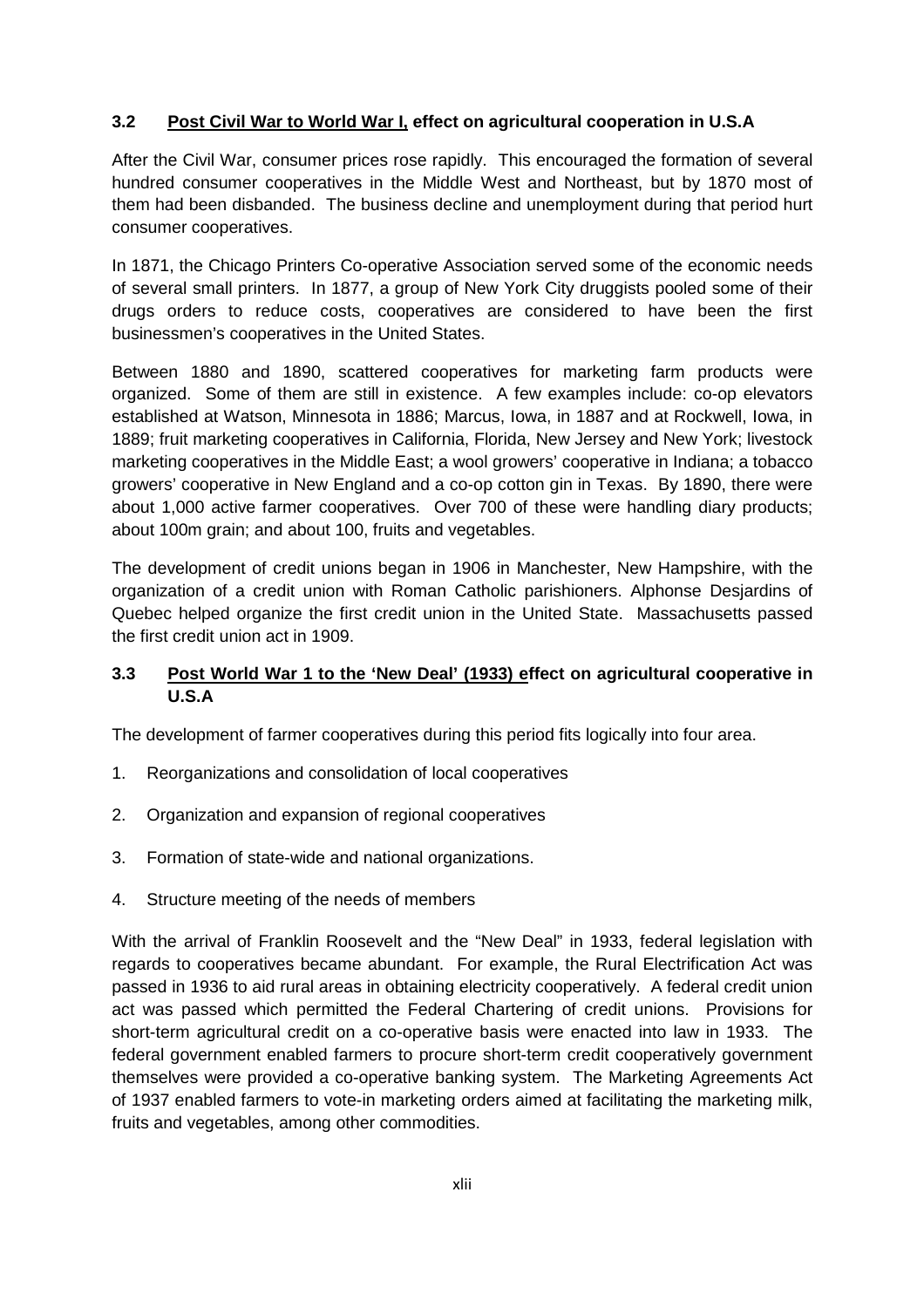### 3.2 Post Civil War to World War I, effect on agricultural cooperation in U.S.A

After the Civil War, consumer prices rose rapidly. This encouraged the formation of several hundred consumer cooperatives in the Middle West and Northeast, but by 1870 most of them had been disbanded. The business decline and unemployment during that period hurt consumer cooperatives.

In 1871, the Chicago Printers Co-operative Association served some of the economic needs of several small printers. In 1877, a group of New York City druggists pooled some of their drugs orders to reduce costs, cooperatives are considered to have been the first businessmen's cooperatives in the United States.

Between 1880 and 1890, scattered cooperatives for marketing farm products were organized. Some of them are still in existence. A few examples include: co-op elevators established at Watson, Minnesota in 1886; Marcus, Iowa, in 1887 and at Rockwell, Iowa, in 1889; fruit marketing cooperatives in California, Florida, New Jersey and New York; livestock marketing cooperatives in the Middle East; a wool growers' cooperative in Indiana; a tobacco growers' cooperative in New England and a co-op cotton gin in Texas. By 1890, there were about 1,000 active farmer cooperatives. Over 700 of these were handling diary products; about 100m grain; and about 100, fruits and vegetables.

The development of credit unions began in 1906 in Manchester, New Hampshire, with the organization of a credit union with Roman Catholic parishioners. Alphonse Desjardins of Quebec helped organize the first credit union in the United State. Massachusetts passed the first credit union act in 1909.

### 3.3 Post World War 1 to the 'New Deal' (1933) effect on agricultural cooperative in U.S.A

The development of farmer cooperatives during this period fits logically into four area.

1. Reorganizations and consolidation of local cooperatives
2. Organization and expansion of regional cooperatives
3. Formation of state-wide and national organizations.
4. Structure meeting of the needs of members

With the arrival of Franklin Roosevelt and the "New Deal" in 1933, federal legislation with regards to cooperatives became abundant. For example, the Rural Electrification Act was passed in 1936 to aid rural areas in obtaining electricity cooperatively. A federal credit union act was passed which permitted the Federal Chartering of credit unions. Provisions for short-term agricultural credit on a co-operative basis were enacted into law in 1933. The federal government enabled farmers to procure short-term credit cooperatively government themselves were provided a co-operative banking system. The Marketing Agreements Act of 1937 enabled farmers to vote-in marketing orders aimed at facilitating the marketing milk, fruits and vegetables, among other commodities.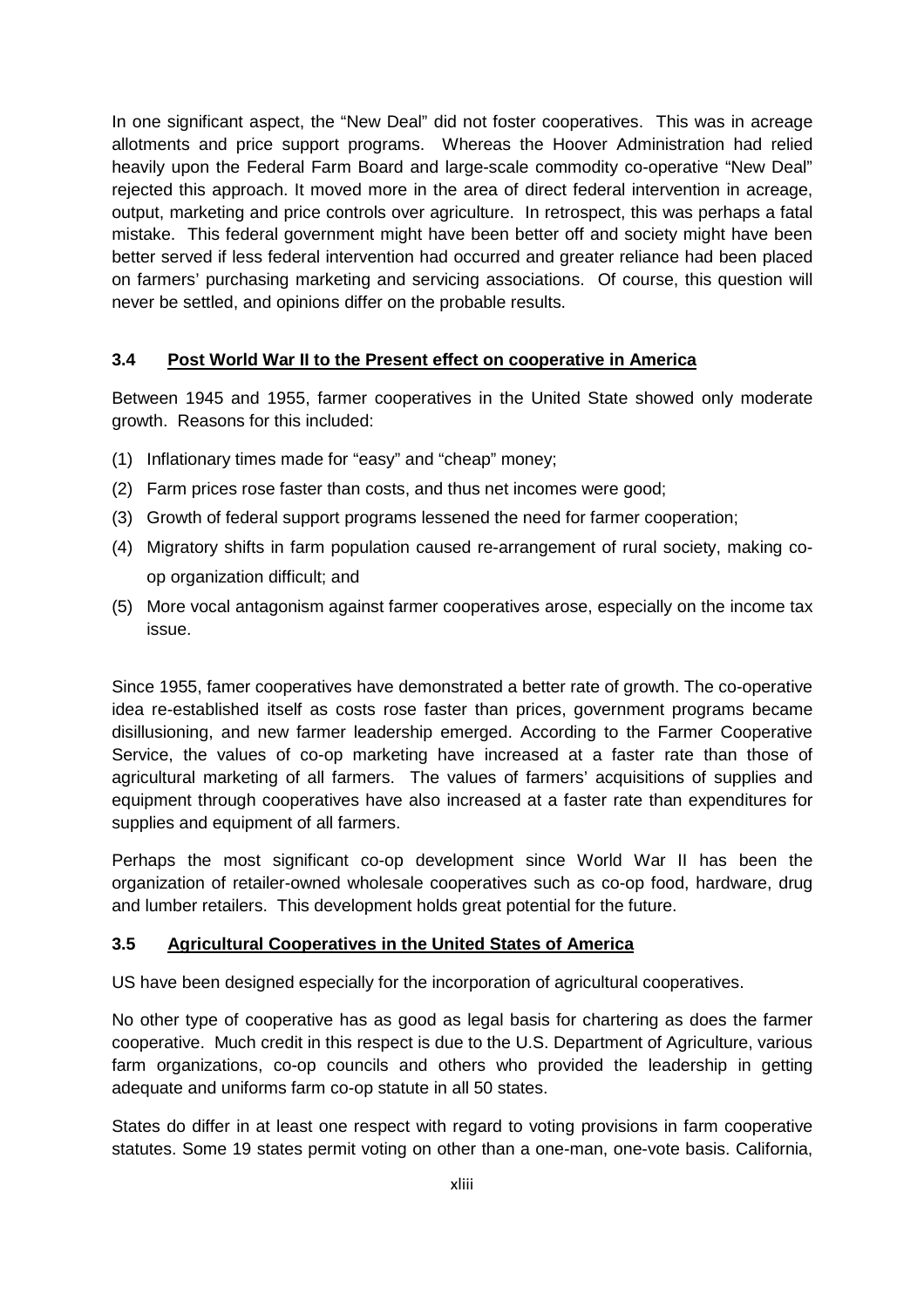In one significant aspect, the "New Deal" did not foster cooperatives. This was in acreage allotments and price support programs. Whereas the Hoover Administration had relied heavily upon the Federal Farm Board and large-scale commodity co-operative "New Deal" rejected this approach. It moved more in the area of direct federal intervention in acreage, output, marketing and price controls over agriculture. In retrospect, this was perhaps a fatal mistake. This federal government might have been better off and society might have been better served if less federal intervention had occurred and greater reliance had been placed on farmers' purchasing marketing and servicing associations. Of course, this question will never be settled, and opinions differ on the probable results.

### 3.4 Post World War II to the Present effect on cooperative in America

Between 1945 and 1955, farmer cooperatives in the United State showed only moderate growth. Reasons for this included:

(1) Inflationary times made for "easy" and "cheap" money;

(2) Farm prices rose faster than costs, and thus net incomes were good;

(3) Growth of federal support programs lessened the need for farmer cooperation;

(4) Migratory shifts in farm population caused re-arrangement of rural society, making co-op organization difficult; and

(5) More vocal antagonism against farmer cooperatives arose, especially on the income tax issue.

Since 1955, famer cooperatives have demonstrated a better rate of growth. The co-operative idea re-established itself as costs rose faster than prices, government programs became disillusioning, and new farmer leadership emerged. According to the Farmer Cooperative Service, the values of co-op marketing have increased at a faster rate than those of agricultural marketing of all farmers. The values of farmers' acquisitions of supplies and equipment through cooperatives have also increased at a faster rate than expenditures for supplies and equipment of all farmers.

Perhaps the most significant co-op development since World War II has been the organization of retailer-owned wholesale cooperatives such as co-op food, hardware, drug and lumber retailers. This development holds great potential for the future.

### 3.5 Agricultural Cooperatives in the United States of America

US have been designed especially for the incorporation of agricultural cooperatives.

No other type of cooperative has as good as legal basis for chartering as does the farmer cooperative. Much credit in this respect is due to the U.S. Department of Agriculture, various farm organizations, co-op councils and others who provided the leadership in getting adequate and uniforms farm co-op statute in all 50 states.

States do differ in at least one respect with regard to voting provisions in farm cooperative statutes. Some 19 states permit voting on other than a one-man, one-vote basis. California,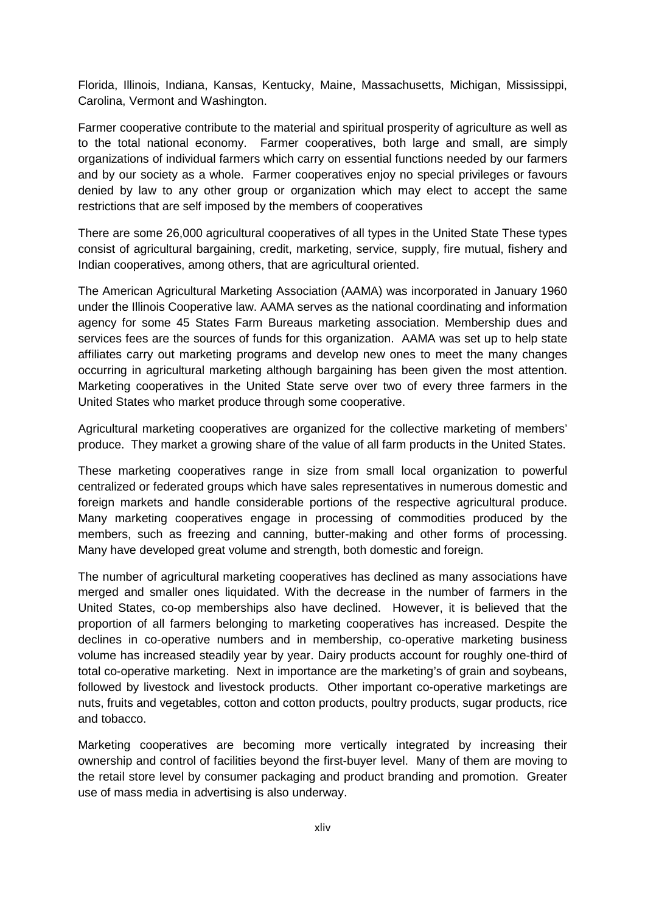Florida, Illinois, Indiana, Kansas, Kentucky, Maine, Massachusetts, Michigan, Mississippi, Carolina, Vermont and Washington.

Farmer cooperative contribute to the material and spiritual prosperity of agriculture as well as to the total national economy. Farmer cooperatives, both large and small, are simply organizations of individual farmers which carry on essential functions needed by our farmers and by our society as a whole. Farmer cooperatives enjoy no special privileges or favours denied by law to any other group or organization which may elect to accept the same restrictions that are self imposed by the members of cooperatives

There are some 26,000 agricultural cooperatives of all types in the United State These types consist of agricultural bargaining, credit, marketing, service, supply, fire mutual, fishery and Indian cooperatives, among others, that are agricultural oriented.

The American Agricultural Marketing Association (AAMA) was incorporated in January 1960 under the Illinois Cooperative law. AAMA serves as the national coordinating and information agency for some 45 States Farm Bureaus marketing association. Membership dues and services fees are the sources of funds for this organization. AAMA was set up to help state affiliates carry out marketing programs and develop new ones to meet the many changes occurring in agricultural marketing although bargaining has been given the most attention. Marketing cooperatives in the United State serve over two of every three farmers in the United States who market produce through some cooperative.

Agricultural marketing cooperatives are organized for the collective marketing of members' produce. They market a growing share of the value of all farm products in the United States.

These marketing cooperatives range in size from small local organization to powerful centralized or federated groups which have sales representatives in numerous domestic and foreign markets and handle considerable portions of the respective agricultural produce. Many marketing cooperatives engage in processing of commodities produced by the members, such as freezing and canning, butter-making and other forms of processing. Many have developed great volume and strength, both domestic and foreign.

The number of agricultural marketing cooperatives has declined as many associations have merged and smaller ones liquidated. With the decrease in the number of farmers in the United States, co-op memberships also have declined. However, it is believed that the proportion of all farmers belonging to marketing cooperatives has increased. Despite the declines in co-operative numbers and in membership, co-operative marketing business volume has increased steadily year by year. Dairy products account for roughly one-third of total co-operative marketing. Next in importance are the marketing's of grain and soybeans, followed by livestock and livestock products. Other important co-operative marketings are nuts, fruits and vegetables, cotton and cotton products, poultry products, sugar products, rice and tobacco.

Marketing cooperatives are becoming more vertically integrated by increasing their ownership and control of facilities beyond the first-buyer level. Many of them are moving to the retail store level by consumer packaging and product branding and promotion. Greater use of mass media in advertising is also underway.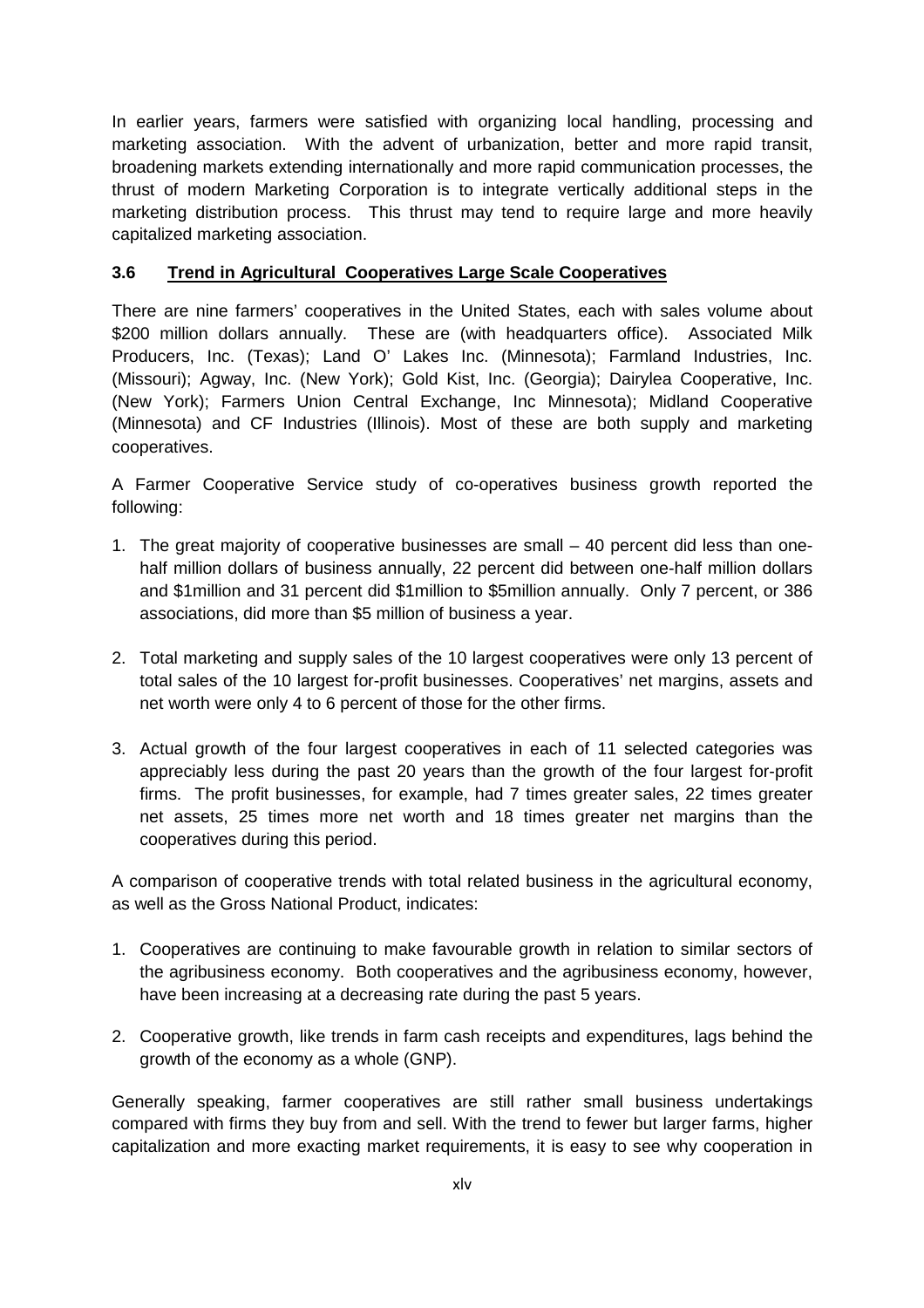In earlier years, farmers were satisfied with organizing local handling, processing and marketing association. With the advent of urbanization, better and more rapid transit, broadening markets extending internationally and more rapid communication processes, the thrust of modern Marketing Corporation is to integrate vertically additional steps in the marketing distribution process. This thrust may tend to require large and more heavily capitalized marketing association.

### 3.6 Trend in Agricultural Cooperatives Large Scale Cooperatives

There are nine farmers' cooperatives in the United States, each with sales volume about $200 million dollars annually. These are (with headquarters office). Associated Milk Producers, Inc. (Texas); Land O' Lakes Inc. (Minnesota); Farmland Industries, Inc. (Missouri); Agway, Inc. (New York); Gold Kist, Inc. (Georgia); Dairylea Cooperative, Inc. (New York); Farmers Union Central Exchange, Inc Minnesota); Midland Cooperative (Minnesota) and CF Industries (Illinois). Most of these are both supply and marketing cooperatives.

A Farmer Cooperative Service study of co-operatives business growth reported the following:

1. The great majority of cooperative businesses are small – 40 percent did less than one-half million dollars of business annually, 22 percent did between one-half million dollars and $1million and 31 percent did $1million to $5million annually. Only 7 percent, or 386 associations, did more than $5 million of business a year.

2. Total marketing and supply sales of the 10 largest cooperatives were only 13 percent of total sales of the 10 largest for-profit businesses. Cooperatives' net margins, assets and net worth were only 4 to 6 percent of those for the other firms.

3. Actual growth of the four largest cooperatives in each of 11 selected categories was appreciably less during the past 20 years than the growth of the four largest for-profit firms. The profit businesses, for example, had 7 times greater sales, 22 times greater net assets, 25 times more net worth and 18 times greater net margins than the cooperatives during this period.

A comparison of cooperative trends with total related business in the agricultural economy, as well as the Gross National Product, indicates:

1. Cooperatives are continuing to make favourable growth in relation to similar sectors of the agribusiness economy. Both cooperatives and the agribusiness economy, however, have been increasing at a decreasing rate during the past 5 years.

2. Cooperative growth, like trends in farm cash receipts and expenditures, lags behind the growth of the economy as a whole (GNP).

Generally speaking, farmer cooperatives are still rather small business undertakings compared with firms they buy from and sell. With the trend to fewer but larger farms, higher capitalization and more exacting market requirements, it is easy to see why cooperation in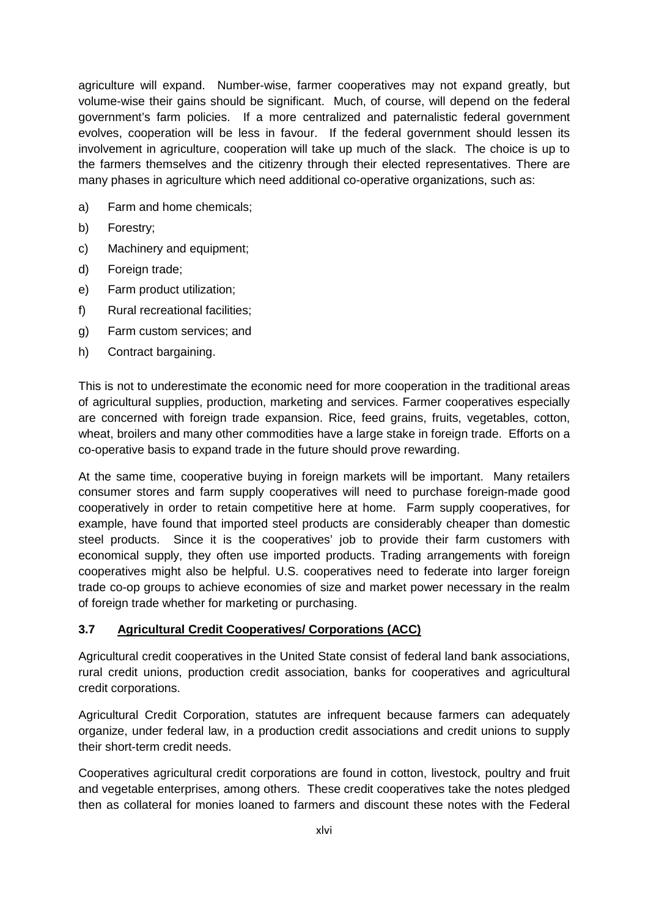agriculture will expand. Number-wise, farmer cooperatives may not expand greatly, but volume-wise their gains should be significant. Much, of course, will depend on the federal government's farm policies. If a more centralized and paternalistic federal government evolves, cooperation will be less in favour. If the federal government should lessen its involvement in agriculture, cooperation will take up much of the slack. The choice is up to the farmers themselves and the citizenry through their elected representatives. There are many phases in agriculture which need additional co-operative organizations, such as:

a) Farm and home chemicals;

b) Forestry;

c) Machinery and equipment;

d) Foreign trade;

e) Farm product utilization;

f) Rural recreational facilities;

g) Farm custom services; and

h) Contract bargaining.

This is not to underestimate the economic need for more cooperation in the traditional areas of agricultural supplies, production, marketing and services. Farmer cooperatives especially are concerned with foreign trade expansion. Rice, feed grains, fruits, vegetables, cotton, wheat, broilers and many other commodities have a large stake in foreign trade. Efforts on a co-operative basis to expand trade in the future should prove rewarding.

At the same time, cooperative buying in foreign markets will be important. Many retailers consumer stores and farm supply cooperatives will need to purchase foreign-made good cooperatively in order to retain competitive here at home. Farm supply cooperatives, for example, have found that imported steel products are considerably cheaper than domestic steel products. Since it is the cooperatives' job to provide their farm customers with economical supply, they often use imported products. Trading arrangements with foreign cooperatives might also be helpful. U.S. cooperatives need to federate into larger foreign trade co-op groups to achieve economies of size and market power necessary in the realm of foreign trade whether for marketing or purchasing.

### 3.7 Agricultural Credit Cooperatives/ Corporations (ACC)

Agricultural credit cooperatives in the United State consist of federal land bank associations, rural credit unions, production credit association, banks for cooperatives and agricultural credit corporations.

Agricultural Credit Corporation, statutes are infrequent because farmers can adequately organize, under federal law, in a production credit associations and credit unions to supply their short-term credit needs.

Cooperatives agricultural credit corporations are found in cotton, livestock, poultry and fruit and vegetable enterprises, among others. These credit cooperatives take the notes pledged then as collateral for monies loaned to farmers and discount these notes with the Federal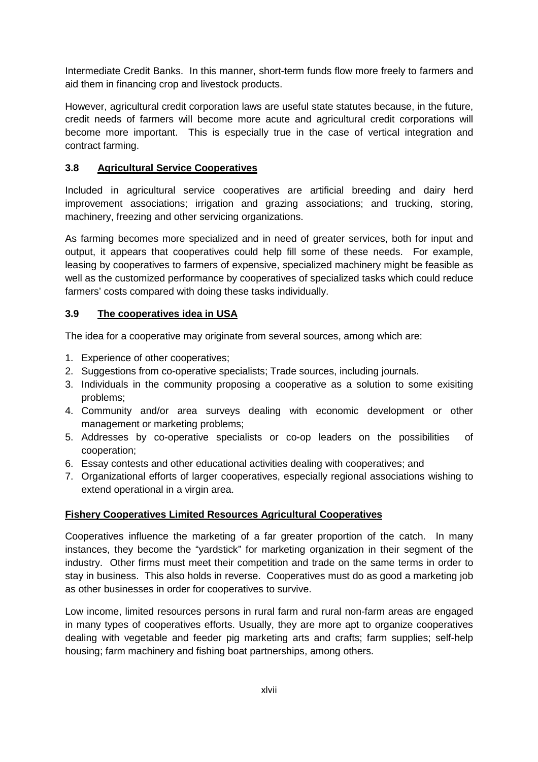Intermediate Credit Banks. In this manner, short-term funds flow more freely to farmers and aid them in financing crop and livestock products.

However, agricultural credit corporation laws are useful state statutes because, in the future, credit needs of farmers will become more acute and agricultural credit corporations will become more important. This is especially true in the case of vertical integration and contract farming.

### 3.8 Agricultural Service Cooperatives

Included in agricultural service cooperatives are artificial breeding and dairy herd improvement associations; irrigation and grazing associations; and trucking, storing, machinery, freezing and other servicing organizations.

As farming becomes more specialized and in need of greater services, both for input and output, it appears that cooperatives could help fill some of these needs. For example, leasing by cooperatives to farmers of expensive, specialized machinery might be feasible as well as the customized performance by cooperatives of specialized tasks which could reduce farmers' costs compared with doing these tasks individually.

### 3.9 The cooperatives idea in USA

The idea for a cooperative may originate from several sources, among which are:

1. Experience of other cooperatives;
2. Suggestions from co-operative specialists; Trade sources, including journals.
3. Individuals in the community proposing a cooperative as a solution to some exisiting problems;
4. Community and/or area surveys dealing with economic development or other management or marketing problems;
5. Addresses by co-operative specialists or co-op leaders on the possibilities of cooperation;
6. Essay contests and other educational activities dealing with cooperatives; and
7. Organizational efforts of larger cooperatives, especially regional associations wishing to extend operational in a virgin area.

**Fishery Cooperatives Limited Resources Agricultural Cooperatives**

Cooperatives influence the marketing of a far greater proportion of the catch. In many instances, they become the "yardstick" for marketing organization in their segment of the industry. Other firms must meet their competition and trade on the same terms in order to stay in business. This also holds in reverse. Cooperatives must do as good a marketing job as other businesses in order for cooperatives to survive.

Low income, limited resources persons in rural farm and rural non-farm areas are engaged in many types of cooperatives efforts. Usually, they are more apt to organize cooperatives dealing with vegetable and feeder pig marketing arts and crafts; farm supplies; self-help housing; farm machinery and fishing boat partnerships, among others.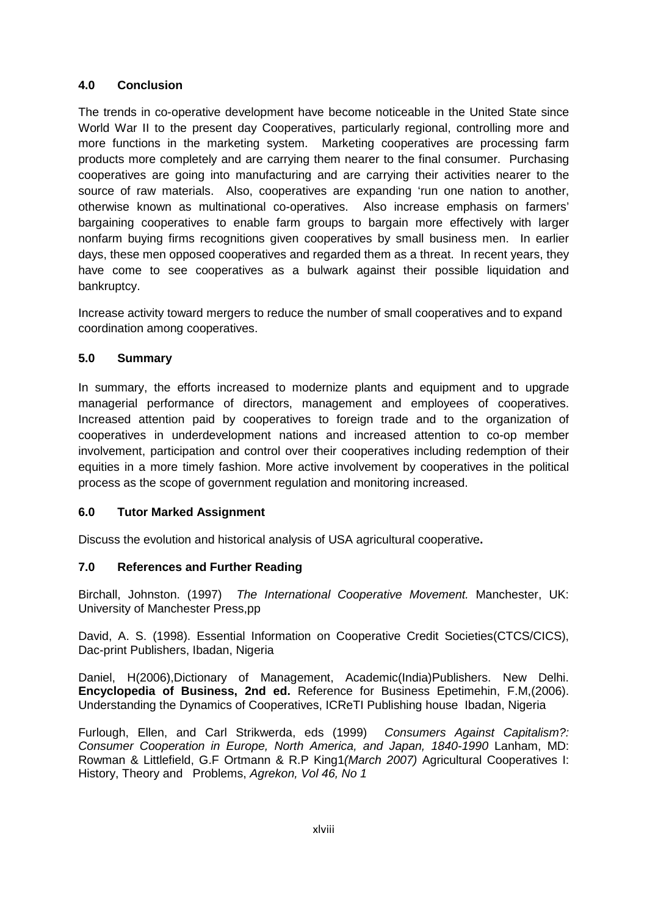## 4.0 Conclusion

The trends in co-operative development have become noticeable in the United State since World War II to the present day Cooperatives, particularly regional, controlling more and more functions in the marketing system. Marketing cooperatives are processing farm products more completely and are carrying them nearer to the final consumer. Purchasing cooperatives are going into manufacturing and are carrying their activities nearer to the source of raw materials. Also, cooperatives are expanding 'run one nation to another, otherwise known as multinational co-operatives. Also increase emphasis on farmers' bargaining cooperatives to enable farm groups to bargain more effectively with larger nonfarm buying firms recognitions given cooperatives by small business men. In earlier days, these men opposed cooperatives and regarded them as a threat. In recent years, they have come to see cooperatives as a bulwark against their possible liquidation and bankruptcy.

Increase activity toward mergers to reduce the number of small cooperatives and to expand coordination among cooperatives.

## 5.0 Summary

In summary, the efforts increased to modernize plants and equipment and to upgrade managerial performance of directors, management and employees of cooperatives. Increased attention paid by cooperatives to foreign trade and to the organization of cooperatives in underdevelopment nations and increased attention to co-op member involvement, participation and control over their cooperatives including redemption of their equities in a more timely fashion. More active involvement by cooperatives in the political process as the scope of government regulation and monitoring increased.

## 6.0 Tutor Marked Assignment

Discuss the evolution and historical analysis of USA agricultural cooperative**.**

## 7.0 References and Further Reading

Birchall, Johnston. (1997) *The International Cooperative Movement.* Manchester, UK: University of Manchester Press,pp

David, A. S. (1998). Essential Information on Cooperative Credit Societies(CTCS/CICS), Dac-print Publishers, Ibadan, Nigeria

Daniel, H(2006),Dictionary of Management, Academic(India)Publishers. New Delhi. **Encyclopedia of Business, 2nd ed.** Reference for Business Epetimehin, F.M,(2006). Understanding the Dynamics of Cooperatives, ICReTI Publishing house Ibadan, Nigeria

Furlough, Ellen, and Carl Strikwerda, eds (1999) *Consumers Against Capitalism?: Consumer Cooperation in Europe, North America, and Japan, 1840-1990* Lanham, MD: Rowman & Littlefield, G.F Ortmann & R.P King1*(March 2007)* Agricultural Cooperatives I: History, Theory and Problems, *Agrekon, Vol 46, No 1*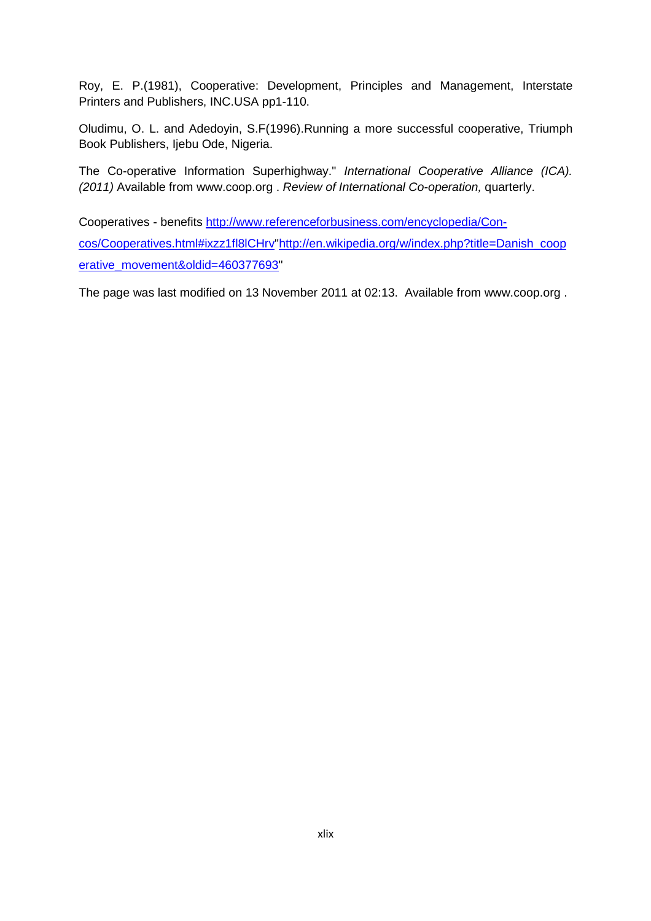Roy, E. P.(1981), Cooperative: Development, Principles and Management, Interstate Printers and Publishers, INC.USA pp1-110.

Oludimu, O. L. and Adedoyin, S.F(1996).Running a more successful cooperative, Triumph Book Publishers, Ijebu Ode, Nigeria.

The Co-operative Information Superhighway." *International Cooperative Alliance (ICA). (2011)* Available from www.coop.org . *Review of International Co-operation,* quarterly.

Cooperatives - benefits http://www.referenceforbusiness.com/encyclopedia/Con-cos/Cooperatives.html#ixzz1fl8lCHrv"http://en.wikipedia.org/w/index.php?title=Danish_cooperative_movement&oldid=460377693"

The page was last modified on 13 November 2011 at 02:13. Available from www.coop.org .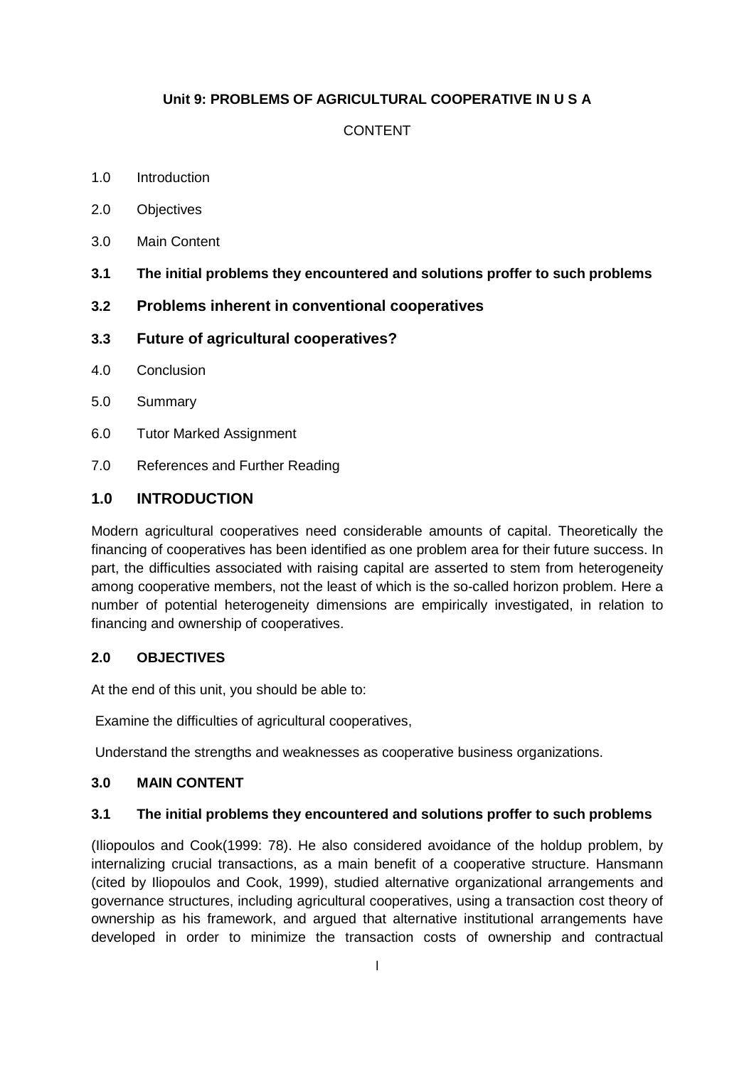**Unit 9: PROBLEMS OF AGRICULTURAL COOPERATIVE IN U S A**

CONTENT

1.0 Introduction

2.0 Objectives

3.0 Main Content

**3.1 The initial problems they encountered and solutions proffer to such problems**

**3.2 Problems inherent in conventional cooperatives**

**3.3 Future of agricultural cooperatives?**

4.0 Conclusion

5.0 Summary

6.0 Tutor Marked Assignment

7.0 References and Further Reading

## 1.0 INTRODUCTION

Modern agricultural cooperatives need considerable amounts of capital. Theoretically the financing of cooperatives has been identified as one problem area for their future success. In part, the difficulties associated with raising capital are asserted to stem from heterogeneity among cooperative members, not the least of which is the so-called horizon problem. Here a number of potential heterogeneity dimensions are empirically investigated, in relation to financing and ownership of cooperatives.

### 2.0 OBJECTIVES

At the end of this unit, you should be able to:

Examine the difficulties of agricultural cooperatives,

Understand the strengths and weaknesses as cooperative business organizations.

### 3.0 MAIN CONTENT

### 3.1 The initial problems they encountered and solutions proffer to such problems

(Iliopoulos and Cook(1999: 78). He also considered avoidance of the holdup problem, by internalizing crucial transactions, as a main benefit of a cooperative structure. Hansmann (cited by Iliopoulos and Cook, 1999), studied alternative organizational arrangements and governance structures, including agricultural cooperatives, using a transaction cost theory of ownership as his framework, and argued that alternative institutional arrangements have developed in order to minimize the transaction costs of ownership and contractual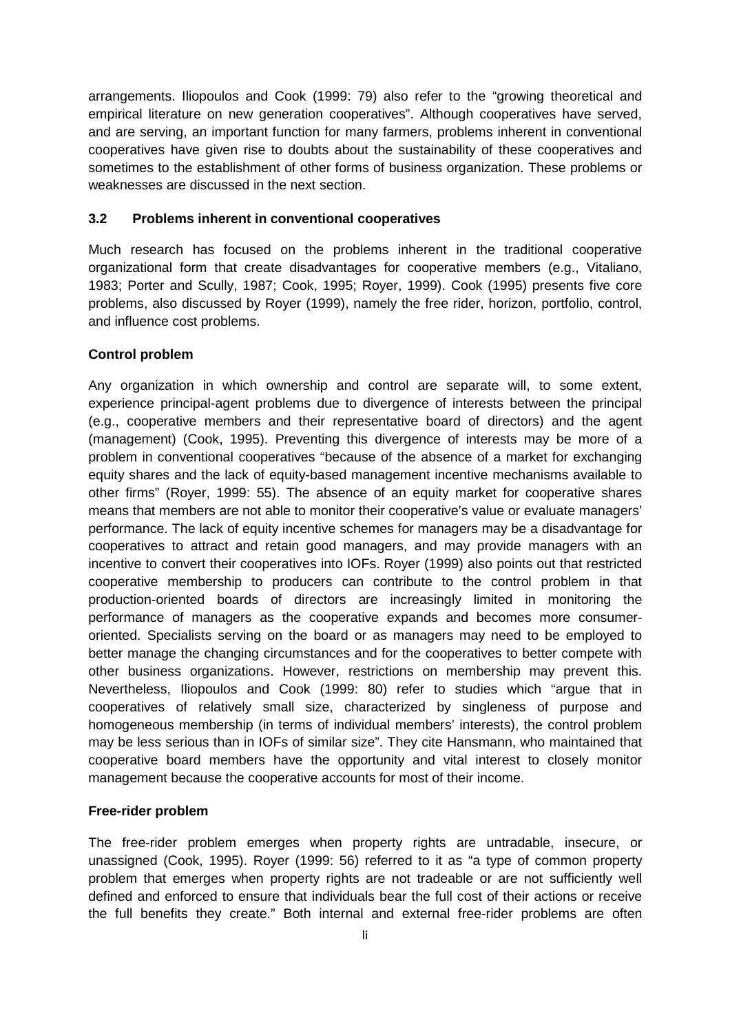arrangements. Iliopoulos and Cook (1999: 79) also refer to the "growing theoretical and empirical literature on new generation cooperatives". Although cooperatives have served, and are serving, an important function for many farmers, problems inherent in conventional cooperatives have given rise to doubts about the sustainability of these cooperatives and sometimes to the establishment of other forms of business organization. These problems or weaknesses are discussed in the next section.

### 3.2 Problems inherent in conventional cooperatives

Much research has focused on the problems inherent in the traditional cooperative organizational form that create disadvantages for cooperative members (e.g., Vitaliano, 1983; Porter and Scully, 1987; Cook, 1995; Royer, 1999). Cook (1995) presents five core problems, also discussed by Royer (1999), namely the free rider, horizon, portfolio, control, and influence cost problems.

**Control problem**

Any organization in which ownership and control are separate will, to some extent, experience principal-agent problems due to divergence of interests between the principal (e.g., cooperative members and their representative board of directors) and the agent (management) (Cook, 1995). Preventing this divergence of interests may be more of a problem in conventional cooperatives "because of the absence of a market for exchanging equity shares and the lack of equity-based management incentive mechanisms available to other firms" (Royer, 1999: 55). The absence of an equity market for cooperative shares means that members are not able to monitor their cooperative's value or evaluate managers' performance. The lack of equity incentive schemes for managers may be a disadvantage for cooperatives to attract and retain good managers, and may provide managers with an incentive to convert their cooperatives into IOFs. Royer (1999) also points out that restricted cooperative membership to producers can contribute to the control problem in that production-oriented boards of directors are increasingly limited in monitoring the performance of managers as the cooperative expands and becomes more consumer-oriented. Specialists serving on the board or as managers may need to be employed to better manage the changing circumstances and for the cooperatives to better compete with other business organizations. However, restrictions on membership may prevent this. Nevertheless, Iliopoulos and Cook (1999: 80) refer to studies which "argue that in cooperatives of relatively small size, characterized by singleness of purpose and homogeneous membership (in terms of individual members' interests), the control problem may be less serious than in IOFs of similar size". They cite Hansmann, who maintained that cooperative board members have the opportunity and vital interest to closely monitor management because the cooperative accounts for most of their income.

**Free-rider problem**

The free-rider problem emerges when property rights are untradable, insecure, or unassigned (Cook, 1995). Royer (1999: 56) referred to it as "a type of common property problem that emerges when property rights are not tradeable or are not sufficiently well defined and enforced to ensure that individuals bear the full cost of their actions or receive the full benefits they create." Both internal and external free-rider problems are often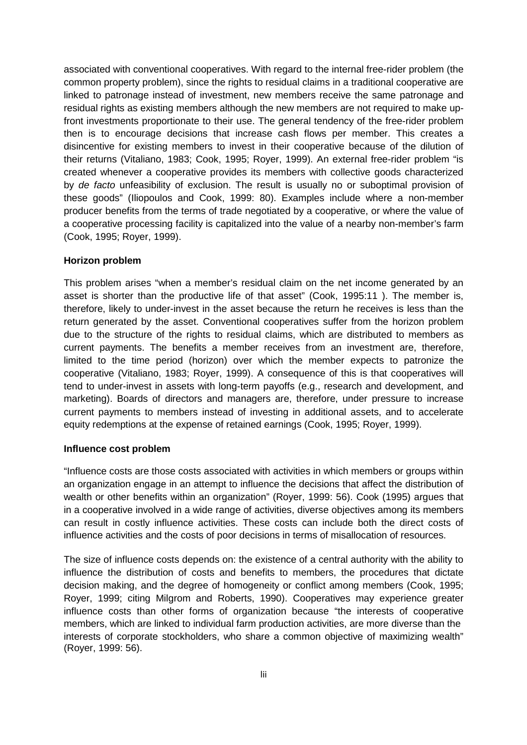associated with conventional cooperatives. With regard to the internal free-rider problem (the common property problem), since the rights to residual claims in a traditional cooperative are linked to patronage instead of investment, new members receive the same patronage and residual rights as existing members although the new members are not required to make up-front investments proportionate to their use. The general tendency of the free-rider problem then is to encourage decisions that increase cash flows per member. This creates a disincentive for existing members to invest in their cooperative because of the dilution of their returns (Vitaliano, 1983; Cook, 1995; Royer, 1999). An external free-rider problem "is created whenever a cooperative provides its members with collective goods characterized by *de facto* unfeasibility of exclusion. The result is usually no or suboptimal provision of these goods" (Iliopoulos and Cook, 1999: 80). Examples include where a non-member producer benefits from the terms of trade negotiated by a cooperative, or where the value of a cooperative processing facility is capitalized into the value of a nearby non-member's farm (Cook, 1995; Royer, 1999).

**Horizon problem**

This problem arises "when a member's residual claim on the net income generated by an asset is shorter than the productive life of that asset" (Cook, 1995:11 ). The member is, therefore, likely to under-invest in the asset because the return he receives is less than the return generated by the asset. Conventional cooperatives suffer from the horizon problem due to the structure of the rights to residual claims, which are distributed to members as current payments. The benefits a member receives from an investment are, therefore, limited to the time period (horizon) over which the member expects to patronize the cooperative (Vitaliano, 1983; Royer, 1999). A consequence of this is that cooperatives will tend to under-invest in assets with long-term payoffs (e.g., research and development, and marketing). Boards of directors and managers are, therefore, under pressure to increase current payments to members instead of investing in additional assets, and to accelerate equity redemptions at the expense of retained earnings (Cook, 1995; Royer, 1999).

**Influence cost problem**

"Influence costs are those costs associated with activities in which members or groups within an organization engage in an attempt to influence the decisions that affect the distribution of wealth or other benefits within an organization" (Royer, 1999: 56). Cook (1995) argues that in a cooperative involved in a wide range of activities, diverse objectives among its members can result in costly influence activities. These costs can include both the direct costs of influence activities and the costs of poor decisions in terms of misallocation of resources.

The size of influence costs depends on: the existence of a central authority with the ability to influence the distribution of costs and benefits to members, the procedures that dictate decision making, and the degree of homogeneity or conflict among members (Cook, 1995; Royer, 1999; citing Milgrom and Roberts, 1990). Cooperatives may experience greater influence costs than other forms of organization because "the interests of cooperative members, which are linked to individual farm production activities, are more diverse than the interests of corporate stockholders, who share a common objective of maximizing wealth" (Royer, 1999: 56).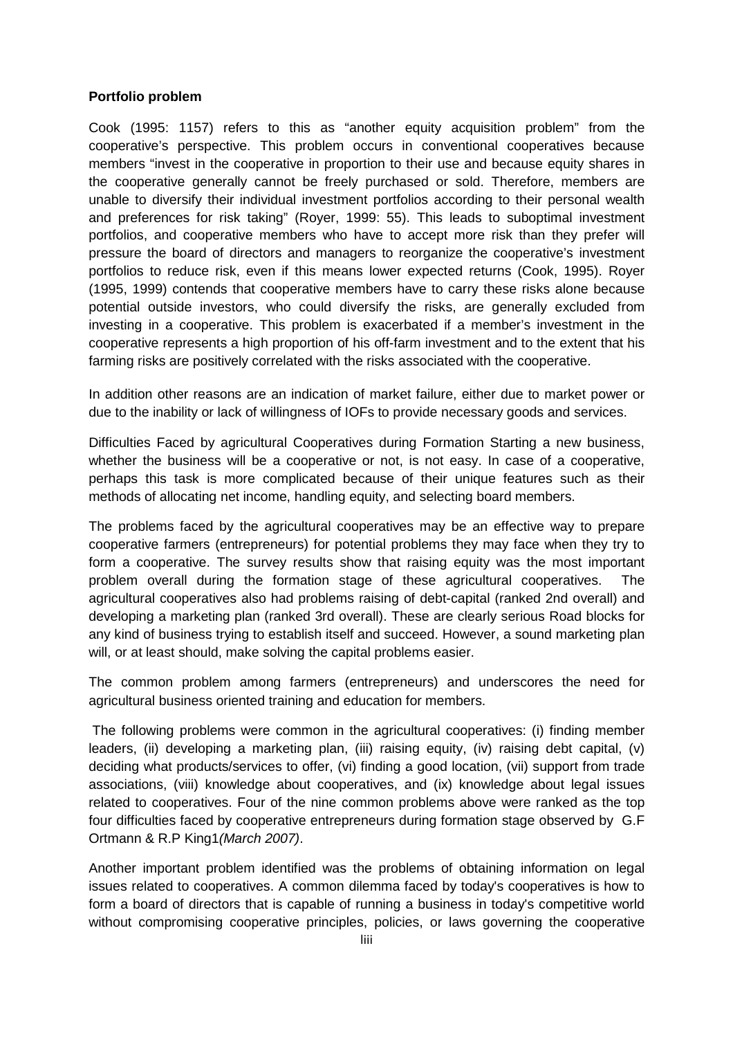**Portfolio problem**

Cook (1995: 1157) refers to this as "another equity acquisition problem" from the cooperative's perspective. This problem occurs in conventional cooperatives because members "invest in the cooperative in proportion to their use and because equity shares in the cooperative generally cannot be freely purchased or sold. Therefore, members are unable to diversify their individual investment portfolios according to their personal wealth and preferences for risk taking" (Royer, 1999: 55). This leads to suboptimal investment portfolios, and cooperative members who have to accept more risk than they prefer will pressure the board of directors and managers to reorganize the cooperative's investment portfolios to reduce risk, even if this means lower expected returns (Cook, 1995). Royer (1995, 1999) contends that cooperative members have to carry these risks alone because potential outside investors, who could diversify the risks, are generally excluded from investing in a cooperative. This problem is exacerbated if a member's investment in the cooperative represents a high proportion of his off-farm investment and to the extent that his farming risks are positively correlated with the risks associated with the cooperative.

In addition other reasons are an indication of market failure, either due to market power or due to the inability or lack of willingness of IOFs to provide necessary goods and services.

Difficulties Faced by agricultural Cooperatives during Formation Starting a new business, whether the business will be a cooperative or not, is not easy. In case of a cooperative, perhaps this task is more complicated because of their unique features such as their methods of allocating net income, handling equity, and selecting board members.

The problems faced by the agricultural cooperatives may be an effective way to prepare cooperative farmers (entrepreneurs) for potential problems they may face when they try to form a cooperative. The survey results show that raising equity was the most important problem overall during the formation stage of these agricultural cooperatives. The agricultural cooperatives also had problems raising of debt-capital (ranked 2nd overall) and developing a marketing plan (ranked 3rd overall). These are clearly serious Road blocks for any kind of business trying to establish itself and succeed. However, a sound marketing plan will, or at least should, make solving the capital problems easier.

The common problem among farmers (entrepreneurs) and underscores the need for agricultural business oriented training and education for members.

The following problems were common in the agricultural cooperatives: (i) finding member leaders, (ii) developing a marketing plan, (iii) raising equity, (iv) raising debt capital, (v) deciding what products/services to offer, (vi) finding a good location, (vii) support from trade associations, (viii) knowledge about cooperatives, and (ix) knowledge about legal issues related to cooperatives. Four of the nine common problems above were ranked as the top four difficulties faced by cooperative entrepreneurs during formation stage observed by G.F Ortmann & R.P King1*(March 2007)*.

Another important problem identified was the problems of obtaining information on legal issues related to cooperatives. A common dilemma faced by today's cooperatives is how to form a board of directors that is capable of running a business in today's competitive world without compromising cooperative principles, policies, or laws governing the cooperative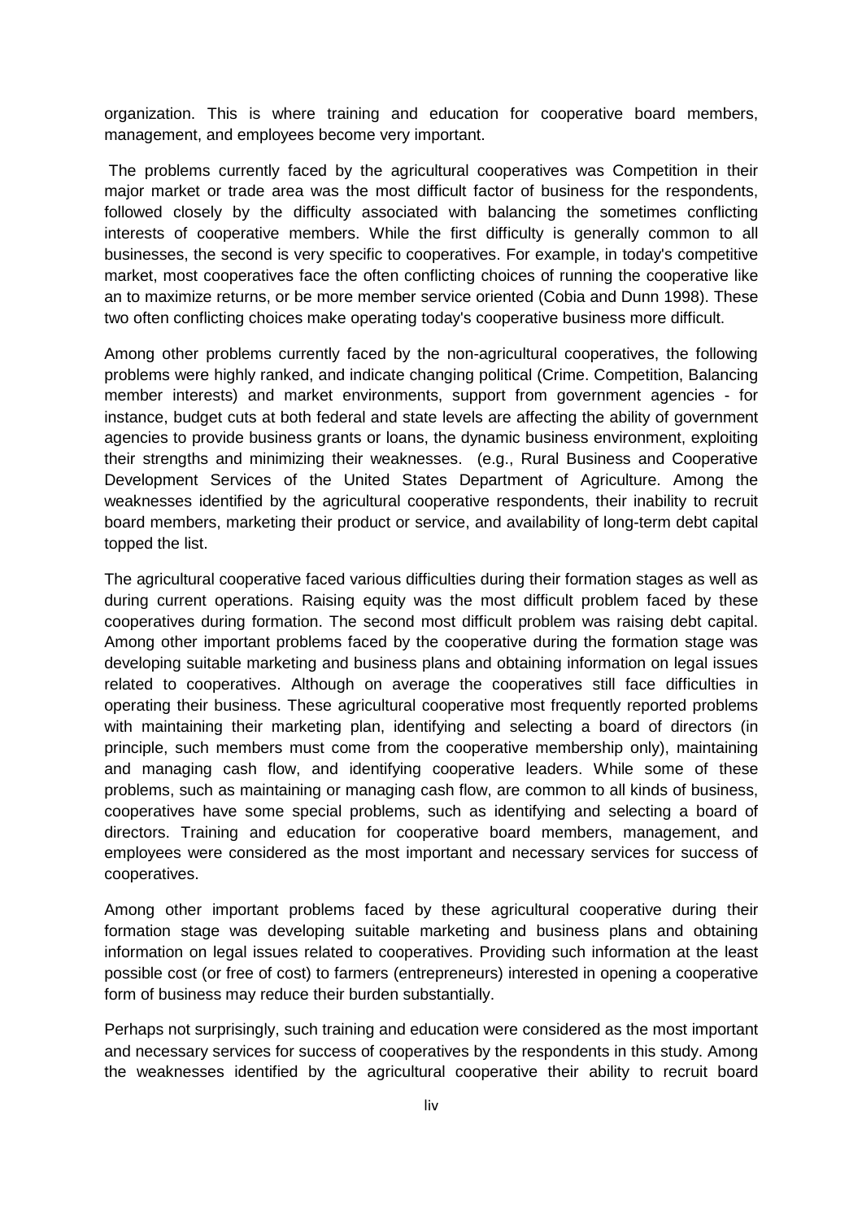organization. This is where training and education for cooperative board members, management, and employees become very important.

The problems currently faced by the agricultural cooperatives was Competition in their major market or trade area was the most difficult factor of business for the respondents, followed closely by the difficulty associated with balancing the sometimes conflicting interests of cooperative members. While the first difficulty is generally common to all businesses, the second is very specific to cooperatives. For example, in today's competitive market, most cooperatives face the often conflicting choices of running the cooperative like an to maximize returns, or be more member service oriented (Cobia and Dunn 1998). These two often conflicting choices make operating today's cooperative business more difficult.

Among other problems currently faced by the non-agricultural cooperatives, the following problems were highly ranked, and indicate changing political (Crime. Competition, Balancing member interests) and market environments, support from government agencies - for instance, budget cuts at both federal and state levels are affecting the ability of government agencies to provide business grants or loans, the dynamic business environment, exploiting their strengths and minimizing their weaknesses. (e.g., Rural Business and Cooperative Development Services of the United States Department of Agriculture. Among the weaknesses identified by the agricultural cooperative respondents, their inability to recruit board members, marketing their product or service, and availability of long-term debt capital topped the list.

The agricultural cooperative faced various difficulties during their formation stages as well as during current operations. Raising equity was the most difficult problem faced by these cooperatives during formation. The second most difficult problem was raising debt capital. Among other important problems faced by the cooperative during the formation stage was developing suitable marketing and business plans and obtaining information on legal issues related to cooperatives. Although on average the cooperatives still face difficulties in operating their business. These agricultural cooperative most frequently reported problems with maintaining their marketing plan, identifying and selecting a board of directors (in principle, such members must come from the cooperative membership only), maintaining and managing cash flow, and identifying cooperative leaders. While some of these problems, such as maintaining or managing cash flow, are common to all kinds of business, cooperatives have some special problems, such as identifying and selecting a board of directors. Training and education for cooperative board members, management, and employees were considered as the most important and necessary services for success of cooperatives.

Among other important problems faced by these agricultural cooperative during their formation stage was developing suitable marketing and business plans and obtaining information on legal issues related to cooperatives. Providing such information at the least possible cost (or free of cost) to farmers (entrepreneurs) interested in opening a cooperative form of business may reduce their burden substantially.

Perhaps not surprisingly, such training and education were considered as the most important and necessary services for success of cooperatives by the respondents in this study. Among the weaknesses identified by the agricultural cooperative their ability to recruit board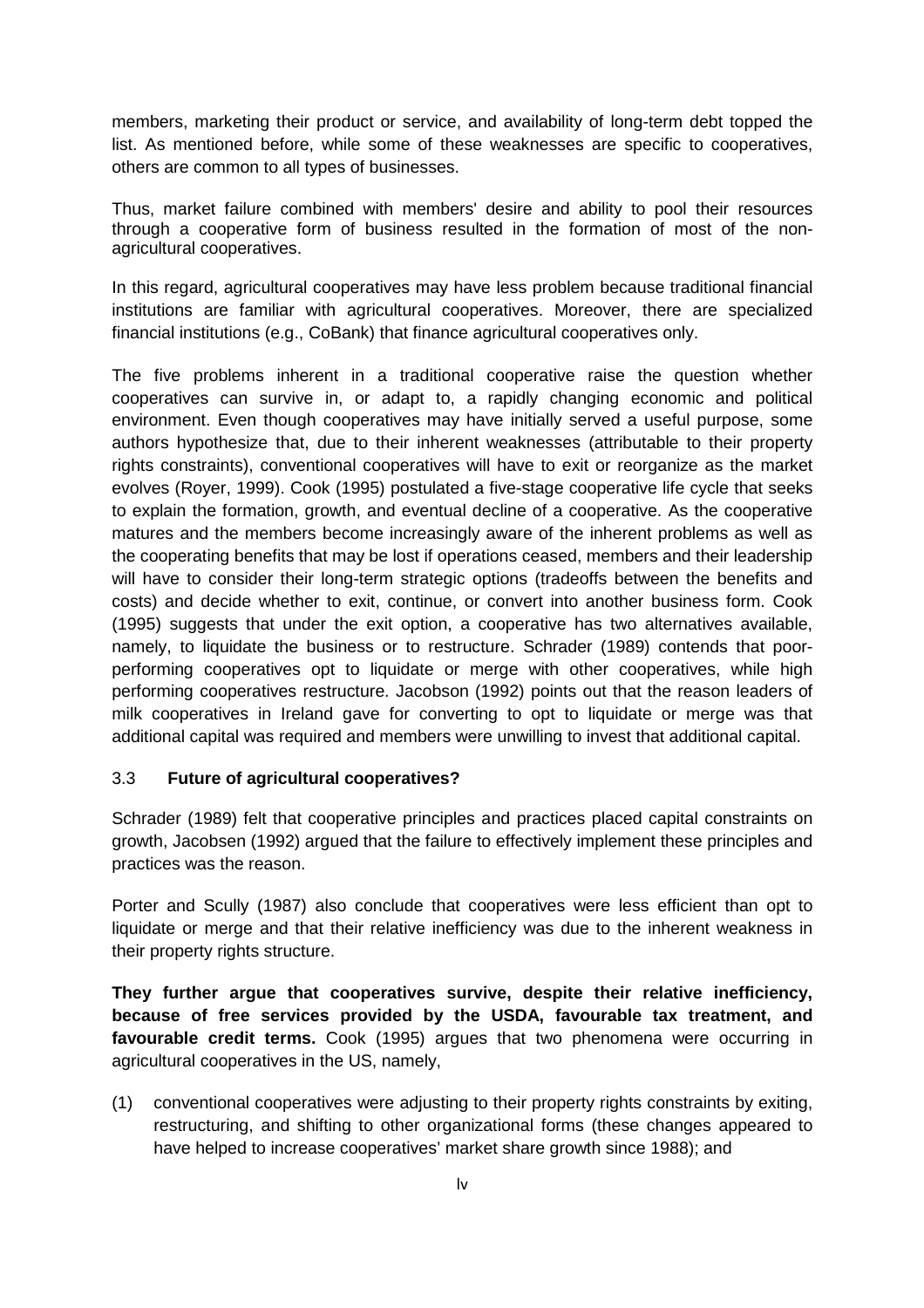members, marketing their product or service, and availability of long-term debt topped the list. As mentioned before, while some of these weaknesses are specific to cooperatives, others are common to all types of businesses.

Thus, market failure combined with members' desire and ability to pool their resources through a cooperative form of business resulted in the formation of most of the non-agricultural cooperatives.

In this regard, agricultural cooperatives may have less problem because traditional financial institutions are familiar with agricultural cooperatives. Moreover, there are specialized financial institutions (e.g., CoBank) that finance agricultural cooperatives only.

The five problems inherent in a traditional cooperative raise the question whether cooperatives can survive in, or adapt to, a rapidly changing economic and political environment. Even though cooperatives may have initially served a useful purpose, some authors hypothesize that, due to their inherent weaknesses (attributable to their property rights constraints), conventional cooperatives will have to exit or reorganize as the market evolves (Royer, 1999). Cook (1995) postulated a five-stage cooperative life cycle that seeks to explain the formation, growth, and eventual decline of a cooperative. As the cooperative matures and the members become increasingly aware of the inherent problems as well as the cooperating benefits that may be lost if operations ceased, members and their leadership will have to consider their long-term strategic options (tradeoffs between the benefits and costs) and decide whether to exit, continue, or convert into another business form. Cook (1995) suggests that under the exit option, a cooperative has two alternatives available, namely, to liquidate the business or to restructure. Schrader (1989) contends that poor-performing cooperatives opt to liquidate or merge with other cooperatives, while high performing cooperatives restructure. Jacobson (1992) points out that the reason leaders of milk cooperatives in Ireland gave for converting to opt to liquidate or merge was that additional capital was required and members were unwilling to invest that additional capital.

## 3.3 **Future of agricultural cooperatives?**

Schrader (1989) felt that cooperative principles and practices placed capital constraints on growth, Jacobsen (1992) argued that the failure to effectively implement these principles and practices was the reason.

Porter and Scully (1987) also conclude that cooperatives were less efficient than opt to liquidate or merge and that their relative inefficiency was due to the inherent weakness in their property rights structure.

**They further argue that cooperatives survive, despite their relative inefficiency, because of free services provided by the USDA, favourable tax treatment, and favourable credit terms.** Cook (1995) argues that two phenomena were occurring in agricultural cooperatives in the US, namely,

(1) conventional cooperatives were adjusting to their property rights constraints by exiting, restructuring, and shifting to other organizational forms (these changes appeared to have helped to increase cooperatives' market share growth since 1988); and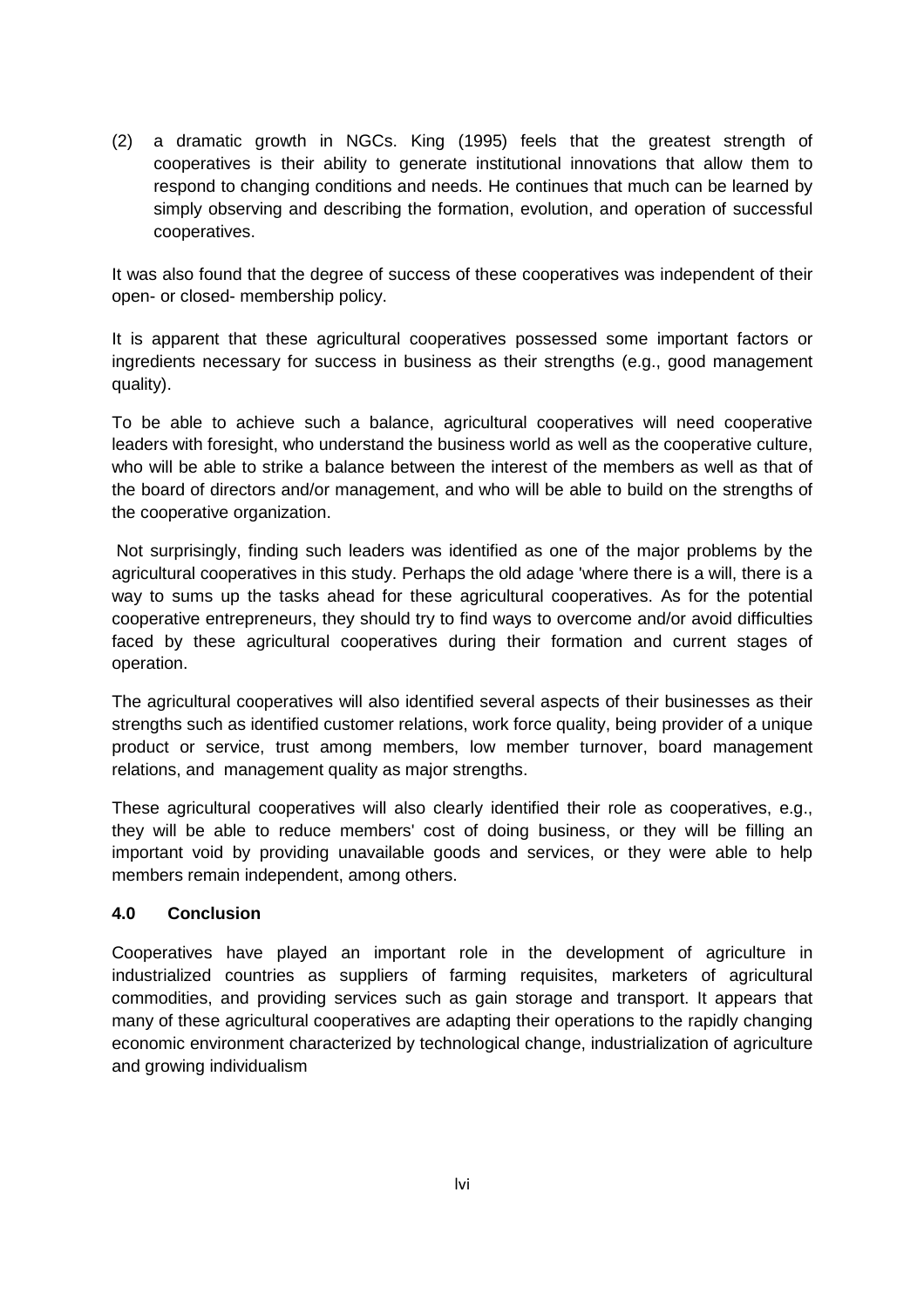(2) a dramatic growth in NGCs. King (1995) feels that the greatest strength of cooperatives is their ability to generate institutional innovations that allow them to respond to changing conditions and needs. He continues that much can be learned by simply observing and describing the formation, evolution, and operation of successful cooperatives.

It was also found that the degree of success of these cooperatives was independent of their open- or closed- membership policy.

It is apparent that these agricultural cooperatives possessed some important factors or ingredients necessary for success in business as their strengths (e.g., good management quality).

To be able to achieve such a balance, agricultural cooperatives will need cooperative leaders with foresight, who understand the business world as well as the cooperative culture, who will be able to strike a balance between the interest of the members as well as that of the board of directors and/or management, and who will be able to build on the strengths of the cooperative organization.

Not surprisingly, finding such leaders was identified as one of the major problems by the agricultural cooperatives in this study. Perhaps the old adage 'where there is a will, there is a way to sums up the tasks ahead for these agricultural cooperatives. As for the potential cooperative entrepreneurs, they should try to find ways to overcome and/or avoid difficulties faced by these agricultural cooperatives during their formation and current stages of operation.

The agricultural cooperatives will also identified several aspects of their businesses as their strengths such as identified customer relations, work force quality, being provider of a unique product or service, trust among members, low member turnover, board management relations, and management quality as major strengths.

These agricultural cooperatives will also clearly identified their role as cooperatives, e.g., they will be able to reduce members' cost of doing business, or they will be filling an important void by providing unavailable goods and services, or they were able to help members remain independent, among others.

### 4.0 Conclusion

Cooperatives have played an important role in the development of agriculture in industrialized countries as suppliers of farming requisites, marketers of agricultural commodities, and providing services such as gain storage and transport. It appears that many of these agricultural cooperatives are adapting their operations to the rapidly changing economic environment characterized by technological change, industrialization of agriculture and growing individualism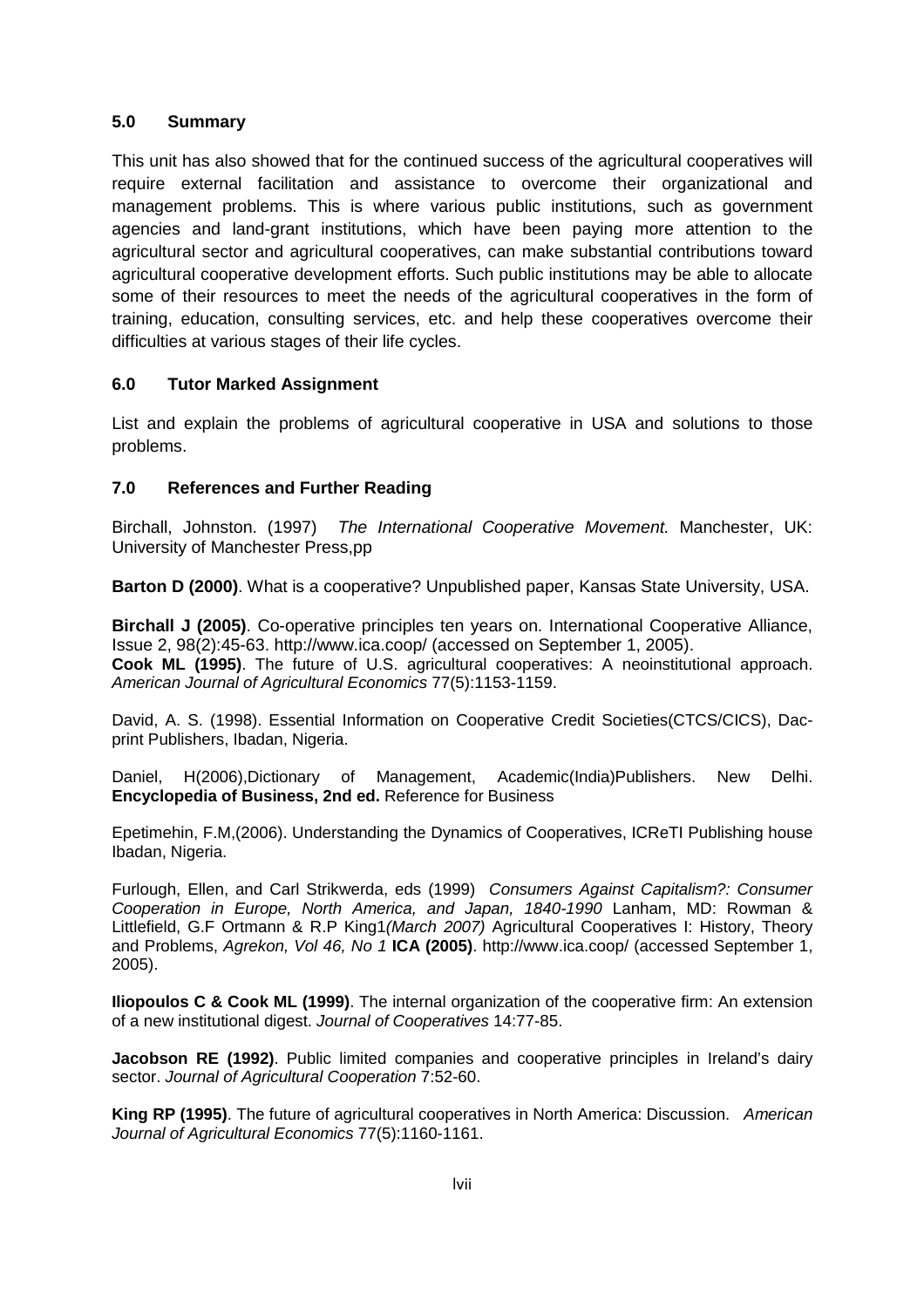## 5.0 Summary

This unit has also showed that for the continued success of the agricultural cooperatives will require external facilitation and assistance to overcome their organizational and management problems. This is where various public institutions, such as government agencies and land-grant institutions, which have been paying more attention to the agricultural sector and agricultural cooperatives, can make substantial contributions toward agricultural cooperative development efforts. Such public institutions may be able to allocate some of their resources to meet the needs of the agricultural cooperatives in the form of training, education, consulting services, etc. and help these cooperatives overcome their difficulties at various stages of their life cycles.

## 6.0 Tutor Marked Assignment

List and explain the problems of agricultural cooperative in USA and solutions to those problems.

## 7.0 References and Further Reading

Birchall, Johnston. (1997) *The International Cooperative Movement.* Manchester, UK: University of Manchester Press,pp

**Barton D (2000)**. What is a cooperative? Unpublished paper, Kansas State University, USA.

**Birchall J (2005)**. Co-operative principles ten years on. International Cooperative Alliance, Issue 2, 98(2):45-63. http://www.ica.coop/ (accessed on September 1, 2005).
**Cook ML (1995)**. The future of U.S. agricultural cooperatives: A neoinstitutional approach. *American Journal of Agricultural Economics* 77(5):1153-1159.

David, A. S. (1998). Essential Information on Cooperative Credit Societies(CTCS/CICS), Dac-print Publishers, Ibadan, Nigeria.

Daniel, H(2006),Dictionary of Management, Academic(India)Publishers. New Delhi. **Encyclopedia of Business, 2nd ed.** Reference for Business

Epetimehin, F.M,(2006). Understanding the Dynamics of Cooperatives, ICReTI Publishing house Ibadan, Nigeria.

Furlough, Ellen, and Carl Strikwerda, eds (1999) *Consumers Against Capitalism?: Consumer Cooperation in Europe, North America, and Japan, 1840-1990* Lanham, MD: Rowman & Littlefield, G.F Ortmann & R.P King1*(March 2007)* Agricultural Cooperatives I: History, Theory and Problems, *Agrekon, Vol 46, No 1* **ICA (2005)**. http://www.ica.coop/ (accessed September 1, 2005).

**Iliopoulos C & Cook ML (1999)**. The internal organization of the cooperative firm: An extension of a new institutional digest. *Journal of Cooperatives* 14:77-85.

**Jacobson RE (1992)**. Public limited companies and cooperative principles in Ireland's dairy sector. *Journal of Agricultural Cooperation* 7:52-60.

**King RP (1995)**. The future of agricultural cooperatives in North America: Discussion. *American Journal of Agricultural Economics* 77(5):1160-1161.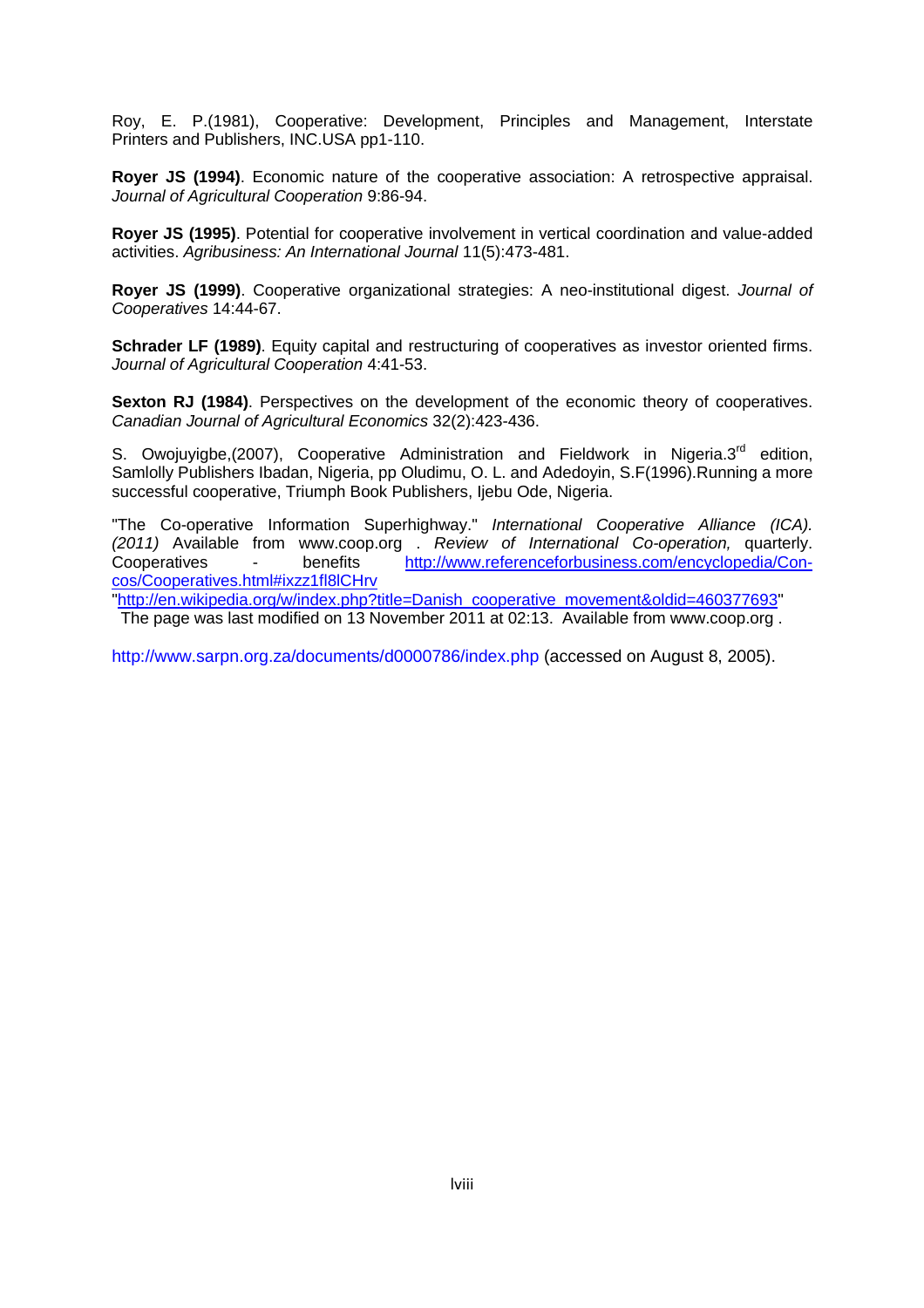Roy, E. P.(1981), Cooperative: Development, Principles and Management, Interstate Printers and Publishers, INC.USA pp1-110.

**Royer JS (1994)**. Economic nature of the cooperative association: A retrospective appraisal. *Journal of Agricultural Cooperation* 9:86-94.

**Royer JS (1995)**. Potential for cooperative involvement in vertical coordination and value-added activities. *Agribusiness: An International Journal* 11(5):473-481.

**Royer JS (1999)**. Cooperative organizational strategies: A neo-institutional digest. *Journal of Cooperatives* 14:44-67.

**Schrader LF (1989)**. Equity capital and restructuring of cooperatives as investor oriented firms. *Journal of Agricultural Cooperation* 4:41-53.

**Sexton RJ (1984)**. Perspectives on the development of the economic theory of cooperatives. *Canadian Journal of Agricultural Economics* 32(2):423-436.

S. Owojuyigbe,(2007), Cooperative Administration and Fieldwork in Nigeria.3rd edition, Samlolly Publishers Ibadan, Nigeria, pp Oludimu, O. L. and Adedoyin, S.F(1996).Running a more successful cooperative, Triumph Book Publishers, Ijebu Ode, Nigeria.

"The Co-operative Information Superhighway." *International Cooperative Alliance (ICA). (2011)* Available from www.coop.org . *Review of International Co-operation,* quarterly. Cooperatives - benefits http://www.referenceforbusiness.com/encyclopedia/Con-cos/Cooperatives.html#ixzz1fl8lCHrv
"http://en.wikipedia.org/w/index.php?title=Danish_cooperative_movement&oldid=460377693"
The page was last modified on 13 November 2011 at 02:13. Available from www.coop.org .

http://www.sarpn.org.za/documents/d0000786/index.php (accessed on August 8, 2005).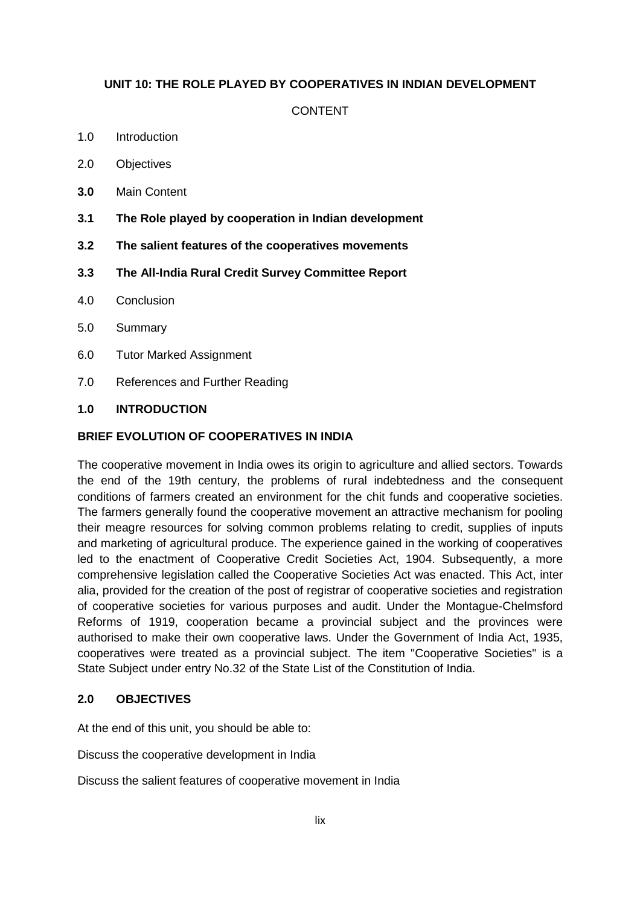## UNIT 10: THE ROLE PLAYED BY COOPERATIVES IN INDIAN DEVELOPMENT

CONTENT

1.0 Introduction

2.0 Objectives

**3.0** Main Content

**3.1 The Role played by cooperation in Indian development**

**3.2 The salient features of the cooperatives movements**

**3.3 The All-India Rural Credit Survey Committee Report**

4.0 Conclusion

5.0 Summary

6.0 Tutor Marked Assignment

7.0 References and Further Reading

### 1.0 INTRODUCTION

**BRIEF EVOLUTION OF COOPERATIVES IN INDIA**

The cooperative movement in India owes its origin to agriculture and allied sectors. Towards the end of the 19th century, the problems of rural indebtedness and the consequent conditions of farmers created an environment for the chit funds and cooperative societies. The farmers generally found the cooperative movement an attractive mechanism for pooling their meagre resources for solving common problems relating to credit, supplies of inputs and marketing of agricultural produce. The experience gained in the working of cooperatives led to the enactment of Cooperative Credit Societies Act, 1904. Subsequently, a more comprehensive legislation called the Cooperative Societies Act was enacted. This Act, inter alia, provided for the creation of the post of registrar of cooperative societies and registration of cooperative societies for various purposes and audit. Under the Montague-Chelmsford Reforms of 1919, cooperation became a provincial subject and the provinces were authorised to make their own cooperative laws. Under the Government of India Act, 1935, cooperatives were treated as a provincial subject. The item "Cooperative Societies" is a State Subject under entry No.32 of the State List of the Constitution of India.

### 2.0 OBJECTIVES

At the end of this unit, you should be able to:

Discuss the cooperative development in India

Discuss the salient features of cooperative movement in India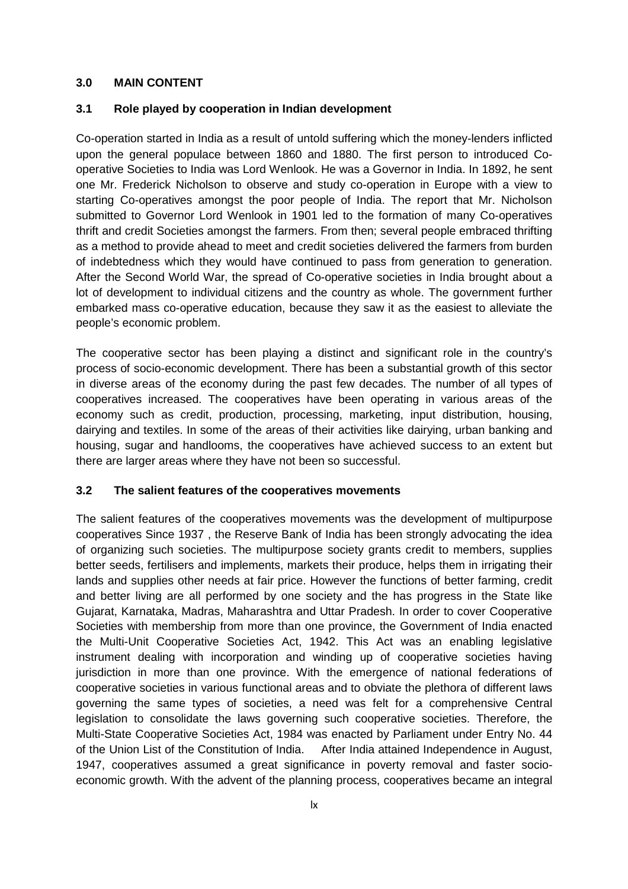## 3.0 MAIN CONTENT

### 3.1 Role played by cooperation in Indian development

Co-operation started in India as a result of untold suffering which the money-lenders inflicted upon the general populace between 1860 and 1880. The first person to introduced Co-operative Societies to India was Lord Wenlook. He was a Governor in India. In 1892, he sent one Mr. Frederick Nicholson to observe and study co-operation in Europe with a view to starting Co-operatives amongst the poor people of India. The report that Mr. Nicholson submitted to Governor Lord Wenlook in 1901 led to the formation of many Co-operatives thrift and credit Societies amongst the farmers. From then; several people embraced thrifting as a method to provide ahead to meet and credit societies delivered the farmers from burden of indebtedness which they would have continued to pass from generation to generation. After the Second World War, the spread of Co-operative societies in India brought about a lot of development to individual citizens and the country as whole. The government further embarked mass co-operative education, because they saw it as the easiest to alleviate the people's economic problem.

The cooperative sector has been playing a distinct and significant role in the country's process of socio-economic development. There has been a substantial growth of this sector in diverse areas of the economy during the past few decades. The number of all types of cooperatives increased. The cooperatives have been operating in various areas of the economy such as credit, production, processing, marketing, input distribution, housing, dairying and textiles. In some of the areas of their activities like dairying, urban banking and housing, sugar and handlooms, the cooperatives have achieved success to an extent but there are larger areas where they have not been so successful.

### 3.2 The salient features of the cooperatives movements

The salient features of the cooperatives movements was the development of multipurpose cooperatives Since 1937 , the Reserve Bank of India has been strongly advocating the idea of organizing such societies. The multipurpose society grants credit to members, supplies better seeds, fertilisers and implements, markets their produce, helps them in irrigating their lands and supplies other needs at fair price. However the functions of better farming, credit and better living are all performed by one society and the has progress in the State like Gujarat, Karnataka, Madras, Maharashtra and Uttar Pradesh. In order to cover Cooperative Societies with membership from more than one province, the Government of India enacted the Multi-Unit Cooperative Societies Act, 1942. This Act was an enabling legislative instrument dealing with incorporation and winding up of cooperative societies having jurisdiction in more than one province. With the emergence of national federations of cooperative societies in various functional areas and to obviate the plethora of different laws governing the same types of societies, a need was felt for a comprehensive Central legislation to consolidate the laws governing such cooperative societies. Therefore, the Multi-State Cooperative Societies Act, 1984 was enacted by Parliament under Entry No. 44 of the Union List of the Constitution of India. After India attained Independence in August, 1947, cooperatives assumed a great significance in poverty removal and faster socio-economic growth. With the advent of the planning process, cooperatives became an integral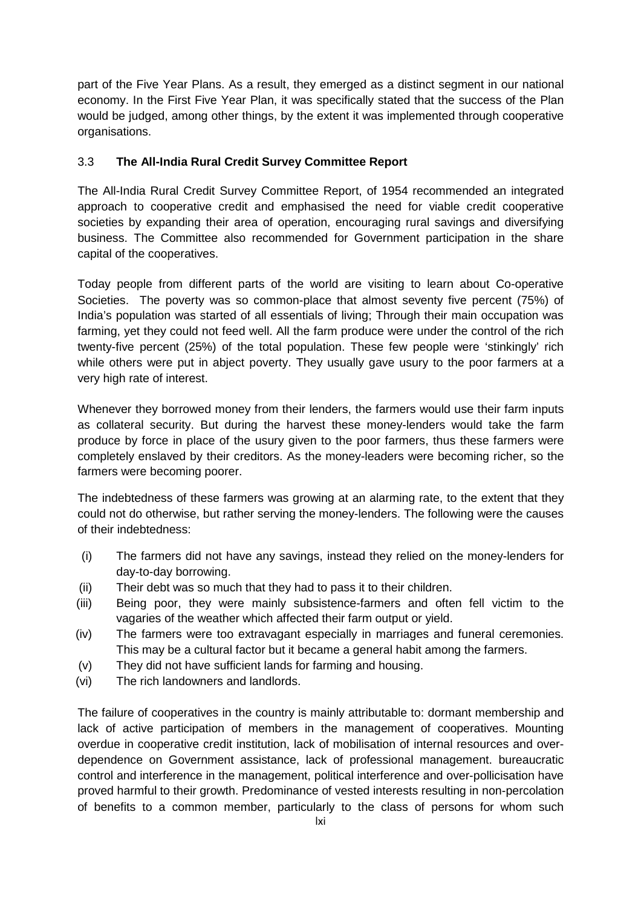part of the Five Year Plans. As a result, they emerged as a distinct segment in our national economy. In the First Five Year Plan, it was specifically stated that the success of the Plan would be judged, among other things, by the extent it was implemented through cooperative organisations.

### 3.3 **The All-India Rural Credit Survey Committee Report**

The All-India Rural Credit Survey Committee Report, of 1954 recommended an integrated approach to cooperative credit and emphasised the need for viable credit cooperative societies by expanding their area of operation, encouraging rural savings and diversifying business. The Committee also recommended for Government participation in the share capital of the cooperatives.

Today people from different parts of the world are visiting to learn about Co-operative Societies. The poverty was so common-place that almost seventy five percent (75%) of India's population was started of all essentials of living; Through their main occupation was farming, yet they could not feed well. All the farm produce were under the control of the rich twenty-five percent (25%) of the total population. These few people were 'stinkingly' rich while others were put in abject poverty. They usually gave usury to the poor farmers at a very high rate of interest.

Whenever they borrowed money from their lenders, the farmers would use their farm inputs as collateral security. But during the harvest these money-lenders would take the farm produce by force in place of the usury given to the poor farmers, thus these farmers were completely enslaved by their creditors. As the money-leaders were becoming richer, so the farmers were becoming poorer.

The indebtedness of these farmers was growing at an alarming rate, to the extent that they could not do otherwise, but rather serving the money-lenders. The following were the causes of their indebtedness:

- (i) The farmers did not have any savings, instead they relied on the money-lenders for day-to-day borrowing.
- (ii) Their debt was so much that they had to pass it to their children.
- (iii) Being poor, they were mainly subsistence-farmers and often fell victim to the vagaries of the weather which affected their farm output or yield.
- (iv) The farmers were too extravagant especially in marriages and funeral ceremonies. This may be a cultural factor but it became a general habit among the farmers.
- (v) They did not have sufficient lands for farming and housing.
- (vi) The rich landowners and landlords.

The failure of cooperatives in the country is mainly attributable to: dormant membership and lack of active participation of members in the management of cooperatives. Mounting overdue in cooperative credit institution, lack of mobilisation of internal resources and over-dependence on Government assistance, lack of professional management. bureaucratic control and interference in the management, political interference and over-pollicisation have proved harmful to their growth. Predominance of vested interests resulting in non-percolation of benefits to a common member, particularly to the class of persons for whom such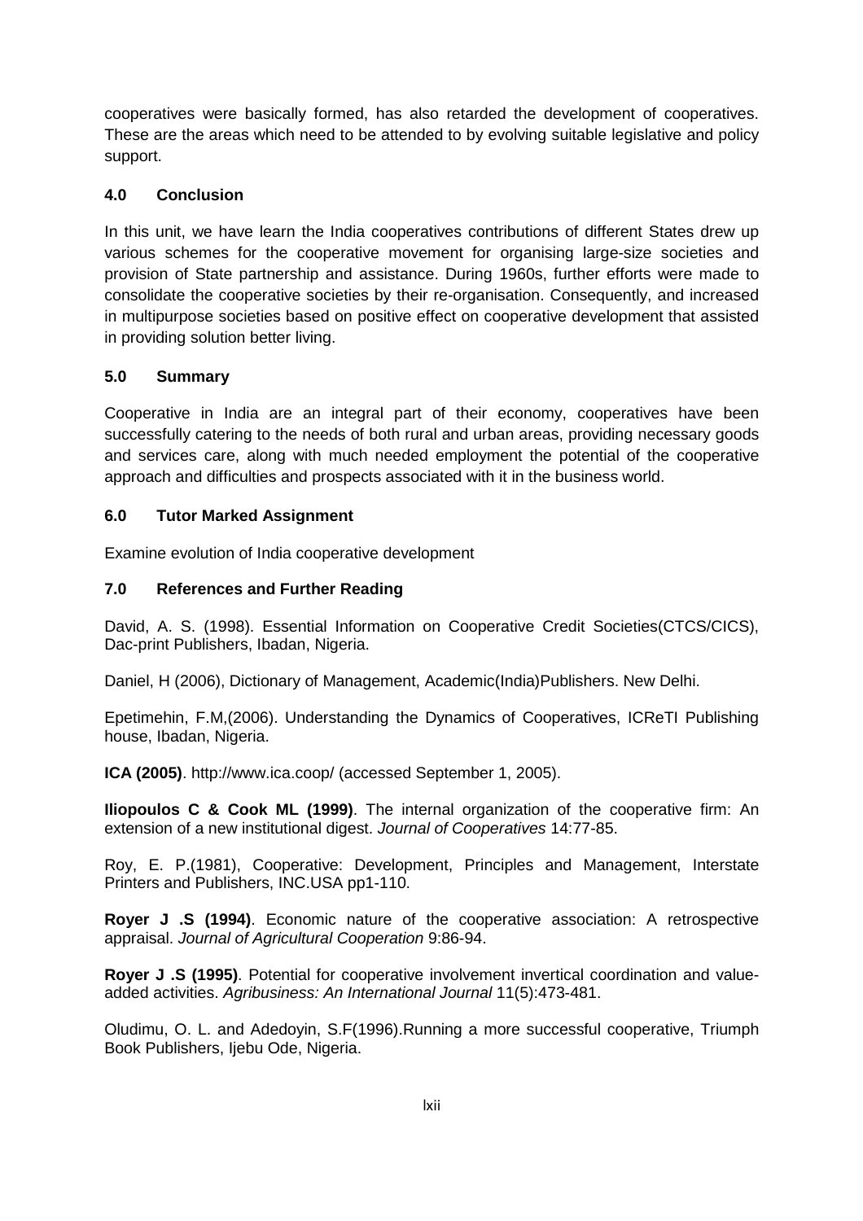cooperatives were basically formed, has also retarded the development of cooperatives. These are the areas which need to be attended to by evolving suitable legislative and policy support.

## 4.0 Conclusion

In this unit, we have learn the India cooperatives contributions of different States drew up various schemes for the cooperative movement for organising large-size societies and provision of State partnership and assistance. During 1960s, further efforts were made to consolidate the cooperative societies by their re-organisation. Consequently, and increased in multipurpose societies based on positive effect on cooperative development that assisted in providing solution better living.

## 5.0 Summary

Cooperative in India are an integral part of their economy, cooperatives have been successfully catering to the needs of both rural and urban areas, providing necessary goods and services care, along with much needed employment the potential of the cooperative approach and difficulties and prospects associated with it in the business world.

## 6.0 Tutor Marked Assignment

Examine evolution of India cooperative development

## 7.0 References and Further Reading

David, A. S. (1998). Essential Information on Cooperative Credit Societies(CTCS/CICS), Dac-print Publishers, Ibadan, Nigeria.

Daniel, H (2006), Dictionary of Management, Academic(India)Publishers. New Delhi.

Epetimehin, F.M,(2006). Understanding the Dynamics of Cooperatives, ICReTI Publishing house, Ibadan, Nigeria.

**ICA (2005)**. http://www.ica.coop/ (accessed September 1, 2005).

**Iliopoulos C & Cook ML (1999)**. The internal organization of the cooperative firm: An extension of a new institutional digest. *Journal of Cooperatives* 14:77-85.

Roy, E. P.(1981), Cooperative: Development, Principles and Management, Interstate Printers and Publishers, INC.USA pp1-110.

**Royer J .S (1994)**. Economic nature of the cooperative association: A retrospective appraisal. *Journal of Agricultural Cooperation* 9:86-94.

**Royer J .S (1995)**. Potential for cooperative involvement invertical coordination and value-added activities. *Agribusiness: An International Journal* 11(5):473-481.

Oludimu, O. L. and Adedoyin, S.F(1996).Running a more successful cooperative, Triumph Book Publishers, Ijebu Ode, Nigeria.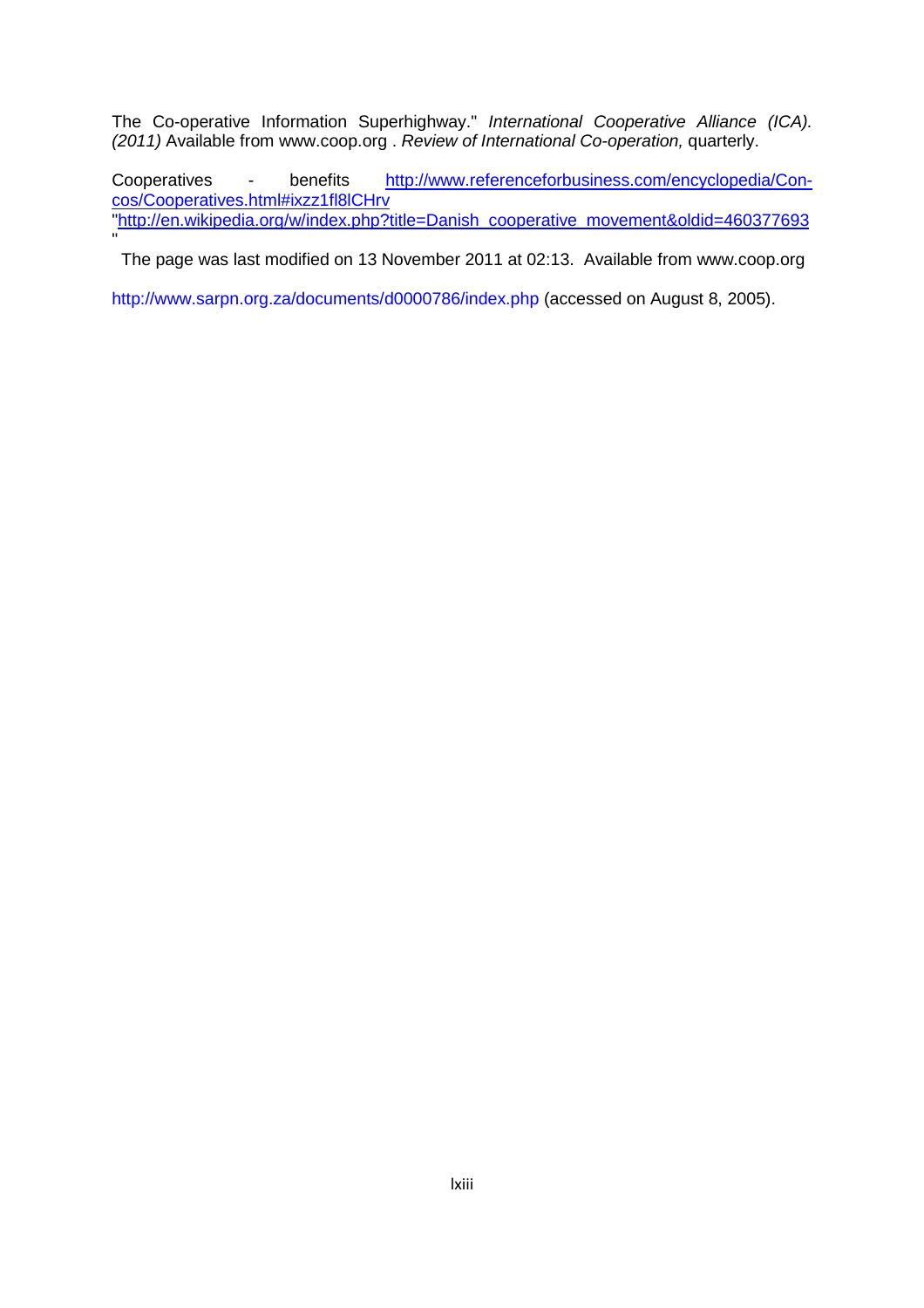The Co-operative Information Superhighway." *International Cooperative Alliance (ICA). (2011)* Available from www.coop.org . *Review of International Co-operation,* quarterly.

Cooperatives - benefits http://www.referenceforbusiness.com/encyclopedia/Con-cos/Cooperatives.html#ixzz1fl8lCHrv
"http://en.wikipedia.org/w/index.php?title=Danish_cooperative_movement&oldid=460377693
"

The page was last modified on 13 November 2011 at 02:13. Available from www.coop.org

http://www.sarpn.org.za/documents/d0000786/index.php (accessed on August 8, 2005).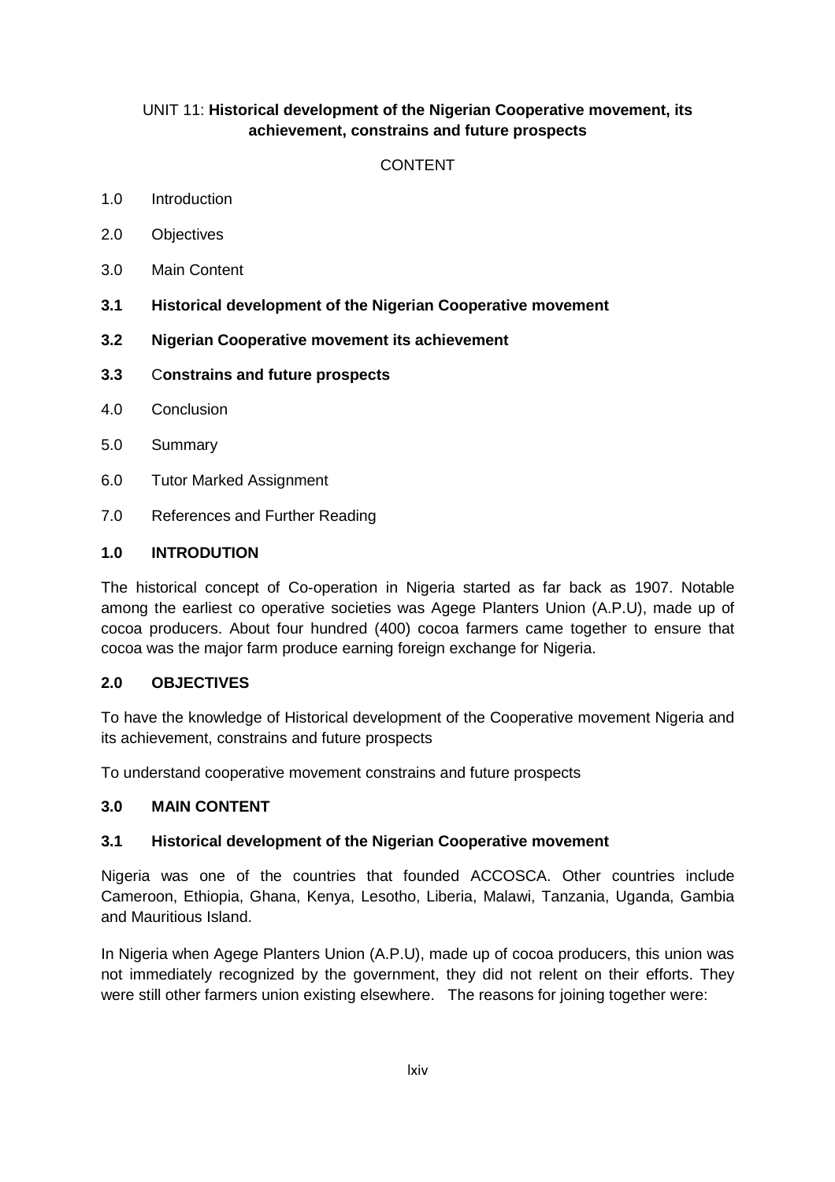UNIT 11: **Historical development of the Nigerian Cooperative movement, its achievement, constrains and future prospects**

CONTENT

1.0 Introduction

2.0 Objectives

3.0 Main Content

**3.1 Historical development of the Nigerian Cooperative movement**

**3.2 Nigerian Cooperative movement its achievement**

**3.3** C**onstrains and future prospects**

4.0 Conclusion

5.0 Summary

6.0 Tutor Marked Assignment

7.0 References and Further Reading

## 1.0 INTRODUTION

The historical concept of Co-operation in Nigeria started as far back as 1907. Notable among the earliest co operative societies was Agege Planters Union (A.P.U), made up of cocoa producers. About four hundred (400) cocoa farmers came together to ensure that cocoa was the major farm produce earning foreign exchange for Nigeria.

## 2.0 OBJECTIVES

To have the knowledge of Historical development of the Cooperative movement Nigeria and its achievement, constrains and future prospects

To understand cooperative movement constrains and future prospects

## 3.0 MAIN CONTENT

### 3.1 Historical development of the Nigerian Cooperative movement

Nigeria was one of the countries that founded ACCOSCA. Other countries include Cameroon, Ethiopia, Ghana, Kenya, Lesotho, Liberia, Malawi, Tanzania, Uganda, Gambia and Mauritious Island.

In Nigeria when Agege Planters Union (A.P.U), made up of cocoa producers, this union was not immediately recognized by the government, they did not relent on their efforts. They were still other farmers union existing elsewhere. The reasons for joining together were: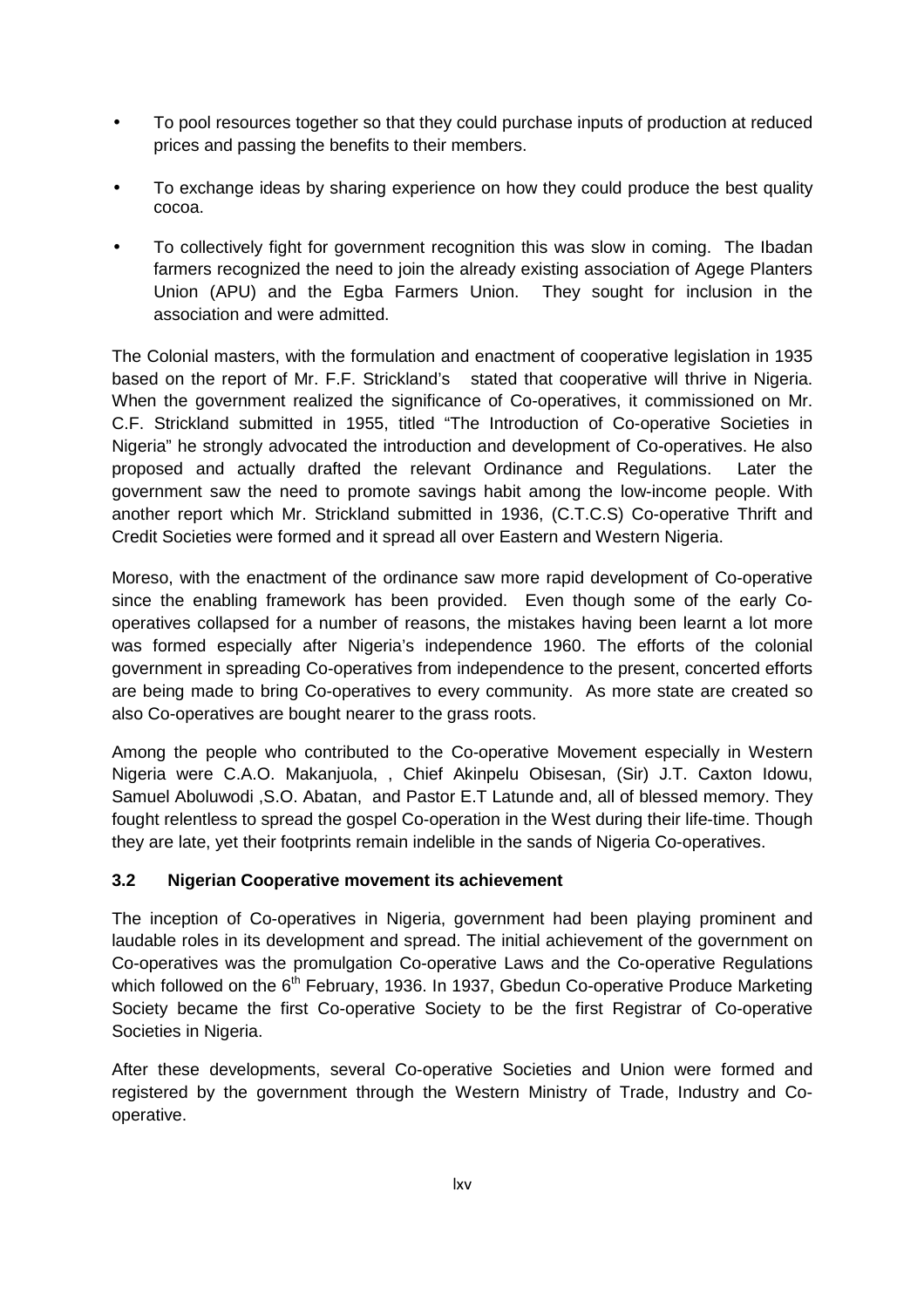- To pool resources together so that they could purchase inputs of production at reduced prices and passing the benefits to their members.
- To exchange ideas by sharing experience on how they could produce the best quality cocoa.
- To collectively fight for government recognition this was slow in coming. The Ibadan farmers recognized the need to join the already existing association of Agege Planters Union (APU) and the Egba Farmers Union. They sought for inclusion in the association and were admitted.

The Colonial masters, with the formulation and enactment of cooperative legislation in 1935 based on the report of Mr. F.F. Strickland's stated that cooperative will thrive in Nigeria. When the government realized the significance of Co-operatives, it commissioned on Mr. C.F. Strickland submitted in 1955, titled "The Introduction of Co-operative Societies in Nigeria" he strongly advocated the introduction and development of Co-operatives. He also proposed and actually drafted the relevant Ordinance and Regulations. Later the government saw the need to promote savings habit among the low-income people. With another report which Mr. Strickland submitted in 1936, (C.T.C.S) Co-operative Thrift and Credit Societies were formed and it spread all over Eastern and Western Nigeria.

Moreso, with the enactment of the ordinance saw more rapid development of Co-operative since the enabling framework has been provided. Even though some of the early Co-operatives collapsed for a number of reasons, the mistakes having been learnt a lot more was formed especially after Nigeria's independence 1960. The efforts of the colonial government in spreading Co-operatives from independence to the present, concerted efforts are being made to bring Co-operatives to every community. As more state are created so also Co-operatives are bought nearer to the grass roots.

Among the people who contributed to the Co-operative Movement especially in Western Nigeria were C.A.O. Makanjuola, , Chief Akinpelu Obisesan, (Sir) J.T. Caxton Idowu, Samuel Aboluwodi ,S.O. Abatan, and Pastor E.T Latunde and, all of blessed memory. They fought relentless to spread the gospel Co-operation in the West during their life-time. Though they are late, yet their footprints remain indelible in the sands of Nigeria Co-operatives.

### 3.2 Nigerian Cooperative movement its achievement

The inception of Co-operatives in Nigeria, government had been playing prominent and laudable roles in its development and spread. The initial achievement of the government on Co-operatives was the promulgation Co-operative Laws and the Co-operative Regulations which followed on the 6th February, 1936. In 1937, Gbedun Co-operative Produce Marketing Society became the first Co-operative Society to be the first Registrar of Co-operative Societies in Nigeria.

After these developments, several Co-operative Societies and Union were formed and registered by the government through the Western Ministry of Trade, Industry and Co-operative.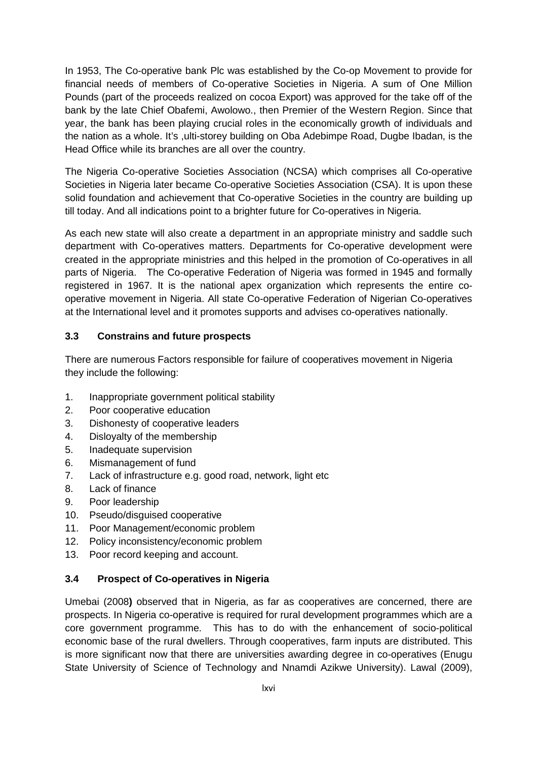In 1953, The Co-operative bank Plc was established by the Co-op Movement to provide for financial needs of members of Co-operative Societies in Nigeria. A sum of One Million Pounds (part of the proceeds realized on cocoa Export) was approved for the take off of the bank by the late Chief Obafemi, Awolowo., then Premier of the Western Region. Since that year, the bank has been playing crucial roles in the economically growth of individuals and the nation as a whole. It's ,ulti-storey building on Oba Adebimpe Road, Dugbe Ibadan, is the Head Office while its branches are all over the country.

The Nigeria Co-operative Societies Association (NCSA) which comprises all Co-operative Societies in Nigeria later became Co-operative Societies Association (CSA). It is upon these solid foundation and achievement that Co-operative Societies in the country are building up till today. And all indications point to a brighter future for Co-operatives in Nigeria.

As each new state will also create a department in an appropriate ministry and saddle such department with Co-operatives matters. Departments for Co-operative development were created in the appropriate ministries and this helped in the promotion of Co-operatives in all parts of Nigeria. The Co-operative Federation of Nigeria was formed in 1945 and formally registered in 1967. It is the national apex organization which represents the entire co-operative movement in Nigeria. All state Co-operative Federation of Nigerian Co-operatives at the International level and it promotes supports and advises co-operatives nationally.

### 3.3 Constrains and future prospects

There are numerous Factors responsible for failure of cooperatives movement in Nigeria they include the following:

1. Inappropriate government political stability
2. Poor cooperative education
3. Dishonesty of cooperative leaders
4. Disloyalty of the membership
5. Inadequate supervision
6. Mismanagement of fund
7. Lack of infrastructure e.g. good road, network, light etc
8. Lack of finance
9. Poor leadership
10. Pseudo/disguised cooperative
11. Poor Management/economic problem
12. Policy inconsistency/economic problem
13. Poor record keeping and account.

### 3.4 Prospect of Co-operatives in Nigeria

Umebai (2008**)** observed that in Nigeria, as far as cooperatives are concerned, there are prospects. In Nigeria co-operative is required for rural development programmes which are a core government programme. This has to do with the enhancement of socio-political economic base of the rural dwellers. Through cooperatives, farm inputs are distributed. This is more significant now that there are universities awarding degree in co-operatives (Enugu State University of Science of Technology and Nnamdi Azikwe University). Lawal (2009),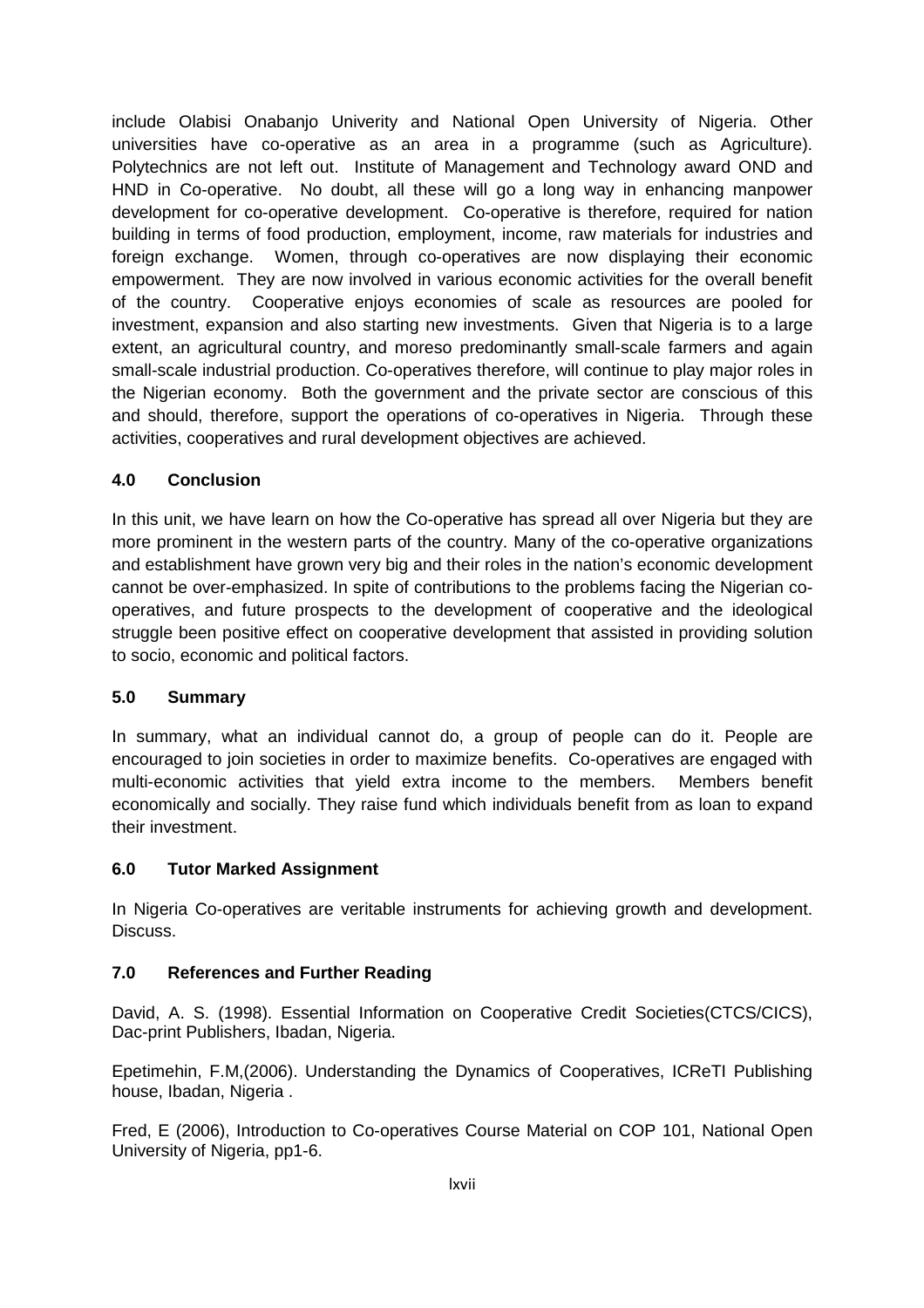include Olabisi Onabanjo Univerity and National Open University of Nigeria. Other universities have co-operative as an area in a programme (such as Agriculture). Polytechnics are not left out. Institute of Management and Technology award OND and HND in Co-operative. No doubt, all these will go a long way in enhancing manpower development for co-operative development. Co-operative is therefore, required for nation building in terms of food production, employment, income, raw materials for industries and foreign exchange. Women, through co-operatives are now displaying their economic empowerment. They are now involved in various economic activities for the overall benefit of the country. Cooperative enjoys economies of scale as resources are pooled for investment, expansion and also starting new investments. Given that Nigeria is to a large extent, an agricultural country, and moreso predominantly small-scale farmers and again small-scale industrial production. Co-operatives therefore, will continue to play major roles in the Nigerian economy. Both the government and the private sector are conscious of this and should, therefore, support the operations of co-operatives in Nigeria. Through these activities, cooperatives and rural development objectives are achieved.

## 4.0 Conclusion

In this unit, we have learn on how the Co-operative has spread all over Nigeria but they are more prominent in the western parts of the country. Many of the co-operative organizations and establishment have grown very big and their roles in the nation's economic development cannot be over-emphasized. In spite of contributions to the problems facing the Nigerian co-operatives, and future prospects to the development of cooperative and the ideological struggle been positive effect on cooperative development that assisted in providing solution to socio, economic and political factors.

## 5.0 Summary

In summary, what an individual cannot do, a group of people can do it. People are encouraged to join societies in order to maximize benefits. Co-operatives are engaged with multi-economic activities that yield extra income to the members. Members benefit economically and socially. They raise fund which individuals benefit from as loan to expand their investment.

## 6.0 Tutor Marked Assignment

In Nigeria Co-operatives are veritable instruments for achieving growth and development. Discuss.

## 7.0 References and Further Reading

David, A. S. (1998). Essential Information on Cooperative Credit Societies(CTCS/CICS), Dac-print Publishers, Ibadan, Nigeria.

Epetimehin, F.M,(2006). Understanding the Dynamics of Cooperatives, ICReTI Publishing house, Ibadan, Nigeria .

Fred, E (2006), Introduction to Co-operatives Course Material on COP 101, National Open University of Nigeria, pp1-6.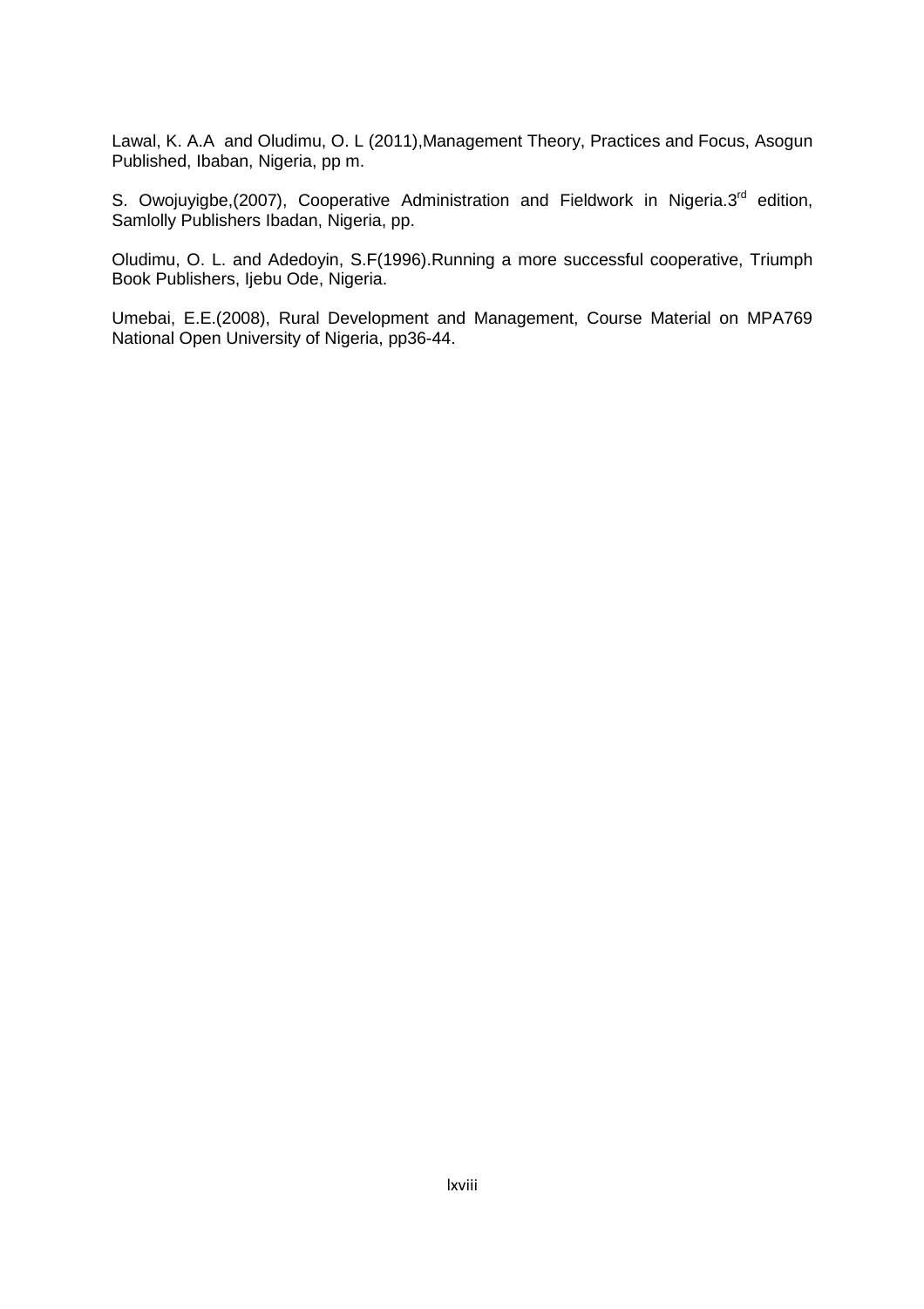Lawal, K. A.A and Oludimu, O. L (2011),Management Theory, Practices and Focus, Asogun Published, Ibaban, Nigeria, pp m.

S. Owojuyigbe,(2007), Cooperative Administration and Fieldwork in Nigeria.3rd edition, Samlolly Publishers Ibadan, Nigeria, pp.

Oludimu, O. L. and Adedoyin, S.F(1996).Running a more successful cooperative, Triumph Book Publishers, Ijebu Ode, Nigeria.

Umebai, E.E.(2008), Rural Development and Management, Course Material on MPA769 National Open University of Nigeria, pp36-44.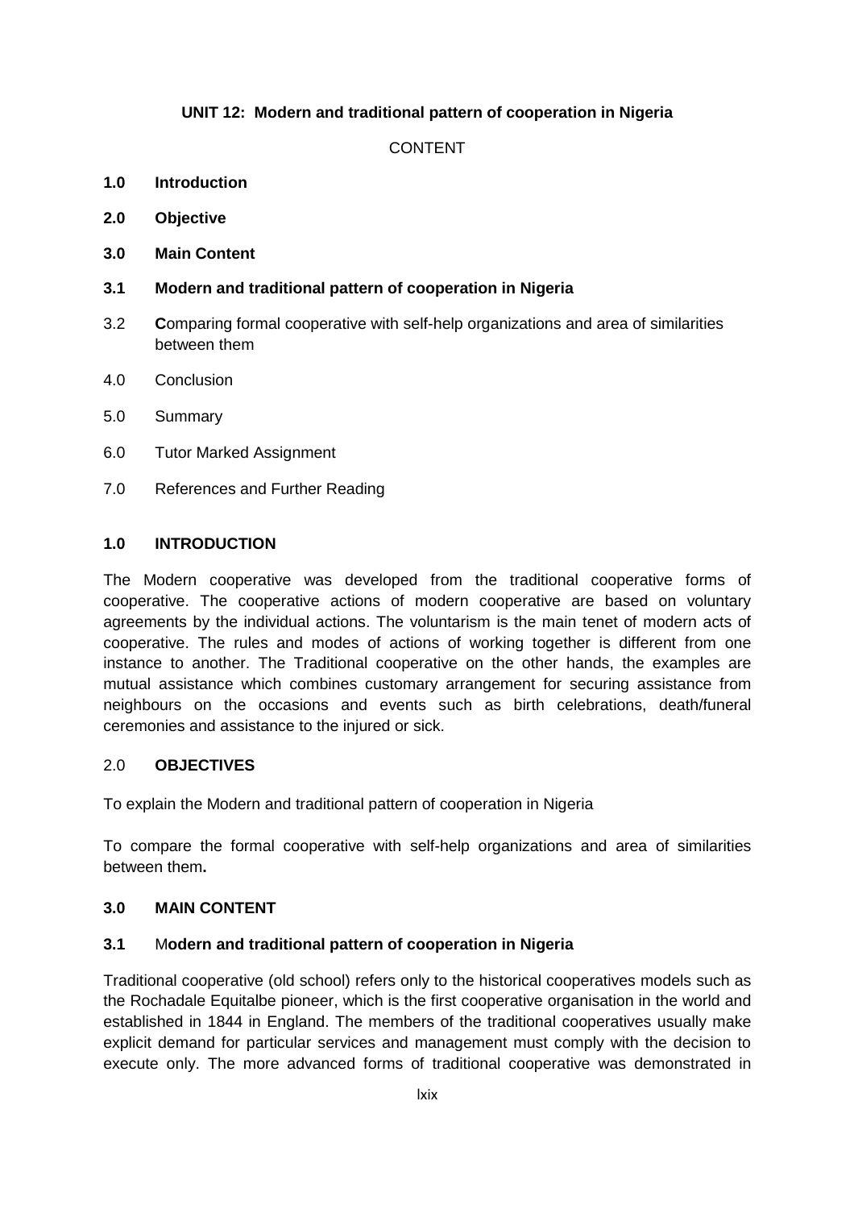**UNIT 12: Modern and traditional pattern of cooperation in Nigeria**

CONTENT

**1.0 Introduction**

**2.0 Objective**

**3.0 Main Content**

**3.1 Modern and traditional pattern of cooperation in Nigeria**

3.2 **C**omparing formal cooperative with self-help organizations and area of similarities between them

4.0 Conclusion

5.0 Summary

6.0 Tutor Marked Assignment

7.0 References and Further Reading

## 1.0 INTRODUCTION

The Modern cooperative was developed from the traditional cooperative forms of cooperative. The cooperative actions of modern cooperative are based on voluntary agreements by the individual actions. The voluntarism is the main tenet of modern acts of cooperative. The rules and modes of actions of working together is different from one instance to another. The Traditional cooperative on the other hands, the examples are mutual assistance which combines customary arrangement for securing assistance from neighbours on the occasions and events such as birth celebrations, death/funeral ceremonies and assistance to the injured or sick.

## 2.0 OBJECTIVES

To explain the Modern and traditional pattern of cooperation in Nigeria

To compare the formal cooperative with self-help organizations and area of similarities between them**.**

## 3.0 MAIN CONTENT

### 3.1 M**odern and traditional pattern of cooperation in Nigeria**

Traditional cooperative (old school) refers only to the historical cooperatives models such as the Rochadale Equitalbe pioneer, which is the first cooperative organisation in the world and established in 1844 in England. The members of the traditional cooperatives usually make explicit demand for particular services and management must comply with the decision to execute only. The more advanced forms of traditional cooperative was demonstrated in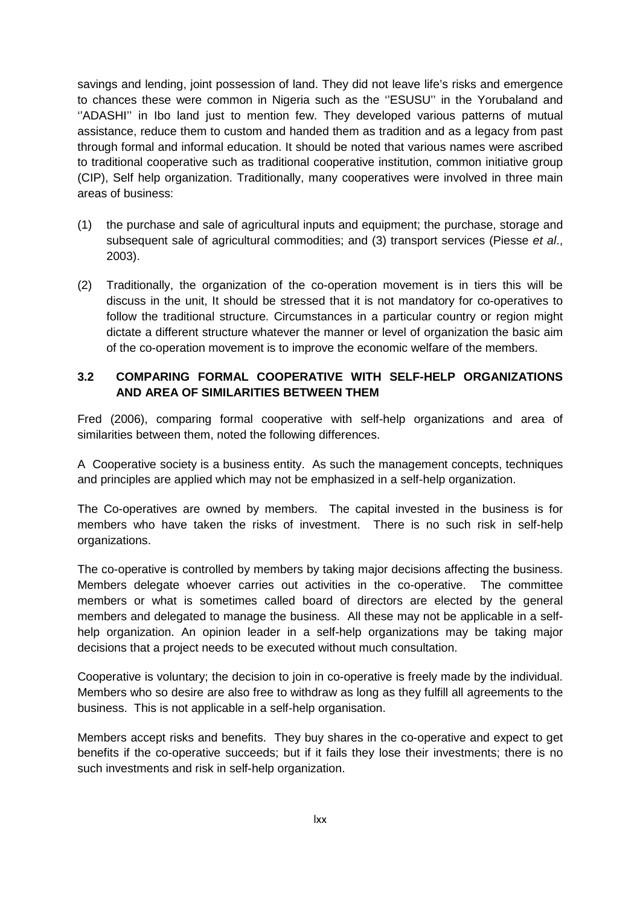savings and lending, joint possession of land. They did not leave life's risks and emergence to chances these were common in Nigeria such as the ''ESUSU'' in the Yorubaland and ''ADASHI'' in Ibo land just to mention few. They developed various patterns of mutual assistance, reduce them to custom and handed them as tradition and as a legacy from past through formal and informal education. It should be noted that various names were ascribed to traditional cooperative such as traditional cooperative institution, common initiative group (CIP), Self help organization. Traditionally, many cooperatives were involved in three main areas of business:

(1) the purchase and sale of agricultural inputs and equipment; the purchase, storage and subsequent sale of agricultural commodities; and (3) transport services (Piesse *et al*., 2003).

(2) Traditionally, the organization of the co-operation movement is in tiers this will be discuss in the unit, It should be stressed that it is not mandatory for co-operatives to follow the traditional structure. Circumstances in a particular country or region might dictate a different structure whatever the manner or level of organization the basic aim of the co-operation movement is to improve the economic welfare of the members.

### 3.2 COMPARING FORMAL COOPERATIVE WITH SELF-HELP ORGANIZATIONS AND AREA OF SIMILARITIES BETWEEN THEM

Fred (2006), comparing formal cooperative with self-help organizations and area of similarities between them, noted the following differences.

A Cooperative society is a business entity. As such the management concepts, techniques and principles are applied which may not be emphasized in a self-help organization.

The Co-operatives are owned by members. The capital invested in the business is for members who have taken the risks of investment. There is no such risk in self-help organizations.

The co-operative is controlled by members by taking major decisions affecting the business. Members delegate whoever carries out activities in the co-operative. The committee members or what is sometimes called board of directors are elected by the general members and delegated to manage the business. All these may not be applicable in a self-help organization. An opinion leader in a self-help organizations may be taking major decisions that a project needs to be executed without much consultation.

Cooperative is voluntary; the decision to join in co-operative is freely made by the individual. Members who so desire are also free to withdraw as long as they fulfill all agreements to the business. This is not applicable in a self-help organisation.

Members accept risks and benefits. They buy shares in the co-operative and expect to get benefits if the co-operative succeeds; but if it fails they lose their investments; there is no such investments and risk in self-help organization.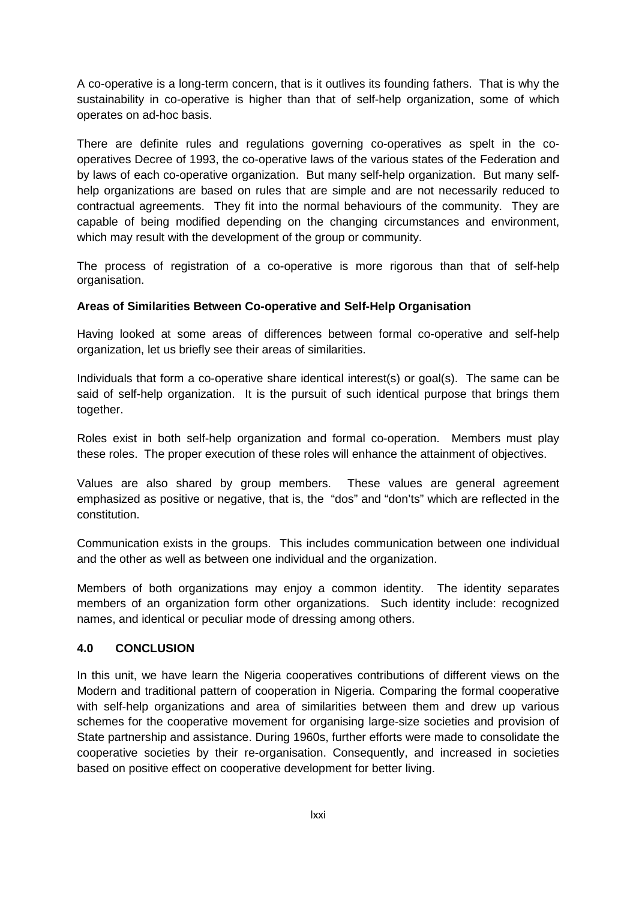A co-operative is a long-term concern, that is it outlives its founding fathers. That is why the sustainability in co-operative is higher than that of self-help organization, some of which operates on ad-hoc basis.

There are definite rules and regulations governing co-operatives as spelt in the co-operatives Decree of 1993, the co-operative laws of the various states of the Federation and by laws of each co-operative organization. But many self-help organization. But many self-help organizations are based on rules that are simple and are not necessarily reduced to contractual agreements. They fit into the normal behaviours of the community. They are capable of being modified depending on the changing circumstances and environment, which may result with the development of the group or community.

The process of registration of a co-operative is more rigorous than that of self-help organisation.

**Areas of Similarities Between Co-operative and Self-Help Organisation**

Having looked at some areas of differences between formal co-operative and self-help organization, let us briefly see their areas of similarities.

Individuals that form a co-operative share identical interest(s) or goal(s). The same can be said of self-help organization. It is the pursuit of such identical purpose that brings them together.

Roles exist in both self-help organization and formal co-operation. Members must play these roles. The proper execution of these roles will enhance the attainment of objectives.

Values are also shared by group members. These values are general agreement emphasized as positive or negative, that is, the "dos" and "don'ts" which are reflected in the constitution.

Communication exists in the groups. This includes communication between one individual and the other as well as between one individual and the organization.

Members of both organizations may enjoy a common identity. The identity separates members of an organization form other organizations. Such identity include: recognized names, and identical or peculiar mode of dressing among others.

## 4.0 CONCLUSION

In this unit, we have learn the Nigeria cooperatives contributions of different views on the Modern and traditional pattern of cooperation in Nigeria. Comparing the formal cooperative with self-help organizations and area of similarities between them and drew up various schemes for the cooperative movement for organising large-size societies and provision of State partnership and assistance. During 1960s, further efforts were made to consolidate the cooperative societies by their re-organisation. Consequently, and increased in societies based on positive effect on cooperative development for better living.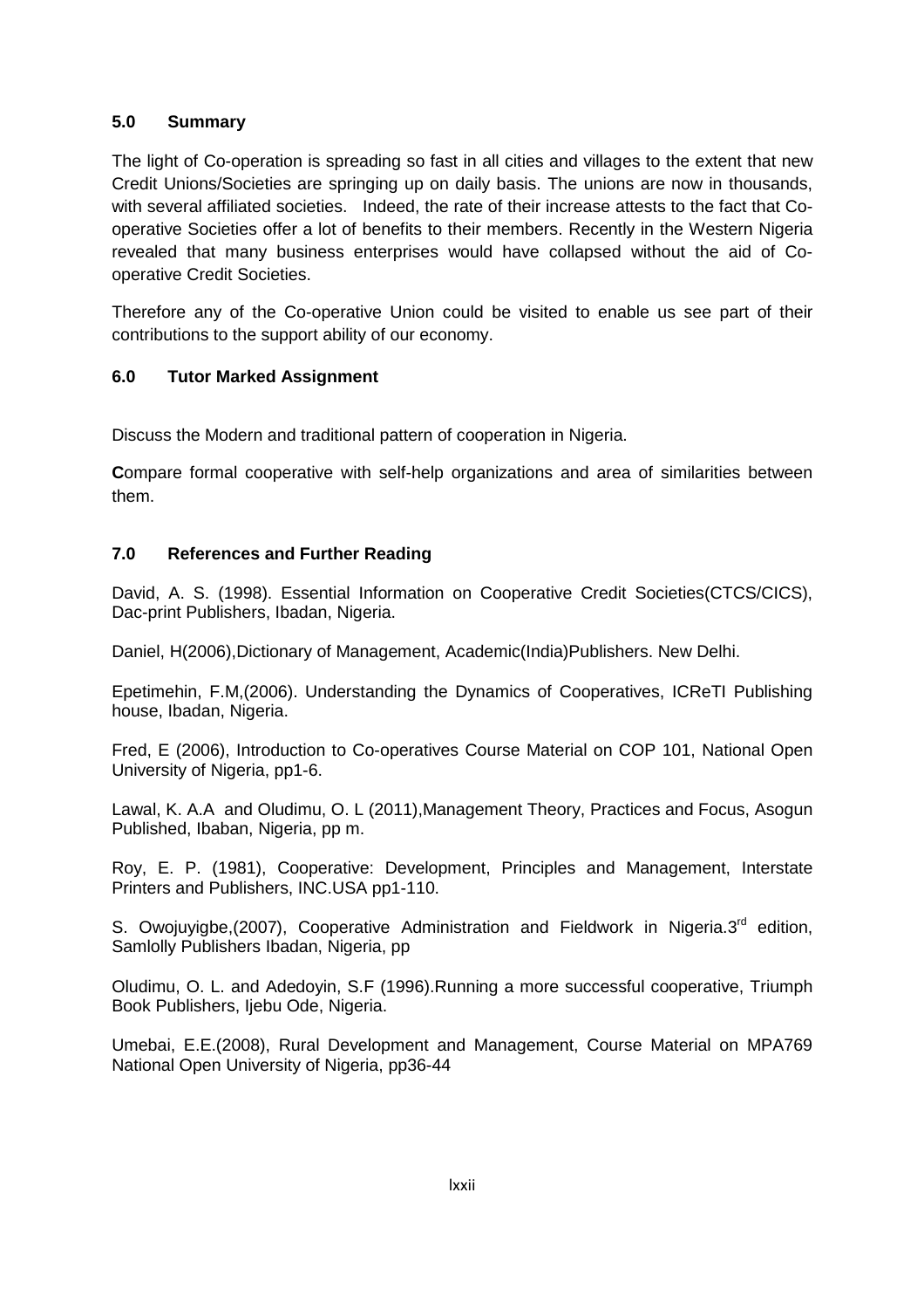## 5.0 Summary

The light of Co-operation is spreading so fast in all cities and villages to the extent that new Credit Unions/Societies are springing up on daily basis. The unions are now in thousands, with several affiliated societies. Indeed, the rate of their increase attests to the fact that Co-operative Societies offer a lot of benefits to their members. Recently in the Western Nigeria revealed that many business enterprises would have collapsed without the aid of Co-operative Credit Societies.

Therefore any of the Co-operative Union could be visited to enable us see part of their contributions to the support ability of our economy.

## 6.0 Tutor Marked Assignment

Discuss the Modern and traditional pattern of cooperation in Nigeria.

**C**ompare formal cooperative with self-help organizations and area of similarities between them.

## 7.0 References and Further Reading

David, A. S. (1998). Essential Information on Cooperative Credit Societies(CTCS/CICS), Dac-print Publishers, Ibadan, Nigeria.

Daniel, H(2006),Dictionary of Management, Academic(India)Publishers. New Delhi.

Epetimehin, F.M,(2006). Understanding the Dynamics of Cooperatives, ICReTI Publishing house, Ibadan, Nigeria.

Fred, E (2006), Introduction to Co-operatives Course Material on COP 101, National Open University of Nigeria, pp1-6.

Lawal, K. A.A and Oludimu, O. L (2011),Management Theory, Practices and Focus, Asogun Published, Ibaban, Nigeria, pp m.

Roy, E. P. (1981), Cooperative: Development, Principles and Management, Interstate Printers and Publishers, INC.USA pp1-110.

S. Owojuyigbe,(2007), Cooperative Administration and Fieldwork in Nigeria.3rd edition, Samlolly Publishers Ibadan, Nigeria, pp

Oludimu, O. L. and Adedoyin, S.F (1996).Running a more successful cooperative, Triumph Book Publishers, Ijebu Ode, Nigeria.

Umebai, E.E.(2008), Rural Development and Management, Course Material on MPA769 National Open University of Nigeria, pp36-44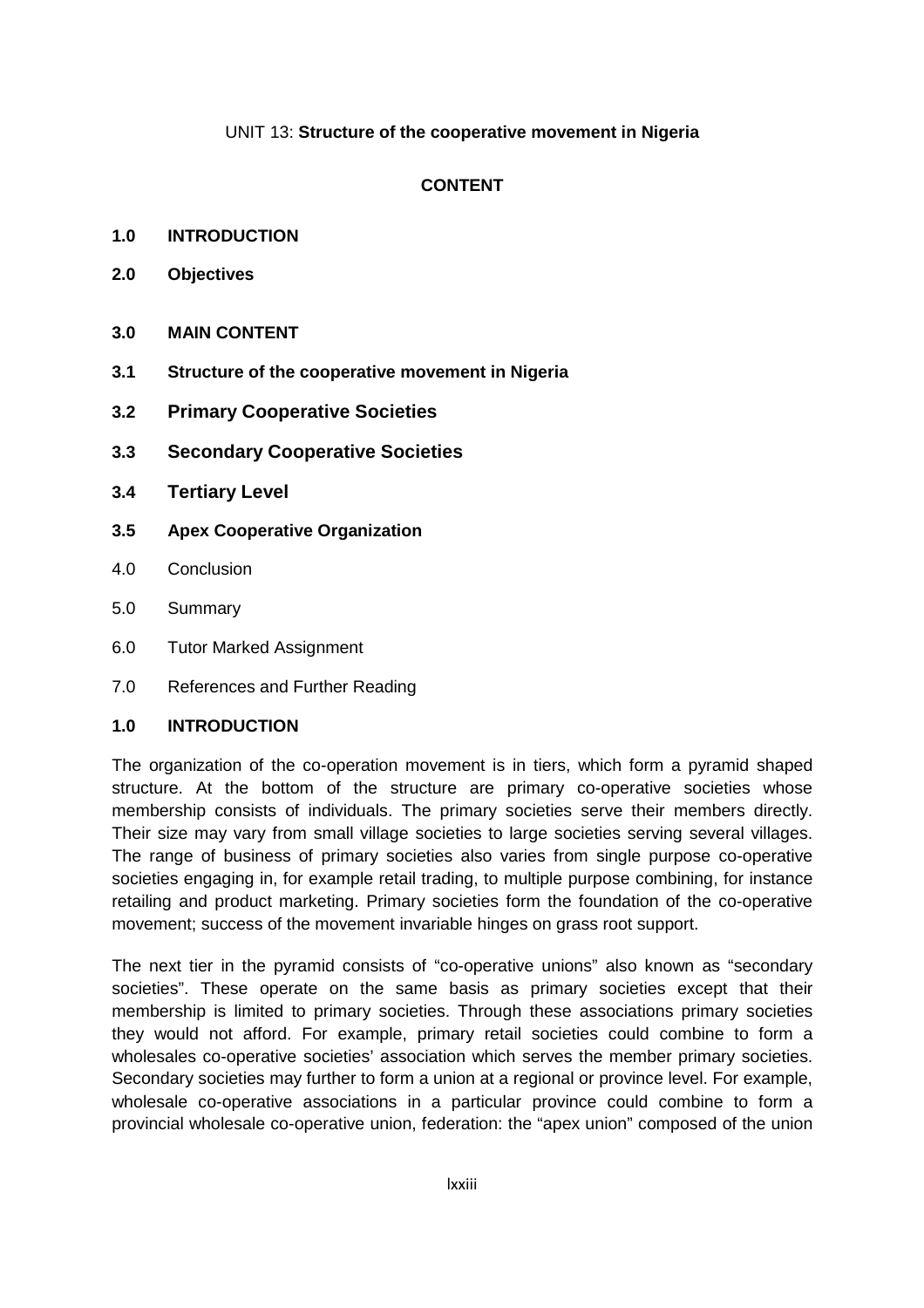UNIT 13: **Structure of the cooperative movement in Nigeria**

**CONTENT**

**1.0 INTRODUCTION**

**2.0 Objectives**

**3.0 MAIN CONTENT**

**3.1 Structure of the cooperative movement in Nigeria**

**3.2 Primary Cooperative Societies**

**3.3 Secondary Cooperative Societies**

**3.4 Tertiary Level**

**3.5 Apex Cooperative Organization**

4.0 Conclusion

5.0 Summary

6.0 Tutor Marked Assignment

7.0 References and Further Reading

## 1.0 INTRODUCTION

The organization of the co-operation movement is in tiers, which form a pyramid shaped structure. At the bottom of the structure are primary co-operative societies whose membership consists of individuals. The primary societies serve their members directly. Their size may vary from small village societies to large societies serving several villages. The range of business of primary societies also varies from single purpose co-operative societies engaging in, for example retail trading, to multiple purpose combining, for instance retailing and product marketing. Primary societies form the foundation of the co-operative movement; success of the movement invariable hinges on grass root support.

The next tier in the pyramid consists of "co-operative unions" also known as "secondary societies". These operate on the same basis as primary societies except that their membership is limited to primary societies. Through these associations primary societies they would not afford. For example, primary retail societies could combine to form a wholesales co-operative societies' association which serves the member primary societies. Secondary societies may further to form a union at a regional or province level. For example, wholesale co-operative associations in a particular province could combine to form a provincial wholesale co-operative union, federation: the "apex union" composed of the union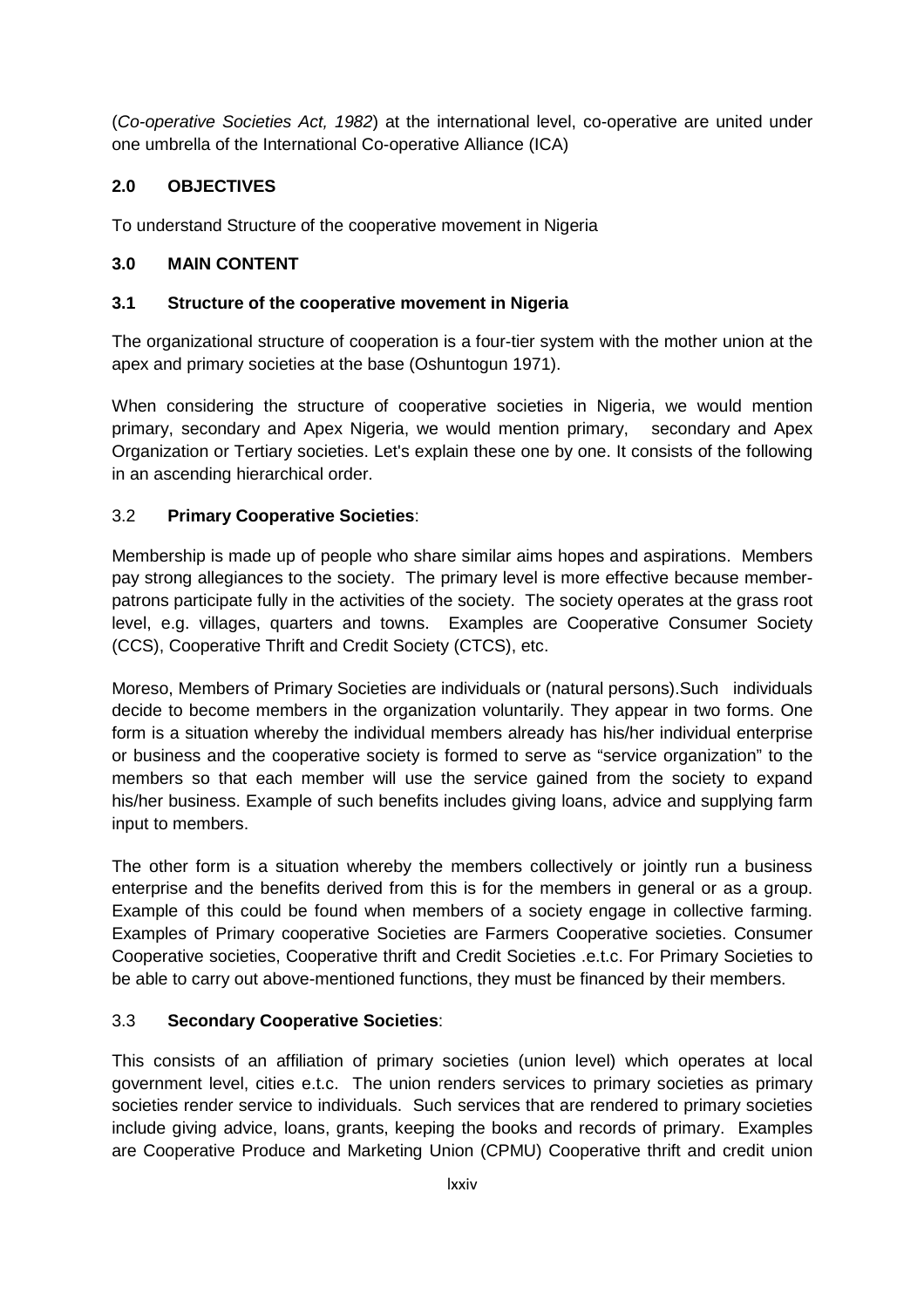(*Co-operative Societies Act, 1982*) at the international level, co-operative are united under one umbrella of the International Co-operative Alliance (ICA)

## 2.0 OBJECTIVES

To understand Structure of the cooperative movement in Nigeria

## 3.0 MAIN CONTENT

### 3.1 Structure of the cooperative movement in Nigeria

The organizational structure of cooperation is a four-tier system with the mother union at the apex and primary societies at the base (Oshuntogun 1971).

When considering the structure of cooperative societies in Nigeria, we would mention primary, secondary and Apex Nigeria, we would mention primary, secondary and Apex Organization or Tertiary societies. Let's explain these one by one. It consists of the following in an ascending hierarchical order.

### 3.2 Primary Cooperative Societies:

Membership is made up of people who share similar aims hopes and aspirations. Members pay strong allegiances to the society. The primary level is more effective because member-patrons participate fully in the activities of the society. The society operates at the grass root level, e.g. villages, quarters and towns. Examples are Cooperative Consumer Society (CCS), Cooperative Thrift and Credit Society (CTCS), etc.

Moreso, Members of Primary Societies are individuals or (natural persons).Such individuals decide to become members in the organization voluntarily. They appear in two forms. One form is a situation whereby the individual members already has his/her individual enterprise or business and the cooperative society is formed to serve as "service organization" to the members so that each member will use the service gained from the society to expand his/her business. Example of such benefits includes giving loans, advice and supplying farm input to members.

The other form is a situation whereby the members collectively or jointly run a business enterprise and the benefits derived from this is for the members in general or as a group. Example of this could be found when members of a society engage in collective farming. Examples of Primary cooperative Societies are Farmers Cooperative societies. Consumer Cooperative societies, Cooperative thrift and Credit Societies .e.t.c. For Primary Societies to be able to carry out above-mentioned functions, they must be financed by their members.

### 3.3 Secondary Cooperative Societies:

This consists of an affiliation of primary societies (union level) which operates at local government level, cities e.t.c. The union renders services to primary societies as primary societies render service to individuals. Such services that are rendered to primary societies include giving advice, loans, grants, keeping the books and records of primary. Examples are Cooperative Produce and Marketing Union (CPMU) Cooperative thrift and credit union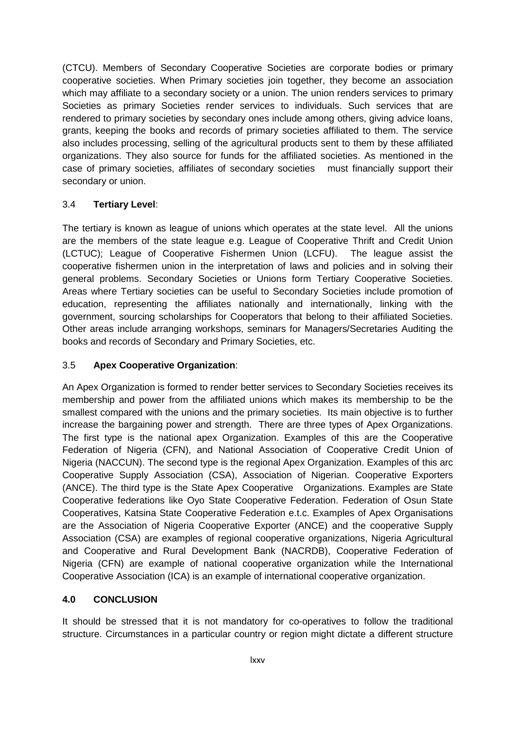(CTCU). Members of Secondary Cooperative Societies are corporate bodies or primary cooperative societies. When Primary societies join together, they become an association which may affiliate to a secondary society or a union. The union renders services to primary Societies as primary Societies render services to individuals. Such services that are rendered to primary societies by secondary ones include among others, giving advice loans, grants, keeping the books and records of primary societies affiliated to them. The service also includes processing, selling of the agricultural products sent to them by these affiliated organizations. They also source for funds for the affiliated societies. As mentioned in the case of primary societies, affiliates of secondary societies must financially support their secondary or union.

### 3.4 **Tertiary Level**:

The tertiary is known as league of unions which operates at the state level. All the unions are the members of the state league e.g. League of Cooperative Thrift and Credit Union (LCTUC); League of Cooperative Fishermen Union (LCFU). The league assist the cooperative fishermen union in the interpretation of laws and policies and in solving their general problems. Secondary Societies or Unions form Tertiary Cooperative Societies. Areas where Tertiary societies can be useful to Secondary Societies include promotion of education, representing the affiliates nationally and internationally, linking with the government, sourcing scholarships for Cooperators that belong to their affiliated Societies. Other areas include arranging workshops, seminars for Managers/Secretaries Auditing the books and records of Secondary and Primary Societies, etc.

### 3.5 **Apex Cooperative Organization**:

An Apex Organization is formed to render better services to Secondary Societies receives its membership and power from the affiliated unions which makes its membership to be the smallest compared with the unions and the primary societies. Its main objective is to further increase the bargaining power and strength. There are three types of Apex Organizations. The first type is the national apex Organization. Examples of this are the Cooperative Federation of Nigeria (CFN), and National Association of Cooperative Credit Union of Nigeria (NACCUN). The second type is the regional Apex Organization. Examples of this arc Cooperative Supply Association (CSA), Association of Nigerian. Cooperative Exporters (ANCE). The third type is the State Apex Cooperative Organizations. Examples are State Cooperative federations like Oyo State Cooperative Federation. Federation of Osun State Cooperatives, Katsina State Cooperative Federation e.t.c. Examples of Apex Organisations are the Association of Nigeria Cooperative Exporter (ANCE) and the cooperative Supply Association (CSA) are examples of regional cooperative organizations, Nigeria Agricultural and Cooperative and Rural Development Bank (NACRDB), Cooperative Federation of Nigeria (CFN) are example of national cooperative organization while the International Cooperative Association (ICA) is an example of international cooperative organization.

## 4.0 CONCLUSION

It should be stressed that it is not mandatory for co-operatives to follow the traditional structure. Circumstances in a particular country or region might dictate a different structure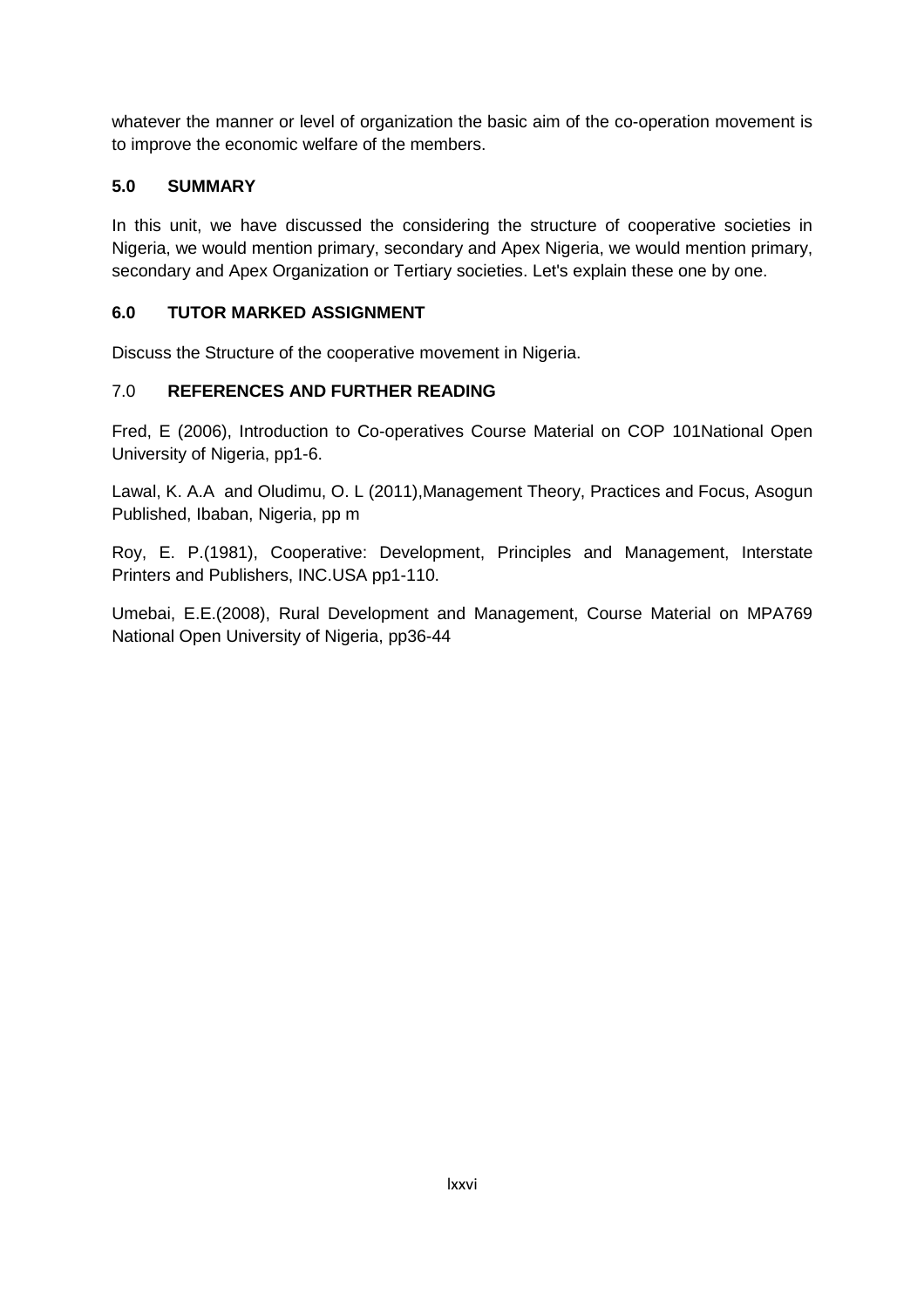whatever the manner or level of organization the basic aim of the co-operation movement is to improve the economic welfare of the members.

## 5.0 SUMMARY

In this unit, we have discussed the considering the structure of cooperative societies in Nigeria, we would mention primary, secondary and Apex Nigeria, we would mention primary, secondary and Apex Organization or Tertiary societies. Let's explain these one by one.

## 6.0 TUTOR MARKED ASSIGNMENT

Discuss the Structure of the cooperative movement in Nigeria.

## 7.0 REFERENCES AND FURTHER READING

Fred, E (2006), Introduction to Co-operatives Course Material on COP 101National Open University of Nigeria, pp1-6.

Lawal, K. A.A and Oludimu, O. L (2011),Management Theory, Practices and Focus, Asogun Published, Ibaban, Nigeria, pp m

Roy, E. P.(1981), Cooperative: Development, Principles and Management, Interstate Printers and Publishers, INC.USA pp1-110.

Umebai, E.E.(2008), Rural Development and Management, Course Material on MPA769 National Open University of Nigeria, pp36-44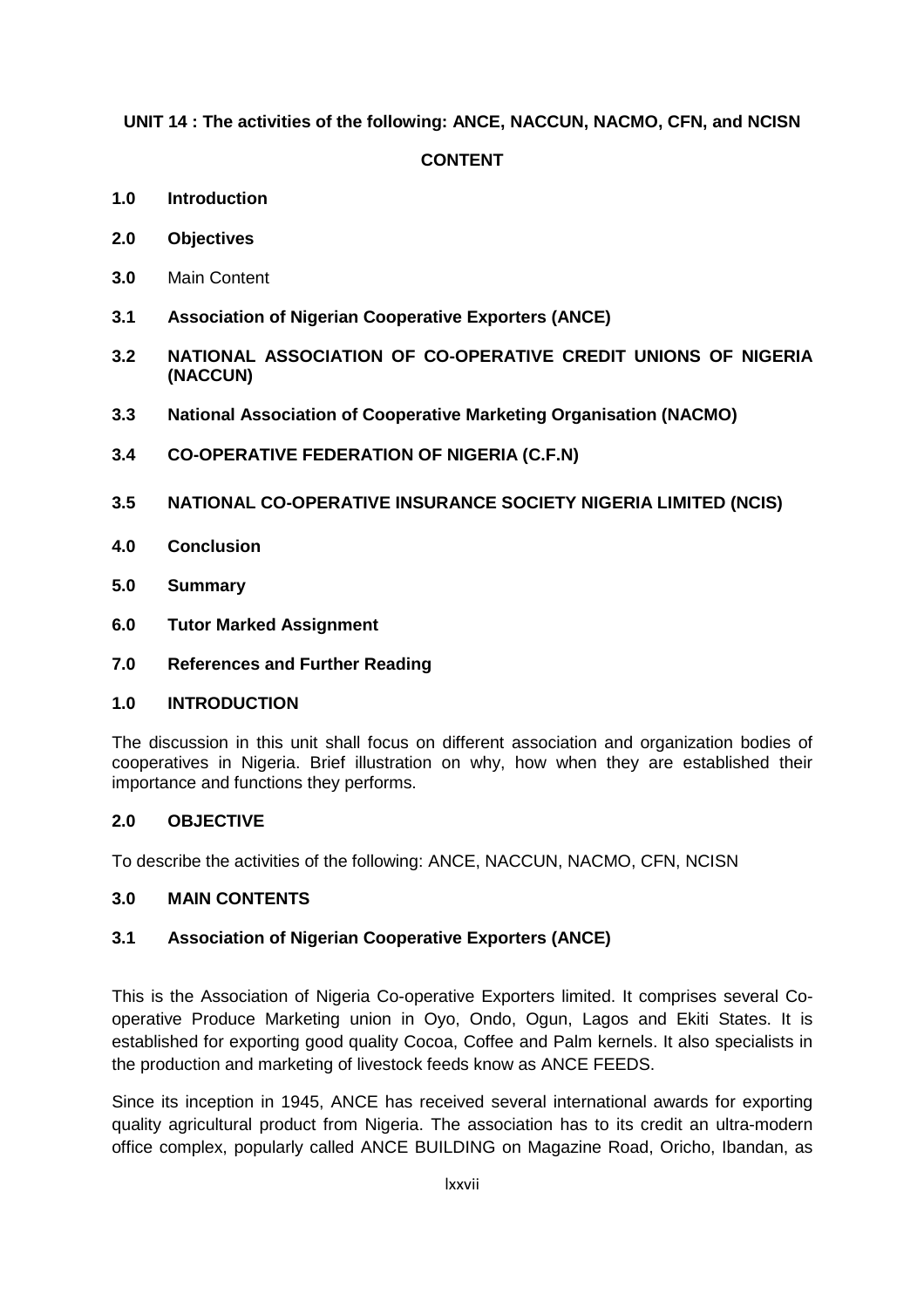**UNIT 14 : The activities of the following: ANCE, NACCUN, NACMO, CFN, and NCISN**

**CONTENT**

**1.0 Introduction**

**2.0 Objectives**

**3.0** Main Content

**3.1 Association of Nigerian Cooperative Exporters (ANCE)**

**3.2 NATIONAL ASSOCIATION OF CO-OPERATIVE CREDIT UNIONS OF NIGERIA (NACCUN)**

**3.3 National Association of Cooperative Marketing Organisation (NACMO)**

**3.4 CO-OPERATIVE FEDERATION OF NIGERIA (C.F.N)**

**3.5 NATIONAL CO-OPERATIVE INSURANCE SOCIETY NIGERIA LIMITED (NCIS)**

**4.0 Conclusion**

**5.0 Summary**

**6.0 Tutor Marked Assignment**

**7.0 References and Further Reading**

## 1.0 INTRODUCTION

The discussion in this unit shall focus on different association and organization bodies of cooperatives in Nigeria. Brief illustration on why, how when they are established their importance and functions they performs.

## 2.0 OBJECTIVE

To describe the activities of the following: ANCE, NACCUN, NACMO, CFN, NCISN

## 3.0 MAIN CONTENTS

### 3.1 Association of Nigerian Cooperative Exporters (ANCE)

This is the Association of Nigeria Co-operative Exporters limited. It comprises several Co-operative Produce Marketing union in Oyo, Ondo, Ogun, Lagos and Ekiti States. It is established for exporting good quality Cocoa, Coffee and Palm kernels. It also specialists in the production and marketing of livestock feeds know as ANCE FEEDS.

Since its inception in 1945, ANCE has received several international awards for exporting quality agricultural product from Nigeria. The association has to its credit an ultra-modern office complex, popularly called ANCE BUILDING on Magazine Road, Oricho, Ibandan, as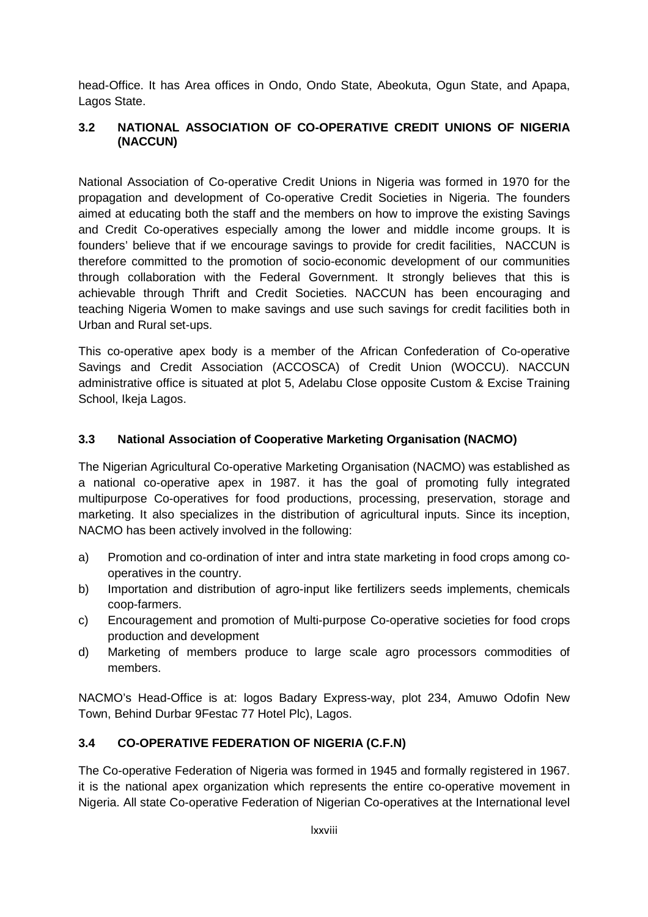head-Office. It has Area offices in Ondo, Ondo State, Abeokuta, Ogun State, and Apapa, Lagos State.

### 3.2 NATIONAL ASSOCIATION OF CO-OPERATIVE CREDIT UNIONS OF NIGERIA (NACCUN)

National Association of Co-operative Credit Unions in Nigeria was formed in 1970 for the propagation and development of Co-operative Credit Societies in Nigeria. The founders aimed at educating both the staff and the members on how to improve the existing Savings and Credit Co-operatives especially among the lower and middle income groups. It is founders' believe that if we encourage savings to provide for credit facilities, NACCUN is therefore committed to the promotion of socio-economic development of our communities through collaboration with the Federal Government. It strongly believes that this is achievable through Thrift and Credit Societies. NACCUN has been encouraging and teaching Nigeria Women to make savings and use such savings for credit facilities both in Urban and Rural set-ups.

This co-operative apex body is a member of the African Confederation of Co-operative Savings and Credit Association (ACCOSCA) of Credit Union (WOCCU). NACCUN administrative office is situated at plot 5, Adelabu Close opposite Custom & Excise Training School, Ikeja Lagos.

### 3.3 National Association of Cooperative Marketing Organisation (NACMO)

The Nigerian Agricultural Co-operative Marketing Organisation (NACMO) was established as a national co-operative apex in 1987. it has the goal of promoting fully integrated multipurpose Co-operatives for food productions, processing, preservation, storage and marketing. It also specializes in the distribution of agricultural inputs. Since its inception, NACMO has been actively involved in the following:

a) Promotion and co-ordination of inter and intra state marketing in food crops among co-operatives in the country.
b) Importation and distribution of agro-input like fertilizers seeds implements, chemicals coop-farmers.
c) Encouragement and promotion of Multi-purpose Co-operative societies for food crops production and development
d) Marketing of members produce to large scale agro processors commodities of members.

NACMO's Head-Office is at: logos Badary Express-way, plot 234, Amuwo Odofin New Town, Behind Durbar 9Festac 77 Hotel Plc), Lagos.

### 3.4 CO-OPERATIVE FEDERATION OF NIGERIA (C.F.N)

The Co-operative Federation of Nigeria was formed in 1945 and formally registered in 1967. it is the national apex organization which represents the entire co-operative movement in Nigeria. All state Co-operative Federation of Nigerian Co-operatives at the International level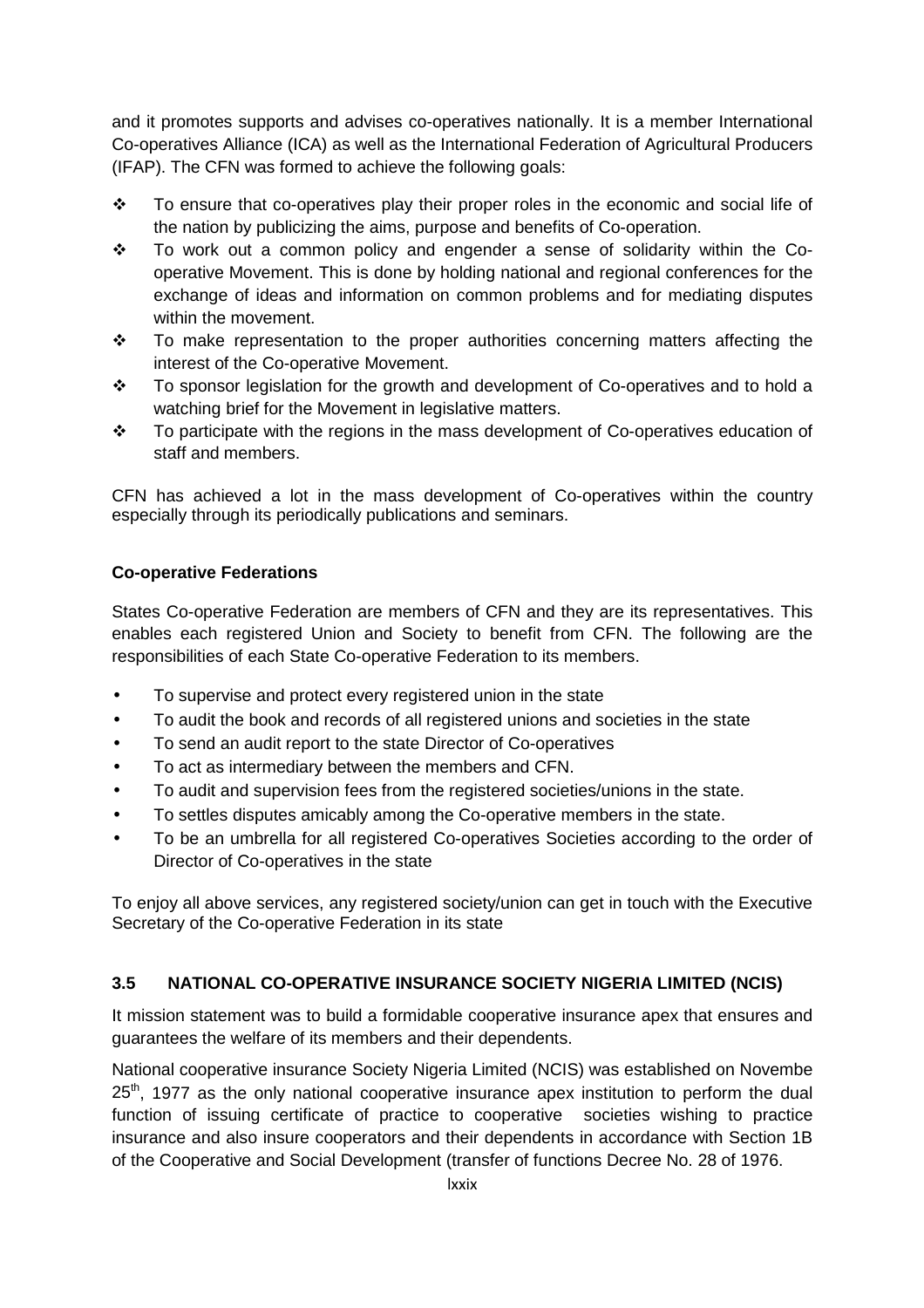and it promotes supports and advises co-operatives nationally. It is a member International Co-operatives Alliance (ICA) as well as the International Federation of Agricultural Producers (IFAP). The CFN was formed to achieve the following goals:

- To ensure that co-operatives play their proper roles in the economic and social life of the nation by publicizing the aims, purpose and benefits of Co-operation.
- To work out a common policy and engender a sense of solidarity within the Co-operative Movement. This is done by holding national and regional conferences for the exchange of ideas and information on common problems and for mediating disputes within the movement.
- To make representation to the proper authorities concerning matters affecting the interest of the Co-operative Movement.
- To sponsor legislation for the growth and development of Co-operatives and to hold a watching brief for the Movement in legislative matters.
- To participate with the regions in the mass development of Co-operatives education of staff and members.

CFN has achieved a lot in the mass development of Co-operatives within the country especially through its periodically publications and seminars.

**Co-operative Federations**

States Co-operative Federation are members of CFN and they are its representatives. This enables each registered Union and Society to benefit from CFN. The following are the responsibilities of each State Co-operative Federation to its members.

- To supervise and protect every registered union in the state
- To audit the book and records of all registered unions and societies in the state
- To send an audit report to the state Director of Co-operatives
- To act as intermediary between the members and CFN.
- To audit and supervision fees from the registered societies/unions in the state.
- To settles disputes amicably among the Co-operative members in the state.
- To be an umbrella for all registered Co-operatives Societies according to the order of Director of Co-operatives in the state

To enjoy all above services, any registered society/union can get in touch with the Executive Secretary of the Co-operative Federation in its state

### 3.5 NATIONAL CO-OPERATIVE INSURANCE SOCIETY NIGERIA LIMITED (NCIS)

It mission statement was to build a formidable cooperative insurance apex that ensures and guarantees the welfare of its members and their dependents.

National cooperative insurance Society Nigeria Limited (NCIS) was established on Novembe 25th, 1977 as the only national cooperative insurance apex institution to perform the dual function of issuing certificate of practice to cooperative societies wishing to practice insurance and also insure cooperators and their dependents in accordance with Section 1B of the Cooperative and Social Development (transfer of functions Decree No. 28 of 1976.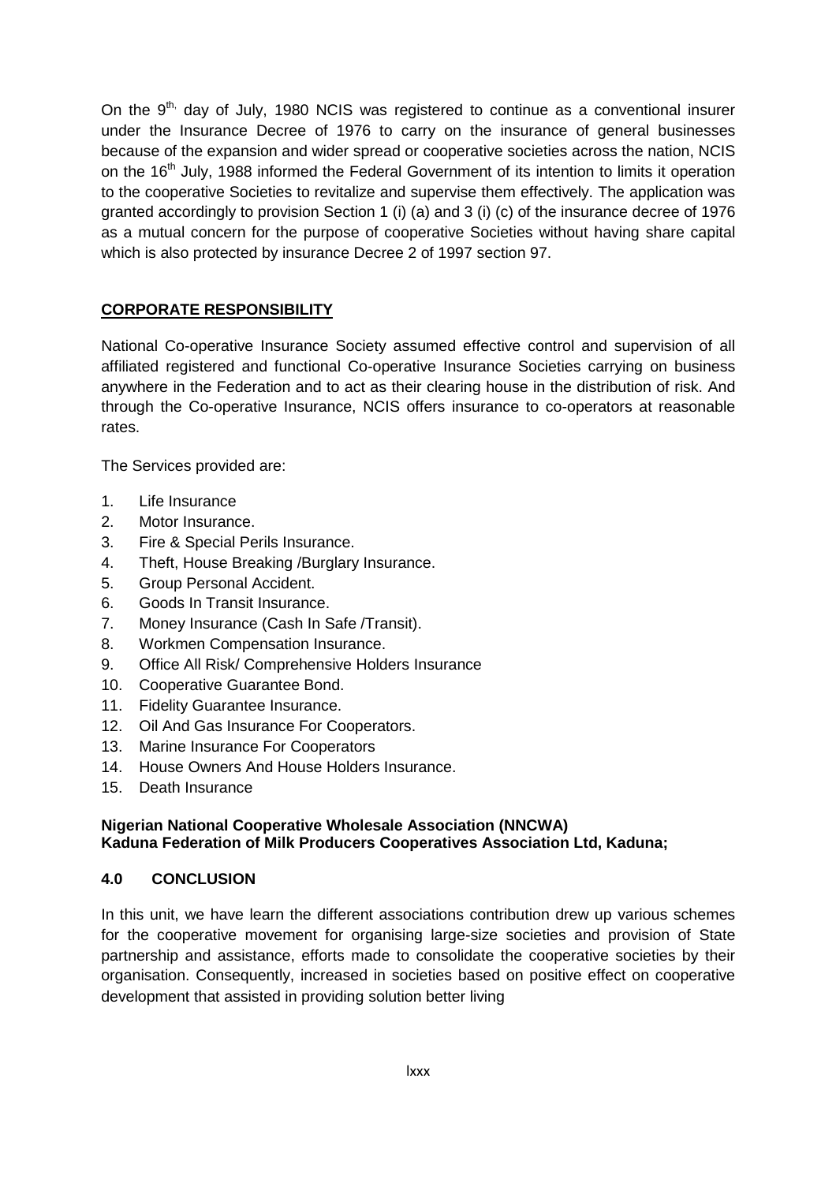On the 9[th,] day of July, 1980 NCIS was registered to continue as a conventional insurer under the Insurance Decree of 1976 to carry on the insurance of general businesses because of the expansion and wider spread or cooperative societies across the nation, NCIS on the 16[th] July, 1988 informed the Federal Government of its intention to limits it operation to the cooperative Societies to revitalize and supervise them effectively. The application was granted accordingly to provision Section 1 (i) (a) and 3 (i) (c) of the insurance decree of 1976 as a mutual concern for the purpose of cooperative Societies without having share capital which is also protected by insurance Decree 2 of 1997 section 97.

**CORPORATE RESPONSIBILITY**

National Co-operative Insurance Society assumed effective control and supervision of all affiliated registered and functional Co-operative Insurance Societies carrying on business anywhere in the Federation and to act as their clearing house in the distribution of risk. And through the Co-operative Insurance, NCIS offers insurance to co-operators at reasonable rates.

The Services provided are:

1. Life Insurance
2. Motor Insurance.
3. Fire & Special Perils Insurance.
4. Theft, House Breaking /Burglary Insurance.
5. Group Personal Accident.
6. Goods In Transit Insurance.
7. Money Insurance (Cash In Safe /Transit).
8. Workmen Compensation Insurance.
9. Office All Risk/ Comprehensive Holders Insurance
10. Cooperative Guarantee Bond.
11. Fidelity Guarantee Insurance.
12. Oil And Gas Insurance For Cooperators.
13. Marine Insurance For Cooperators
14. House Owners And House Holders Insurance.
15. Death Insurance

**Nigerian National Cooperative Wholesale Association (NNCWA)**
**Kaduna Federation of Milk Producers Cooperatives Association Ltd, Kaduna;**

## 4.0 CONCLUSION

In this unit, we have learn the different associations contribution drew up various schemes for the cooperative movement for organising large-size societies and provision of State partnership and assistance, efforts made to consolidate the cooperative societies by their organisation. Consequently, increased in societies based on positive effect on cooperative development that assisted in providing solution better living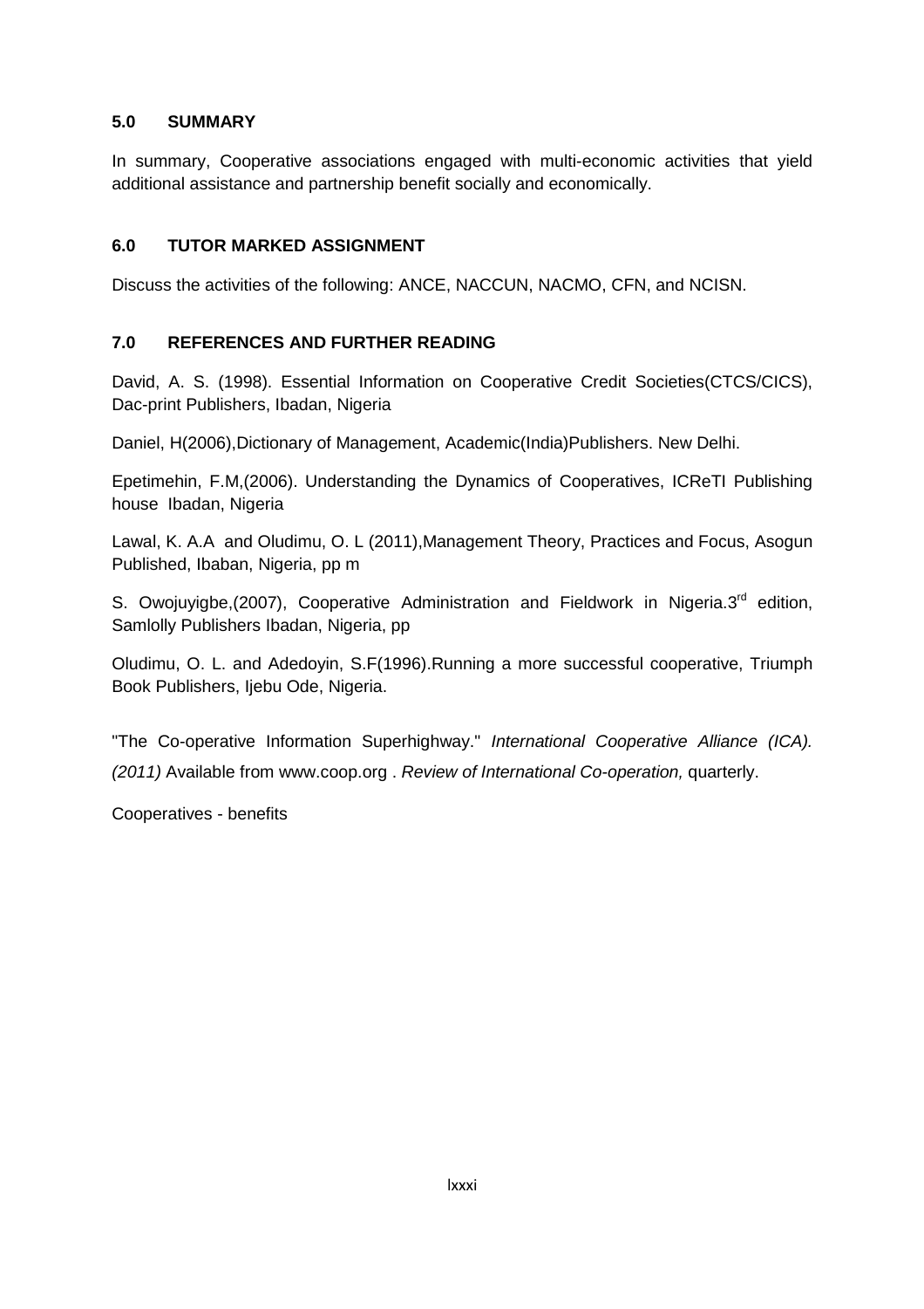## 5.0 SUMMARY

In summary, Cooperative associations engaged with multi-economic activities that yield additional assistance and partnership benefit socially and economically.

## 6.0 TUTOR MARKED ASSIGNMENT

Discuss the activities of the following: ANCE, NACCUN, NACMO, CFN, and NCISN.

## 7.0 REFERENCES AND FURTHER READING

David, A. S. (1998). Essential Information on Cooperative Credit Societies(CTCS/CICS), Dac-print Publishers, Ibadan, Nigeria

Daniel, H(2006),Dictionary of Management, Academic(India)Publishers. New Delhi.

Epetimehin, F.M,(2006). Understanding the Dynamics of Cooperatives, ICReTI Publishing house Ibadan, Nigeria

Lawal, K. A.A and Oludimu, O. L (2011),Management Theory, Practices and Focus, Asogun Published, Ibaban, Nigeria, pp m

S. Owojuyigbe,(2007), Cooperative Administration and Fieldwork in Nigeria.3rd edition, Samlolly Publishers Ibadan, Nigeria, pp

Oludimu, O. L. and Adedoyin, S.F(1996).Running a more successful cooperative, Triumph Book Publishers, Ijebu Ode, Nigeria.

"The Co-operative Information Superhighway." *International Cooperative Alliance (ICA). (2011)* Available from www.coop.org . *Review of International Co-operation,* quarterly.

Cooperatives - benefits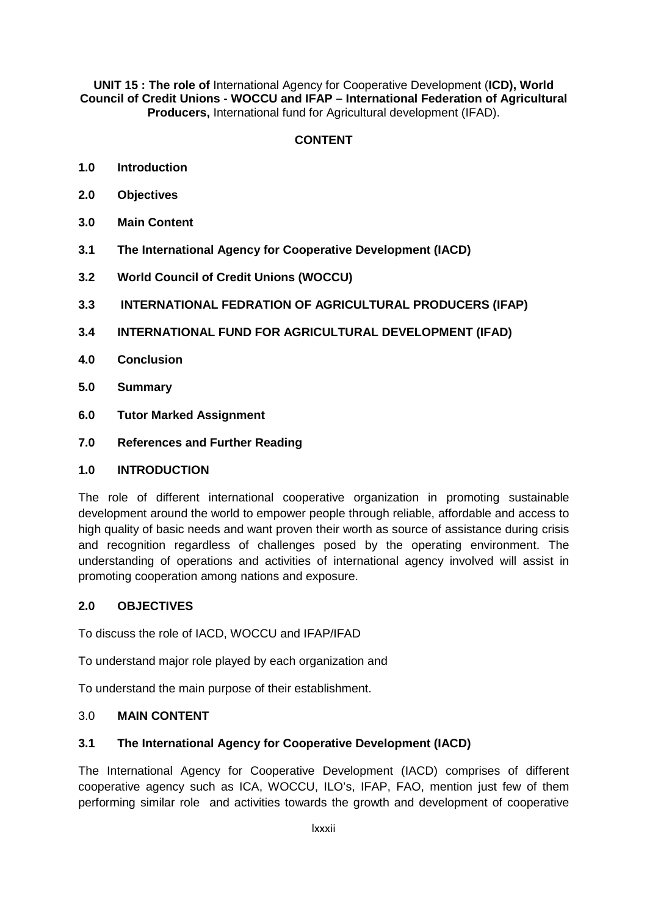**UNIT 15 : The role of** International Agency for Cooperative Development (**ICD), World Council of Credit Unions - WOCCU and IFAP – International Federation of Agricultural Producers,** International fund for Agricultural development (IFAD).

**CONTENT**

**1.0 Introduction**

**2.0 Objectives**

**3.0 Main Content**

**3.1 The International Agency for Cooperative Development (IACD)**

**3.2 World Council of Credit Unions (WOCCU)**

**3.3 INTERNATIONAL FEDRATION OF AGRICULTURAL PRODUCERS (IFAP)**

**3.4 INTERNATIONAL FUND FOR AGRICULTURAL DEVELOPMENT (IFAD)**

**4.0 Conclusion**

**5.0 Summary**

**6.0 Tutor Marked Assignment**

**7.0 References and Further Reading**

## 1.0 INTRODUCTION

The role of different international cooperative organization in promoting sustainable development around the world to empower people through reliable, affordable and access to high quality of basic needs and want proven their worth as source of assistance during crisis and recognition regardless of challenges posed by the operating environment. The understanding of operations and activities of international agency involved will assist in promoting cooperation among nations and exposure.

## 2.0 OBJECTIVES

To discuss the role of IACD, WOCCU and IFAP/IFAD

To understand major role played by each organization and

To understand the main purpose of their establishment.

## 3.0 MAIN CONTENT

### 3.1 The International Agency for Cooperative Development (IACD)

The International Agency for Cooperative Development (IACD) comprises of different cooperative agency such as ICA, WOCCU, ILO's, IFAP, FAO, mention just few of them performing similar role and activities towards the growth and development of cooperative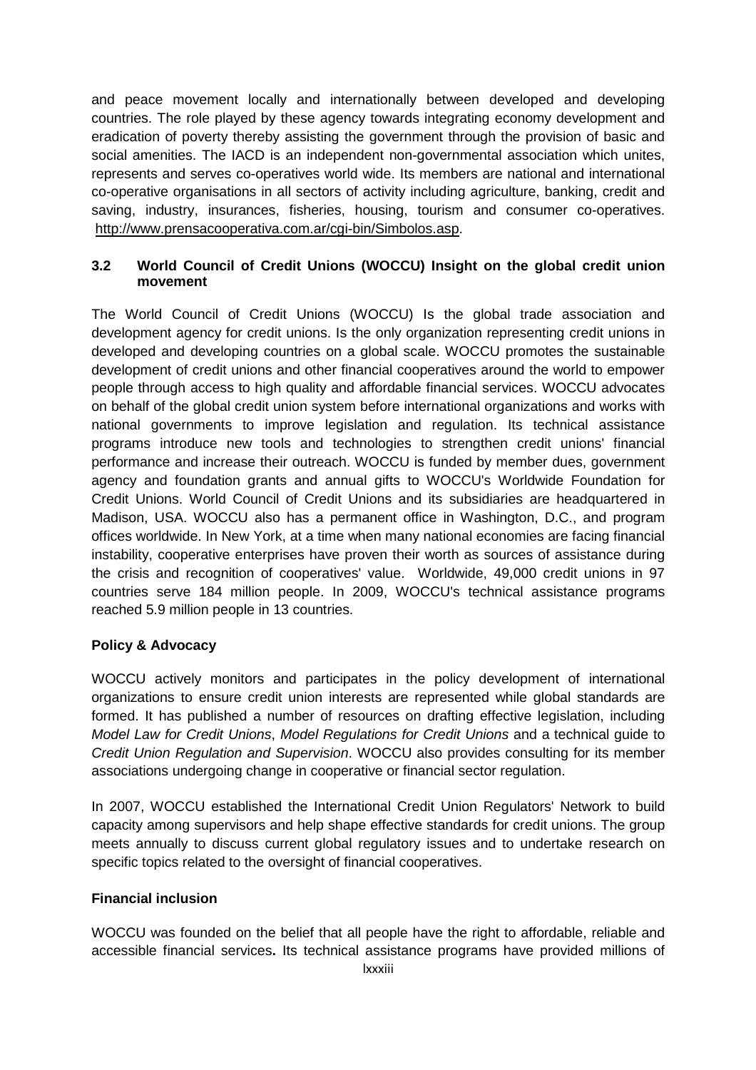and peace movement locally and internationally between developed and developing countries. The role played by these agency towards integrating economy development and eradication of poverty thereby assisting the government through the provision of basic and social amenities. The IACD is an independent non-governmental association which unites, represents and serves co-operatives world wide. Its members are national and international co-operative organisations in all sectors of activity including agriculture, banking, credit and saving, industry, insurances, fisheries, housing, tourism and consumer co-operatives. http://www.prensacooperativa.com.ar/cgi-bin/Simbolos.asp.

### 3.2 World Council of Credit Unions (WOCCU) Insight on the global credit union movement

The World Council of Credit Unions (WOCCU) Is the global trade association and development agency for credit unions. Is the only organization representing credit unions in developed and developing countries on a global scale. WOCCU promotes the sustainable development of credit unions and other financial cooperatives around the world to empower people through access to high quality and affordable financial services. WOCCU advocates on behalf of the global credit union system before international organizations and works with national governments to improve legislation and regulation. Its technical assistance programs introduce new tools and technologies to strengthen credit unions' financial performance and increase their outreach. WOCCU is funded by member dues, government agency and foundation grants and annual gifts to WOCCU's Worldwide Foundation for Credit Unions. World Council of Credit Unions and its subsidiaries are headquartered in Madison, USA. WOCCU also has a permanent office in Washington, D.C., and program offices worldwide. In New York, at a time when many national economies are facing financial instability, cooperative enterprises have proven their worth as sources of assistance during the crisis and recognition of cooperatives' value. Worldwide, 49,000 credit unions in 97 countries serve 184 million people. In 2009, WOCCU's technical assistance programs reached 5.9 million people in 13 countries.

**Policy & Advocacy**

WOCCU actively monitors and participates in the policy development of international organizations to ensure credit union interests are represented while global standards are formed. It has published a number of resources on drafting effective legislation, including *Model Law for Credit Unions*, *Model Regulations for Credit Unions* and a technical guide to *Credit Union Regulation and Supervision*. WOCCU also provides consulting for its member associations undergoing change in cooperative or financial sector regulation.

In 2007, WOCCU established the International Credit Union Regulators' Network to build capacity among supervisors and help shape effective standards for credit unions. The group meets annually to discuss current global regulatory issues and to undertake research on specific topics related to the oversight of financial cooperatives.

**Financial inclusion**

WOCCU was founded on the belief that all people have the right to affordable, reliable and accessible financial services**.** Its technical assistance programs have provided millions of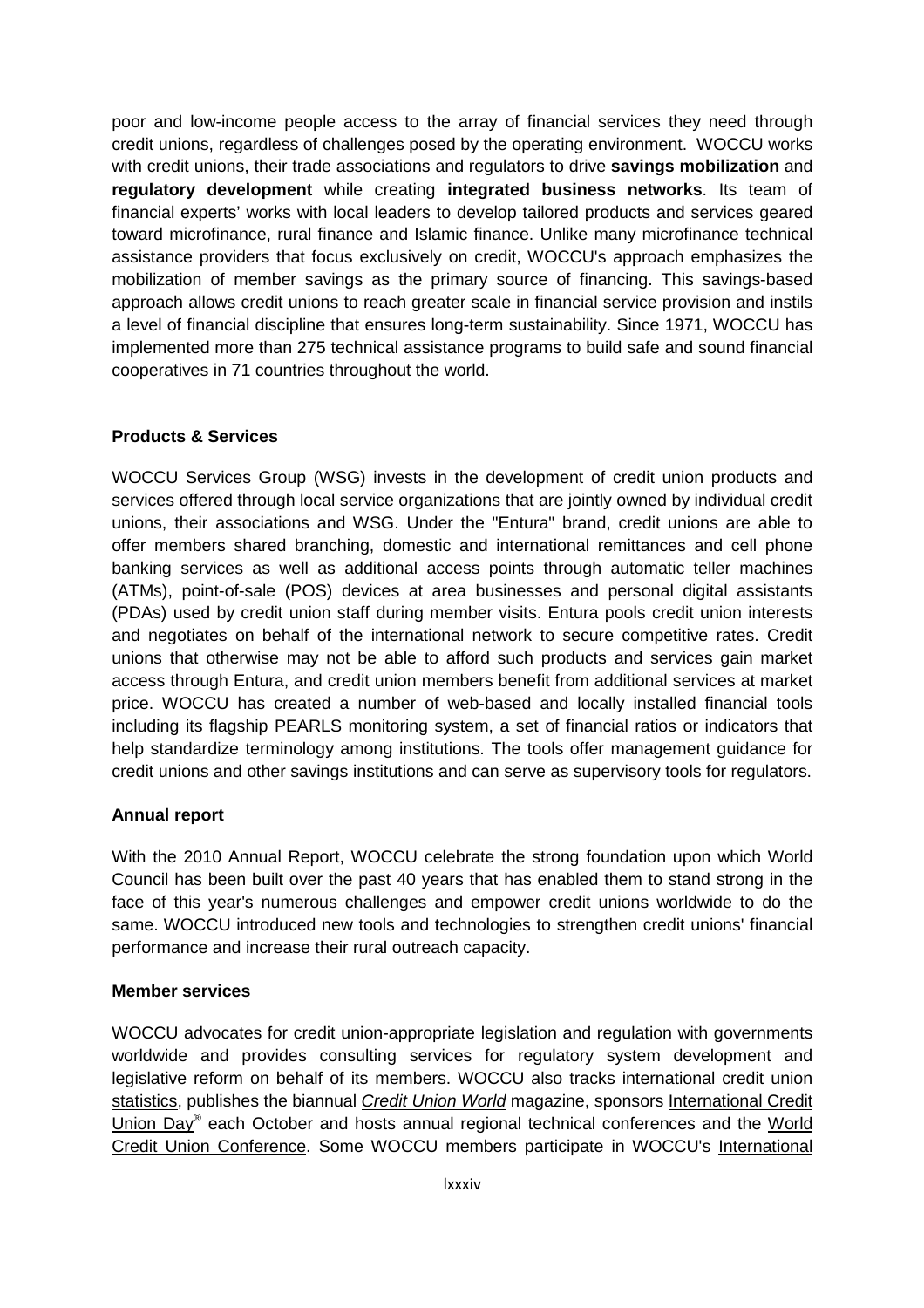poor and low-income people access to the array of financial services they need through credit unions, regardless of challenges posed by the operating environment. WOCCU works with credit unions, their trade associations and regulators to drive **savings mobilization** and **regulatory development** while creating **integrated business networks**. Its team of financial experts' works with local leaders to develop tailored products and services geared toward microfinance, rural finance and Islamic finance. Unlike many microfinance technical assistance providers that focus exclusively on credit, WOCCU's approach emphasizes the mobilization of member savings as the primary source of financing. This savings-based approach allows credit unions to reach greater scale in financial service provision and instils a level of financial discipline that ensures long-term sustainability. Since 1971, WOCCU has implemented more than 275 technical assistance programs to build safe and sound financial cooperatives in 71 countries throughout the world.

**Products & Services**

WOCCU Services Group (WSG) invests in the development of credit union products and services offered through local service organizations that are jointly owned by individual credit unions, their associations and WSG. Under the "Entura" brand, credit unions are able to offer members shared branching, domestic and international remittances and cell phone banking services as well as additional access points through automatic teller machines (ATMs), point-of-sale (POS) devices at area businesses and personal digital assistants (PDAs) used by credit union staff during member visits. Entura pools credit union interests and negotiates on behalf of the international network to secure competitive rates. Credit unions that otherwise may not be able to afford such products and services gain market access through Entura, and credit union members benefit from additional services at market price. WOCCU has created a number of web-based and locally installed financial tools including its flagship PEARLS monitoring system, a set of financial ratios or indicators that help standardize terminology among institutions. The tools offer management guidance for credit unions and other savings institutions and can serve as supervisory tools for regulators.

**Annual report**

With the 2010 Annual Report, WOCCU celebrate the strong foundation upon which World Council has been built over the past 40 years that has enabled them to stand strong in the face of this year's numerous challenges and empower credit unions worldwide to do the same. WOCCU introduced new tools and technologies to strengthen credit unions' financial performance and increase their rural outreach capacity.

**Member services**

WOCCU advocates for credit union-appropriate legislation and regulation with governments worldwide and provides consulting services for regulatory system development and legislative reform on behalf of its members. WOCCU also tracks international credit union statistics, publishes the biannual *Credit Union World* magazine, sponsors International Credit Union Day® each October and hosts annual regional technical conferences and the World Credit Union Conference. Some WOCCU members participate in WOCCU's International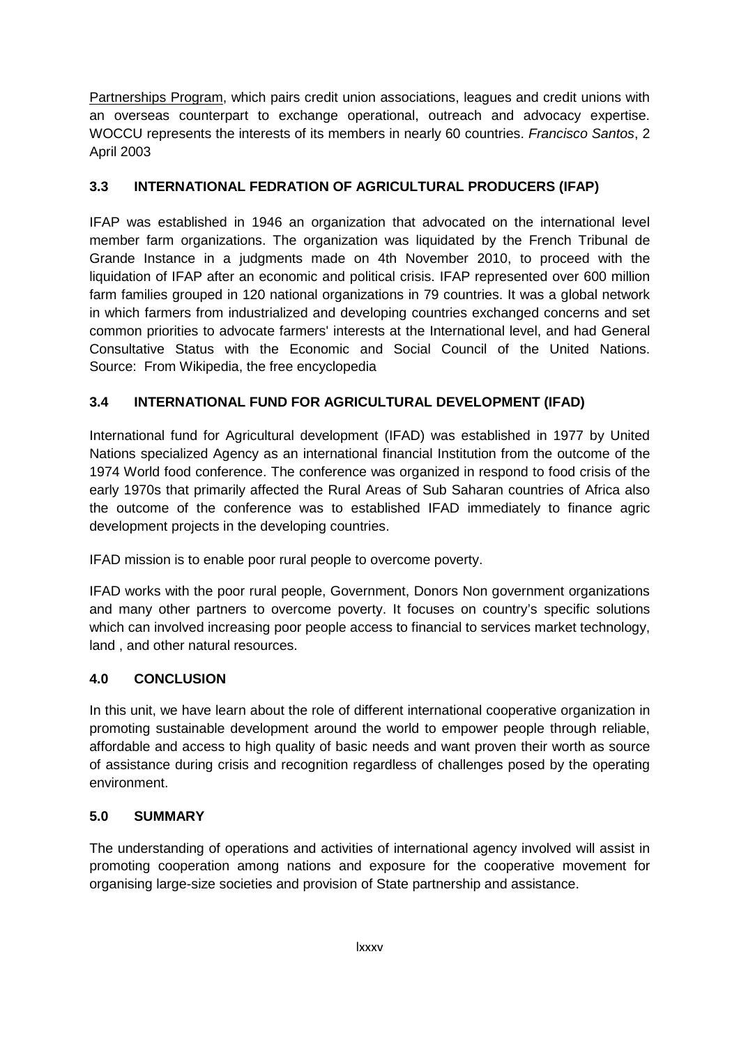Partnerships Program, which pairs credit union associations, leagues and credit unions with an overseas counterpart to exchange operational, outreach and advocacy expertise. WOCCU represents the interests of its members in nearly 60 countries. *Francisco Santos*, 2 April 2003

## 3.3 INTERNATIONAL FEDRATION OF AGRICULTURAL PRODUCERS (IFAP)

IFAP was established in 1946 an organization that advocated on the international level member farm organizations. The organization was liquidated by the French Tribunal de Grande Instance in a judgments made on 4th November 2010, to proceed with the liquidation of IFAP after an economic and political crisis. IFAP represented over 600 million farm families grouped in 120 national organizations in 79 countries. It was a global network in which farmers from industrialized and developing countries exchanged concerns and set common priorities to advocate farmers' interests at the International level, and had General Consultative Status with the Economic and Social Council of the United Nations. Source: From Wikipedia, the free encyclopedia

## 3.4 INTERNATIONAL FUND FOR AGRICULTURAL DEVELOPMENT (IFAD)

International fund for Agricultural development (IFAD) was established in 1977 by United Nations specialized Agency as an international financial Institution from the outcome of the 1974 World food conference. The conference was organized in respond to food crisis of the early 1970s that primarily affected the Rural Areas of Sub Saharan countries of Africa also the outcome of the conference was to established IFAD immediately to finance agric development projects in the developing countries.

IFAD mission is to enable poor rural people to overcome poverty.

IFAD works with the poor rural people, Government, Donors Non government organizations and many other partners to overcome poverty. It focuses on country's specific solutions which can involved increasing poor people access to financial to services market technology, land , and other natural resources.

## 4.0 CONCLUSION

In this unit, we have learn about the role of different international cooperative organization in promoting sustainable development around the world to empower people through reliable, affordable and access to high quality of basic needs and want proven their worth as source of assistance during crisis and recognition regardless of challenges posed by the operating environment.

## 5.0 SUMMARY

The understanding of operations and activities of international agency involved will assist in promoting cooperation among nations and exposure for the cooperative movement for organising large-size societies and provision of State partnership and assistance.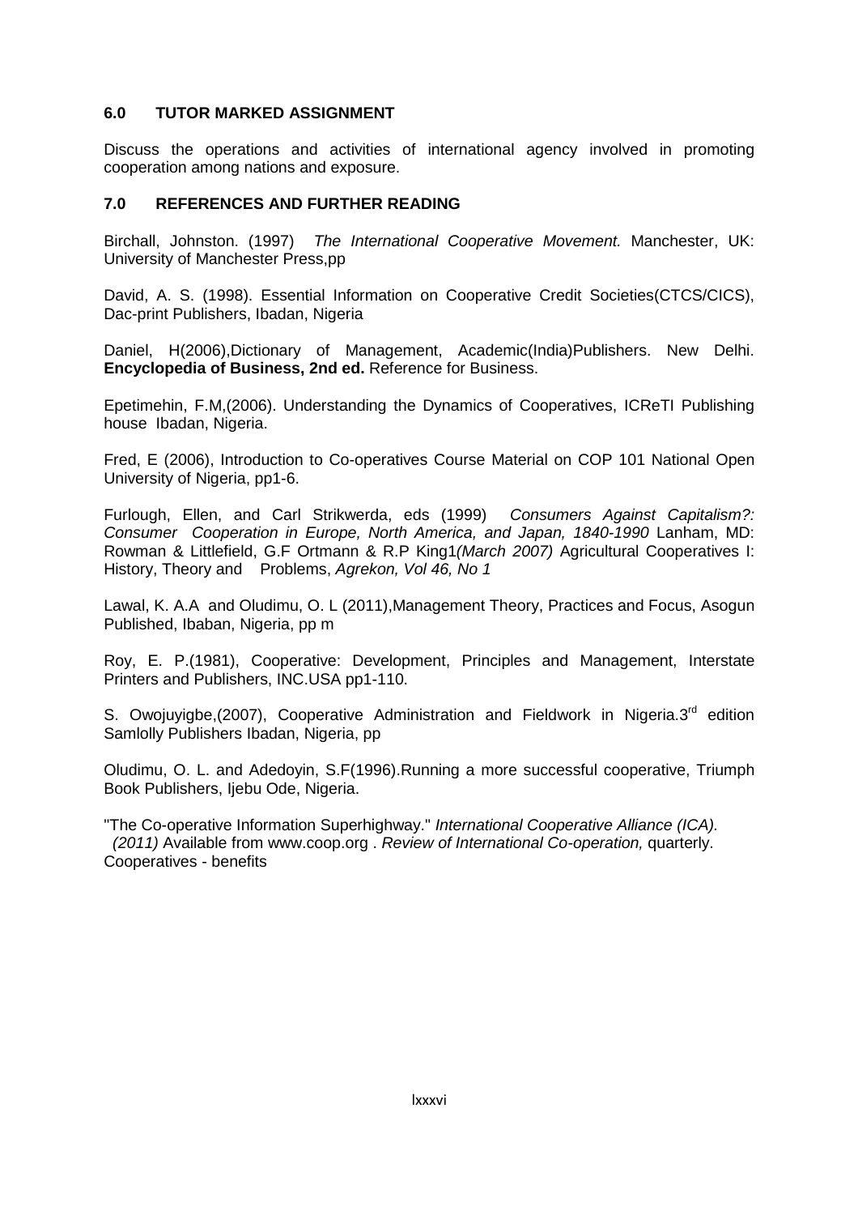## 6.0 TUTOR MARKED ASSIGNMENT

Discuss the operations and activities of international agency involved in promoting cooperation among nations and exposure.

## 7.0 REFERENCES AND FURTHER READING

Birchall, Johnston. (1997) *The International Cooperative Movement.* Manchester, UK: University of Manchester Press,pp

David, A. S. (1998). Essential Information on Cooperative Credit Societies(CTCS/CICS), Dac-print Publishers, Ibadan, Nigeria

Daniel, H(2006),Dictionary of Management, Academic(India)Publishers. New Delhi. **Encyclopedia of Business, 2nd ed.** Reference for Business.

Epetimehin, F.M,(2006). Understanding the Dynamics of Cooperatives, ICReTI Publishing house Ibadan, Nigeria.

Fred, E (2006), Introduction to Co-operatives Course Material on COP 101 National Open University of Nigeria, pp1-6.

Furlough, Ellen, and Carl Strikwerda, eds (1999) *Consumers Against Capitalism?: Consumer Cooperation in Europe, North America, and Japan, 1840-1990* Lanham, MD: Rowman & Littlefield, G.F Ortmann & R.P King1*(March 2007)* Agricultural Cooperatives I: History, Theory and Problems, *Agrekon, Vol 46, No 1*

Lawal, K. A.A and Oludimu, O. L (2011),Management Theory, Practices and Focus, Asogun Published, Ibaban, Nigeria, pp m

Roy, E. P.(1981), Cooperative: Development, Principles and Management, Interstate Printers and Publishers, INC.USA pp1-110.

S. Owojuyigbe,(2007), Cooperative Administration and Fieldwork in Nigeria.3rd edition Samlolly Publishers Ibadan, Nigeria, pp

Oludimu, O. L. and Adedoyin, S.F(1996).Running a more successful cooperative, Triumph Book Publishers, Ijebu Ode, Nigeria.

"The Co-operative Information Superhighway." *International Cooperative Alliance (ICA). (2011)* Available from www.coop.org . *Review of International Co-operation,* quarterly. Cooperatives - benefits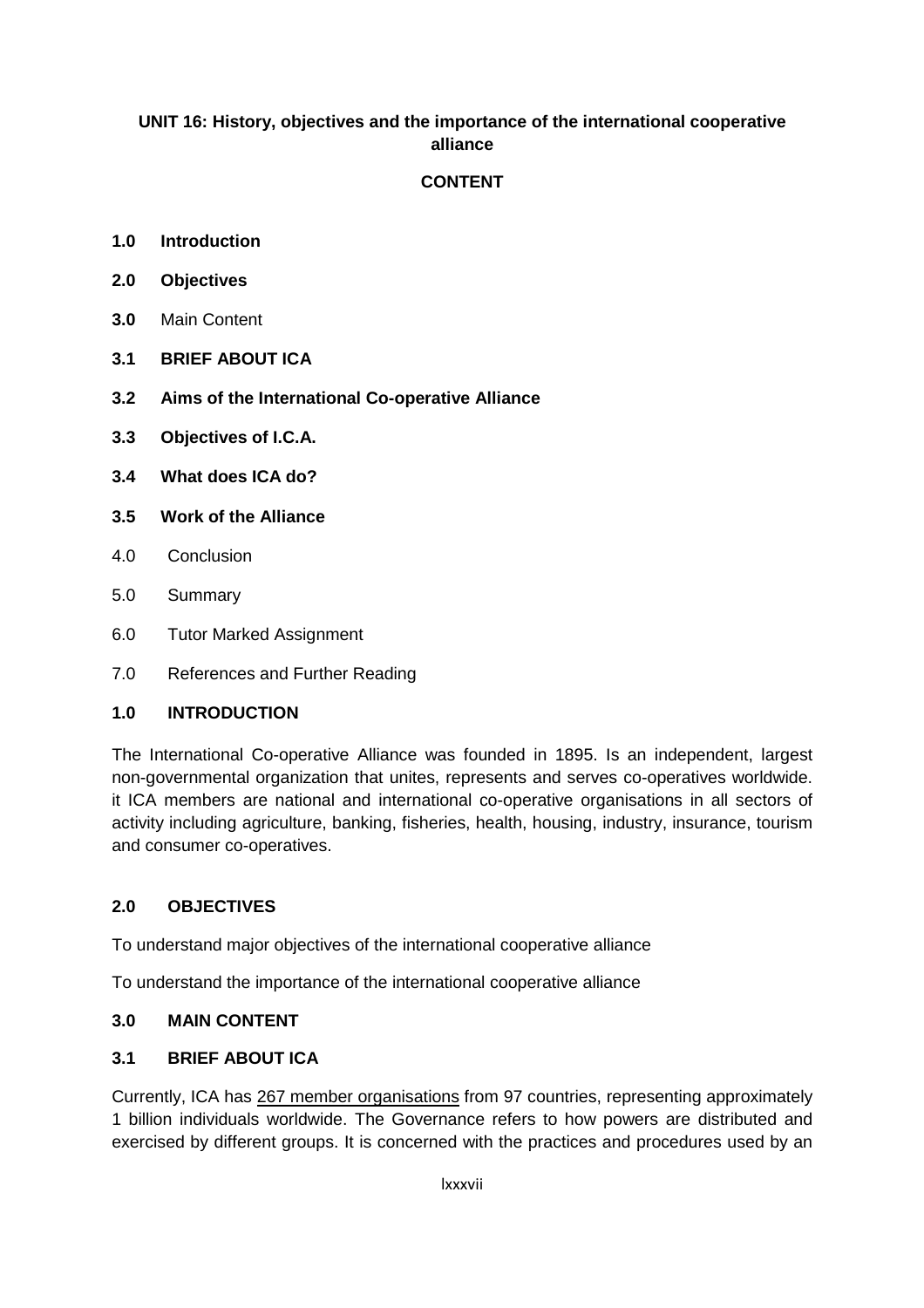**UNIT 16: History, objectives and the importance of the international cooperative alliance**

**CONTENT**

**1.0 Introduction**

**2.0 Objectives**

**3.0** Main Content

**3.1 BRIEF ABOUT ICA**

**3.2 Aims of the International Co-operative Alliance**

**3.3 Objectives of I.C.A.**

**3.4 What does ICA do?**

**3.5 Work of the Alliance**

4.0 Conclusion

5.0 Summary

6.0 Tutor Marked Assignment

7.0 References and Further Reading

## 1.0 INTRODUCTION

The International Co-operative Alliance was founded in 1895. Is an independent, largest non-governmental organization that unites, represents and serves co-operatives worldwide. it ICA members are national and international co-operative organisations in all sectors of activity including agriculture, banking, fisheries, health, housing, industry, insurance, tourism and consumer co-operatives.

## 2.0 OBJECTIVES

To understand major objectives of the international cooperative alliance

To understand the importance of the international cooperative alliance

## 3.0 MAIN CONTENT

### 3.1 BRIEF ABOUT ICA

Currently, ICA has 267 member organisations from 97 countries, representing approximately 1 billion individuals worldwide. The Governance refers to how powers are distributed and exercised by different groups. It is concerned with the practices and procedures used by an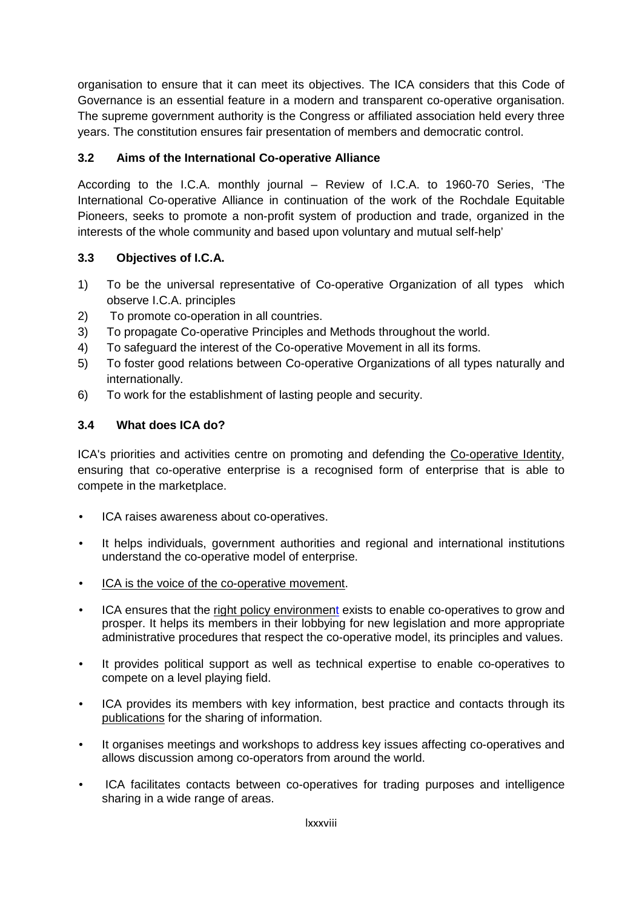organisation to ensure that it can meet its objectives. The ICA considers that this Code of Governance is an essential feature in a modern and transparent co-operative organisation. The supreme government authority is the Congress or affiliated association held every three years. The constitution ensures fair presentation of members and democratic control.

### 3.2 Aims of the International Co-operative Alliance

According to the I.C.A. monthly journal – Review of I.C.A. to 1960-70 Series, 'The International Co-operative Alliance in continuation of the work of the Rochdale Equitable Pioneers, seeks to promote a non-profit system of production and trade, organized in the interests of the whole community and based upon voluntary and mutual self-help'

### 3.3 Objectives of I.C.A.

1) To be the universal representative of Co-operative Organization of all types which observe I.C.A. principles
2) To promote co-operation in all countries.
3) To propagate Co-operative Principles and Methods throughout the world.
4) To safeguard the interest of the Co-operative Movement in all its forms.
5) To foster good relations between Co-operative Organizations of all types naturally and internationally.
6) To work for the establishment of lasting people and security.

### 3.4 What does ICA do?

ICA's priorities and activities centre on promoting and defending the Co-operative Identity, ensuring that co-operative enterprise is a recognised form of enterprise that is able to compete in the marketplace.

- ICA raises awareness about co-operatives.
- It helps individuals, government authorities and regional and international institutions understand the co-operative model of enterprise.
- ICA is the voice of the co-operative movement.
- ICA ensures that the right policy environment exists to enable co-operatives to grow and prosper. It helps its members in their lobbying for new legislation and more appropriate administrative procedures that respect the co-operative model, its principles and values.
- It provides political support as well as technical expertise to enable co-operatives to compete on a level playing field.
- ICA provides its members with key information, best practice and contacts through its publications for the sharing of information.
- It organises meetings and workshops to address key issues affecting co-operatives and allows discussion among co-operators from around the world.
- ICA facilitates contacts between co-operatives for trading purposes and intelligence sharing in a wide range of areas.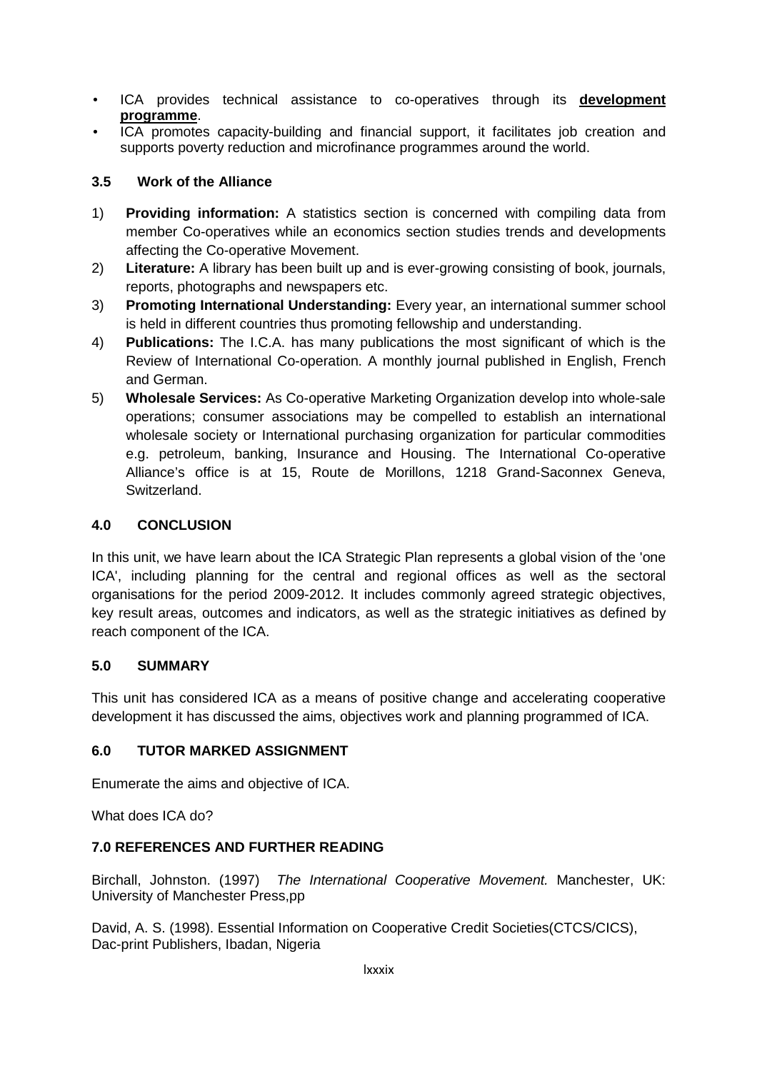- ICA provides technical assistance to co-operatives through its **<u>development programme</u>**.
- ICA promotes capacity-building and financial support, it facilitates job creation and supports poverty reduction and microfinance programmes around the world.

### 3.5 Work of the Alliance

1) **Providing information:** A statistics section is concerned with compiling data from member Co-operatives while an economics section studies trends and developments affecting the Co-operative Movement.
2) **Literature:** A library has been built up and is ever-growing consisting of book, journals, reports, photographs and newspapers etc.
3) **Promoting International Understanding:** Every year, an international summer school is held in different countries thus promoting fellowship and understanding.
4) **Publications:** The I.C.A. has many publications the most significant of which is the Review of International Co-operation. A monthly journal published in English, French and German.
5) **Wholesale Services:** As Co-operative Marketing Organization develop into whole-sale operations; consumer associations may be compelled to establish an international wholesale society or International purchasing organization for particular commodities e.g. petroleum, banking, Insurance and Housing. The International Co-operative Alliance's office is at 15, Route de Morillons, 1218 Grand-Saconnex Geneva, Switzerland.

## 4.0 CONCLUSION

In this unit, we have learn about the ICA Strategic Plan represents a global vision of the 'one ICA', including planning for the central and regional offices as well as the sectoral organisations for the period 2009-2012. It includes commonly agreed strategic objectives, key result areas, outcomes and indicators, as well as the strategic initiatives as defined by reach component of the ICA.

## 5.0 SUMMARY

This unit has considered ICA as a means of positive change and accelerating cooperative development it has discussed the aims, objectives work and planning programmed of ICA.

## 6.0 TUTOR MARKED ASSIGNMENT

Enumerate the aims and objective of ICA.

What does ICA do?

## 7.0 REFERENCES AND FURTHER READING

Birchall, Johnston. (1997) *The International Cooperative Movement.* Manchester, UK: University of Manchester Press,pp

David, A. S. (1998). Essential Information on Cooperative Credit Societies(CTCS/CICS), Dac-print Publishers, Ibadan, Nigeria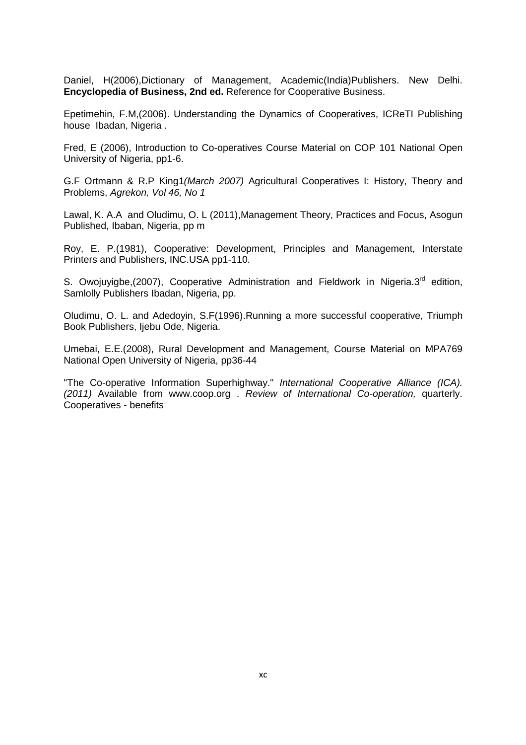Daniel, H(2006),Dictionary of Management, Academic(India)Publishers. New Delhi. **Encyclopedia of Business, 2nd ed.** Reference for Cooperative Business.

Epetimehin, F.M,(2006). Understanding the Dynamics of Cooperatives, ICReTI Publishing house Ibadan, Nigeria .

Fred, E (2006), Introduction to Co-operatives Course Material on COP 101 National Open University of Nigeria, pp1-6.

G.F Ortmann & R.P King1*(March 2007)* Agricultural Cooperatives I: History, Theory and Problems, *Agrekon, Vol 46, No 1*

Lawal, K. A.A and Oludimu, O. L (2011),Management Theory, Practices and Focus, Asogun Published, Ibaban, Nigeria, pp m

Roy, E. P.(1981), Cooperative: Development, Principles and Management, Interstate Printers and Publishers, INC.USA pp1-110.

S. Owojuyigbe,(2007), Cooperative Administration and Fieldwork in Nigeria.3rd edition, Samlolly Publishers Ibadan, Nigeria, pp.

Oludimu, O. L. and Adedoyin, S.F(1996).Running a more successful cooperative, Triumph Book Publishers, Ijebu Ode, Nigeria.

Umebai, E.E.(2008), Rural Development and Management, Course Material on MPA769 National Open University of Nigeria, pp36-44

"The Co-operative Information Superhighway." *International Cooperative Alliance (ICA). (2011)* Available from www.coop.org . *Review of International Co-operation,* quarterly. Cooperatives - benefits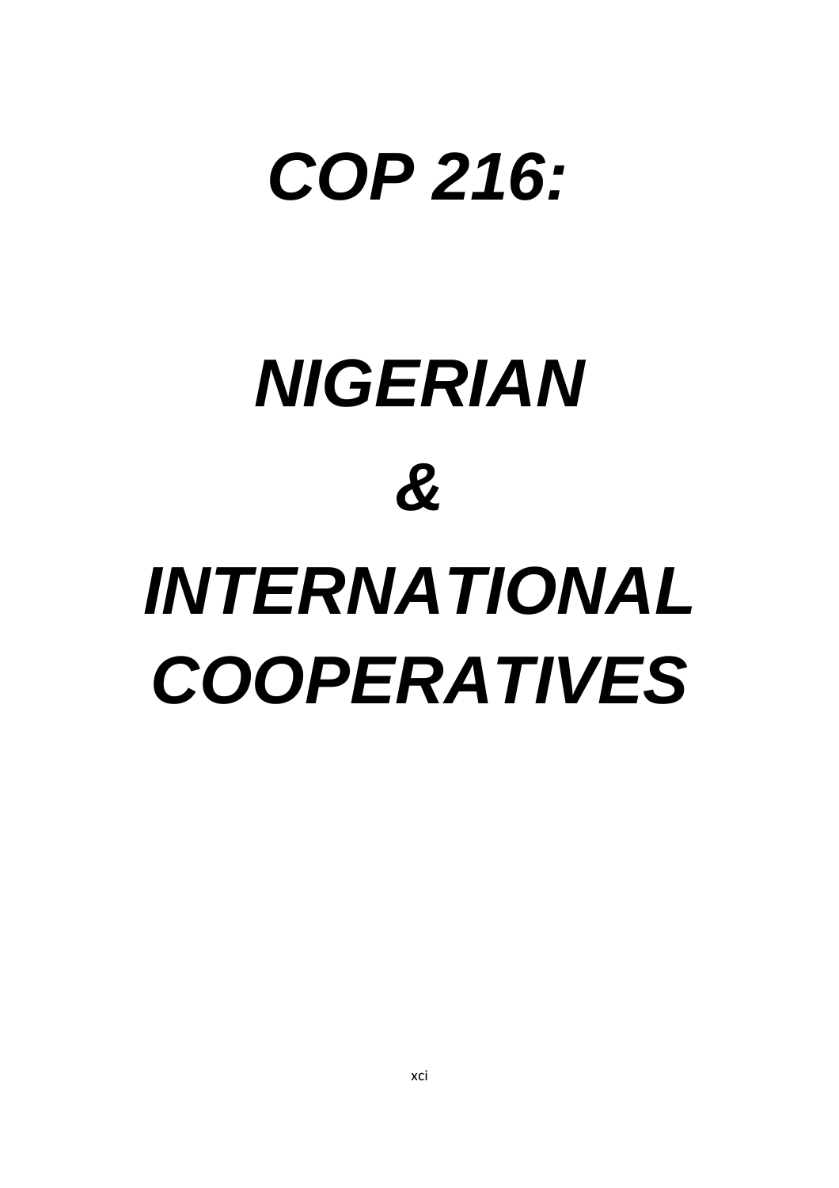# *COP 216:*

# *NIGERIAN*

# *&*

# *INTERNATIONAL COOPERATIVES*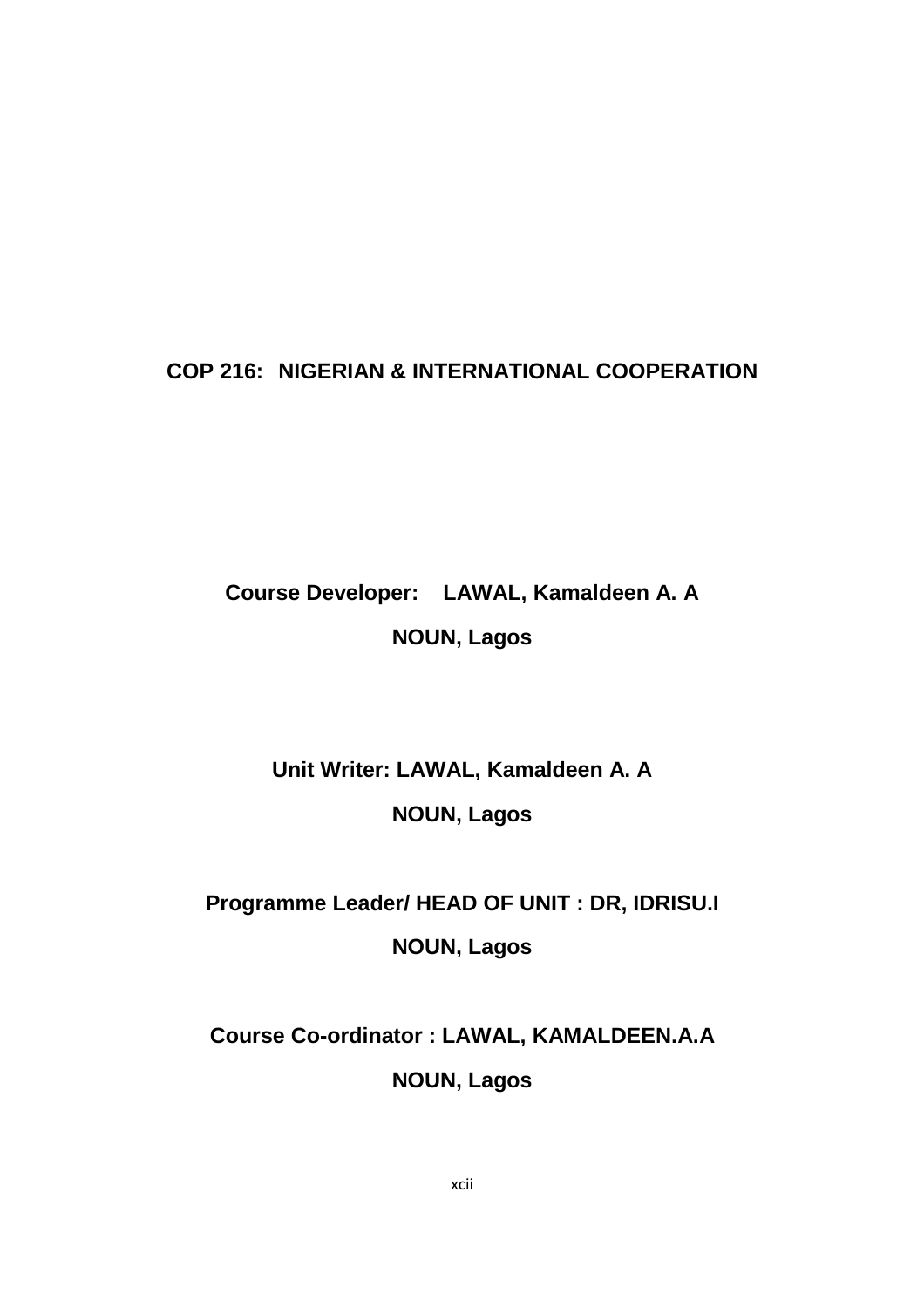**COP 216: NIGERIAN & INTERNATIONAL COOPERATION**

**Course Developer: LAWAL, Kamaldeen A. A**

**NOUN, Lagos**

**Unit Writer: LAWAL, Kamaldeen A. A**

**NOUN, Lagos**

**Programme Leader/ HEAD OF UNIT : DR, IDRISU.I**

**NOUN, Lagos**

**Course Co-ordinator : LAWAL, KAMALDEEN.A.A**

**NOUN, Lagos**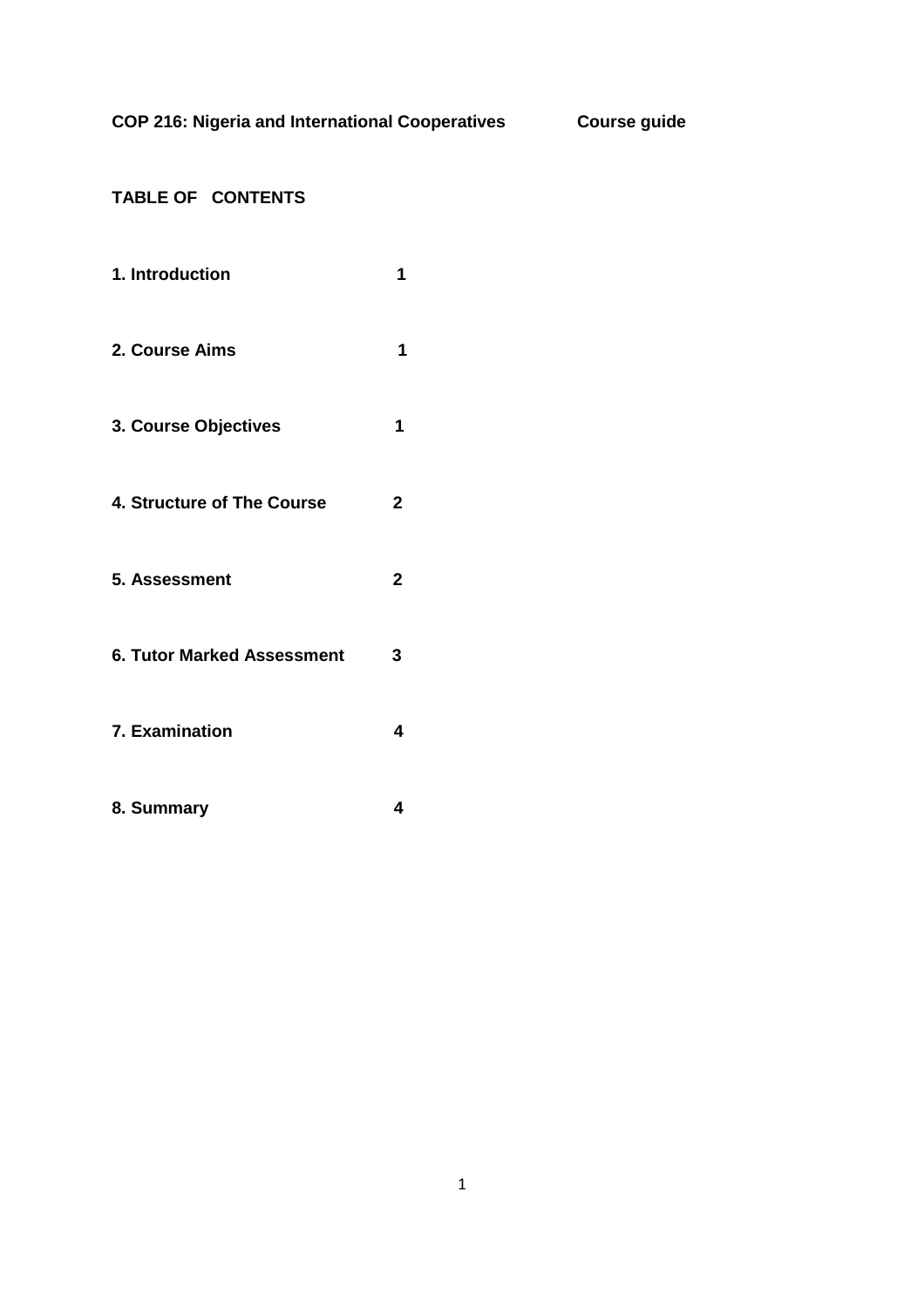**COP 216: Nigeria and International Cooperatives** **Course guide**

**TABLE OF CONTENTS**

| | |
|---|---|
| **1. Introduction** | **1** |
| **2. Course Aims** | **1** |
| **3. Course Objectives** | **1** |
| **4. Structure of The Course** | **2** |
| **5. Assessment** | **2** |
| **6. Tutor Marked Assessment** | **3** |
| **7. Examination** | **4** |
| **8. Summary** | **4** |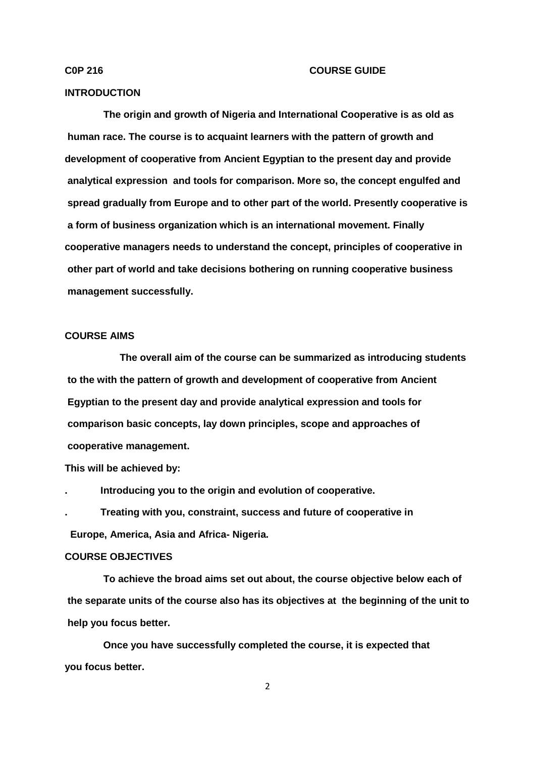**C0P 216 COURSE GUIDE**

## INTRODUCTION

**The origin and growth of Nigeria and International Cooperative is as old as human race. The course is to acquaint learners with the pattern of growth and development of cooperative from Ancient Egyptian to the present day and provide analytical expression and tools for comparison. More so, the concept engulfed and spread gradually from Europe and to other part of the world. Presently cooperative is a form of business organization which is an international movement. Finally cooperative managers needs to understand the concept, principles of cooperative in other part of world and take decisions bothering on running cooperative business management successfully.**

## COURSE AIMS

**The overall aim of the course can be summarized as introducing students to the with the pattern of growth and development of cooperative from Ancient Egyptian to the present day and provide analytical expression and tools for comparison basic concepts, lay down principles, scope and approaches of cooperative management.**

**This will be achieved by:**

- **Introducing you to the origin and evolution of cooperative.**
- **Treating with you, constraint, success and future of cooperative in Europe, America, Asia and Africa- Nigeria.**

## COURSE OBJECTIVES

**To achieve the broad aims set out about, the course objective below each of the separate units of the course also has its objectives at the beginning of the unit to help you focus better.**

**Once you have successfully completed the course, it is expected that you focus better.**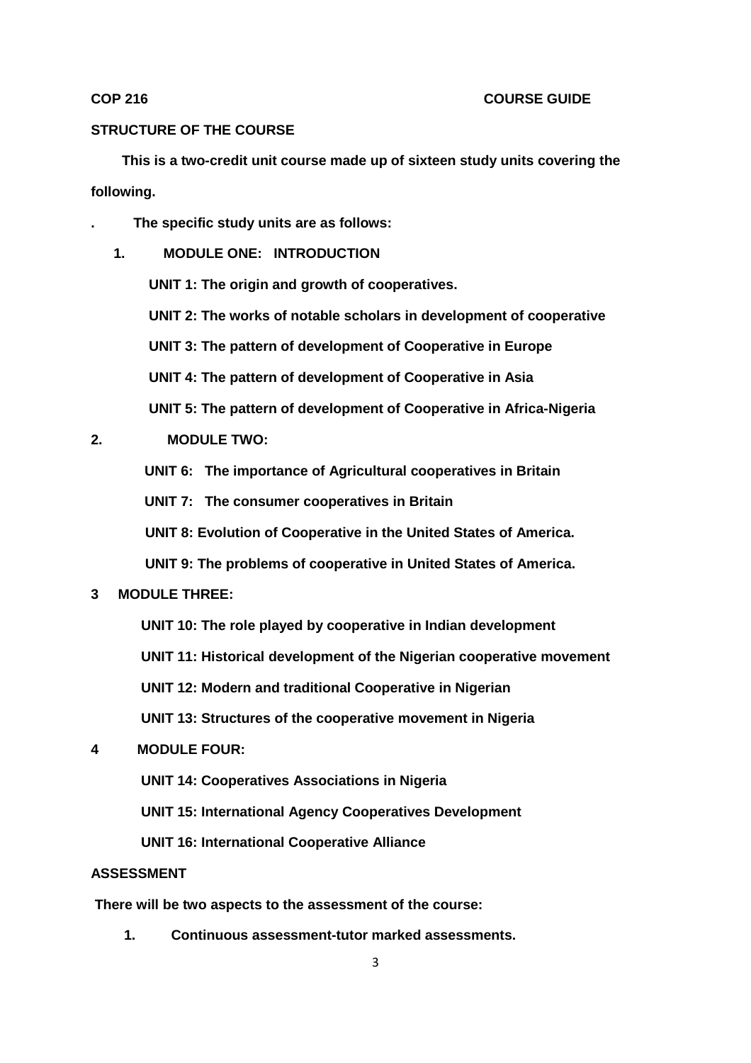**COP 216 COURSE GUIDE**

**STRUCTURE OF THE COURSE**

**This is a two-credit unit course made up of sixteen study units covering the following.**

**. The specific study units are as follows:**

1. **MODULE ONE: INTRODUCTION**

   **UNIT 1: The origin and growth of cooperatives.**

   **UNIT 2: The works of notable scholars in development of cooperative**

   **UNIT 3: The pattern of development of Cooperative in Europe**

   **UNIT 4: The pattern of development of Cooperative in Asia**

   **UNIT 5: The pattern of development of Cooperative in Africa-Nigeria**

2. **MODULE TWO:**

   **UNIT 6: The importance of Agricultural cooperatives in Britain**

   **UNIT 7: The consumer cooperatives in Britain**

   **UNIT 8: Evolution of Cooperative in the United States of America.**

   **UNIT 9: The problems of cooperative in United States of America.**

3. **MODULE THREE:**

   **UNIT 10: The role played by cooperative in Indian development**

   **UNIT 11: Historical development of the Nigerian cooperative movement**

   **UNIT 12: Modern and traditional Cooperative in Nigerian**

   **UNIT 13: Structures of the cooperative movement in Nigeria**

4. **MODULE FOUR:**

   **UNIT 14: Cooperatives Associations in Nigeria**

   **UNIT 15: International Agency Cooperatives Development**

   **UNIT 16: International Cooperative Alliance**

**ASSESSMENT**

**There will be two aspects to the assessment of the course:**

1. **Continuous assessment-tutor marked assessments.**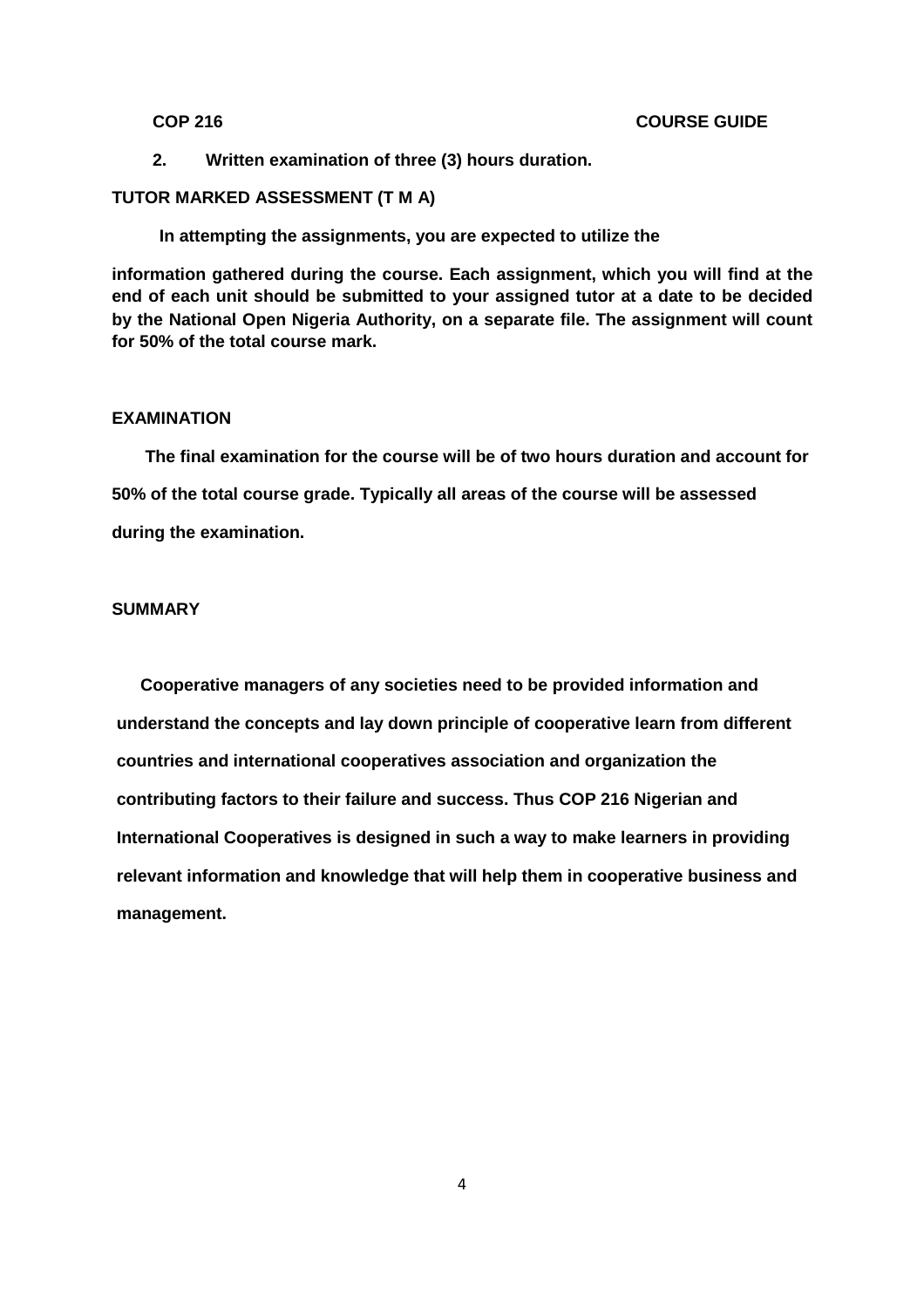**2. Written examination of three (3) hours duration.**

## TUTOR MARKED ASSESSMENT (T M A)

**In attempting the assignments, you are expected to utilize the information gathered during the course. Each assignment, which you will find at the end of each unit should be submitted to your assigned tutor at a date to be decided by the National Open Nigeria Authority, on a separate file. The assignment will count for 50% of the total course mark.**

## EXAMINATION

**The final examination for the course will be of two hours duration and account for 50% of the total course grade. Typically all areas of the course will be assessed during the examination.**

## SUMMARY

**Cooperative managers of any societies need to be provided information and understand the concepts and lay down principle of cooperative learn from different countries and international cooperatives association and organization the contributing factors to their failure and success. Thus COP 216 Nigerian and International Cooperatives is designed in such a way to make learners in providing relevant information and knowledge that will help them in cooperative business and management.**